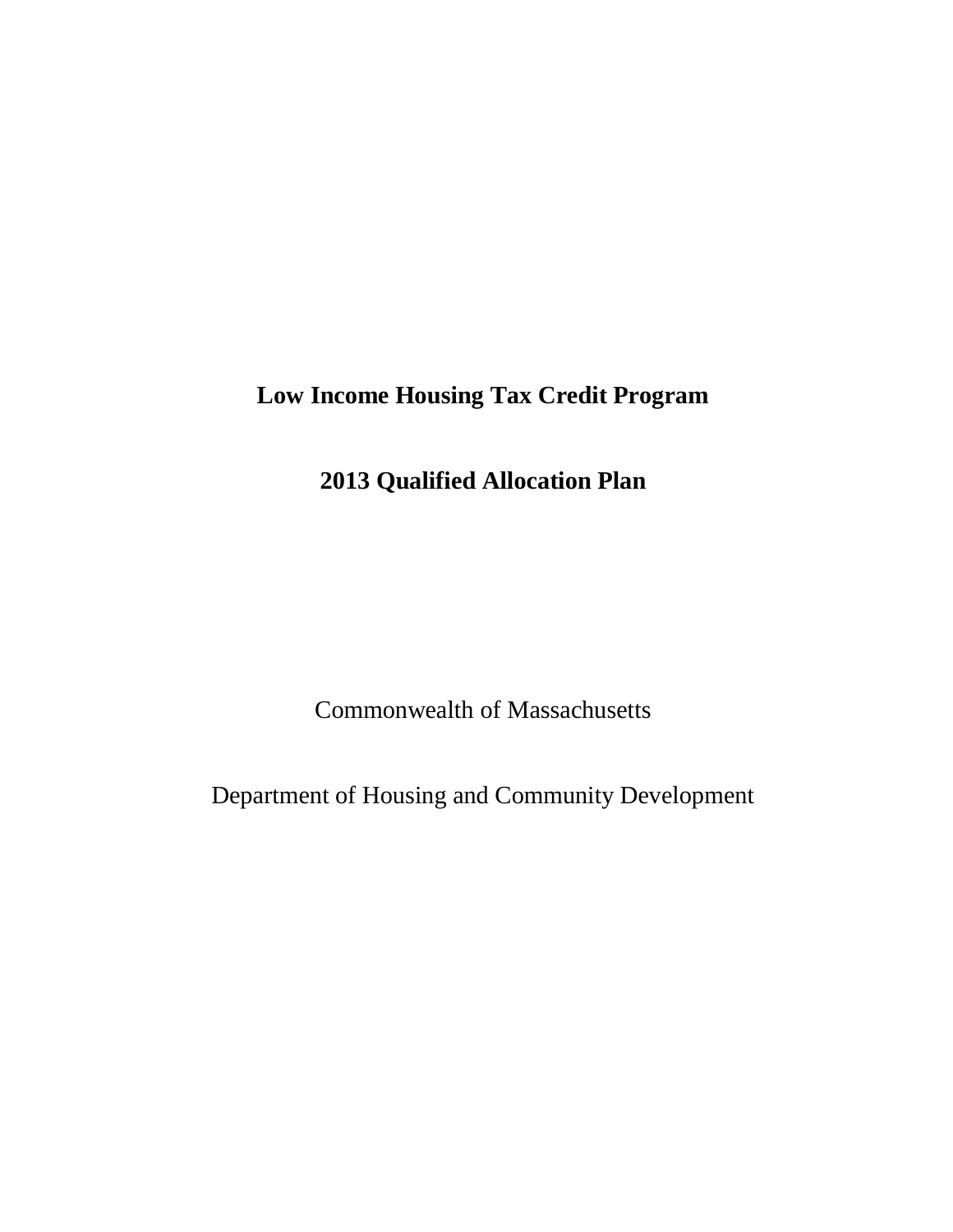# Low Income Housing Tax Credit Program

## 2013 Qualified Allocation Plan

Commonwealth of Massachusetts

Department of Housing and Community Development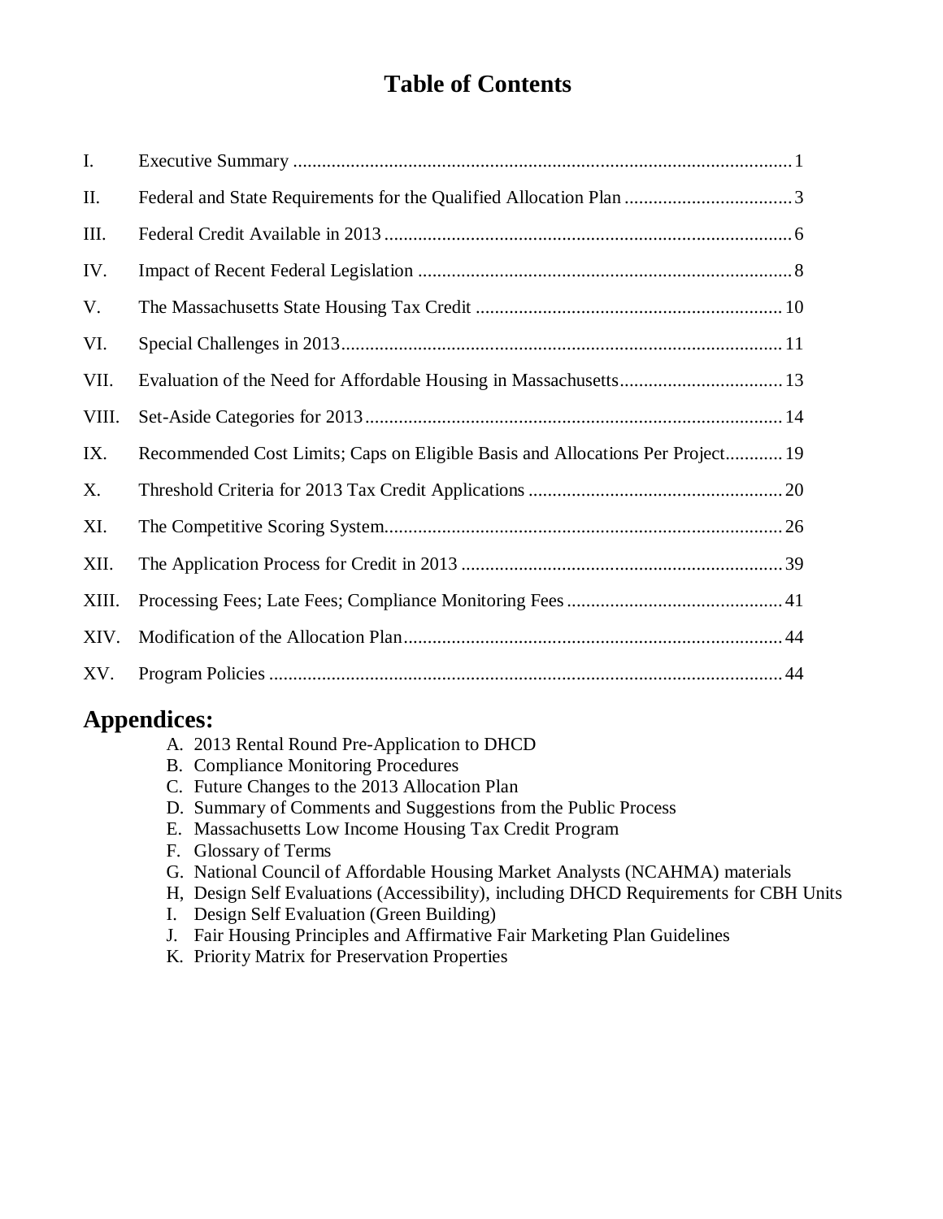# Table of Contents

| | | |
|---|---|---|
| I. | Executive Summary | 1 |
| II. | Federal and State Requirements for the Qualified Allocation Plan | 3 |
| III. | Federal Credit Available in 2013 | 6 |
| IV. | Impact of Recent Federal Legislation | 8 |
| V. | The Massachusetts State Housing Tax Credit | 10 |
| VI. | Special Challenges in 2013 | 11 |
| VII. | Evaluation of the Need for Affordable Housing in Massachusetts | 13 |
| VIII. | Set-Aside Categories for 2013 | 14 |
| IX. | Recommended Cost Limits; Caps on Eligible Basis and Allocations Per Project | 19 |
| X. | Threshold Criteria for 2013 Tax Credit Applications | 20 |
| XI. | The Competitive Scoring System | 26 |
| XII. | The Application Process for Credit in 2013 | 39 |
| XIII. | Processing Fees; Late Fees; Compliance Monitoring Fees | 41 |
| XIV. | Modification of the Allocation Plan | 44 |
| XV. | Program Policies | 44 |

## Appendices:

A. 2013 Rental Round Pre-Application to DHCD
B. Compliance Monitoring Procedures
C. Future Changes to the 2013 Allocation Plan
D. Summary of Comments and Suggestions from the Public Process
E. Massachusetts Low Income Housing Tax Credit Program
F. Glossary of Terms
G. National Council of Affordable Housing Market Analysts (NCAHMA) materials
H, Design Self Evaluations (Accessibility), including DHCD Requirements for CBH Units
I. Design Self Evaluation (Green Building)
J. Fair Housing Principles and Affirmative Fair Marketing Plan Guidelines
K. Priority Matrix for Preservation Properties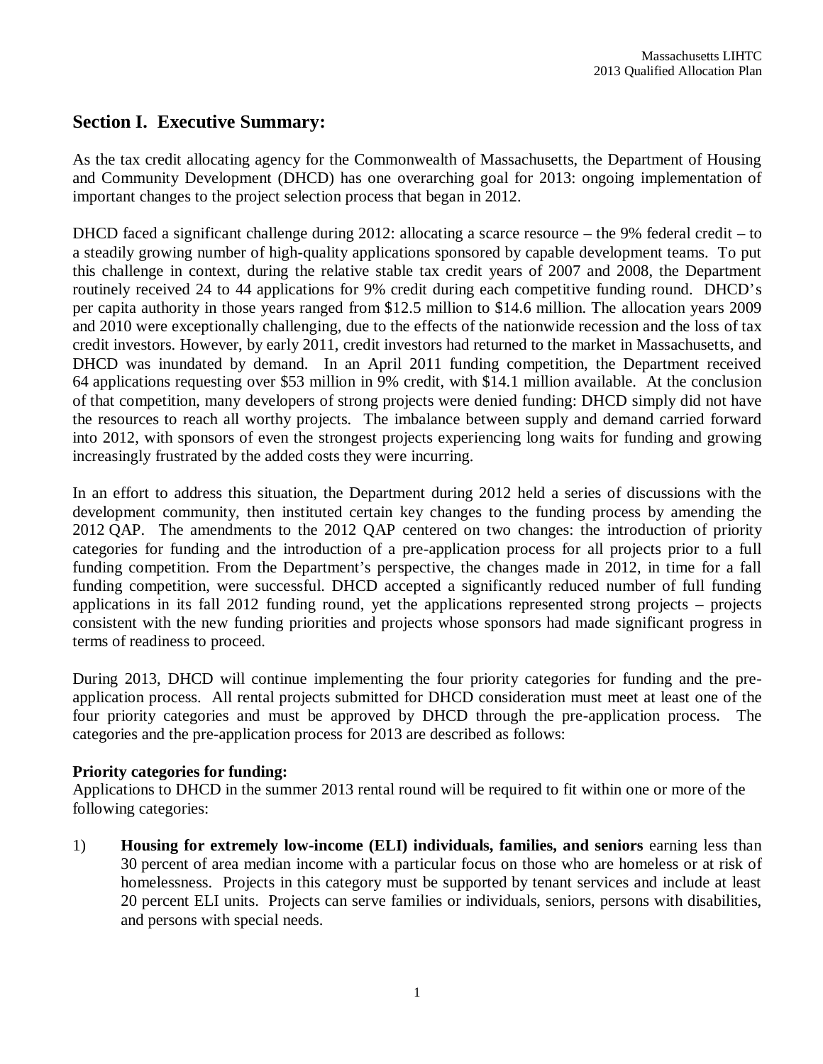## Section I. Executive Summary:

As the tax credit allocating agency for the Commonwealth of Massachusetts, the Department of Housing and Community Development (DHCD) has one overarching goal for 2013: ongoing implementation of important changes to the project selection process that began in 2012.

DHCD faced a significant challenge during 2012: allocating a scarce resource – the 9% federal credit – to a steadily growing number of high-quality applications sponsored by capable development teams. To put this challenge in context, during the relative stable tax credit years of 2007 and 2008, the Department routinely received 24 to 44 applications for 9% credit during each competitive funding round. DHCD's per capita authority in those years ranged from $12.5 million to $14.6 million. The allocation years 2009 and 2010 were exceptionally challenging, due to the effects of the nationwide recession and the loss of tax credit investors. However, by early 2011, credit investors had returned to the market in Massachusetts, and DHCD was inundated by demand. In an April 2011 funding competition, the Department received 64 applications requesting over $53 million in 9% credit, with $14.1 million available. At the conclusion of that competition, many developers of strong projects were denied funding: DHCD simply did not have the resources to reach all worthy projects. The imbalance between supply and demand carried forward into 2012, with sponsors of even the strongest projects experiencing long waits for funding and growing increasingly frustrated by the added costs they were incurring.

In an effort to address this situation, the Department during 2012 held a series of discussions with the development community, then instituted certain key changes to the funding process by amending the 2012 QAP. The amendments to the 2012 QAP centered on two changes: the introduction of priority categories for funding and the introduction of a pre-application process for all projects prior to a full funding competition. From the Department's perspective, the changes made in 2012, in time for a fall funding competition, were successful. DHCD accepted a significantly reduced number of full funding applications in its fall 2012 funding round, yet the applications represented strong projects – projects consistent with the new funding priorities and projects whose sponsors had made significant progress in terms of readiness to proceed.

During 2013, DHCD will continue implementing the four priority categories for funding and the pre-application process. All rental projects submitted for DHCD consideration must meet at least one of the four priority categories and must be approved by DHCD through the pre-application process. The categories and the pre-application process for 2013 are described as follows:

**Priority categories for funding:**
Applications to DHCD in the summer 2013 rental round will be required to fit within one or more of the following categories:

1) **Housing for extremely low-income (ELI) individuals, families, and seniors** earning less than 30 percent of area median income with a particular focus on those who are homeless or at risk of homelessness. Projects in this category must be supported by tenant services and include at least 20 percent ELI units. Projects can serve families or individuals, seniors, persons with disabilities, and persons with special needs.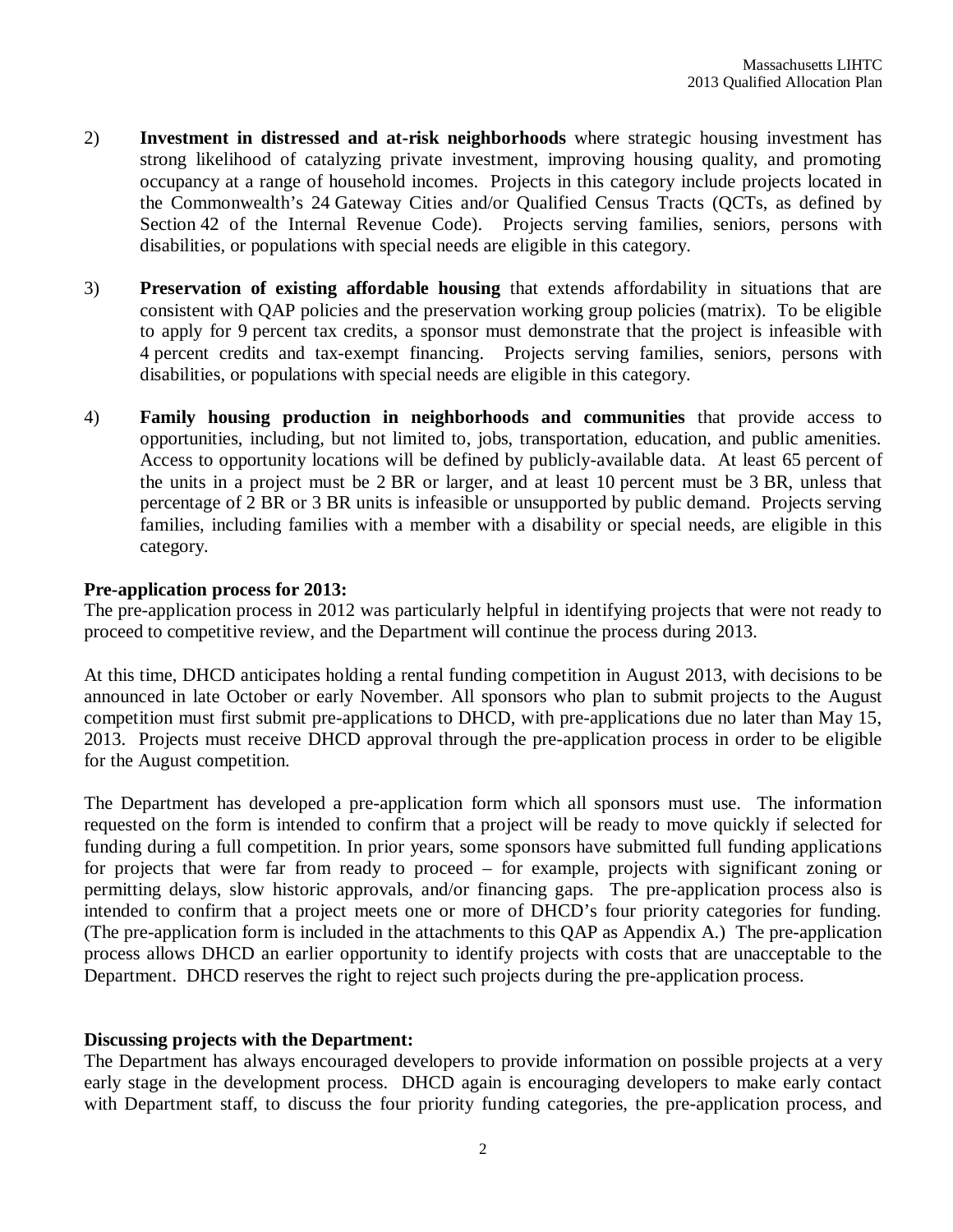2) **Investment in distressed and at-risk neighborhoods** where strategic housing investment has strong likelihood of catalyzing private investment, improving housing quality, and promoting occupancy at a range of household incomes. Projects in this category include projects located in the Commonwealth's 24 Gateway Cities and/or Qualified Census Tracts (QCTs, as defined by Section 42 of the Internal Revenue Code). Projects serving families, seniors, persons with disabilities, or populations with special needs are eligible in this category.

3) **Preservation of existing affordable housing** that extends affordability in situations that are consistent with QAP policies and the preservation working group policies (matrix). To be eligible to apply for 9 percent tax credits, a sponsor must demonstrate that the project is infeasible with 4 percent credits and tax-exempt financing. Projects serving families, seniors, persons with disabilities, or populations with special needs are eligible in this category.

4) **Family housing production in neighborhoods and communities** that provide access to opportunities, including, but not limited to, jobs, transportation, education, and public amenities. Access to opportunity locations will be defined by publicly-available data. At least 65 percent of the units in a project must be 2 BR or larger, and at least 10 percent must be 3 BR, unless that percentage of 2 BR or 3 BR units is infeasible or unsupported by public demand. Projects serving families, including families with a member with a disability or special needs, are eligible in this category.

**Pre-application process for 2013:**

The pre-application process in 2012 was particularly helpful in identifying projects that were not ready to proceed to competitive review, and the Department will continue the process during 2013.

At this time, DHCD anticipates holding a rental funding competition in August 2013, with decisions to be announced in late October or early November. All sponsors who plan to submit projects to the August competition must first submit pre-applications to DHCD, with pre-applications due no later than May 15, 2013. Projects must receive DHCD approval through the pre-application process in order to be eligible for the August competition.

The Department has developed a pre-application form which all sponsors must use. The information requested on the form is intended to confirm that a project will be ready to move quickly if selected for funding during a full competition. In prior years, some sponsors have submitted full funding applications for projects that were far from ready to proceed – for example, projects with significant zoning or permitting delays, slow historic approvals, and/or financing gaps. The pre-application process also is intended to confirm that a project meets one or more of DHCD's four priority categories for funding. (The pre-application form is included in the attachments to this QAP as Appendix A.) The pre-application process allows DHCD an earlier opportunity to identify projects with costs that are unacceptable to the Department. DHCD reserves the right to reject such projects during the pre-application process.

**Discussing projects with the Department:**

The Department has always encouraged developers to provide information on possible projects at a very early stage in the development process. DHCD again is encouraging developers to make early contact with Department staff, to discuss the four priority funding categories, the pre-application process, and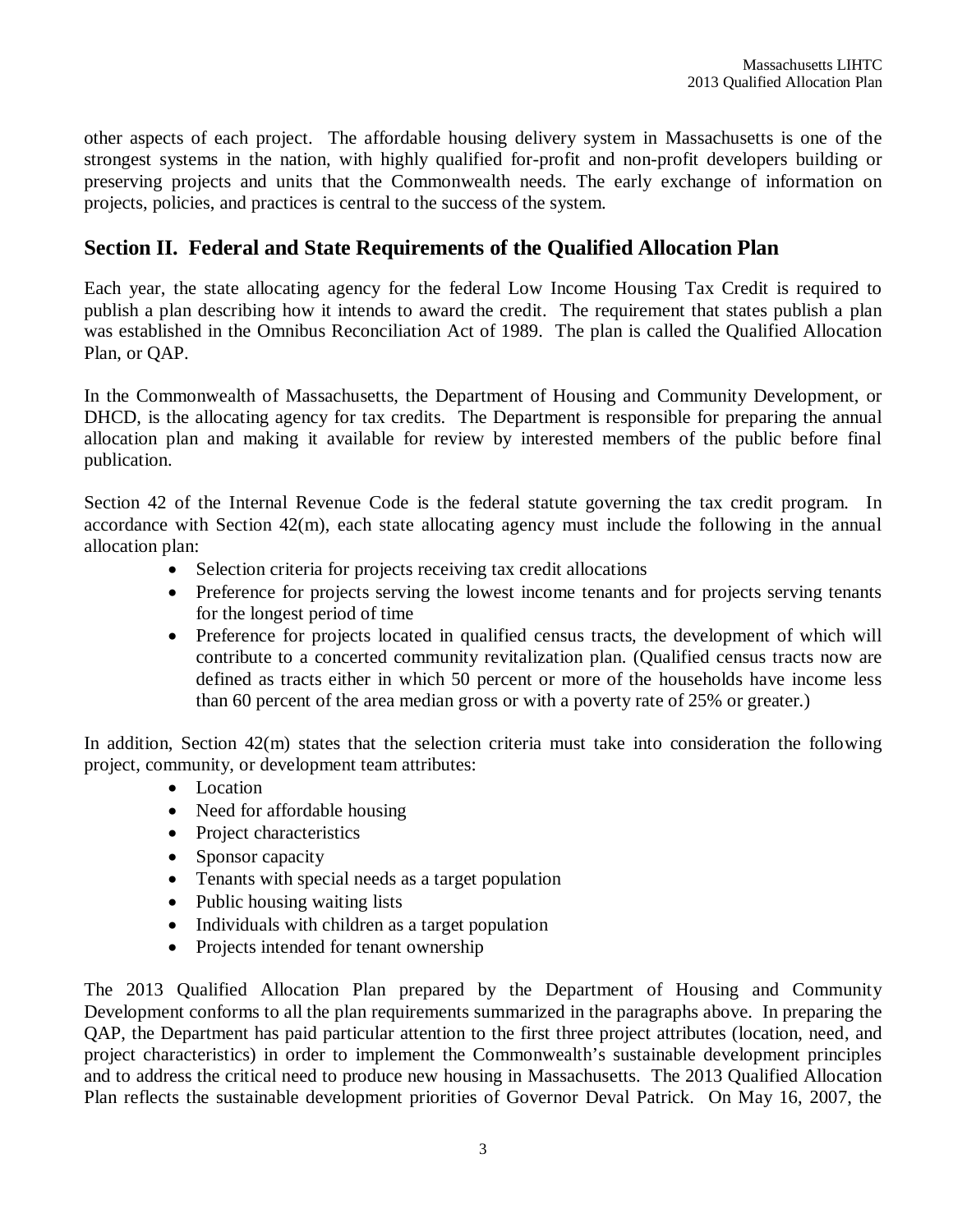other aspects of each project. The affordable housing delivery system in Massachusetts is one of the strongest systems in the nation, with highly qualified for-profit and non-profit developers building or preserving projects and units that the Commonwealth needs. The early exchange of information on projects, policies, and practices is central to the success of the system.

## Section II. Federal and State Requirements of the Qualified Allocation Plan

Each year, the state allocating agency for the federal Low Income Housing Tax Credit is required to publish a plan describing how it intends to award the credit. The requirement that states publish a plan was established in the Omnibus Reconciliation Act of 1989. The plan is called the Qualified Allocation Plan, or QAP.

In the Commonwealth of Massachusetts, the Department of Housing and Community Development, or DHCD, is the allocating agency for tax credits. The Department is responsible for preparing the annual allocation plan and making it available for review by interested members of the public before final publication.

Section 42 of the Internal Revenue Code is the federal statute governing the tax credit program. In accordance with Section 42(m), each state allocating agency must include the following in the annual allocation plan:

- Selection criteria for projects receiving tax credit allocations
- Preference for projects serving the lowest income tenants and for projects serving tenants for the longest period of time
- Preference for projects located in qualified census tracts, the development of which will contribute to a concerted community revitalization plan. (Qualified census tracts now are defined as tracts either in which 50 percent or more of the households have income less than 60 percent of the area median gross or with a poverty rate of 25% or greater.)

In addition, Section 42(m) states that the selection criteria must take into consideration the following project, community, or development team attributes:

- Location
- Need for affordable housing
- Project characteristics
- Sponsor capacity
- Tenants with special needs as a target population
- Public housing waiting lists
- Individuals with children as a target population
- Projects intended for tenant ownership

The 2013 Qualified Allocation Plan prepared by the Department of Housing and Community Development conforms to all the plan requirements summarized in the paragraphs above. In preparing the QAP, the Department has paid particular attention to the first three project attributes (location, need, and project characteristics) in order to implement the Commonwealth's sustainable development principles and to address the critical need to produce new housing in Massachusetts. The 2013 Qualified Allocation Plan reflects the sustainable development priorities of Governor Deval Patrick. On May 16, 2007, the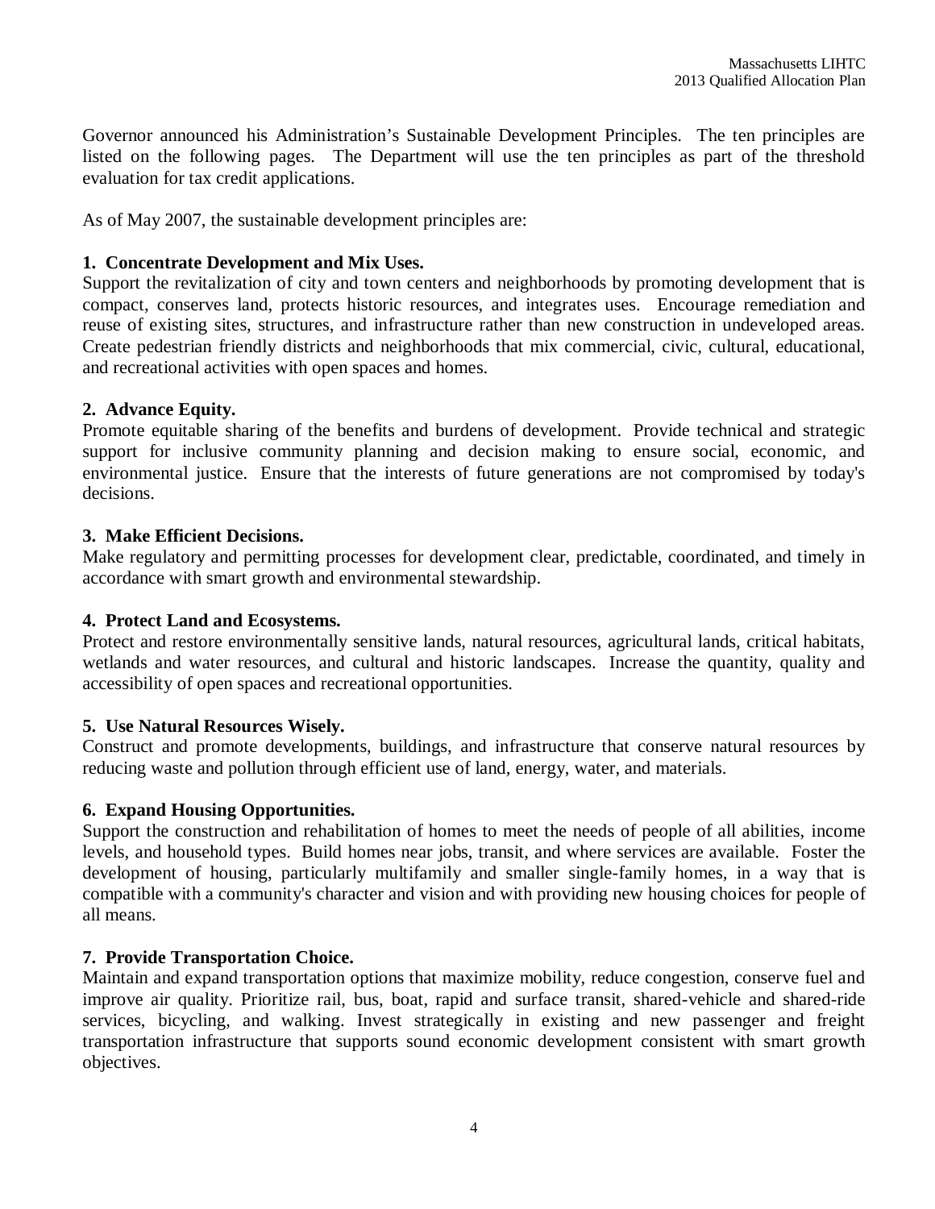Governor announced his Administration's Sustainable Development Principles. The ten principles are listed on the following pages. The Department will use the ten principles as part of the threshold evaluation for tax credit applications.

As of May 2007, the sustainable development principles are:

**1. Concentrate Development and Mix Uses.**
Support the revitalization of city and town centers and neighborhoods by promoting development that is compact, conserves land, protects historic resources, and integrates uses. Encourage remediation and reuse of existing sites, structures, and infrastructure rather than new construction in undeveloped areas. Create pedestrian friendly districts and neighborhoods that mix commercial, civic, cultural, educational, and recreational activities with open spaces and homes.

**2. Advance Equity.**
Promote equitable sharing of the benefits and burdens of development. Provide technical and strategic support for inclusive community planning and decision making to ensure social, economic, and environmental justice. Ensure that the interests of future generations are not compromised by today's decisions.

**3. Make Efficient Decisions.**
Make regulatory and permitting processes for development clear, predictable, coordinated, and timely in accordance with smart growth and environmental stewardship.

**4. Protect Land and Ecosystems.**
Protect and restore environmentally sensitive lands, natural resources, agricultural lands, critical habitats, wetlands and water resources, and cultural and historic landscapes. Increase the quantity, quality and accessibility of open spaces and recreational opportunities.

**5. Use Natural Resources Wisely.**
Construct and promote developments, buildings, and infrastructure that conserve natural resources by reducing waste and pollution through efficient use of land, energy, water, and materials.

**6. Expand Housing Opportunities.**
Support the construction and rehabilitation of homes to meet the needs of people of all abilities, income levels, and household types. Build homes near jobs, transit, and where services are available. Foster the development of housing, particularly multifamily and smaller single-family homes, in a way that is compatible with a community's character and vision and with providing new housing choices for people of all means.

**7. Provide Transportation Choice.**
Maintain and expand transportation options that maximize mobility, reduce congestion, conserve fuel and improve air quality. Prioritize rail, bus, boat, rapid and surface transit, shared-vehicle and shared-ride services, bicycling, and walking. Invest strategically in existing and new passenger and freight transportation infrastructure that supports sound economic development consistent with smart growth objectives.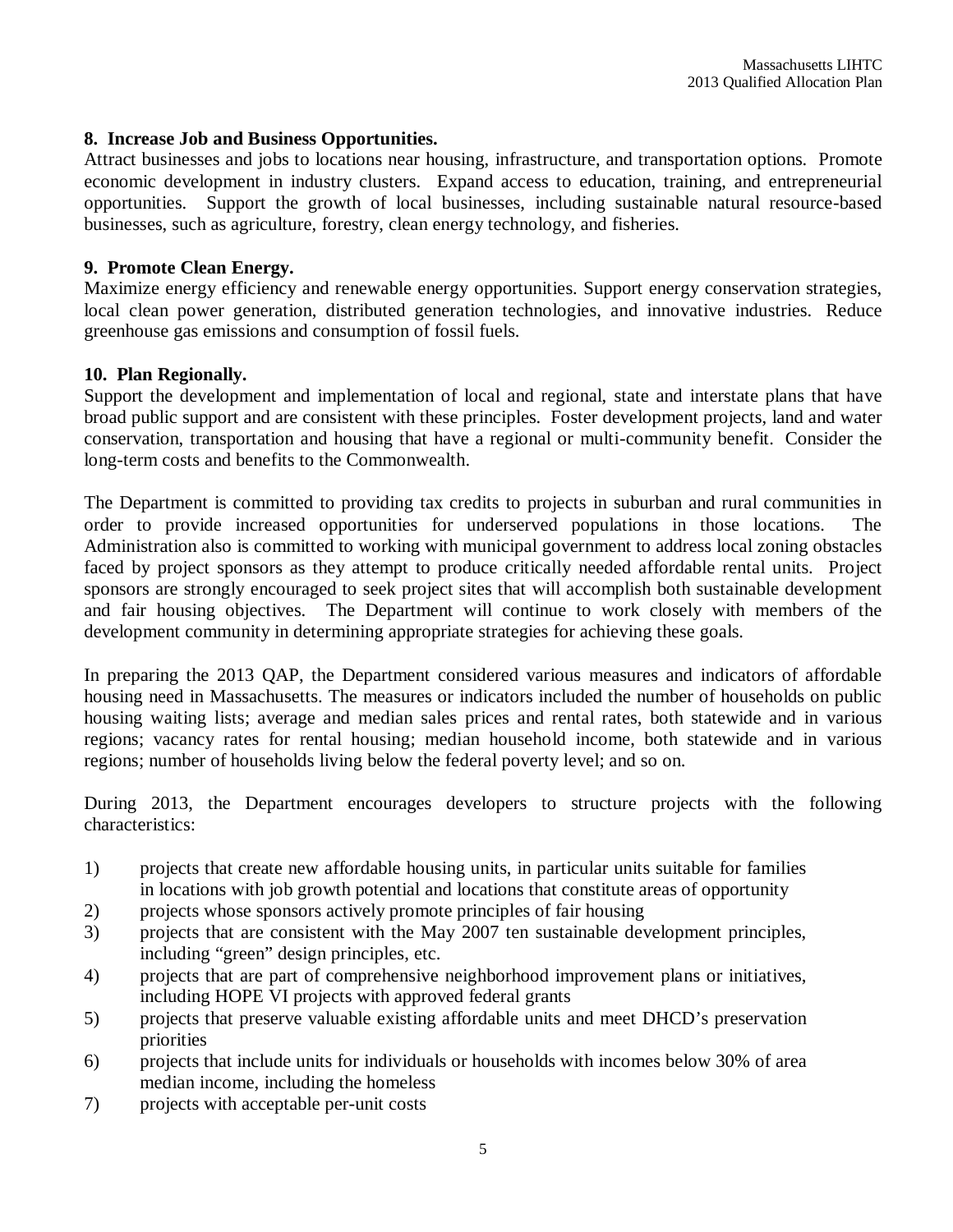**8. Increase Job and Business Opportunities.**
Attract businesses and jobs to locations near housing, infrastructure, and transportation options. Promote economic development in industry clusters. Expand access to education, training, and entrepreneurial opportunities. Support the growth of local businesses, including sustainable natural resource-based businesses, such as agriculture, forestry, clean energy technology, and fisheries.

**9. Promote Clean Energy.**
Maximize energy efficiency and renewable energy opportunities. Support energy conservation strategies, local clean power generation, distributed generation technologies, and innovative industries. Reduce greenhouse gas emissions and consumption of fossil fuels.

**10. Plan Regionally.**
Support the development and implementation of local and regional, state and interstate plans that have broad public support and are consistent with these principles. Foster development projects, land and water conservation, transportation and housing that have a regional or multi-community benefit. Consider the long-term costs and benefits to the Commonwealth.

The Department is committed to providing tax credits to projects in suburban and rural communities in order to provide increased opportunities for underserved populations in those locations. The Administration also is committed to working with municipal government to address local zoning obstacles faced by project sponsors as they attempt to produce critically needed affordable rental units. Project sponsors are strongly encouraged to seek project sites that will accomplish both sustainable development and fair housing objectives. The Department will continue to work closely with members of the development community in determining appropriate strategies for achieving these goals.

In preparing the 2013 QAP, the Department considered various measures and indicators of affordable housing need in Massachusetts. The measures or indicators included the number of households on public housing waiting lists; average and median sales prices and rental rates, both statewide and in various regions; vacancy rates for rental housing; median household income, both statewide and in various regions; number of households living below the federal poverty level; and so on.

During 2013, the Department encourages developers to structure projects with the following characteristics:

1) projects that create new affordable housing units, in particular units suitable for families in locations with job growth potential and locations that constitute areas of opportunity
2) projects whose sponsors actively promote principles of fair housing
3) projects that are consistent with the May 2007 ten sustainable development principles, including "green" design principles, etc.
4) projects that are part of comprehensive neighborhood improvement plans or initiatives, including HOPE VI projects with approved federal grants
5) projects that preserve valuable existing affordable units and meet DHCD's preservation priorities
6) projects that include units for individuals or households with incomes below 30% of area median income, including the homeless
7) projects with acceptable per-unit costs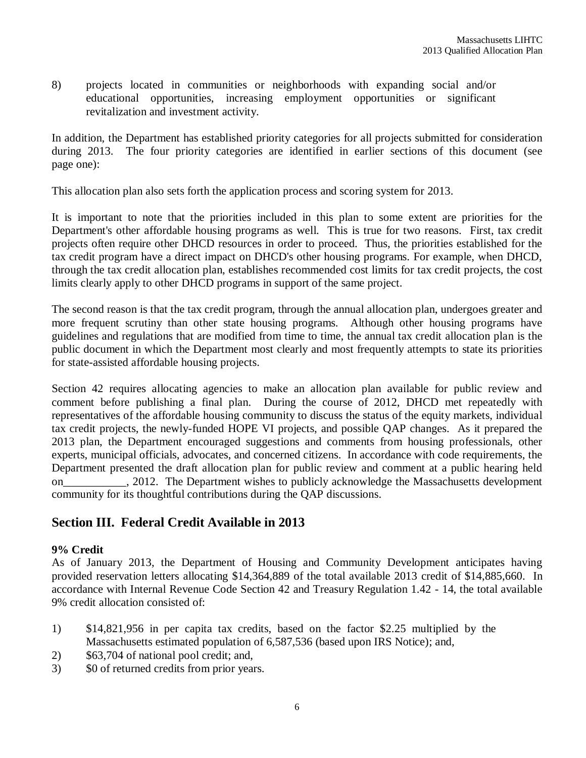8) projects located in communities or neighborhoods with expanding social and/or educational opportunities, increasing employment opportunities or significant revitalization and investment activity.

In addition, the Department has established priority categories for all projects submitted for consideration during 2013. The four priority categories are identified in earlier sections of this document (see page one):

This allocation plan also sets forth the application process and scoring system for 2013.

It is important to note that the priorities included in this plan to some extent are priorities for the Department's other affordable housing programs as well. This is true for two reasons. First, tax credit projects often require other DHCD resources in order to proceed. Thus, the priorities established for the tax credit program have a direct impact on DHCD's other housing programs. For example, when DHCD, through the tax credit allocation plan, establishes recommended cost limits for tax credit projects, the cost limits clearly apply to other DHCD programs in support of the same project.

The second reason is that the tax credit program, through the annual allocation plan, undergoes greater and more frequent scrutiny than other state housing programs. Although other housing programs have guidelines and regulations that are modified from time to time, the annual tax credit allocation plan is the public document in which the Department most clearly and most frequently attempts to state its priorities for state-assisted affordable housing projects.

Section 42 requires allocating agencies to make an allocation plan available for public review and comment before publishing a final plan. During the course of 2012, DHCD met repeatedly with representatives of the affordable housing community to discuss the status of the equity markets, individual tax credit projects, the newly-funded HOPE VI projects, and possible QAP changes. As it prepared the 2013 plan, the Department encouraged suggestions and comments from housing professionals, other experts, municipal officials, advocates, and concerned citizens. In accordance with code requirements, the Department presented the draft allocation plan for public review and comment at a public hearing held on___________, 2012. The Department wishes to publicly acknowledge the Massachusetts development community for its thoughtful contributions during the QAP discussions.

## Section III. Federal Credit Available in 2013

**9% Credit**

As of January 2013, the Department of Housing and Community Development anticipates having provided reservation letters allocating $14,364,889 of the total available 2013 credit of $14,885,660. In accordance with Internal Revenue Code Section 42 and Treasury Regulation 1.42 - 14, the total available 9% credit allocation consisted of:

1) $14,821,956 in per capita tax credits, based on the factor $2.25 multiplied by the Massachusetts estimated population of 6,587,536 (based upon IRS Notice); and,
2) $63,704 of national pool credit; and,
3) $0 of returned credits from prior years.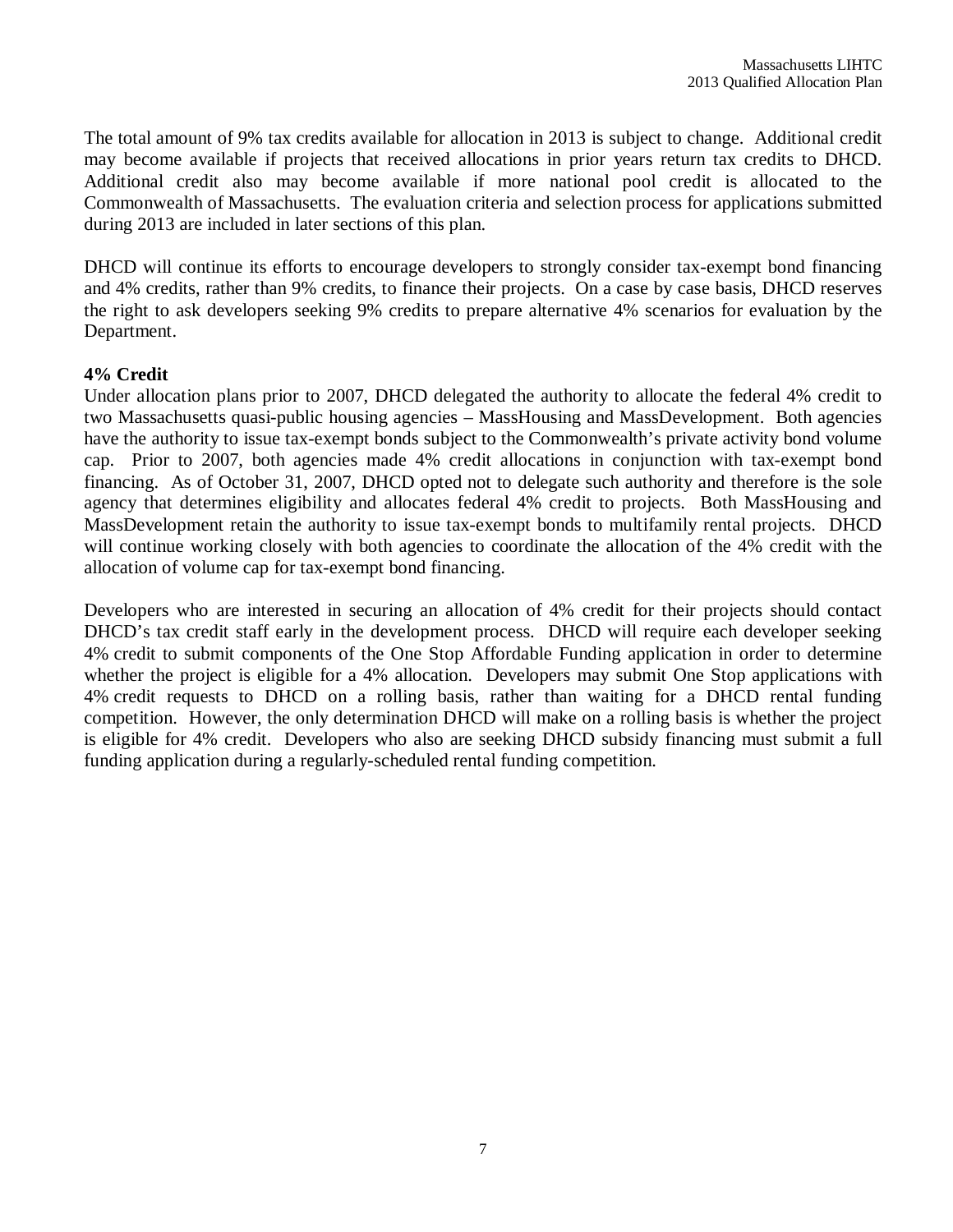The total amount of 9% tax credits available for allocation in 2013 is subject to change. Additional credit may become available if projects that received allocations in prior years return tax credits to DHCD. Additional credit also may become available if more national pool credit is allocated to the Commonwealth of Massachusetts. The evaluation criteria and selection process for applications submitted during 2013 are included in later sections of this plan.

DHCD will continue its efforts to encourage developers to strongly consider tax-exempt bond financing and 4% credits, rather than 9% credits, to finance their projects. On a case by case basis, DHCD reserves the right to ask developers seeking 9% credits to prepare alternative 4% scenarios for evaluation by the Department.

**4% Credit**

Under allocation plans prior to 2007, DHCD delegated the authority to allocate the federal 4% credit to two Massachusetts quasi-public housing agencies – MassHousing and MassDevelopment. Both agencies have the authority to issue tax-exempt bonds subject to the Commonwealth's private activity bond volume cap. Prior to 2007, both agencies made 4% credit allocations in conjunction with tax-exempt bond financing. As of October 31, 2007, DHCD opted not to delegate such authority and therefore is the sole agency that determines eligibility and allocates federal 4% credit to projects. Both MassHousing and MassDevelopment retain the authority to issue tax-exempt bonds to multifamily rental projects. DHCD will continue working closely with both agencies to coordinate the allocation of the 4% credit with the allocation of volume cap for tax-exempt bond financing.

Developers who are interested in securing an allocation of 4% credit for their projects should contact DHCD's tax credit staff early in the development process. DHCD will require each developer seeking 4% credit to submit components of the One Stop Affordable Funding application in order to determine whether the project is eligible for a 4% allocation. Developers may submit One Stop applications with 4% credit requests to DHCD on a rolling basis, rather than waiting for a DHCD rental funding competition. However, the only determination DHCD will make on a rolling basis is whether the project is eligible for 4% credit. Developers who also are seeking DHCD subsidy financing must submit a full funding application during a regularly-scheduled rental funding competition.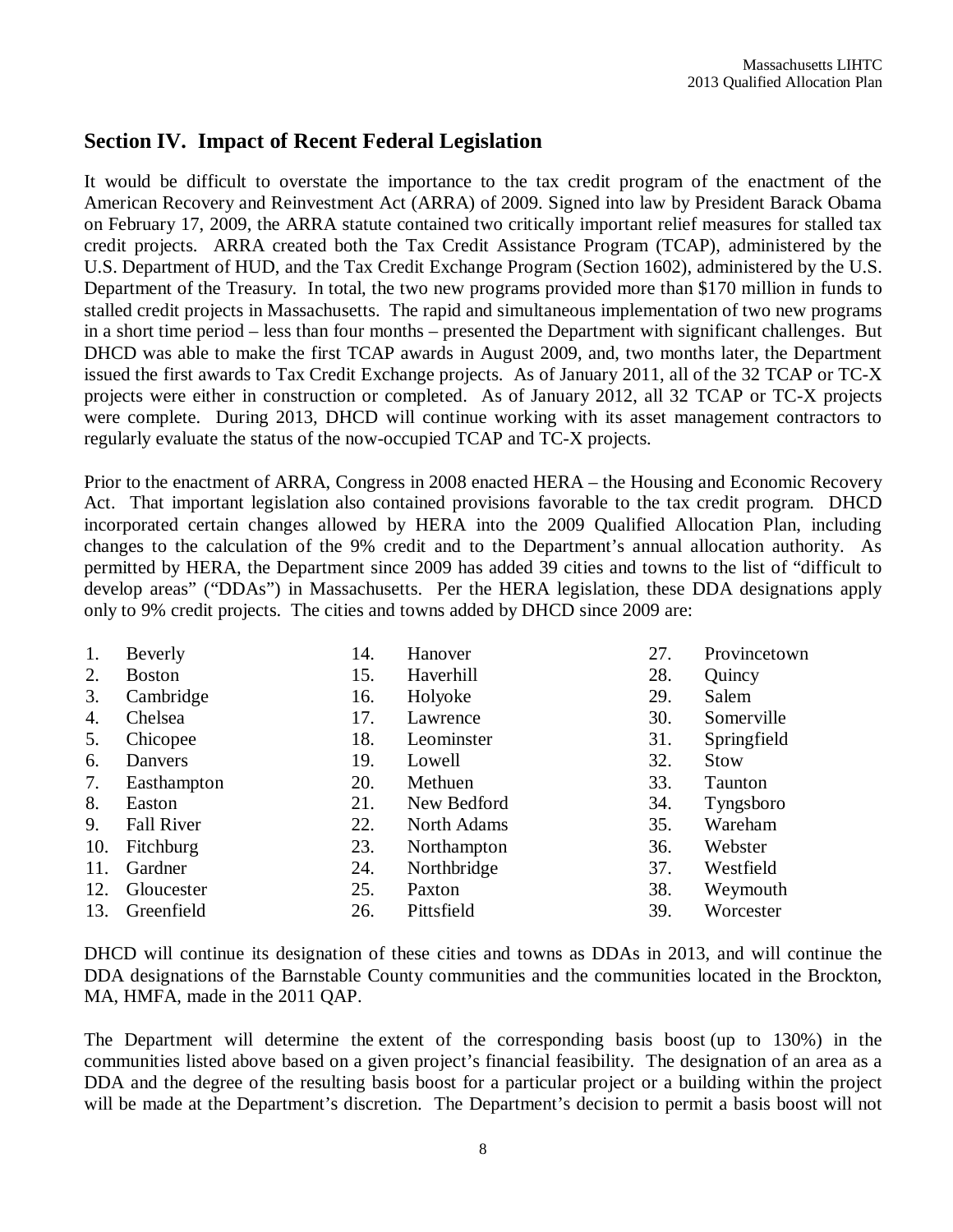## Section IV. Impact of Recent Federal Legislation

It would be difficult to overstate the importance to the tax credit program of the enactment of the American Recovery and Reinvestment Act (ARRA) of 2009. Signed into law by President Barack Obama on February 17, 2009, the ARRA statute contained two critically important relief measures for stalled tax credit projects. ARRA created both the Tax Credit Assistance Program (TCAP), administered by the U.S. Department of HUD, and the Tax Credit Exchange Program (Section 1602), administered by the U.S. Department of the Treasury. In total, the two new programs provided more than $170 million in funds to stalled credit projects in Massachusetts. The rapid and simultaneous implementation of two new programs in a short time period – less than four months – presented the Department with significant challenges. But DHCD was able to make the first TCAP awards in August 2009, and, two months later, the Department issued the first awards to Tax Credit Exchange projects. As of January 2011, all of the 32 TCAP or TC-X projects were either in construction or completed. As of January 2012, all 32 TCAP or TC-X projects were complete. During 2013, DHCD will continue working with its asset management contractors to regularly evaluate the status of the now-occupied TCAP and TC-X projects.

Prior to the enactment of ARRA, Congress in 2008 enacted HERA – the Housing and Economic Recovery Act. That important legislation also contained provisions favorable to the tax credit program. DHCD incorporated certain changes allowed by HERA into the 2009 Qualified Allocation Plan, including changes to the calculation of the 9% credit and to the Department's annual allocation authority. As permitted by HERA, the Department since 2009 has added 39 cities and towns to the list of "difficult to develop areas" ("DDAs") in Massachusetts. Per the HERA legislation, these DDA designations apply only to 9% credit projects. The cities and towns added by DHCD since 2009 are:

1. Beverly
2. Boston
3. Cambridge
4. Chelsea
5. Chicopee
6. Danvers
7. Easthampton
8. Easton
9. Fall River
10. Fitchburg
11. Gardner
12. Gloucester
13. Greenfield
14. Hanover
15. Haverhill
16. Holyoke
17. Lawrence
18. Leominster
19. Lowell
20. Methuen
21. New Bedford
22. North Adams
23. Northampton
24. Northbridge
25. Paxton
26. Pittsfield
27. Provincetown
28. Quincy
29. Salem
30. Somerville
31. Springfield
32. Stow
33. Taunton
34. Tyngsboro
35. Wareham
36. Webster
37. Westfield
38. Weymouth
39. Worcester

DHCD will continue its designation of these cities and towns as DDAs in 2013, and will continue the DDA designations of the Barnstable County communities and the communities located in the Brockton, MA, HMFA, made in the 2011 QAP.

The Department will determine the extent of the corresponding basis boost (up to 130%) in the communities listed above based on a given project's financial feasibility. The designation of an area as a DDA and the degree of the resulting basis boost for a particular project or a building within the project will be made at the Department's discretion. The Department's decision to permit a basis boost will not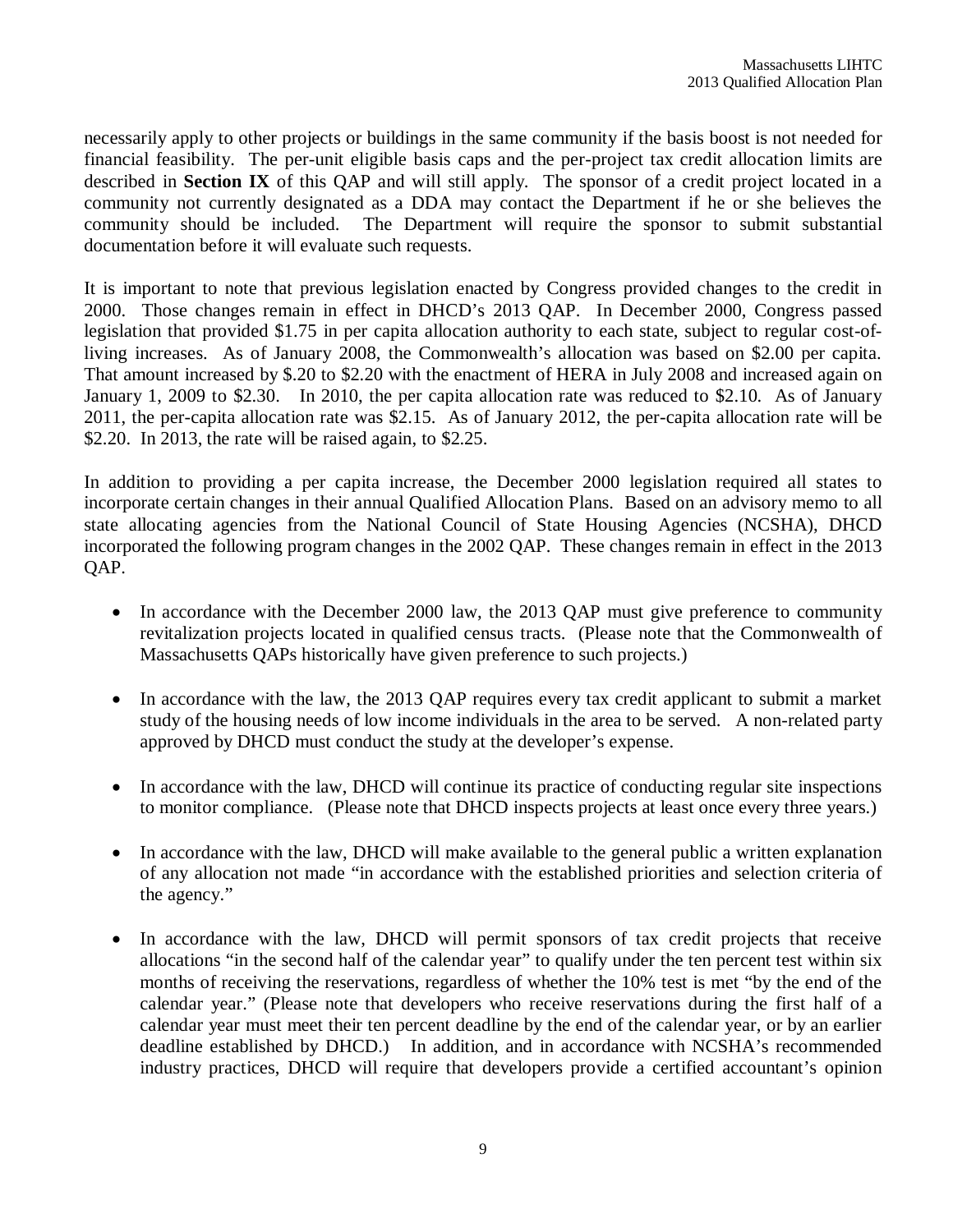necessarily apply to other projects or buildings in the same community if the basis boost is not needed for financial feasibility. The per-unit eligible basis caps and the per-project tax credit allocation limits are described in **Section IX** of this QAP and will still apply. The sponsor of a credit project located in a community not currently designated as a DDA may contact the Department if he or she believes the community should be included. The Department will require the sponsor to submit substantial documentation before it will evaluate such requests.

It is important to note that previous legislation enacted by Congress provided changes to the credit in 2000. Those changes remain in effect in DHCD's 2013 QAP. In December 2000, Congress passed legislation that provided $1.75 in per capita allocation authority to each state, subject to regular cost-of-living increases. As of January 2008, the Commonwealth's allocation was based on $2.00 per capita. That amount increased by $.20 to $2.20 with the enactment of HERA in July 2008 and increased again on January 1, 2009 to $2.30. In 2010, the per capita allocation rate was reduced to $2.10. As of January 2011, the per-capita allocation rate was $2.15. As of January 2012, the per-capita allocation rate will be $2.20. In 2013, the rate will be raised again, to $2.25.

In addition to providing a per capita increase, the December 2000 legislation required all states to incorporate certain changes in their annual Qualified Allocation Plans. Based on an advisory memo to all state allocating agencies from the National Council of State Housing Agencies (NCSHA), DHCD incorporated the following program changes in the 2002 QAP. These changes remain in effect in the 2013 QAP.

- In accordance with the December 2000 law, the 2013 QAP must give preference to community revitalization projects located in qualified census tracts. (Please note that the Commonwealth of Massachusetts QAPs historically have given preference to such projects.)

- In accordance with the law, the 2013 QAP requires every tax credit applicant to submit a market study of the housing needs of low income individuals in the area to be served. A non-related party approved by DHCD must conduct the study at the developer's expense.

- In accordance with the law, DHCD will continue its practice of conducting regular site inspections to monitor compliance. (Please note that DHCD inspects projects at least once every three years.)

- In accordance with the law, DHCD will make available to the general public a written explanation of any allocation not made "in accordance with the established priorities and selection criteria of the agency."

- In accordance with the law, DHCD will permit sponsors of tax credit projects that receive allocations "in the second half of the calendar year" to qualify under the ten percent test within six months of receiving the reservations, regardless of whether the 10% test is met "by the end of the calendar year." (Please note that developers who receive reservations during the first half of a calendar year must meet their ten percent deadline by the end of the calendar year, or by an earlier deadline established by DHCD.) In addition, and in accordance with NCSHA's recommended industry practices, DHCD will require that developers provide a certified accountant's opinion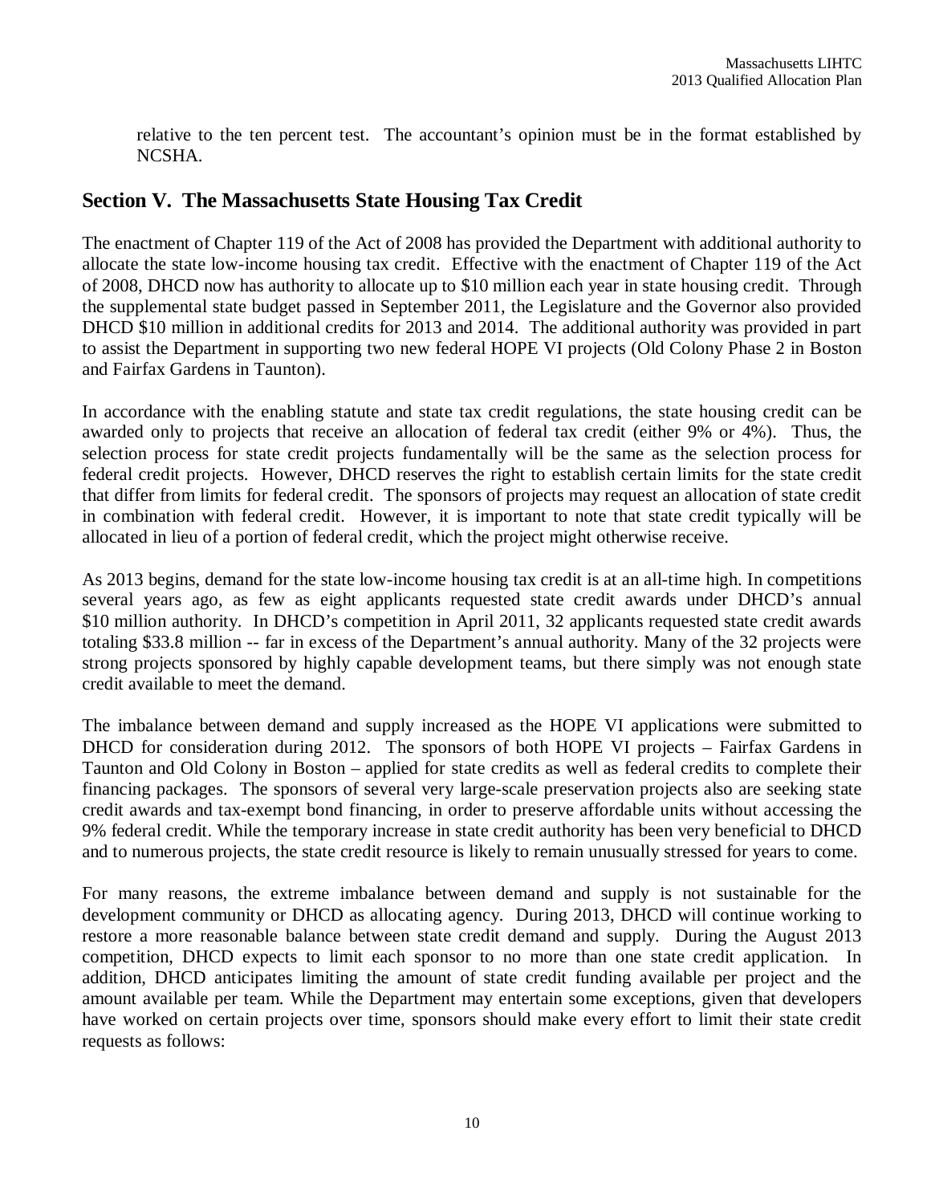relative to the ten percent test. The accountant's opinion must be in the format established by NCSHA.

## Section V. The Massachusetts State Housing Tax Credit

The enactment of Chapter 119 of the Act of 2008 has provided the Department with additional authority to allocate the state low-income housing tax credit. Effective with the enactment of Chapter 119 of the Act of 2008, DHCD now has authority to allocate up to \$10 million each year in state housing credit. Through the supplemental state budget passed in September 2011, the Legislature and the Governor also provided DHCD \$10 million in additional credits for 2013 and 2014. The additional authority was provided in part to assist the Department in supporting two new federal HOPE VI projects (Old Colony Phase 2 in Boston and Fairfax Gardens in Taunton).

In accordance with the enabling statute and state tax credit regulations, the state housing credit can be awarded only to projects that receive an allocation of federal tax credit (either 9% or 4%). Thus, the selection process for state credit projects fundamentally will be the same as the selection process for federal credit projects. However, DHCD reserves the right to establish certain limits for the state credit that differ from limits for federal credit. The sponsors of projects may request an allocation of state credit in combination with federal credit. However, it is important to note that state credit typically will be allocated in lieu of a portion of federal credit, which the project might otherwise receive.

As 2013 begins, demand for the state low-income housing tax credit is at an all-time high. In competitions several years ago, as few as eight applicants requested state credit awards under DHCD's annual \$10 million authority. In DHCD's competition in April 2011, 32 applicants requested state credit awards totaling \$33.8 million -- far in excess of the Department's annual authority. Many of the 32 projects were strong projects sponsored by highly capable development teams, but there simply was not enough state credit available to meet the demand.

The imbalance between demand and supply increased as the HOPE VI applications were submitted to DHCD for consideration during 2012. The sponsors of both HOPE VI projects – Fairfax Gardens in Taunton and Old Colony in Boston – applied for state credits as well as federal credits to complete their financing packages. The sponsors of several very large-scale preservation projects also are seeking state credit awards and tax-exempt bond financing, in order to preserve affordable units without accessing the 9% federal credit. While the temporary increase in state credit authority has been very beneficial to DHCD and to numerous projects, the state credit resource is likely to remain unusually stressed for years to come.

For many reasons, the extreme imbalance between demand and supply is not sustainable for the development community or DHCD as allocating agency. During 2013, DHCD will continue working to restore a more reasonable balance between state credit demand and supply. During the August 2013 competition, DHCD expects to limit each sponsor to no more than one state credit application. In addition, DHCD anticipates limiting the amount of state credit funding available per project and the amount available per team. While the Department may entertain some exceptions, given that developers have worked on certain projects over time, sponsors should make every effort to limit their state credit requests as follows: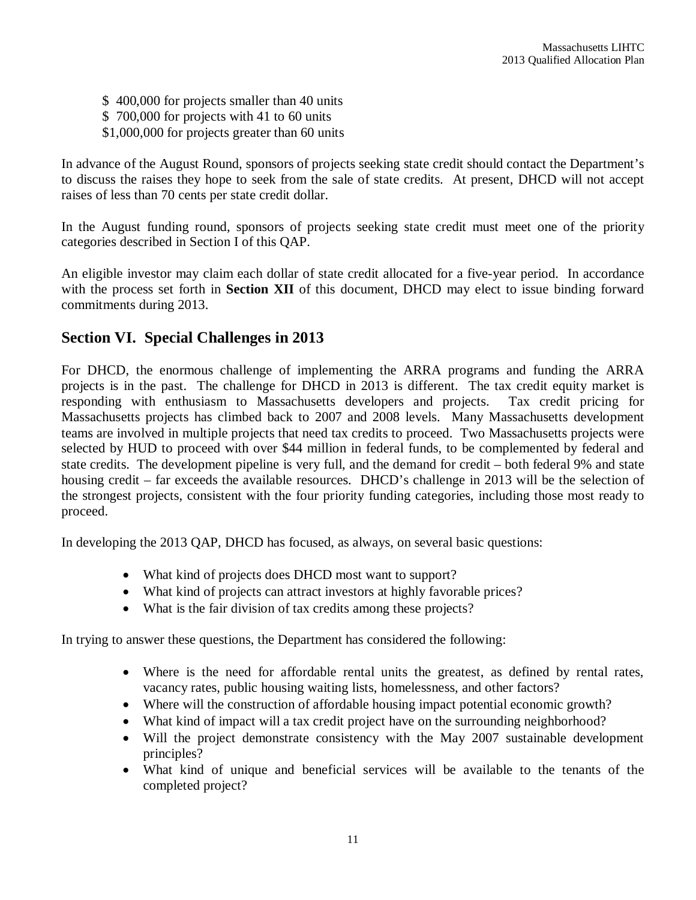$ 400,000 for projects smaller than 40 units
$ 700,000 for projects with 41 to 60 units
$1,000,000 for projects greater than 60 units

In advance of the August Round, sponsors of projects seeking state credit should contact the Department's to discuss the raises they hope to seek from the sale of state credits. At present, DHCD will not accept raises of less than 70 cents per state credit dollar.

In the August funding round, sponsors of projects seeking state credit must meet one of the priority categories described in Section I of this QAP.

An eligible investor may claim each dollar of state credit allocated for a five-year period. In accordance with the process set forth in **Section XII** of this document, DHCD may elect to issue binding forward commitments during 2013.

## Section VI. Special Challenges in 2013

For DHCD, the enormous challenge of implementing the ARRA programs and funding the ARRA projects is in the past. The challenge for DHCD in 2013 is different. The tax credit equity market is responding with enthusiasm to Massachusetts developers and projects. Tax credit pricing for Massachusetts projects has climbed back to 2007 and 2008 levels. Many Massachusetts development teams are involved in multiple projects that need tax credits to proceed. Two Massachusetts projects were selected by HUD to proceed with over $44 million in federal funds, to be complemented by federal and state credits. The development pipeline is very full, and the demand for credit – both federal 9% and state housing credit – far exceeds the available resources. DHCD's challenge in 2013 will be the selection of the strongest projects, consistent with the four priority funding categories, including those most ready to proceed.

In developing the 2013 QAP, DHCD has focused, as always, on several basic questions:

- What kind of projects does DHCD most want to support?
- What kind of projects can attract investors at highly favorable prices?
- What is the fair division of tax credits among these projects?

In trying to answer these questions, the Department has considered the following:

- Where is the need for affordable rental units the greatest, as defined by rental rates, vacancy rates, public housing waiting lists, homelessness, and other factors?
- Where will the construction of affordable housing impact potential economic growth?
- What kind of impact will a tax credit project have on the surrounding neighborhood?
- Will the project demonstrate consistency with the May 2007 sustainable development principles?
- What kind of unique and beneficial services will be available to the tenants of the completed project?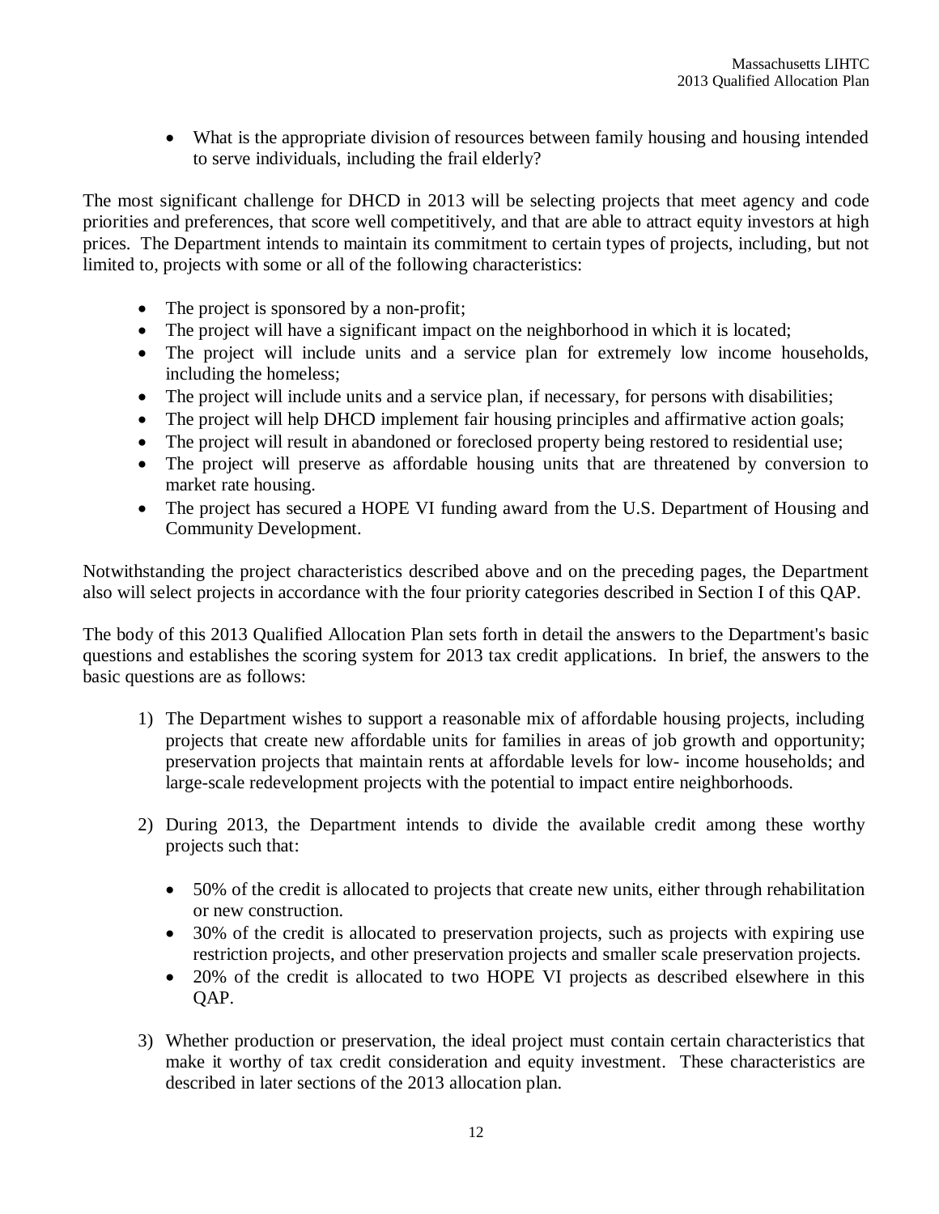- What is the appropriate division of resources between family housing and housing intended to serve individuals, including the frail elderly?

The most significant challenge for DHCD in 2013 will be selecting projects that meet agency and code priorities and preferences, that score well competitively, and that are able to attract equity investors at high prices. The Department intends to maintain its commitment to certain types of projects, including, but not limited to, projects with some or all of the following characteristics:

- The project is sponsored by a non-profit;
- The project will have a significant impact on the neighborhood in which it is located;
- The project will include units and a service plan for extremely low income households, including the homeless;
- The project will include units and a service plan, if necessary, for persons with disabilities;
- The project will help DHCD implement fair housing principles and affirmative action goals;
- The project will result in abandoned or foreclosed property being restored to residential use;
- The project will preserve as affordable housing units that are threatened by conversion to market rate housing.
- The project has secured a HOPE VI funding award from the U.S. Department of Housing and Community Development.

Notwithstanding the project characteristics described above and on the preceding pages, the Department also will select projects in accordance with the four priority categories described in Section I of this QAP.

The body of this 2013 Qualified Allocation Plan sets forth in detail the answers to the Department's basic questions and establishes the scoring system for 2013 tax credit applications. In brief, the answers to the basic questions are as follows:

1) The Department wishes to support a reasonable mix of affordable housing projects, including projects that create new affordable units for families in areas of job growth and opportunity; preservation projects that maintain rents at affordable levels for low- income households; and large-scale redevelopment projects with the potential to impact entire neighborhoods.

2) During 2013, the Department intends to divide the available credit among these worthy projects such that:

   - 50% of the credit is allocated to projects that create new units, either through rehabilitation or new construction.
   - 30% of the credit is allocated to preservation projects, such as projects with expiring use restriction projects, and other preservation projects and smaller scale preservation projects.
   - 20% of the credit is allocated to two HOPE VI projects as described elsewhere in this QAP.

3) Whether production or preservation, the ideal project must contain certain characteristics that make it worthy of tax credit consideration and equity investment. These characteristics are described in later sections of the 2013 allocation plan.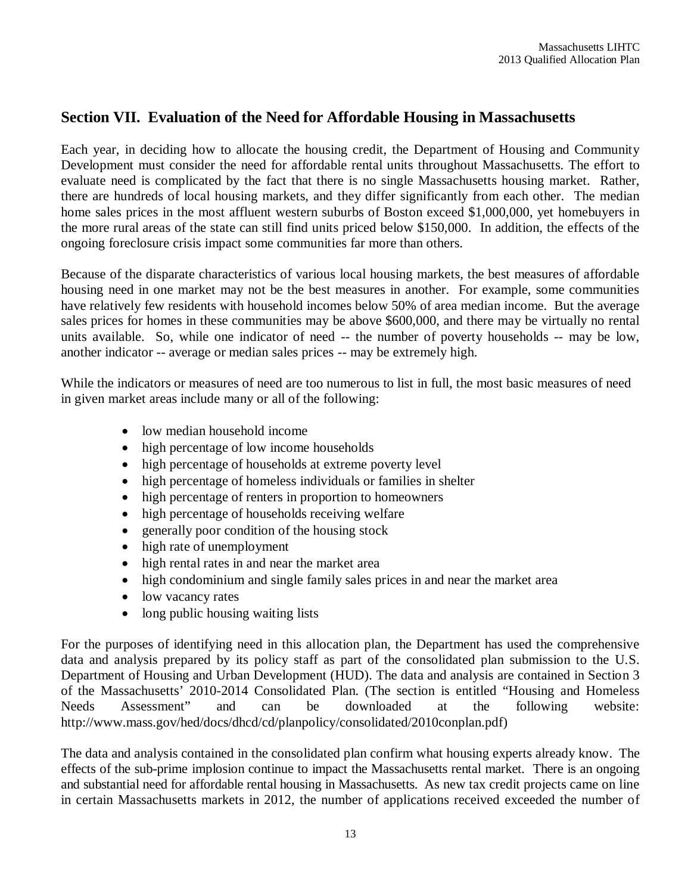## Section VII. Evaluation of the Need for Affordable Housing in Massachusetts

Each year, in deciding how to allocate the housing credit, the Department of Housing and Community Development must consider the need for affordable rental units throughout Massachusetts. The effort to evaluate need is complicated by the fact that there is no single Massachusetts housing market. Rather, there are hundreds of local housing markets, and they differ significantly from each other. The median home sales prices in the most affluent western suburbs of Boston exceed $1,000,000, yet homebuyers in the more rural areas of the state can still find units priced below $150,000. In addition, the effects of the ongoing foreclosure crisis impact some communities far more than others.

Because of the disparate characteristics of various local housing markets, the best measures of affordable housing need in one market may not be the best measures in another. For example, some communities have relatively few residents with household incomes below 50% of area median income. But the average sales prices for homes in these communities may be above $600,000, and there may be virtually no rental units available. So, while one indicator of need -- the number of poverty households -- may be low, another indicator -- average or median sales prices -- may be extremely high.

While the indicators or measures of need are too numerous to list in full, the most basic measures of need in given market areas include many or all of the following:

- low median household income
- high percentage of low income households
- high percentage of households at extreme poverty level
- high percentage of homeless individuals or families in shelter
- high percentage of renters in proportion to homeowners
- high percentage of households receiving welfare
- generally poor condition of the housing stock
- high rate of unemployment
- high rental rates in and near the market area
- high condominium and single family sales prices in and near the market area
- low vacancy rates
- long public housing waiting lists

For the purposes of identifying need in this allocation plan, the Department has used the comprehensive data and analysis prepared by its policy staff as part of the consolidated plan submission to the U.S. Department of Housing and Urban Development (HUD). The data and analysis are contained in Section 3 of the Massachusetts' 2010-2014 Consolidated Plan. (The section is entitled "Housing and Homeless Needs Assessment" and can be downloaded at the following website: http://www.mass.gov/hed/docs/dhcd/cd/planpolicy/consolidated/2010conplan.pdf)

The data and analysis contained in the consolidated plan confirm what housing experts already know. The effects of the sub-prime implosion continue to impact the Massachusetts rental market. There is an ongoing and substantial need for affordable rental housing in Massachusetts. As new tax credit projects came on line in certain Massachusetts markets in 2012, the number of applications received exceeded the number of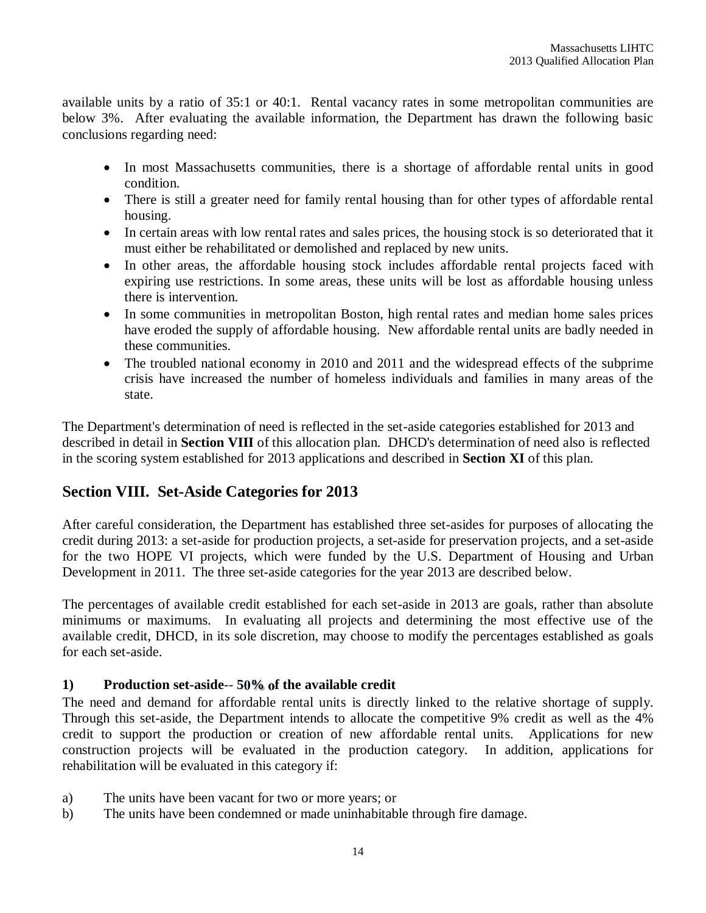available units by a ratio of 35:1 or 40:1. Rental vacancy rates in some metropolitan communities are below 3%. After evaluating the available information, the Department has drawn the following basic conclusions regarding need:

- In most Massachusetts communities, there is a shortage of affordable rental units in good condition.
- There is still a greater need for family rental housing than for other types of affordable rental housing.
- In certain areas with low rental rates and sales prices, the housing stock is so deteriorated that it must either be rehabilitated or demolished and replaced by new units.
- In other areas, the affordable housing stock includes affordable rental projects faced with expiring use restrictions. In some areas, these units will be lost as affordable housing unless there is intervention.
- In some communities in metropolitan Boston, high rental rates and median home sales prices have eroded the supply of affordable housing. New affordable rental units are badly needed in these communities.
- The troubled national economy in 2010 and 2011 and the widespread effects of the subprime crisis have increased the number of homeless individuals and families in many areas of the state.

The Department's determination of need is reflected in the set-aside categories established for 2013 and described in detail in **Section VIII** of this allocation plan. DHCD's determination of need also is reflected in the scoring system established for 2013 applications and described in **Section XI** of this plan.

## Section VIII. Set-Aside Categories for 2013

After careful consideration, the Department has established three set-asides for purposes of allocating the credit during 2013: a set-aside for production projects, a set-aside for preservation projects, and a set-aside for the two HOPE VI projects, which were funded by the U.S. Department of Housing and Urban Development in 2011. The three set-aside categories for the year 2013 are described below.

The percentages of available credit established for each set-aside in 2013 are goals, rather than absolute minimums or maximums. In evaluating all projects and determining the most effective use of the available credit, DHCD, in its sole discretion, may choose to modify the percentages established as goals for each set-aside.

### 1) Production set-aside-- 50% of the available credit

The need and demand for affordable rental units is directly linked to the relative shortage of supply. Through this set-aside, the Department intends to allocate the competitive 9% credit as well as the 4% credit to support the production or creation of new affordable rental units. Applications for new construction projects will be evaluated in the production category. In addition, applications for rehabilitation will be evaluated in this category if:

a) The units have been vacant for two or more years; or

b) The units have been condemned or made uninhabitable through fire damage.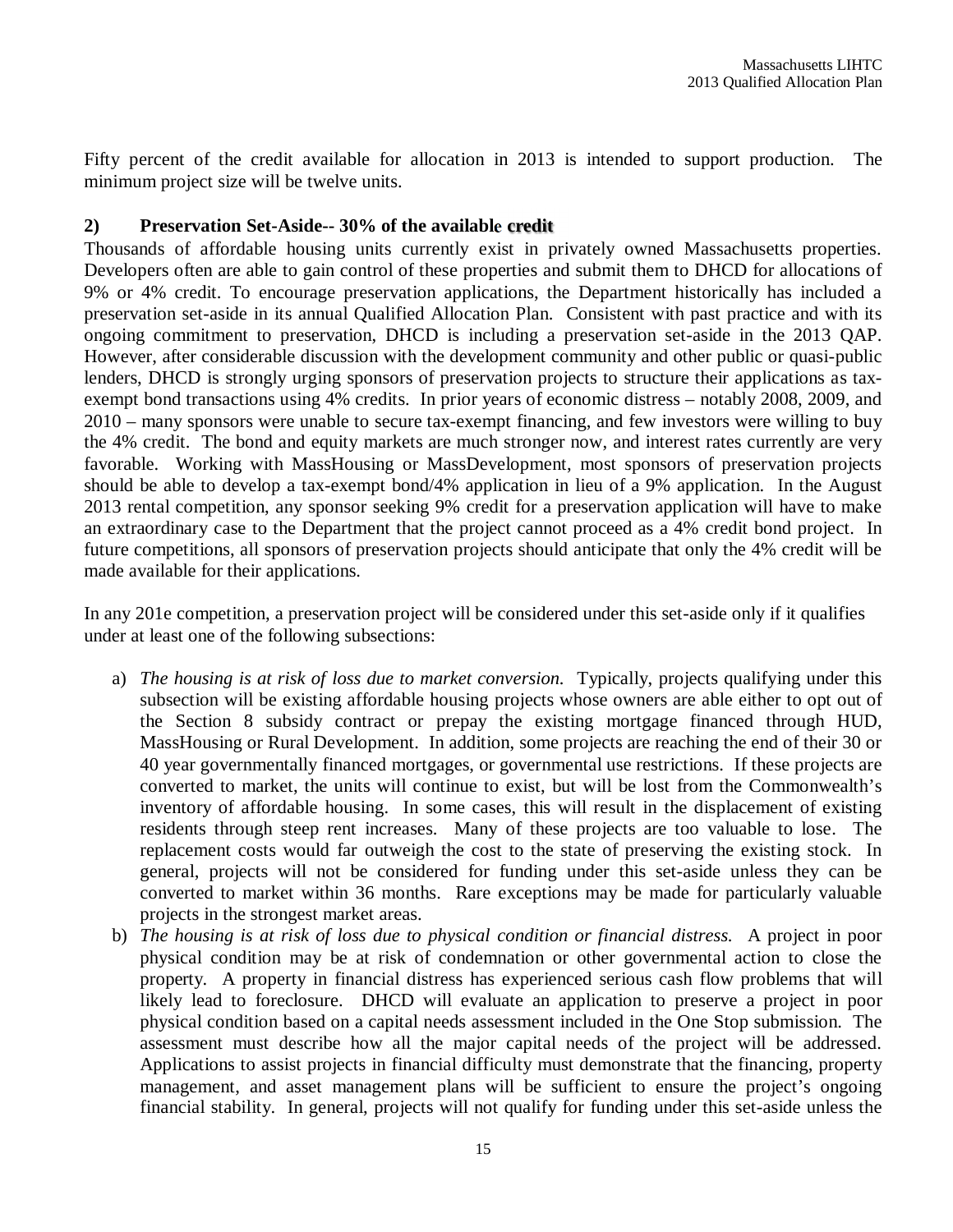Fifty percent of the credit available for allocation in 2013 is intended to support production. The minimum project size will be twelve units.

**2) Preservation Set-Aside-- 30% of the available credit**

Thousands of affordable housing units currently exist in privately owned Massachusetts properties. Developers often are able to gain control of these properties and submit them to DHCD for allocations of 9% or 4% credit. To encourage preservation applications, the Department historically has included a preservation set-aside in its annual Qualified Allocation Plan. Consistent with past practice and with its ongoing commitment to preservation, DHCD is including a preservation set-aside in the 2013 QAP. However, after considerable discussion with the development community and other public or quasi-public lenders, DHCD is strongly urging sponsors of preservation projects to structure their applications as tax-exempt bond transactions using 4% credits. In prior years of economic distress – notably 2008, 2009, and 2010 – many sponsors were unable to secure tax-exempt financing, and few investors were willing to buy the 4% credit. The bond and equity markets are much stronger now, and interest rates currently are very favorable. Working with MassHousing or MassDevelopment, most sponsors of preservation projects should be able to develop a tax-exempt bond/4% application in lieu of a 9% application. In the August 2013 rental competition, any sponsor seeking 9% credit for a preservation application will have to make an extraordinary case to the Department that the project cannot proceed as a 4% credit bond project. In future competitions, all sponsors of preservation projects should anticipate that only the 4% credit will be made available for their applications.

In any 201e competition, a preservation project will be considered under this set-aside only if it qualifies under at least one of the following subsections:

a) *The housing is at risk of loss due to market conversion.* Typically, projects qualifying under this subsection will be existing affordable housing projects whose owners are able either to opt out of the Section 8 subsidy contract or prepay the existing mortgage financed through HUD, MassHousing or Rural Development. In addition, some projects are reaching the end of their 30 or 40 year governmentally financed mortgages, or governmental use restrictions. If these projects are converted to market, the units will continue to exist, but will be lost from the Commonwealth's inventory of affordable housing. In some cases, this will result in the displacement of existing residents through steep rent increases. Many of these projects are too valuable to lose. The replacement costs would far outweigh the cost to the state of preserving the existing stock. In general, projects will not be considered for funding under this set-aside unless they can be converted to market within 36 months. Rare exceptions may be made for particularly valuable projects in the strongest market areas.

b) *The housing is at risk of loss due to physical condition or financial distress.* A project in poor physical condition may be at risk of condemnation or other governmental action to close the property. A property in financial distress has experienced serious cash flow problems that will likely lead to foreclosure. DHCD will evaluate an application to preserve a project in poor physical condition based on a capital needs assessment included in the One Stop submission. The assessment must describe how all the major capital needs of the project will be addressed. Applications to assist projects in financial difficulty must demonstrate that the financing, property management, and asset management plans will be sufficient to ensure the project's ongoing financial stability. In general, projects will not qualify for funding under this set-aside unless the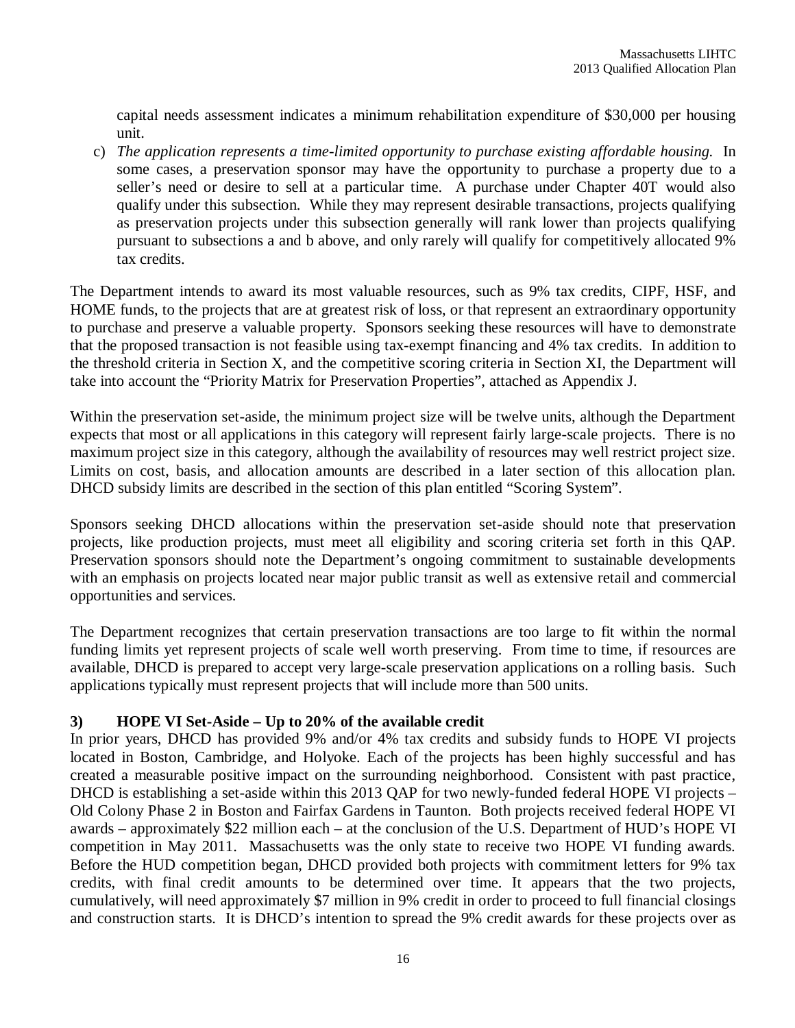capital needs assessment indicates a minimum rehabilitation expenditure of $30,000 per housing unit.

c) *The application represents a time-limited opportunity to purchase existing affordable housing.* In some cases, a preservation sponsor may have the opportunity to purchase a property due to a seller's need or desire to sell at a particular time. A purchase under Chapter 40T would also qualify under this subsection. While they may represent desirable transactions, projects qualifying as preservation projects under this subsection generally will rank lower than projects qualifying pursuant to subsections a and b above, and only rarely will qualify for competitively allocated 9% tax credits.

The Department intends to award its most valuable resources, such as 9% tax credits, CIPF, HSF, and HOME funds, to the projects that are at greatest risk of loss, or that represent an extraordinary opportunity to purchase and preserve a valuable property. Sponsors seeking these resources will have to demonstrate that the proposed transaction is not feasible using tax-exempt financing and 4% tax credits. In addition to the threshold criteria in Section X, and the competitive scoring criteria in Section XI, the Department will take into account the "Priority Matrix for Preservation Properties", attached as Appendix J.

Within the preservation set-aside, the minimum project size will be twelve units, although the Department expects that most or all applications in this category will represent fairly large-scale projects. There is no maximum project size in this category, although the availability of resources may well restrict project size. Limits on cost, basis, and allocation amounts are described in a later section of this allocation plan. DHCD subsidy limits are described in the section of this plan entitled "Scoring System".

Sponsors seeking DHCD allocations within the preservation set-aside should note that preservation projects, like production projects, must meet all eligibility and scoring criteria set forth in this QAP. Preservation sponsors should note the Department's ongoing commitment to sustainable developments with an emphasis on projects located near major public transit as well as extensive retail and commercial opportunities and services.

The Department recognizes that certain preservation transactions are too large to fit within the normal funding limits yet represent projects of scale well worth preserving. From time to time, if resources are available, DHCD is prepared to accept very large-scale preservation applications on a rolling basis. Such applications typically must represent projects that will include more than 500 units.

### 3) HOPE VI Set-Aside – Up to 20% of the available credit

In prior years, DHCD has provided 9% and/or 4% tax credits and subsidy funds to HOPE VI projects located in Boston, Cambridge, and Holyoke. Each of the projects has been highly successful and has created a measurable positive impact on the surrounding neighborhood. Consistent with past practice, DHCD is establishing a set-aside within this 2013 QAP for two newly-funded federal HOPE VI projects – Old Colony Phase 2 in Boston and Fairfax Gardens in Taunton. Both projects received federal HOPE VI awards – approximately $22 million each – at the conclusion of the U.S. Department of HUD's HOPE VI competition in May 2011. Massachusetts was the only state to receive two HOPE VI funding awards. Before the HUD competition began, DHCD provided both projects with commitment letters for 9% tax credits, with final credit amounts to be determined over time. It appears that the two projects, cumulatively, will need approximately $7 million in 9% credit in order to proceed to full financial closings and construction starts. It is DHCD's intention to spread the 9% credit awards for these projects over as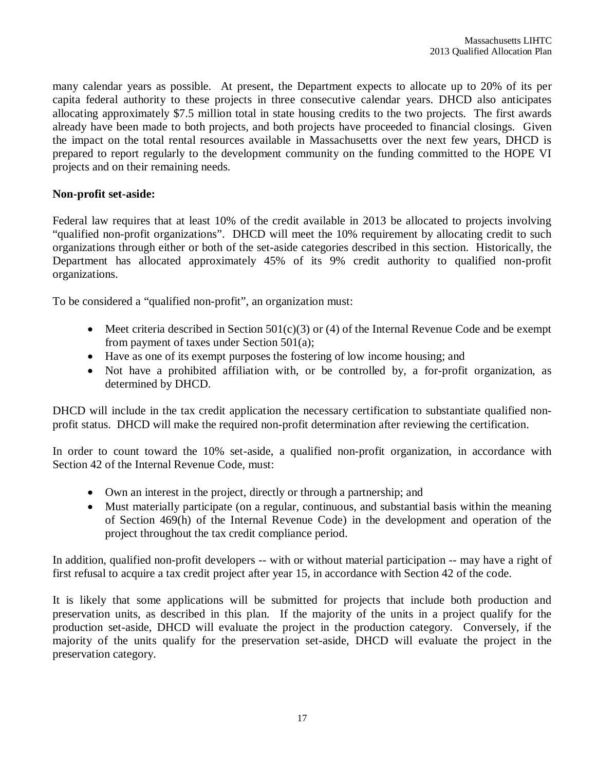many calendar years as possible. At present, the Department expects to allocate up to 20% of its per capita federal authority to these projects in three consecutive calendar years. DHCD also anticipates allocating approximately $7.5 million total in state housing credits to the two projects. The first awards already have been made to both projects, and both projects have proceeded to financial closings. Given the impact on the total rental resources available in Massachusetts over the next few years, DHCD is prepared to report regularly to the development community on the funding committed to the HOPE VI projects and on their remaining needs.

**Non-profit set-aside:**

Federal law requires that at least 10% of the credit available in 2013 be allocated to projects involving "qualified non-profit organizations". DHCD will meet the 10% requirement by allocating credit to such organizations through either or both of the set-aside categories described in this section. Historically, the Department has allocated approximately 45% of its 9% credit authority to qualified non-profit organizations.

To be considered a "qualified non-profit", an organization must:

- Meet criteria described in Section 501(c)(3) or (4) of the Internal Revenue Code and be exempt from payment of taxes under Section 501(a);
- Have as one of its exempt purposes the fostering of low income housing; and
- Not have a prohibited affiliation with, or be controlled by, a for-profit organization, as determined by DHCD.

DHCD will include in the tax credit application the necessary certification to substantiate qualified non-profit status. DHCD will make the required non-profit determination after reviewing the certification.

In order to count toward the 10% set-aside, a qualified non-profit organization, in accordance with Section 42 of the Internal Revenue Code, must:

- Own an interest in the project, directly or through a partnership; and
- Must materially participate (on a regular, continuous, and substantial basis within the meaning of Section 469(h) of the Internal Revenue Code) in the development and operation of the project throughout the tax credit compliance period.

In addition, qualified non-profit developers -- with or without material participation -- may have a right of first refusal to acquire a tax credit project after year 15, in accordance with Section 42 of the code.

It is likely that some applications will be submitted for projects that include both production and preservation units, as described in this plan. If the majority of the units in a project qualify for the production set-aside, DHCD will evaluate the project in the production category. Conversely, if the majority of the units qualify for the preservation set-aside, DHCD will evaluate the project in the preservation category.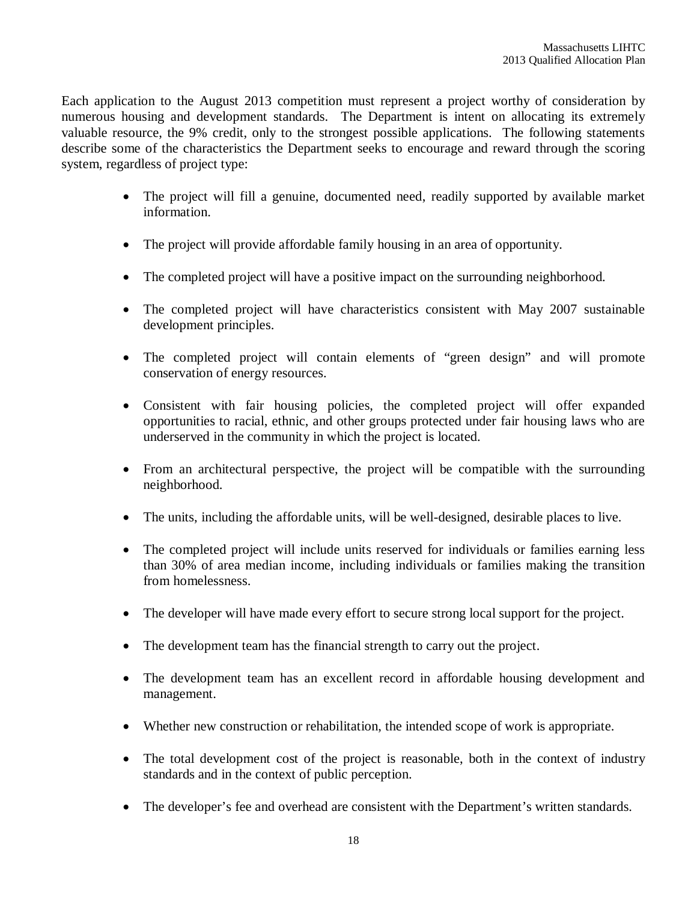Each application to the August 2013 competition must represent a project worthy of consideration by numerous housing and development standards. The Department is intent on allocating its extremely valuable resource, the 9% credit, only to the strongest possible applications. The following statements describe some of the characteristics the Department seeks to encourage and reward through the scoring system, regardless of project type:

- The project will fill a genuine, documented need, readily supported by available market information.
- The project will provide affordable family housing in an area of opportunity.
- The completed project will have a positive impact on the surrounding neighborhood.
- The completed project will have characteristics consistent with May 2007 sustainable development principles.
- The completed project will contain elements of "green design" and will promote conservation of energy resources.
- Consistent with fair housing policies, the completed project will offer expanded opportunities to racial, ethnic, and other groups protected under fair housing laws who are underserved in the community in which the project is located.
- From an architectural perspective, the project will be compatible with the surrounding neighborhood.
- The units, including the affordable units, will be well-designed, desirable places to live.
- The completed project will include units reserved for individuals or families earning less than 30% of area median income, including individuals or families making the transition from homelessness.
- The developer will have made every effort to secure strong local support for the project.
- The development team has the financial strength to carry out the project.
- The development team has an excellent record in affordable housing development and management.
- Whether new construction or rehabilitation, the intended scope of work is appropriate.
- The total development cost of the project is reasonable, both in the context of industry standards and in the context of public perception.
- The developer's fee and overhead are consistent with the Department's written standards.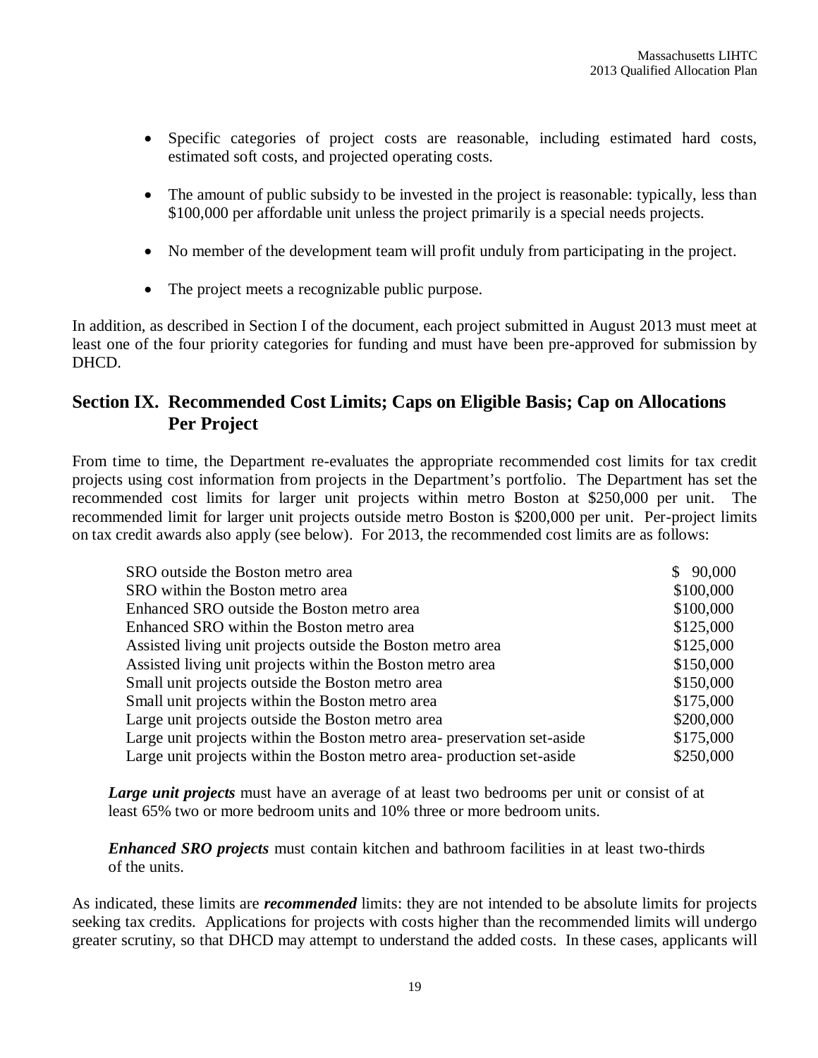- Specific categories of project costs are reasonable, including estimated hard costs, estimated soft costs, and projected operating costs.

- The amount of public subsidy to be invested in the project is reasonable: typically, less than $100,000 per affordable unit unless the project primarily is a special needs projects.

- No member of the development team will profit unduly from participating in the project.

- The project meets a recognizable public purpose.

In addition, as described in Section I of the document, each project submitted in August 2013 must meet at least one of the four priority categories for funding and must have been pre-approved for submission by DHCD.

## Section IX. Recommended Cost Limits; Caps on Eligible Basis; Cap on Allocations Per Project

From time to time, the Department re-evaluates the appropriate recommended cost limits for tax credit projects using cost information from projects in the Department's portfolio. The Department has set the recommended cost limits for larger unit projects within metro Boston at $250,000 per unit. The recommended limit for larger unit projects outside metro Boston is $200,000 per unit. Per-project limits on tax credit awards also apply (see below). For 2013, the recommended cost limits are as follows:

| | |
|---|---|
| SRO outside the Boston metro area | $ 90,000 |
| SRO within the Boston metro area | $100,000 |
| Enhanced SRO outside the Boston metro area | $100,000 |
| Enhanced SRO within the Boston metro area | $125,000 |
| Assisted living unit projects outside the Boston metro area | $125,000 |
| Assisted living unit projects within the Boston metro area | $150,000 |
| Small unit projects outside the Boston metro area | $150,000 |
| Small unit projects within the Boston metro area | $175,000 |
| Large unit projects outside the Boston metro area | $200,000 |
| Large unit projects within the Boston metro area- preservation set-aside | $175,000 |
| Large unit projects within the Boston metro area- production set-aside | $250,000 |

***Large unit projects*** must have an average of at least two bedrooms per unit or consist of at least 65% two or more bedroom units and 10% three or more bedroom units.

***Enhanced SRO projects*** must contain kitchen and bathroom facilities in at least two-thirds of the units.

As indicated, these limits are ***recommended*** limits: they are not intended to be absolute limits for projects seeking tax credits. Applications for projects with costs higher than the recommended limits will undergo greater scrutiny, so that DHCD may attempt to understand the added costs. In these cases, applicants will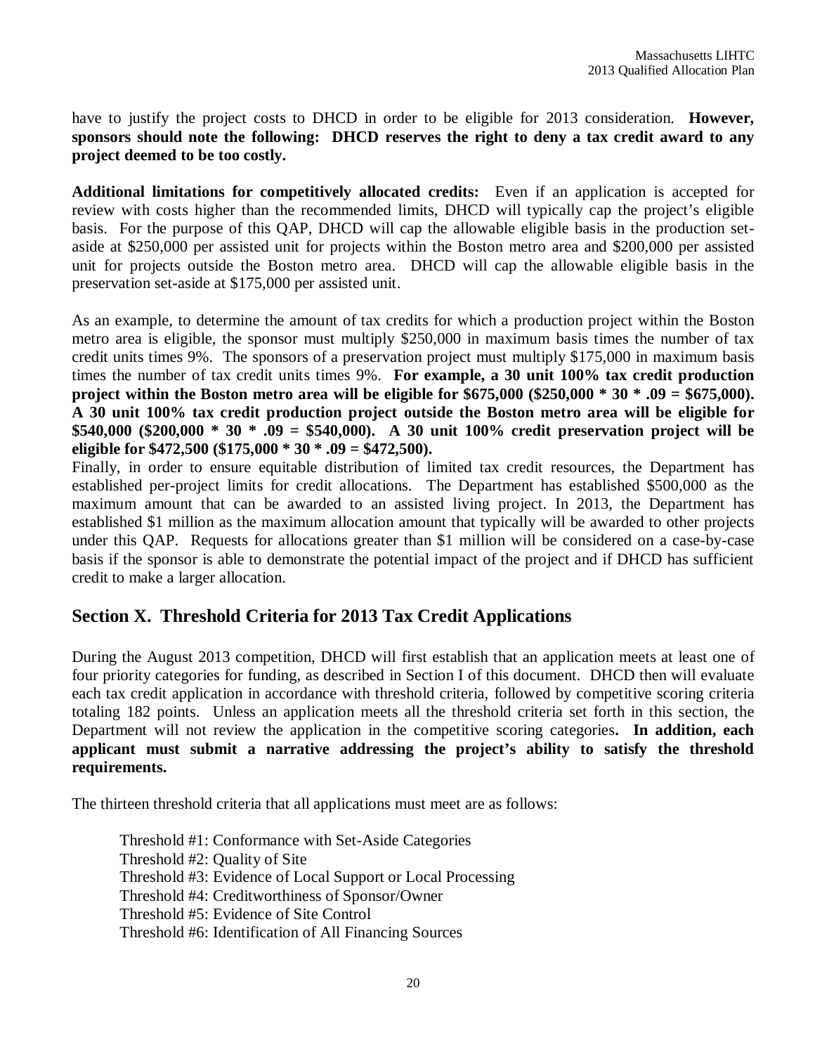have to justify the project costs to DHCD in order to be eligible for 2013 consideration. **However, sponsors should note the following: DHCD reserves the right to deny a tax credit award to any project deemed to be too costly.**

**Additional limitations for competitively allocated credits:** Even if an application is accepted for review with costs higher than the recommended limits, DHCD will typically cap the project's eligible basis. For the purpose of this QAP, DHCD will cap the allowable eligible basis in the production set-aside at \$250,000 per assisted unit for projects within the Boston metro area and \$200,000 per assisted unit for projects outside the Boston metro area. DHCD will cap the allowable eligible basis in the preservation set-aside at \$175,000 per assisted unit.

As an example, to determine the amount of tax credits for which a production project within the Boston metro area is eligible, the sponsor must multiply \$250,000 in maximum basis times the number of tax credit units times 9%. The sponsors of a preservation project must multiply \$175,000 in maximum basis times the number of tax credit units times 9%. **For example, a 30 unit 100% tax credit production project within the Boston metro area will be eligible for \$675,000 (\$250,000 * 30 * .09 = \$675,000). A 30 unit 100% tax credit production project outside the Boston metro area will be eligible for \$540,000 (\$200,000 * 30 * .09 = \$540,000). A 30 unit 100% credit preservation project will be eligible for \$472,500 (\$175,000 * 30 * .09 = \$472,500).**

Finally, in order to ensure equitable distribution of limited tax credit resources, the Department has established per-project limits for credit allocations. The Department has established \$500,000 as the maximum amount that can be awarded to an assisted living project. In 2013, the Department has established \$1 million as the maximum allocation amount that typically will be awarded to other projects under this QAP. Requests for allocations greater than \$1 million will be considered on a case-by-case basis if the sponsor is able to demonstrate the potential impact of the project and if DHCD has sufficient credit to make a larger allocation.

## Section X. Threshold Criteria for 2013 Tax Credit Applications

During the August 2013 competition, DHCD will first establish that an application meets at least one of four priority categories for funding, as described in Section I of this document. DHCD then will evaluate each tax credit application in accordance with threshold criteria, followed by competitive scoring criteria totaling 182 points. Unless an application meets all the threshold criteria set forth in this section, the Department will not review the application in the competitive scoring categories**. In addition, each applicant must submit a narrative addressing the project's ability to satisfy the threshold requirements.**

The thirteen threshold criteria that all applications must meet are as follows:

Threshold #1: Conformance with Set-Aside Categories
Threshold #2: Quality of Site
Threshold #3: Evidence of Local Support or Local Processing
Threshold #4: Creditworthiness of Sponsor/Owner
Threshold #5: Evidence of Site Control
Threshold #6: Identification of All Financing Sources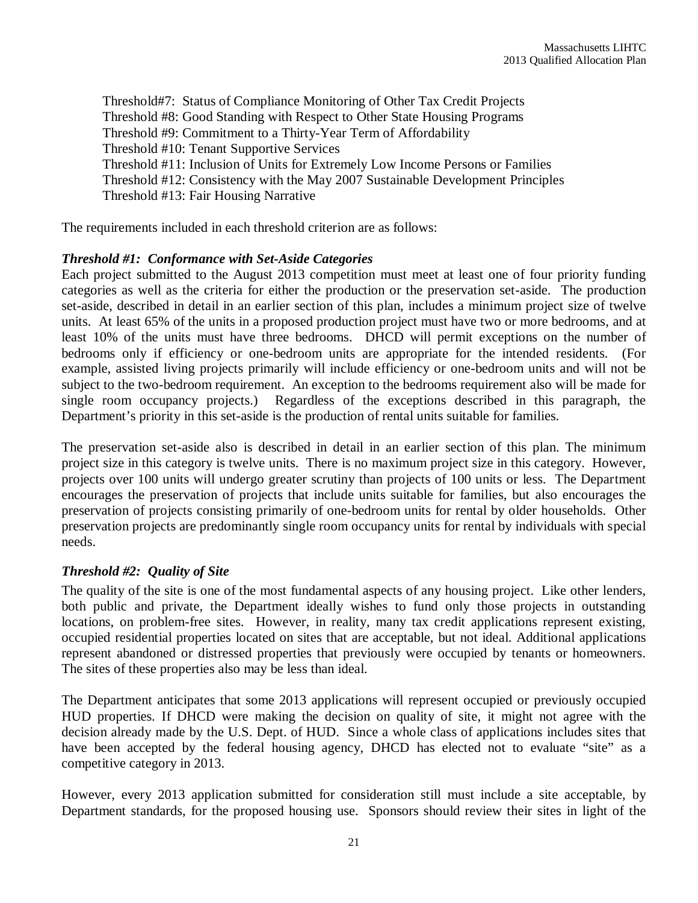Threshold#7: Status of Compliance Monitoring of Other Tax Credit Projects
Threshold #8: Good Standing with Respect to Other State Housing Programs
Threshold #9: Commitment to a Thirty-Year Term of Affordability
Threshold #10: Tenant Supportive Services
Threshold #11: Inclusion of Units for Extremely Low Income Persons or Families
Threshold #12: Consistency with the May 2007 Sustainable Development Principles
Threshold #13: Fair Housing Narrative

The requirements included in each threshold criterion are as follows:

***Threshold #1: Conformance with Set-Aside Categories***

Each project submitted to the August 2013 competition must meet at least one of four priority funding categories as well as the criteria for either the production or the preservation set-aside. The production set-aside, described in detail in an earlier section of this plan, includes a minimum project size of twelve units. At least 65% of the units in a proposed production project must have two or more bedrooms, and at least 10% of the units must have three bedrooms. DHCD will permit exceptions on the number of bedrooms only if efficiency or one-bedroom units are appropriate for the intended residents. (For example, assisted living projects primarily will include efficiency or one-bedroom units and will not be subject to the two-bedroom requirement. An exception to the bedrooms requirement also will be made for single room occupancy projects.) Regardless of the exceptions described in this paragraph, the Department's priority in this set-aside is the production of rental units suitable for families.

The preservation set-aside also is described in detail in an earlier section of this plan. The minimum project size in this category is twelve units. There is no maximum project size in this category. However, projects over 100 units will undergo greater scrutiny than projects of 100 units or less. The Department encourages the preservation of projects that include units suitable for families, but also encourages the preservation of projects consisting primarily of one-bedroom units for rental by older households. Other preservation projects are predominantly single room occupancy units for rental by individuals with special needs.

***Threshold #2: Quality of Site***

The quality of the site is one of the most fundamental aspects of any housing project. Like other lenders, both public and private, the Department ideally wishes to fund only those projects in outstanding locations, on problem-free sites. However, in reality, many tax credit applications represent existing, occupied residential properties located on sites that are acceptable, but not ideal. Additional applications represent abandoned or distressed properties that previously were occupied by tenants or homeowners. The sites of these properties also may be less than ideal.

The Department anticipates that some 2013 applications will represent occupied or previously occupied HUD properties. If DHCD were making the decision on quality of site, it might not agree with the decision already made by the U.S. Dept. of HUD. Since a whole class of applications includes sites that have been accepted by the federal housing agency, DHCD has elected not to evaluate "site" as a competitive category in 2013.

However, every 2013 application submitted for consideration still must include a site acceptable, by Department standards, for the proposed housing use. Sponsors should review their sites in light of the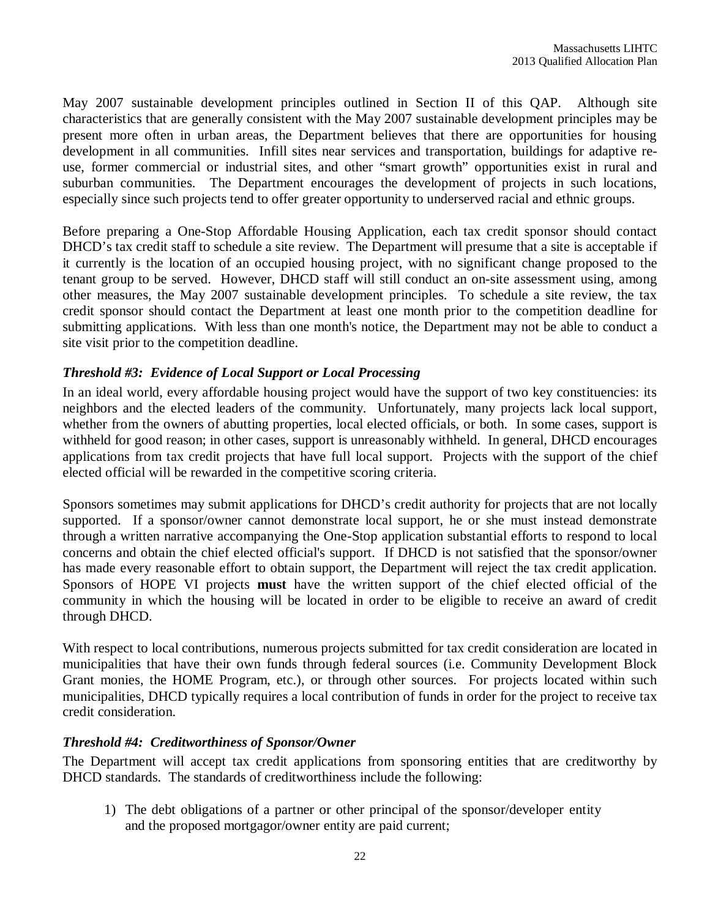May 2007 sustainable development principles outlined in Section II of this QAP. Although site characteristics that are generally consistent with the May 2007 sustainable development principles may be present more often in urban areas, the Department believes that there are opportunities for housing development in all communities. Infill sites near services and transportation, buildings for adaptive re-use, former commercial or industrial sites, and other "smart growth" opportunities exist in rural and suburban communities. The Department encourages the development of projects in such locations, especially since such projects tend to offer greater opportunity to underserved racial and ethnic groups.

Before preparing a One-Stop Affordable Housing Application, each tax credit sponsor should contact DHCD's tax credit staff to schedule a site review. The Department will presume that a site is acceptable if it currently is the location of an occupied housing project, with no significant change proposed to the tenant group to be served. However, DHCD staff will still conduct an on-site assessment using, among other measures, the May 2007 sustainable development principles. To schedule a site review, the tax credit sponsor should contact the Department at least one month prior to the competition deadline for submitting applications. With less than one month's notice, the Department may not be able to conduct a site visit prior to the competition deadline.

### *Threshold #3: Evidence of Local Support or Local Processing*

In an ideal world, every affordable housing project would have the support of two key constituencies: its neighbors and the elected leaders of the community. Unfortunately, many projects lack local support, whether from the owners of abutting properties, local elected officials, or both. In some cases, support is withheld for good reason; in other cases, support is unreasonably withheld. In general, DHCD encourages applications from tax credit projects that have full local support. Projects with the support of the chief elected official will be rewarded in the competitive scoring criteria.

Sponsors sometimes may submit applications for DHCD's credit authority for projects that are not locally supported. If a sponsor/owner cannot demonstrate local support, he or she must instead demonstrate through a written narrative accompanying the One-Stop application substantial efforts to respond to local concerns and obtain the chief elected official's support. If DHCD is not satisfied that the sponsor/owner has made every reasonable effort to obtain support, the Department will reject the tax credit application. Sponsors of HOPE VI projects **must** have the written support of the chief elected official of the community in which the housing will be located in order to be eligible to receive an award of credit through DHCD.

With respect to local contributions, numerous projects submitted for tax credit consideration are located in municipalities that have their own funds through federal sources (i.e. Community Development Block Grant monies, the HOME Program, etc.), or through other sources. For projects located within such municipalities, DHCD typically requires a local contribution of funds in order for the project to receive tax credit consideration.

### *Threshold #4: Creditworthiness of Sponsor/Owner*

The Department will accept tax credit applications from sponsoring entities that are creditworthy by DHCD standards. The standards of creditworthiness include the following:

1) The debt obligations of a partner or other principal of the sponsor/developer entity and the proposed mortgagor/owner entity are paid current;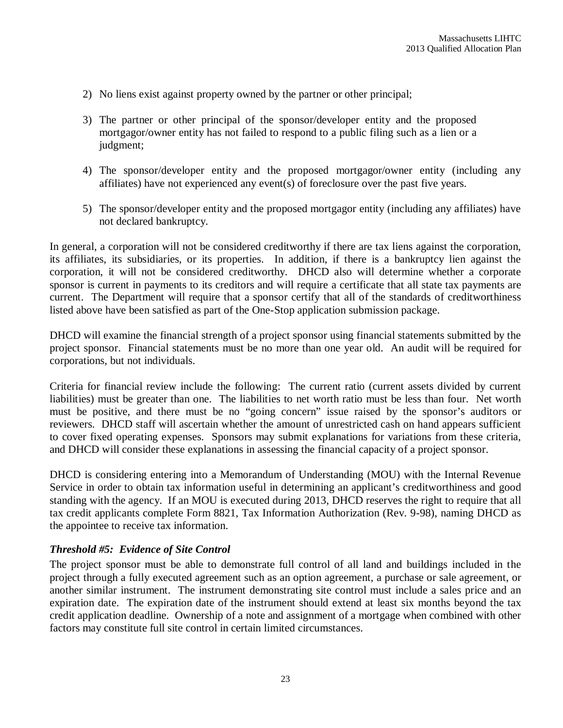2) No liens exist against property owned by the partner or other principal;

3) The partner or other principal of the sponsor/developer entity and the proposed mortgagor/owner entity has not failed to respond to a public filing such as a lien or a judgment;

4) The sponsor/developer entity and the proposed mortgagor/owner entity (including any affiliates) have not experienced any event(s) of foreclosure over the past five years.

5) The sponsor/developer entity and the proposed mortgagor entity (including any affiliates) have not declared bankruptcy.

In general, a corporation will not be considered creditworthy if there are tax liens against the corporation, its affiliates, its subsidiaries, or its properties. In addition, if there is a bankruptcy lien against the corporation, it will not be considered creditworthy. DHCD also will determine whether a corporate sponsor is current in payments to its creditors and will require a certificate that all state tax payments are current. The Department will require that a sponsor certify that all of the standards of creditworthiness listed above have been satisfied as part of the One-Stop application submission package.

DHCD will examine the financial strength of a project sponsor using financial statements submitted by the project sponsor. Financial statements must be no more than one year old. An audit will be required for corporations, but not individuals.

Criteria for financial review include the following: The current ratio (current assets divided by current liabilities) must be greater than one. The liabilities to net worth ratio must be less than four. Net worth must be positive, and there must be no "going concern" issue raised by the sponsor's auditors or reviewers. DHCD staff will ascertain whether the amount of unrestricted cash on hand appears sufficient to cover fixed operating expenses. Sponsors may submit explanations for variations from these criteria, and DHCD will consider these explanations in assessing the financial capacity of a project sponsor.

DHCD is considering entering into a Memorandum of Understanding (MOU) with the Internal Revenue Service in order to obtain tax information useful in determining an applicant's creditworthiness and good standing with the agency. If an MOU is executed during 2013, DHCD reserves the right to require that all tax credit applicants complete Form 8821, Tax Information Authorization (Rev. 9-98), naming DHCD as the appointee to receive tax information.

### *Threshold #5: Evidence of Site Control*

The project sponsor must be able to demonstrate full control of all land and buildings included in the project through a fully executed agreement such as an option agreement, a purchase or sale agreement, or another similar instrument. The instrument demonstrating site control must include a sales price and an expiration date. The expiration date of the instrument should extend at least six months beyond the tax credit application deadline. Ownership of a note and assignment of a mortgage when combined with other factors may constitute full site control in certain limited circumstances.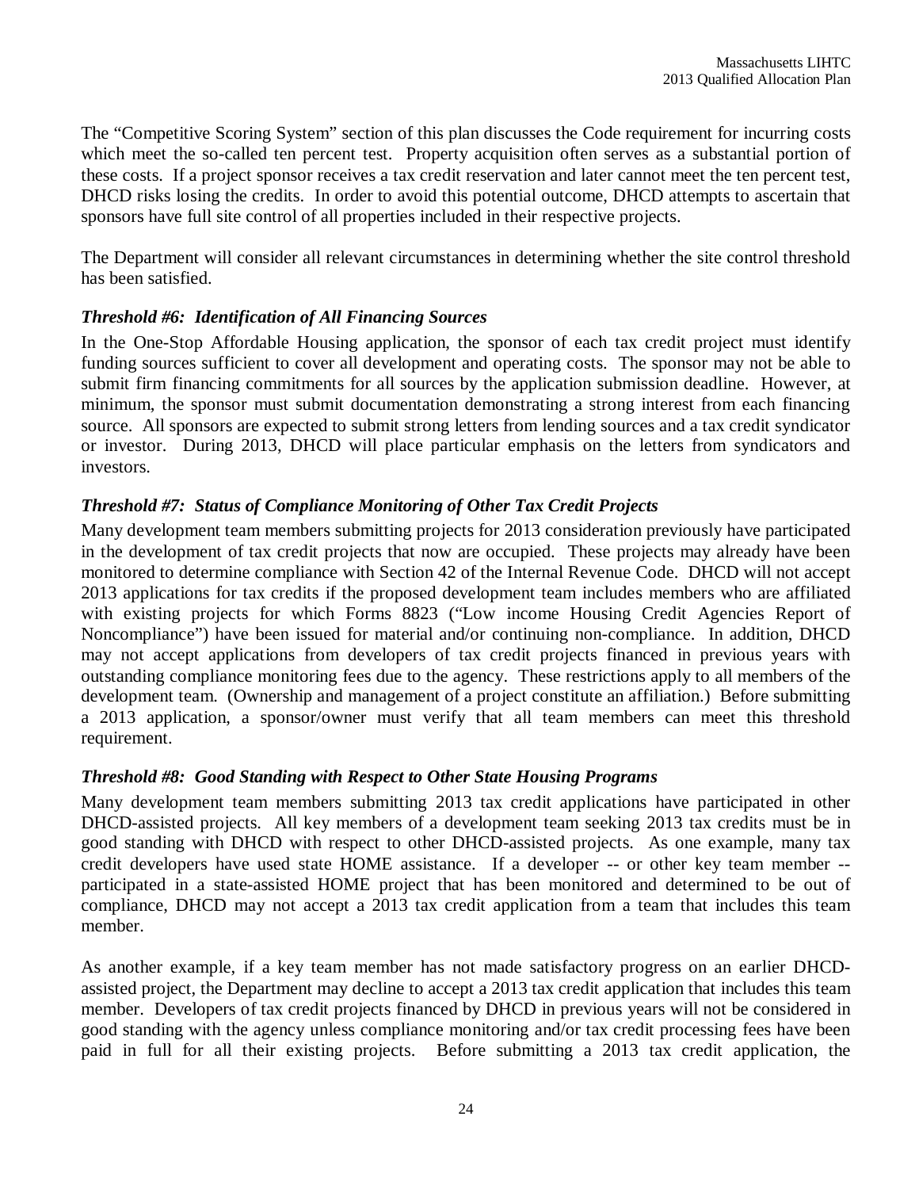The "Competitive Scoring System" section of this plan discusses the Code requirement for incurring costs which meet the so-called ten percent test. Property acquisition often serves as a substantial portion of these costs. If a project sponsor receives a tax credit reservation and later cannot meet the ten percent test, DHCD risks losing the credits. In order to avoid this potential outcome, DHCD attempts to ascertain that sponsors have full site control of all properties included in their respective projects.

The Department will consider all relevant circumstances in determining whether the site control threshold has been satisfied.

***Threshold #6: Identification of All Financing Sources***

In the One-Stop Affordable Housing application, the sponsor of each tax credit project must identify funding sources sufficient to cover all development and operating costs. The sponsor may not be able to submit firm financing commitments for all sources by the application submission deadline. However, at minimum, the sponsor must submit documentation demonstrating a strong interest from each financing source. All sponsors are expected to submit strong letters from lending sources and a tax credit syndicator or investor. During 2013, DHCD will place particular emphasis on the letters from syndicators and investors.

***Threshold #7: Status of Compliance Monitoring of Other Tax Credit Projects***

Many development team members submitting projects for 2013 consideration previously have participated in the development of tax credit projects that now are occupied. These projects may already have been monitored to determine compliance with Section 42 of the Internal Revenue Code. DHCD will not accept 2013 applications for tax credits if the proposed development team includes members who are affiliated with existing projects for which Forms 8823 ("Low income Housing Credit Agencies Report of Noncompliance") have been issued for material and/or continuing non-compliance. In addition, DHCD may not accept applications from developers of tax credit projects financed in previous years with outstanding compliance monitoring fees due to the agency. These restrictions apply to all members of the development team. (Ownership and management of a project constitute an affiliation.) Before submitting a 2013 application, a sponsor/owner must verify that all team members can meet this threshold requirement.

***Threshold #8: Good Standing with Respect to Other State Housing Programs***

Many development team members submitting 2013 tax credit applications have participated in other DHCD-assisted projects. All key members of a development team seeking 2013 tax credits must be in good standing with DHCD with respect to other DHCD-assisted projects. As one example, many tax credit developers have used state HOME assistance. If a developer -- or other key team member -- participated in a state-assisted HOME project that has been monitored and determined to be out of compliance, DHCD may not accept a 2013 tax credit application from a team that includes this team member.

As another example, if a key team member has not made satisfactory progress on an earlier DHCD-assisted project, the Department may decline to accept a 2013 tax credit application that includes this team member. Developers of tax credit projects financed by DHCD in previous years will not be considered in good standing with the agency unless compliance monitoring and/or tax credit processing fees have been paid in full for all their existing projects. Before submitting a 2013 tax credit application, the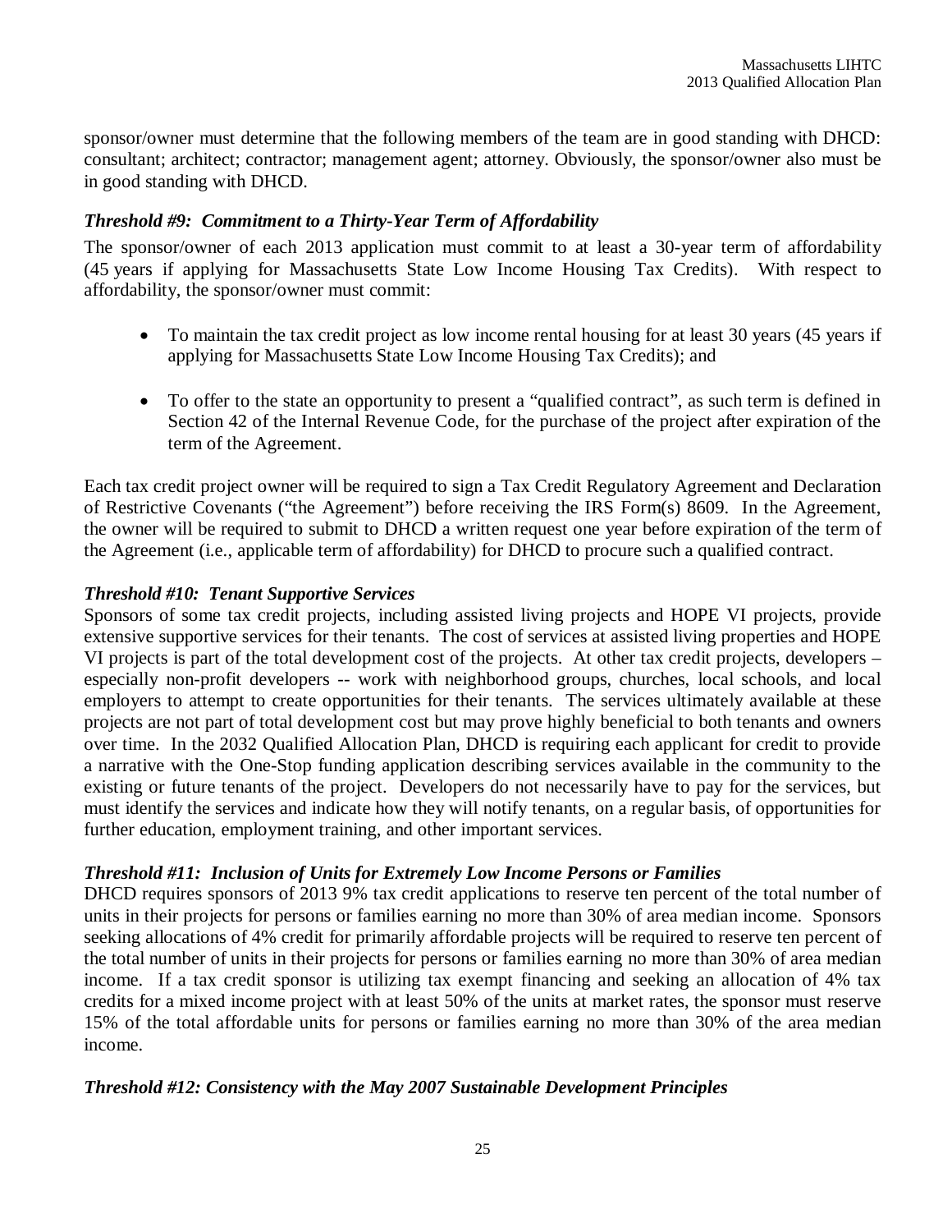sponsor/owner must determine that the following members of the team are in good standing with DHCD: consultant; architect; contractor; management agent; attorney. Obviously, the sponsor/owner also must be in good standing with DHCD.

### *Threshold #9: Commitment to a Thirty-Year Term of Affordability*

The sponsor/owner of each 2013 application must commit to at least a 30-year term of affordability (45 years if applying for Massachusetts State Low Income Housing Tax Credits). With respect to affordability, the sponsor/owner must commit:

- To maintain the tax credit project as low income rental housing for at least 30 years (45 years if applying for Massachusetts State Low Income Housing Tax Credits); and

- To offer to the state an opportunity to present a "qualified contract", as such term is defined in Section 42 of the Internal Revenue Code, for the purchase of the project after expiration of the term of the Agreement.

Each tax credit project owner will be required to sign a Tax Credit Regulatory Agreement and Declaration of Restrictive Covenants ("the Agreement") before receiving the IRS Form(s) 8609. In the Agreement, the owner will be required to submit to DHCD a written request one year before expiration of the term of the Agreement (i.e., applicable term of affordability) for DHCD to procure such a qualified contract.

### *Threshold #10: Tenant Supportive Services*

Sponsors of some tax credit projects, including assisted living projects and HOPE VI projects, provide extensive supportive services for their tenants. The cost of services at assisted living properties and HOPE VI projects is part of the total development cost of the projects. At other tax credit projects, developers – especially non-profit developers -- work with neighborhood groups, churches, local schools, and local employers to attempt to create opportunities for their tenants. The services ultimately available at these projects are not part of total development cost but may prove highly beneficial to both tenants and owners over time. In the 2032 Qualified Allocation Plan, DHCD is requiring each applicant for credit to provide a narrative with the One-Stop funding application describing services available in the community to the existing or future tenants of the project. Developers do not necessarily have to pay for the services, but must identify the services and indicate how they will notify tenants, on a regular basis, of opportunities for further education, employment training, and other important services.

### *Threshold #11: Inclusion of Units for Extremely Low Income Persons or Families*

DHCD requires sponsors of 2013 9% tax credit applications to reserve ten percent of the total number of units in their projects for persons or families earning no more than 30% of area median income. Sponsors seeking allocations of 4% credit for primarily affordable projects will be required to reserve ten percent of the total number of units in their projects for persons or families earning no more than 30% of area median income. If a tax credit sponsor is utilizing tax exempt financing and seeking an allocation of 4% tax credits for a mixed income project with at least 50% of the units at market rates, the sponsor must reserve 15% of the total affordable units for persons or families earning no more than 30% of the area median income.

### *Threshold #12: Consistency with the May 2007 Sustainable Development Principles*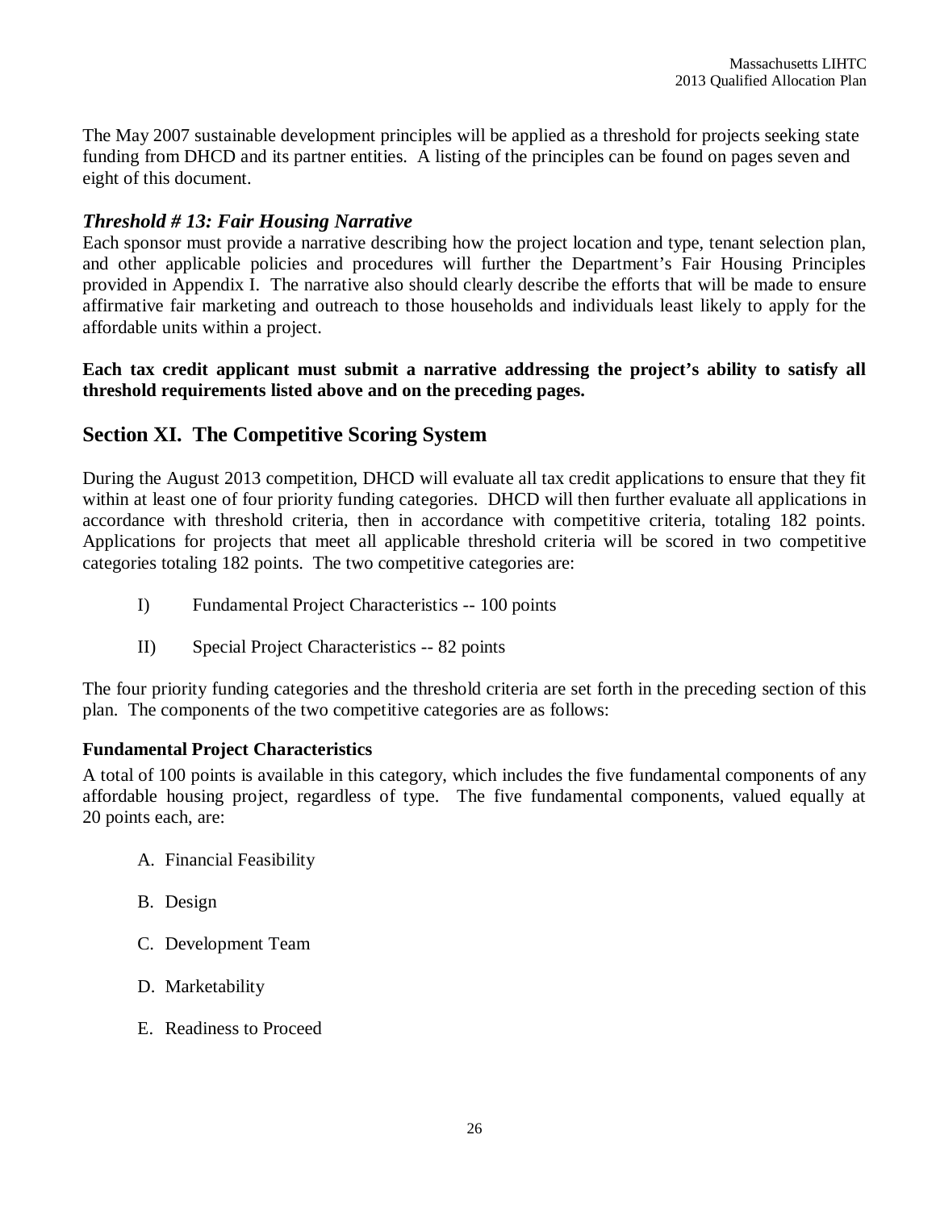The May 2007 sustainable development principles will be applied as a threshold for projects seeking state funding from DHCD and its partner entities. A listing of the principles can be found on pages seven and eight of this document.

### *Threshold # 13: Fair Housing Narrative*

Each sponsor must provide a narrative describing how the project location and type, tenant selection plan, and other applicable policies and procedures will further the Department's Fair Housing Principles provided in Appendix I. The narrative also should clearly describe the efforts that will be made to ensure affirmative fair marketing and outreach to those households and individuals least likely to apply for the affordable units within a project.

**Each tax credit applicant must submit a narrative addressing the project's ability to satisfy all threshold requirements listed above and on the preceding pages.**

## Section XI. The Competitive Scoring System

During the August 2013 competition, DHCD will evaluate all tax credit applications to ensure that they fit within at least one of four priority funding categories. DHCD will then further evaluate all applications in accordance with threshold criteria, then in accordance with competitive criteria, totaling 182 points. Applications for projects that meet all applicable threshold criteria will be scored in two competitive categories totaling 182 points. The two competitive categories are:

I) Fundamental Project Characteristics -- 100 points

II) Special Project Characteristics -- 82 points

The four priority funding categories and the threshold criteria are set forth in the preceding section of this plan. The components of the two competitive categories are as follows:

**Fundamental Project Characteristics**

A total of 100 points is available in this category, which includes the five fundamental components of any affordable housing project, regardless of type. The five fundamental components, valued equally at 20 points each, are:

A. Financial Feasibility

B. Design

C. Development Team

D. Marketability

E. Readiness to Proceed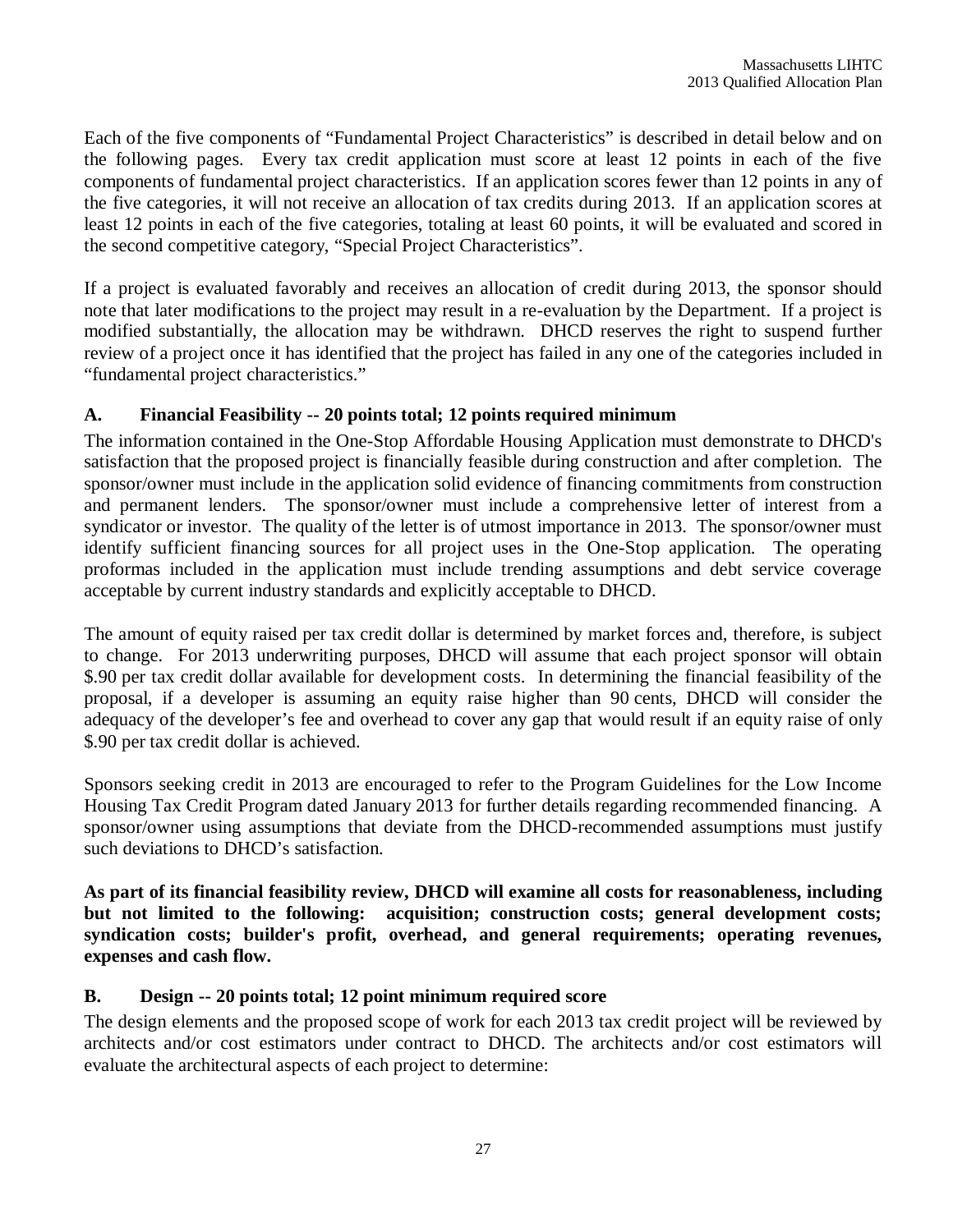Each of the five components of "Fundamental Project Characteristics" is described in detail below and on the following pages. Every tax credit application must score at least 12 points in each of the five components of fundamental project characteristics. If an application scores fewer than 12 points in any of the five categories, it will not receive an allocation of tax credits during 2013. If an application scores at least 12 points in each of the five categories, totaling at least 60 points, it will be evaluated and scored in the second competitive category, "Special Project Characteristics".

If a project is evaluated favorably and receives an allocation of credit during 2013, the sponsor should note that later modifications to the project may result in a re-evaluation by the Department. If a project is modified substantially, the allocation may be withdrawn. DHCD reserves the right to suspend further review of a project once it has identified that the project has failed in any one of the categories included in "fundamental project characteristics."

### A. Financial Feasibility -- 20 points total; 12 points required minimum

The information contained in the One-Stop Affordable Housing Application must demonstrate to DHCD's satisfaction that the proposed project is financially feasible during construction and after completion. The sponsor/owner must include in the application solid evidence of financing commitments from construction and permanent lenders. The sponsor/owner must include a comprehensive letter of interest from a syndicator or investor. The quality of the letter is of utmost importance in 2013. The sponsor/owner must identify sufficient financing sources for all project uses in the One-Stop application. The operating proformas included in the application must include trending assumptions and debt service coverage acceptable by current industry standards and explicitly acceptable to DHCD.

The amount of equity raised per tax credit dollar is determined by market forces and, therefore, is subject to change. For 2013 underwriting purposes, DHCD will assume that each project sponsor will obtain \$.90 per tax credit dollar available for development costs. In determining the financial feasibility of the proposal, if a developer is assuming an equity raise higher than 90 cents, DHCD will consider the adequacy of the developer's fee and overhead to cover any gap that would result if an equity raise of only \$.90 per tax credit dollar is achieved.

Sponsors seeking credit in 2013 are encouraged to refer to the Program Guidelines for the Low Income Housing Tax Credit Program dated January 2013 for further details regarding recommended financing. A sponsor/owner using assumptions that deviate from the DHCD-recommended assumptions must justify such deviations to DHCD's satisfaction.

**As part of its financial feasibility review, DHCD will examine all costs for reasonableness, including but not limited to the following: acquisition; construction costs; general development costs; syndication costs; builder's profit, overhead, and general requirements; operating revenues, expenses and cash flow.**

### B. Design -- 20 points total; 12 point minimum required score

The design elements and the proposed scope of work for each 2013 tax credit project will be reviewed by architects and/or cost estimators under contract to DHCD. The architects and/or cost estimators will evaluate the architectural aspects of each project to determine: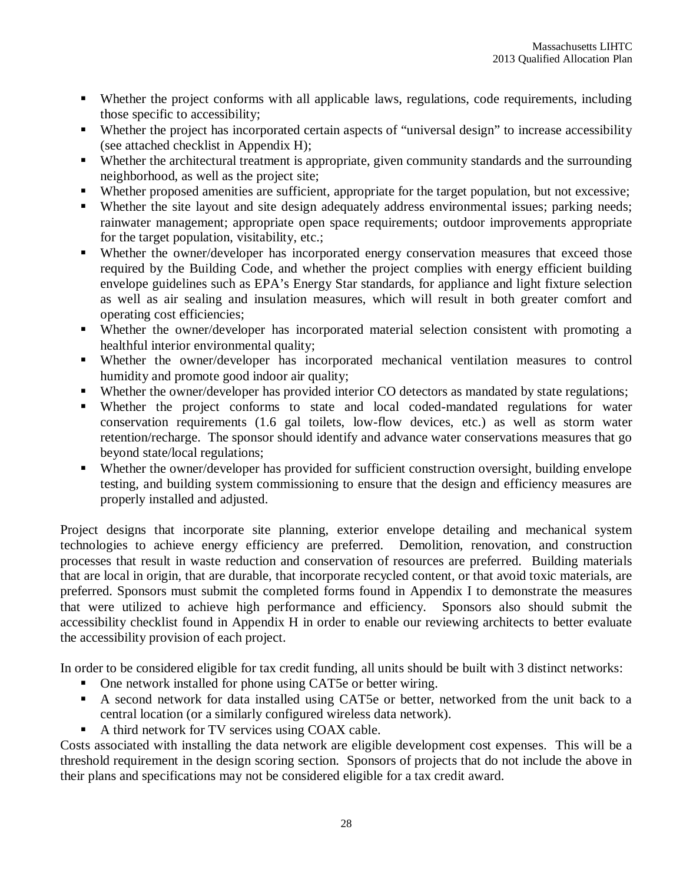- Whether the project conforms with all applicable laws, regulations, code requirements, including those specific to accessibility;
- Whether the project has incorporated certain aspects of "universal design" to increase accessibility (see attached checklist in Appendix H);
- Whether the architectural treatment is appropriate, given community standards and the surrounding neighborhood, as well as the project site;
- Whether proposed amenities are sufficient, appropriate for the target population, but not excessive;
- Whether the site layout and site design adequately address environmental issues; parking needs; rainwater management; appropriate open space requirements; outdoor improvements appropriate for the target population, visitability, etc.;
- Whether the owner/developer has incorporated energy conservation measures that exceed those required by the Building Code, and whether the project complies with energy efficient building envelope guidelines such as EPA's Energy Star standards, for appliance and light fixture selection as well as air sealing and insulation measures, which will result in both greater comfort and operating cost efficiencies;
- Whether the owner/developer has incorporated material selection consistent with promoting a healthful interior environmental quality;
- Whether the owner/developer has incorporated mechanical ventilation measures to control humidity and promote good indoor air quality;
- Whether the owner/developer has provided interior CO detectors as mandated by state regulations;
- Whether the project conforms to state and local coded-mandated regulations for water conservation requirements (1.6 gal toilets, low-flow devices, etc.) as well as storm water retention/recharge. The sponsor should identify and advance water conservations measures that go beyond state/local regulations;
- Whether the owner/developer has provided for sufficient construction oversight, building envelope testing, and building system commissioning to ensure that the design and efficiency measures are properly installed and adjusted.

Project designs that incorporate site planning, exterior envelope detailing and mechanical system technologies to achieve energy efficiency are preferred. Demolition, renovation, and construction processes that result in waste reduction and conservation of resources are preferred. Building materials that are local in origin, that are durable, that incorporate recycled content, or that avoid toxic materials, are preferred. Sponsors must submit the completed forms found in Appendix I to demonstrate the measures that were utilized to achieve high performance and efficiency. Sponsors also should submit the accessibility checklist found in Appendix H in order to enable our reviewing architects to better evaluate the accessibility provision of each project.

In order to be considered eligible for tax credit funding, all units should be built with 3 distinct networks:

- One network installed for phone using CAT5e or better wiring.
- A second network for data installed using CAT5e or better, networked from the unit back to a central location (or a similarly configured wireless data network).
- A third network for TV services using COAX cable.

Costs associated with installing the data network are eligible development cost expenses. This will be a threshold requirement in the design scoring section. Sponsors of projects that do not include the above in their plans and specifications may not be considered eligible for a tax credit award.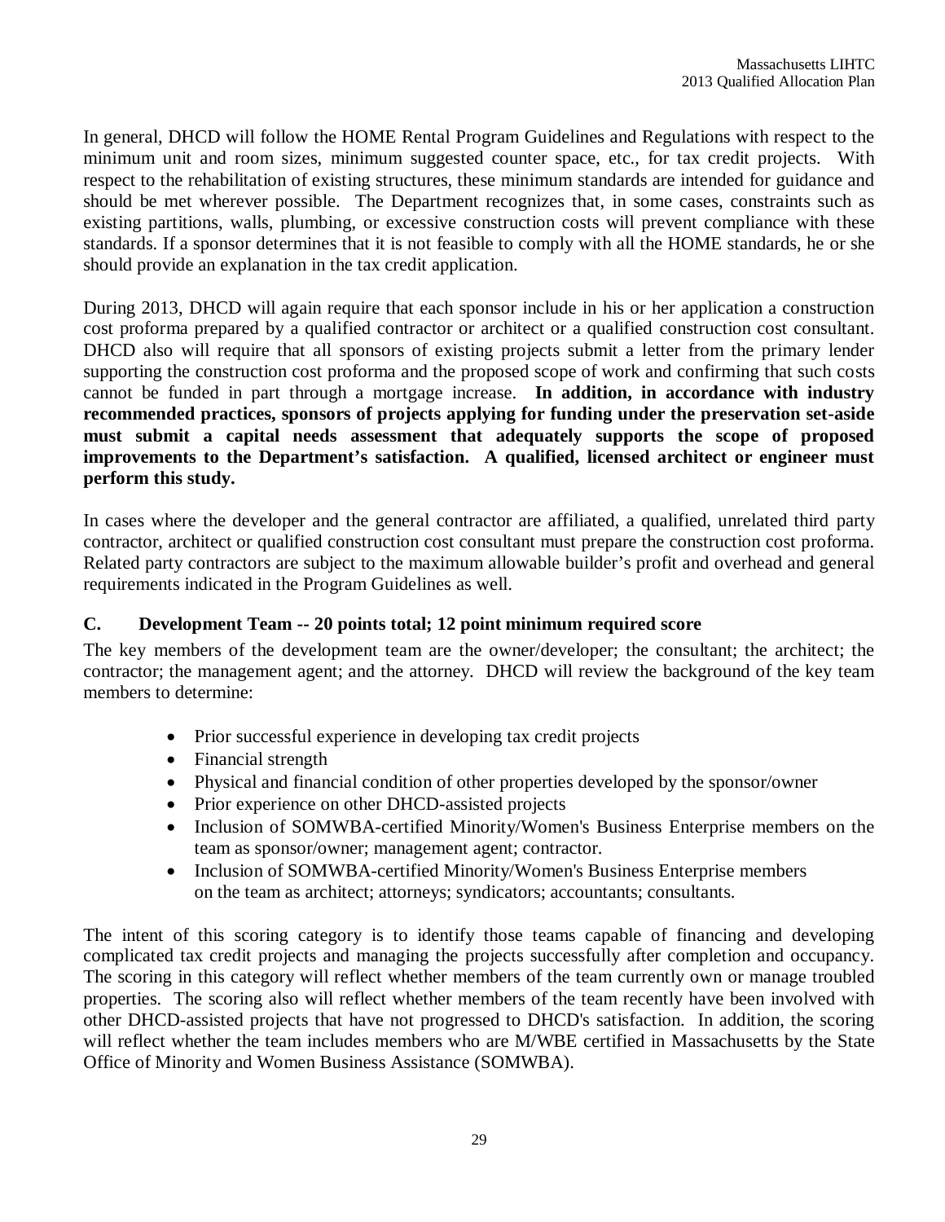In general, DHCD will follow the HOME Rental Program Guidelines and Regulations with respect to the minimum unit and room sizes, minimum suggested counter space, etc., for tax credit projects. With respect to the rehabilitation of existing structures, these minimum standards are intended for guidance and should be met wherever possible. The Department recognizes that, in some cases, constraints such as existing partitions, walls, plumbing, or excessive construction costs will prevent compliance with these standards. If a sponsor determines that it is not feasible to comply with all the HOME standards, he or she should provide an explanation in the tax credit application.

During 2013, DHCD will again require that each sponsor include in his or her application a construction cost proforma prepared by a qualified contractor or architect or a qualified construction cost consultant. DHCD also will require that all sponsors of existing projects submit a letter from the primary lender supporting the construction cost proforma and the proposed scope of work and confirming that such costs cannot be funded in part through a mortgage increase. **In addition, in accordance with industry recommended practices, sponsors of projects applying for funding under the preservation set-aside must submit a capital needs assessment that adequately supports the scope of proposed improvements to the Department's satisfaction. A qualified, licensed architect or engineer must perform this study.**

In cases where the developer and the general contractor are affiliated, a qualified, unrelated third party contractor, architect or qualified construction cost consultant must prepare the construction cost proforma. Related party contractors are subject to the maximum allowable builder's profit and overhead and general requirements indicated in the Program Guidelines as well.

### C. Development Team -- 20 points total; 12 point minimum required score

The key members of the development team are the owner/developer; the consultant; the architect; the contractor; the management agent; and the attorney. DHCD will review the background of the key team members to determine:

- Prior successful experience in developing tax credit projects
- Financial strength
- Physical and financial condition of other properties developed by the sponsor/owner
- Prior experience on other DHCD-assisted projects
- Inclusion of SOMWBA-certified Minority/Women's Business Enterprise members on the team as sponsor/owner; management agent; contractor.
- Inclusion of SOMWBA-certified Minority/Women's Business Enterprise members on the team as architect; attorneys; syndicators; accountants; consultants.

The intent of this scoring category is to identify those teams capable of financing and developing complicated tax credit projects and managing the projects successfully after completion and occupancy. The scoring in this category will reflect whether members of the team currently own or manage troubled properties. The scoring also will reflect whether members of the team recently have been involved with other DHCD-assisted projects that have not progressed to DHCD's satisfaction. In addition, the scoring will reflect whether the team includes members who are M/WBE certified in Massachusetts by the State Office of Minority and Women Business Assistance (SOMWBA).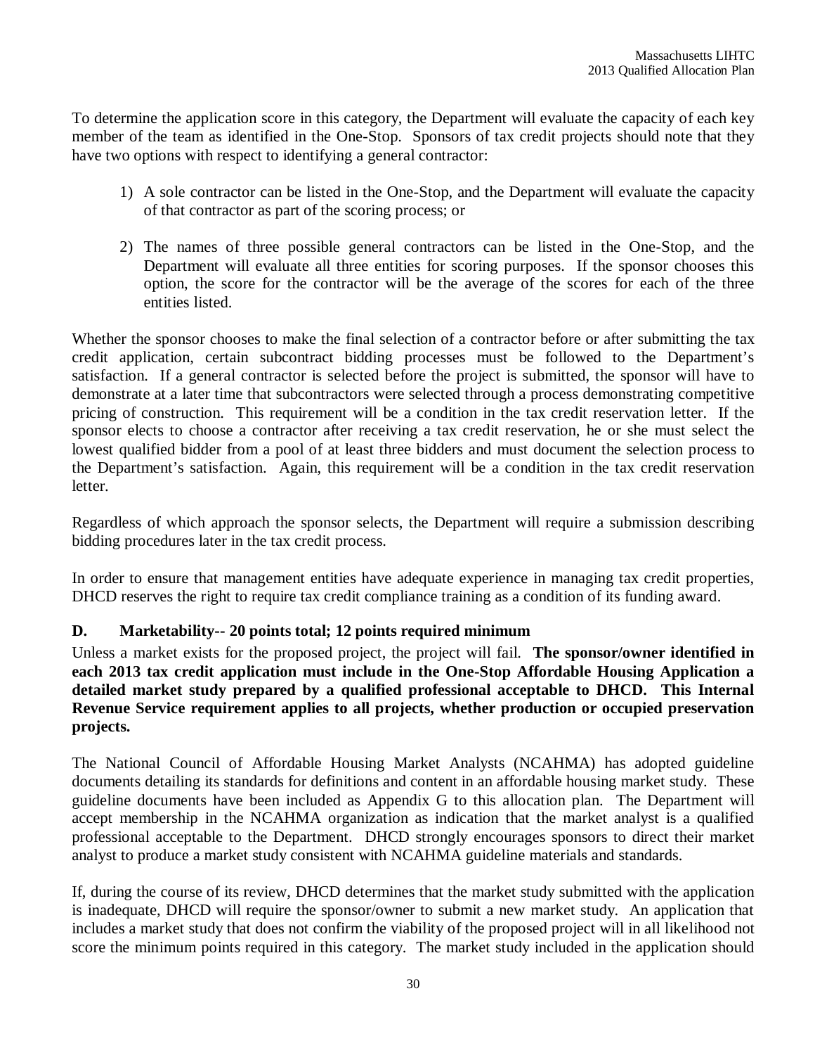To determine the application score in this category, the Department will evaluate the capacity of each key member of the team as identified in the One-Stop. Sponsors of tax credit projects should note that they have two options with respect to identifying a general contractor:

1) A sole contractor can be listed in the One-Stop, and the Department will evaluate the capacity of that contractor as part of the scoring process; or

2) The names of three possible general contractors can be listed in the One-Stop, and the Department will evaluate all three entities for scoring purposes. If the sponsor chooses this option, the score for the contractor will be the average of the scores for each of the three entities listed.

Whether the sponsor chooses to make the final selection of a contractor before or after submitting the tax credit application, certain subcontract bidding processes must be followed to the Department's satisfaction. If a general contractor is selected before the project is submitted, the sponsor will have to demonstrate at a later time that subcontractors were selected through a process demonstrating competitive pricing of construction. This requirement will be a condition in the tax credit reservation letter. If the sponsor elects to choose a contractor after receiving a tax credit reservation, he or she must select the lowest qualified bidder from a pool of at least three bidders and must document the selection process to the Department's satisfaction. Again, this requirement will be a condition in the tax credit reservation letter.

Regardless of which approach the sponsor selects, the Department will require a submission describing bidding procedures later in the tax credit process.

In order to ensure that management entities have adequate experience in managing tax credit properties, DHCD reserves the right to require tax credit compliance training as a condition of its funding award.

### D. Marketability-- 20 points total; 12 points required minimum

Unless a market exists for the proposed project, the project will fail. **The sponsor/owner identified in each 2013 tax credit application must include in the One-Stop Affordable Housing Application a detailed market study prepared by a qualified professional acceptable to DHCD. This Internal Revenue Service requirement applies to all projects, whether production or occupied preservation projects.**

The National Council of Affordable Housing Market Analysts (NCAHMA) has adopted guideline documents detailing its standards for definitions and content in an affordable housing market study. These guideline documents have been included as Appendix G to this allocation plan. The Department will accept membership in the NCAHMA organization as indication that the market analyst is a qualified professional acceptable to the Department. DHCD strongly encourages sponsors to direct their market analyst to produce a market study consistent with NCAHMA guideline materials and standards.

If, during the course of its review, DHCD determines that the market study submitted with the application is inadequate, DHCD will require the sponsor/owner to submit a new market study. An application that includes a market study that does not confirm the viability of the proposed project will in all likelihood not score the minimum points required in this category. The market study included in the application should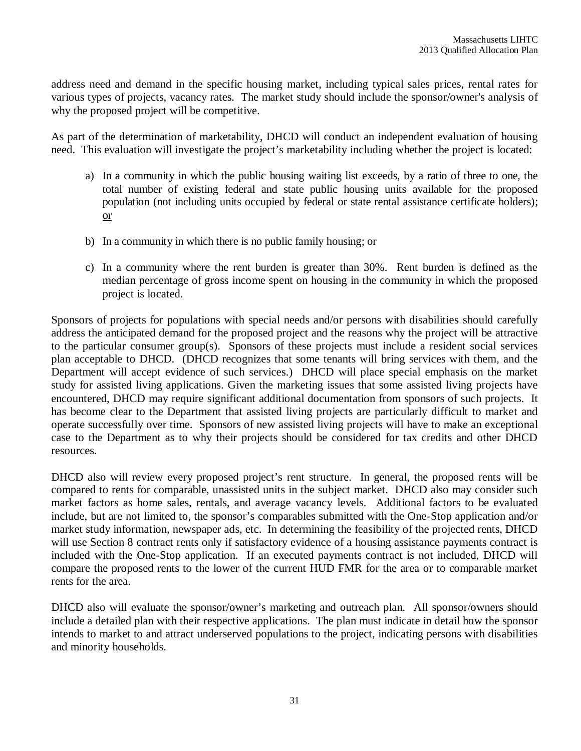address need and demand in the specific housing market, including typical sales prices, rental rates for various types of projects, vacancy rates. The market study should include the sponsor/owner's analysis of why the proposed project will be competitive.

As part of the determination of marketability, DHCD will conduct an independent evaluation of housing need. This evaluation will investigate the project's marketability including whether the project is located:

a) In a community in which the public housing waiting list exceeds, by a ratio of three to one, the total number of existing federal and state public housing units available for the proposed population (not including units occupied by federal or state rental assistance certificate holders); or

b) In a community in which there is no public family housing; or

c) In a community where the rent burden is greater than 30%. Rent burden is defined as the median percentage of gross income spent on housing in the community in which the proposed project is located.

Sponsors of projects for populations with special needs and/or persons with disabilities should carefully address the anticipated demand for the proposed project and the reasons why the project will be attractive to the particular consumer group(s). Sponsors of these projects must include a resident social services plan acceptable to DHCD. (DHCD recognizes that some tenants will bring services with them, and the Department will accept evidence of such services.) DHCD will place special emphasis on the market study for assisted living applications. Given the marketing issues that some assisted living projects have encountered, DHCD may require significant additional documentation from sponsors of such projects. It has become clear to the Department that assisted living projects are particularly difficult to market and operate successfully over time. Sponsors of new assisted living projects will have to make an exceptional case to the Department as to why their projects should be considered for tax credits and other DHCD resources.

DHCD also will review every proposed project's rent structure. In general, the proposed rents will be compared to rents for comparable, unassisted units in the subject market. DHCD also may consider such market factors as home sales, rentals, and average vacancy levels. Additional factors to be evaluated include, but are not limited to, the sponsor's comparables submitted with the One-Stop application and/or market study information, newspaper ads, etc. In determining the feasibility of the projected rents, DHCD will use Section 8 contract rents only if satisfactory evidence of a housing assistance payments contract is included with the One-Stop application. If an executed payments contract is not included, DHCD will compare the proposed rents to the lower of the current HUD FMR for the area or to comparable market rents for the area.

DHCD also will evaluate the sponsor/owner's marketing and outreach plan. All sponsor/owners should include a detailed plan with their respective applications. The plan must indicate in detail how the sponsor intends to market to and attract underserved populations to the project, indicating persons with disabilities and minority households.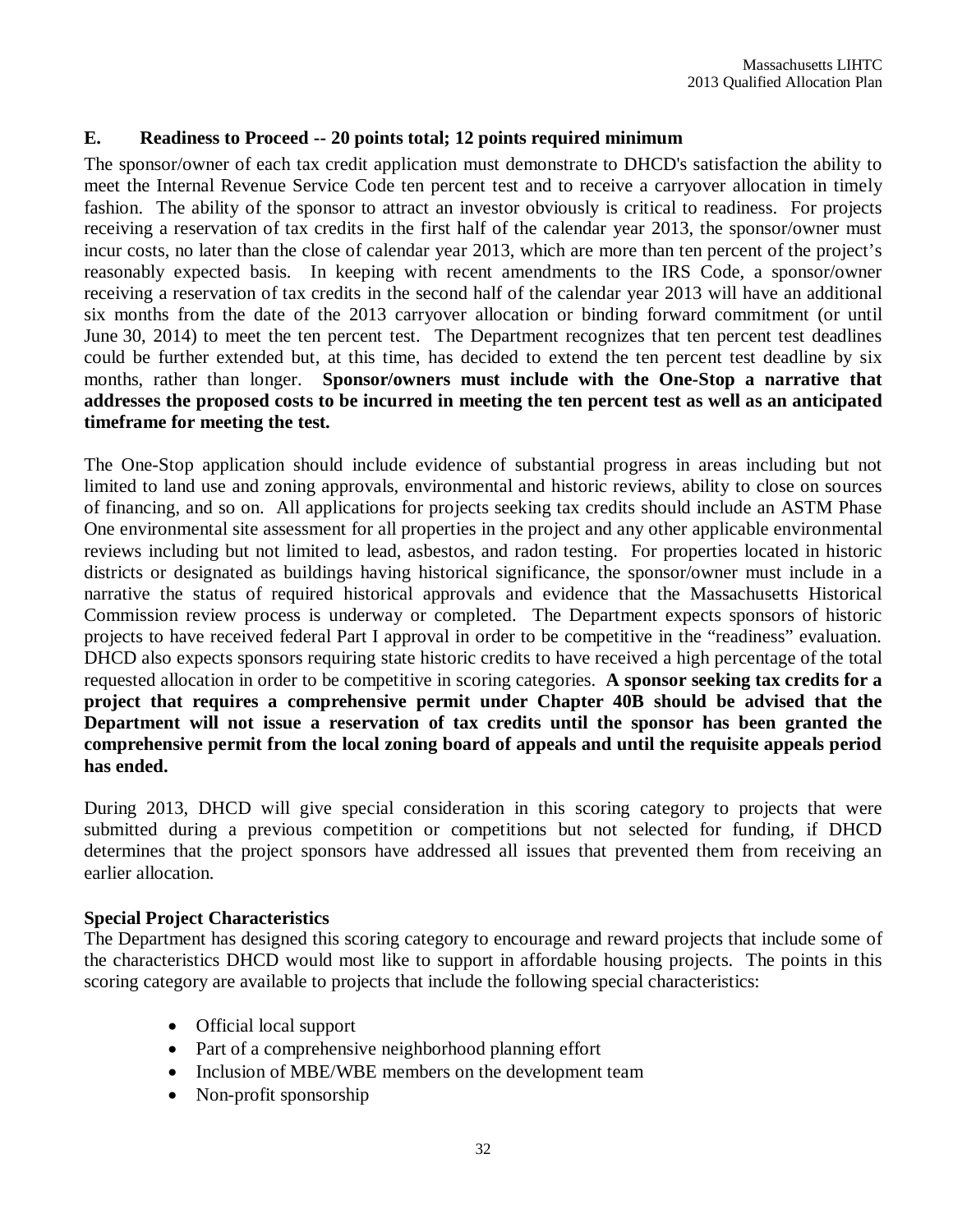## E. Readiness to Proceed -- 20 points total; 12 points required minimum

The sponsor/owner of each tax credit application must demonstrate to DHCD's satisfaction the ability to meet the Internal Revenue Service Code ten percent test and to receive a carryover allocation in timely fashion. The ability of the sponsor to attract an investor obviously is critical to readiness. For projects receiving a reservation of tax credits in the first half of the calendar year 2013, the sponsor/owner must incur costs, no later than the close of calendar year 2013, which are more than ten percent of the project's reasonably expected basis. In keeping with recent amendments to the IRS Code, a sponsor/owner receiving a reservation of tax credits in the second half of the calendar year 2013 will have an additional six months from the date of the 2013 carryover allocation or binding forward commitment (or until June 30, 2014) to meet the ten percent test. The Department recognizes that ten percent test deadlines could be further extended but, at this time, has decided to extend the ten percent test deadline by six months, rather than longer. **Sponsor/owners must include with the One-Stop a narrative that addresses the proposed costs to be incurred in meeting the ten percent test as well as an anticipated timeframe for meeting the test.**

The One-Stop application should include evidence of substantial progress in areas including but not limited to land use and zoning approvals, environmental and historic reviews, ability to close on sources of financing, and so on. All applications for projects seeking tax credits should include an ASTM Phase One environmental site assessment for all properties in the project and any other applicable environmental reviews including but not limited to lead, asbestos, and radon testing. For properties located in historic districts or designated as buildings having historical significance, the sponsor/owner must include in a narrative the status of required historical approvals and evidence that the Massachusetts Historical Commission review process is underway or completed. The Department expects sponsors of historic projects to have received federal Part I approval in order to be competitive in the "readiness" evaluation. DHCD also expects sponsors requiring state historic credits to have received a high percentage of the total requested allocation in order to be competitive in scoring categories. **A sponsor seeking tax credits for a project that requires a comprehensive permit under Chapter 40B should be advised that the Department will not issue a reservation of tax credits until the sponsor has been granted the comprehensive permit from the local zoning board of appeals and until the requisite appeals period has ended.**

During 2013, DHCD will give special consideration in this scoring category to projects that were submitted during a previous competition or competitions but not selected for funding, if DHCD determines that the project sponsors have addressed all issues that prevented them from receiving an earlier allocation.

**Special Project Characteristics**

The Department has designed this scoring category to encourage and reward projects that include some of the characteristics DHCD would most like to support in affordable housing projects. The points in this scoring category are available to projects that include the following special characteristics:

- Official local support
- Part of a comprehensive neighborhood planning effort
- Inclusion of MBE/WBE members on the development team
- Non-profit sponsorship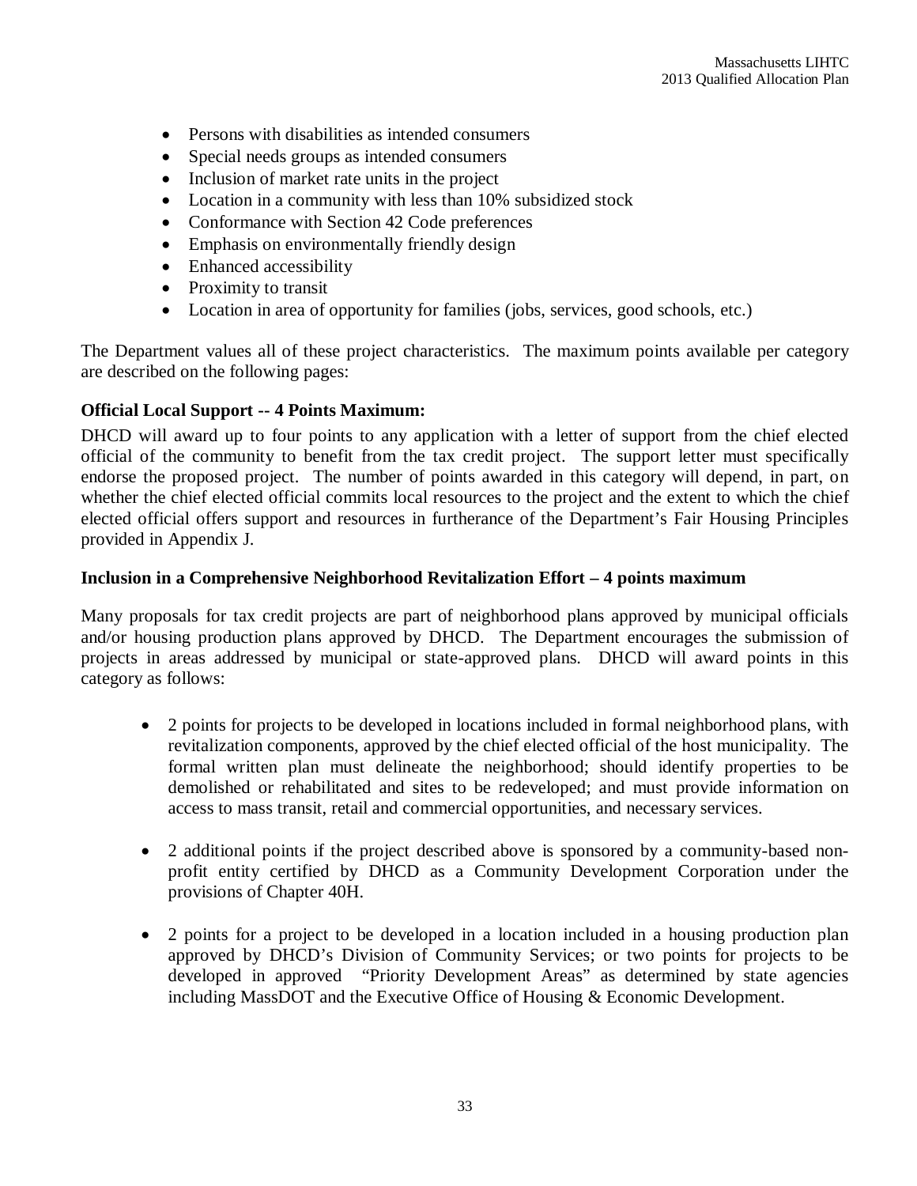- Persons with disabilities as intended consumers
- Special needs groups as intended consumers
- Inclusion of market rate units in the project
- Location in a community with less than 10% subsidized stock
- Conformance with Section 42 Code preferences
- Emphasis on environmentally friendly design
- Enhanced accessibility
- Proximity to transit
- Location in area of opportunity for families (jobs, services, good schools, etc.)

The Department values all of these project characteristics. The maximum points available per category are described on the following pages:

**Official Local Support -- 4 Points Maximum:**

DHCD will award up to four points to any application with a letter of support from the chief elected official of the community to benefit from the tax credit project. The support letter must specifically endorse the proposed project. The number of points awarded in this category will depend, in part, on whether the chief elected official commits local resources to the project and the extent to which the chief elected official offers support and resources in furtherance of the Department's Fair Housing Principles provided in Appendix J.

**Inclusion in a Comprehensive Neighborhood Revitalization Effort – 4 points maximum**

Many proposals for tax credit projects are part of neighborhood plans approved by municipal officials and/or housing production plans approved by DHCD. The Department encourages the submission of projects in areas addressed by municipal or state-approved plans. DHCD will award points in this category as follows:

- 2 points for projects to be developed in locations included in formal neighborhood plans, with revitalization components, approved by the chief elected official of the host municipality. The formal written plan must delineate the neighborhood; should identify properties to be demolished or rehabilitated and sites to be redeveloped; and must provide information on access to mass transit, retail and commercial opportunities, and necessary services.

- 2 additional points if the project described above is sponsored by a community-based non-profit entity certified by DHCD as a Community Development Corporation under the provisions of Chapter 40H.

- 2 points for a project to be developed in a location included in a housing production plan approved by DHCD's Division of Community Services; or two points for projects to be developed in approved "Priority Development Areas" as determined by state agencies including MassDOT and the Executive Office of Housing & Economic Development.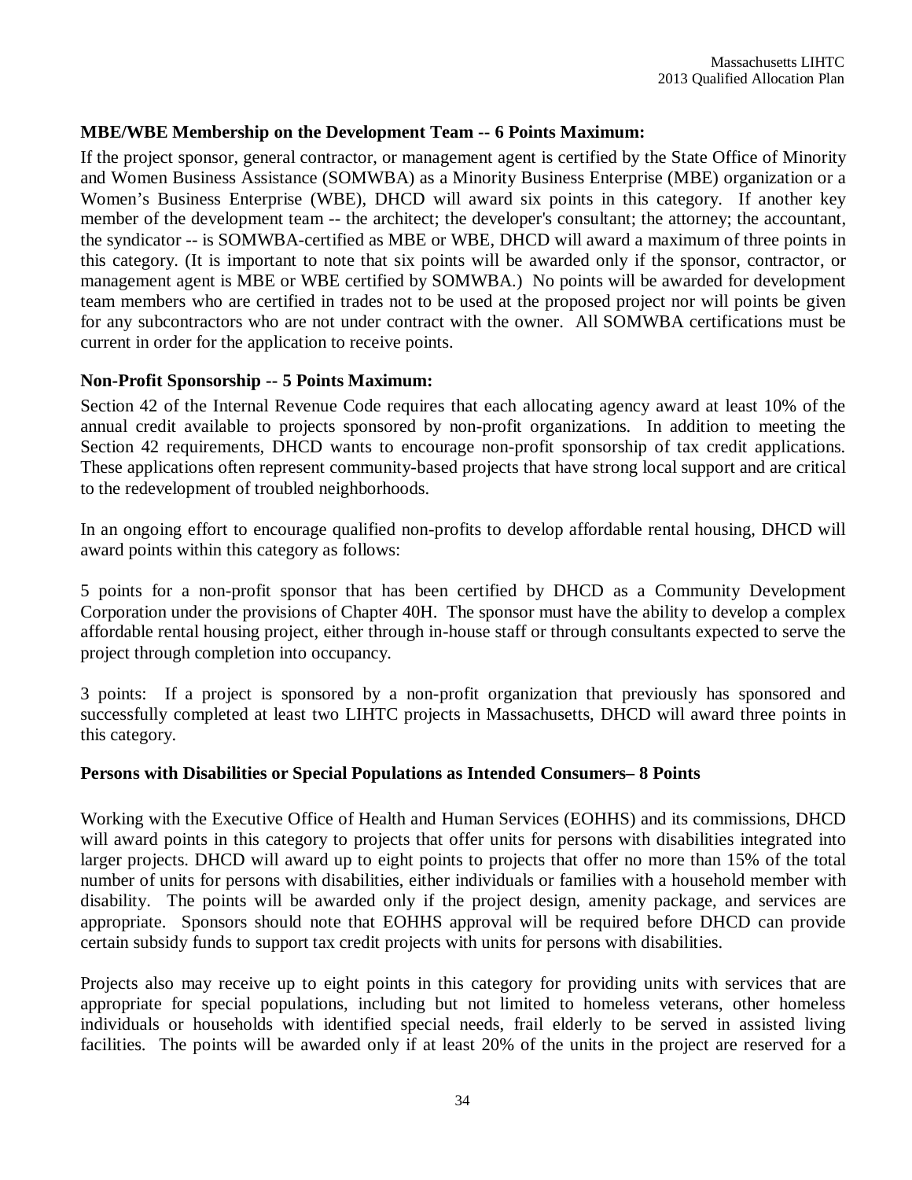**MBE/WBE Membership on the Development Team -- 6 Points Maximum:**

If the project sponsor, general contractor, or management agent is certified by the State Office of Minority and Women Business Assistance (SOMWBA) as a Minority Business Enterprise (MBE) organization or a Women's Business Enterprise (WBE), DHCD will award six points in this category. If another key member of the development team -- the architect; the developer's consultant; the attorney; the accountant, the syndicator -- is SOMWBA-certified as MBE or WBE, DHCD will award a maximum of three points in this category. (It is important to note that six points will be awarded only if the sponsor, contractor, or management agent is MBE or WBE certified by SOMWBA.) No points will be awarded for development team members who are certified in trades not to be used at the proposed project nor will points be given for any subcontractors who are not under contract with the owner. All SOMWBA certifications must be current in order for the application to receive points.

**Non-Profit Sponsorship -- 5 Points Maximum:**

Section 42 of the Internal Revenue Code requires that each allocating agency award at least 10% of the annual credit available to projects sponsored by non-profit organizations. In addition to meeting the Section 42 requirements, DHCD wants to encourage non-profit sponsorship of tax credit applications. These applications often represent community-based projects that have strong local support and are critical to the redevelopment of troubled neighborhoods.

In an ongoing effort to encourage qualified non-profits to develop affordable rental housing, DHCD will award points within this category as follows:

5 points for a non-profit sponsor that has been certified by DHCD as a Community Development Corporation under the provisions of Chapter 40H. The sponsor must have the ability to develop a complex affordable rental housing project, either through in-house staff or through consultants expected to serve the project through completion into occupancy.

3 points: If a project is sponsored by a non-profit organization that previously has sponsored and successfully completed at least two LIHTC projects in Massachusetts, DHCD will award three points in this category.

**Persons with Disabilities or Special Populations as Intended Consumers– 8 Points**

Working with the Executive Office of Health and Human Services (EOHHS) and its commissions, DHCD will award points in this category to projects that offer units for persons with disabilities integrated into larger projects. DHCD will award up to eight points to projects that offer no more than 15% of the total number of units for persons with disabilities, either individuals or families with a household member with disability. The points will be awarded only if the project design, amenity package, and services are appropriate. Sponsors should note that EOHHS approval will be required before DHCD can provide certain subsidy funds to support tax credit projects with units for persons with disabilities.

Projects also may receive up to eight points in this category for providing units with services that are appropriate for special populations, including but not limited to homeless veterans, other homeless individuals or households with identified special needs, frail elderly to be served in assisted living facilities. The points will be awarded only if at least 20% of the units in the project are reserved for a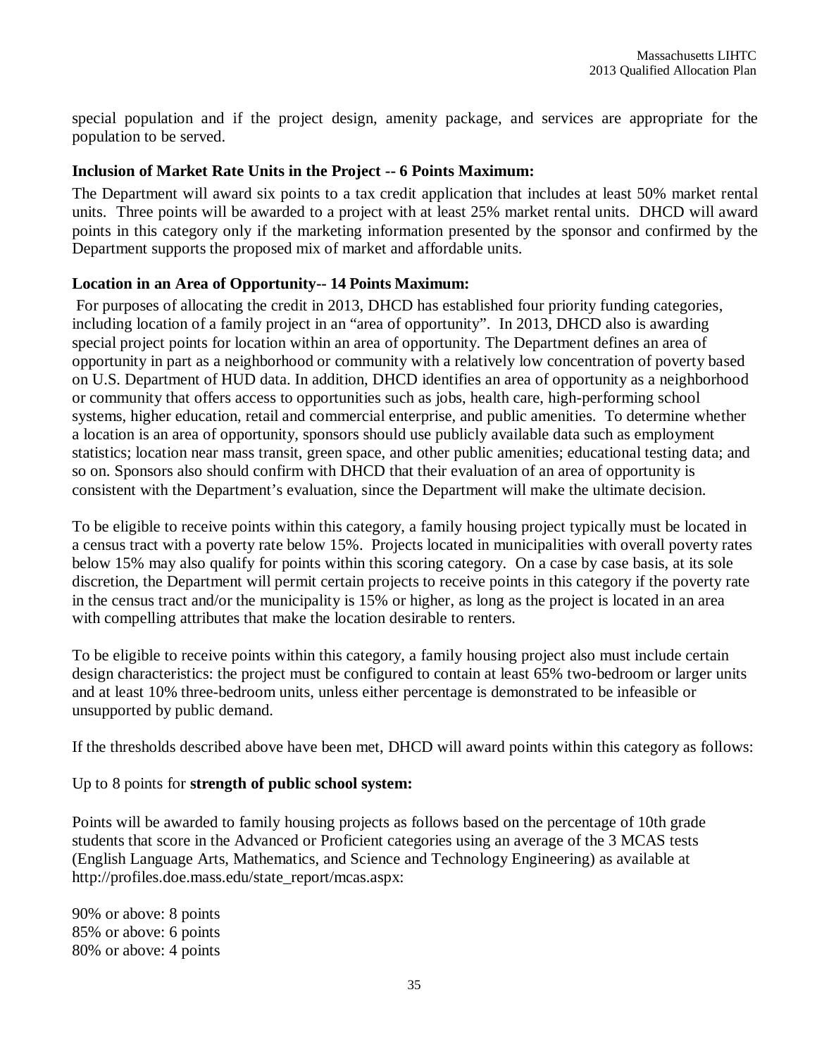special population and if the project design, amenity package, and services are appropriate for the population to be served.

**Inclusion of Market Rate Units in the Project -- 6 Points Maximum:**

The Department will award six points to a tax credit application that includes at least 50% market rental units. Three points will be awarded to a project with at least 25% market rental units. DHCD will award points in this category only if the marketing information presented by the sponsor and confirmed by the Department supports the proposed mix of market and affordable units.

**Location in an Area of Opportunity-- 14 Points Maximum:**

For purposes of allocating the credit in 2013, DHCD has established four priority funding categories, including location of a family project in an "area of opportunity". In 2013, DHCD also is awarding special project points for location within an area of opportunity. The Department defines an area of opportunity in part as a neighborhood or community with a relatively low concentration of poverty based on U.S. Department of HUD data. In addition, DHCD identifies an area of opportunity as a neighborhood or community that offers access to opportunities such as jobs, health care, high-performing school systems, higher education, retail and commercial enterprise, and public amenities. To determine whether a location is an area of opportunity, sponsors should use publicly available data such as employment statistics; location near mass transit, green space, and other public amenities; educational testing data; and so on. Sponsors also should confirm with DHCD that their evaluation of an area of opportunity is consistent with the Department's evaluation, since the Department will make the ultimate decision.

To be eligible to receive points within this category, a family housing project typically must be located in a census tract with a poverty rate below 15%. Projects located in municipalities with overall poverty rates below 15% may also qualify for points within this scoring category. On a case by case basis, at its sole discretion, the Department will permit certain projects to receive points in this category if the poverty rate in the census tract and/or the municipality is 15% or higher, as long as the project is located in an area with compelling attributes that make the location desirable to renters.

To be eligible to receive points within this category, a family housing project also must include certain design characteristics: the project must be configured to contain at least 65% two-bedroom or larger units and at least 10% three-bedroom units, unless either percentage is demonstrated to be infeasible or unsupported by public demand.

If the thresholds described above have been met, DHCD will award points within this category as follows:

Up to 8 points for **strength of public school system:**

Points will be awarded to family housing projects as follows based on the percentage of 10th grade students that score in the Advanced or Proficient categories using an average of the 3 MCAS tests (English Language Arts, Mathematics, and Science and Technology Engineering) as available at http://profiles.doe.mass.edu/state_report/mcas.aspx:

90% or above: 8 points
85% or above: 6 points
80% or above: 4 points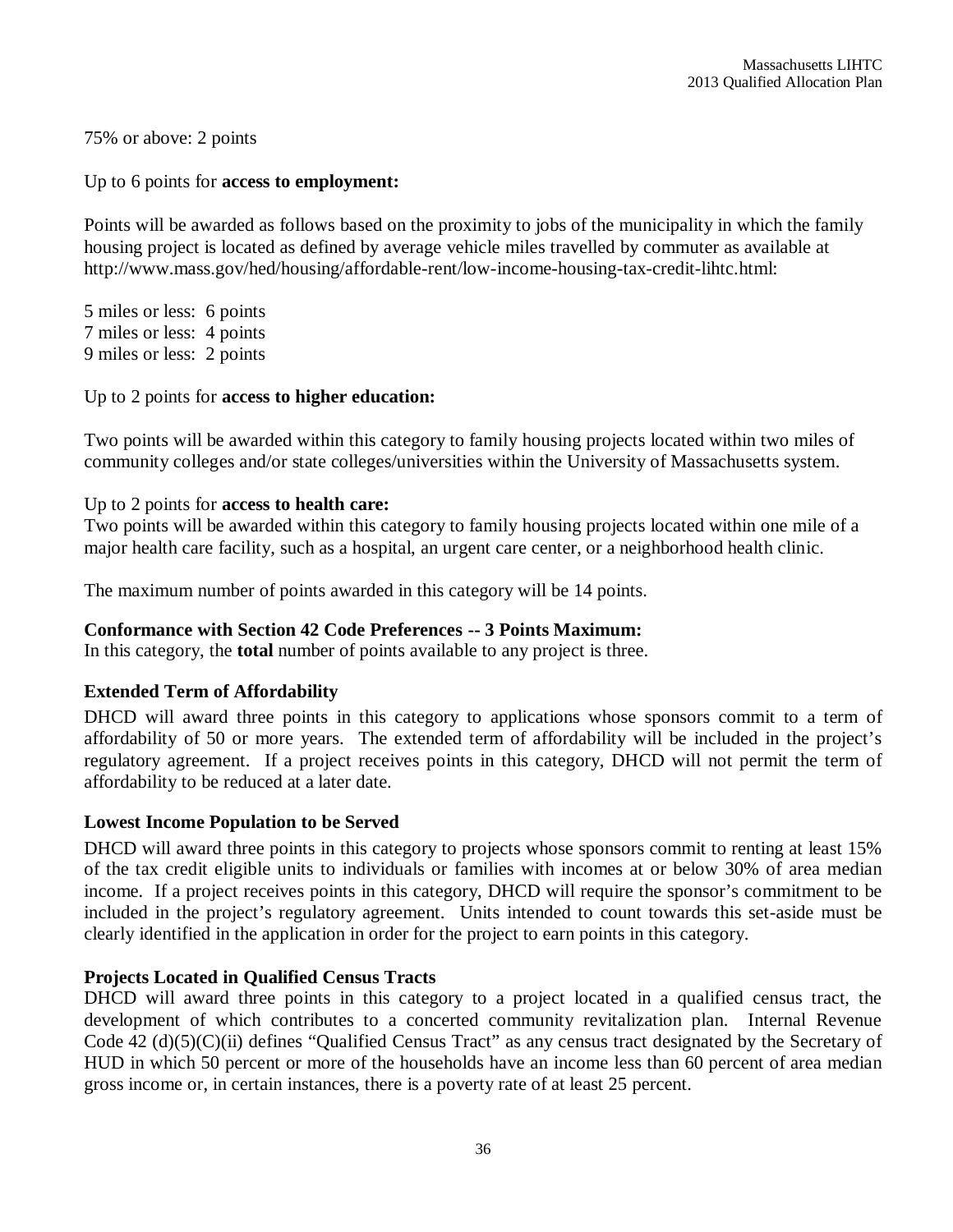75% or above: 2 points

Up to 6 points for **access to employment:**

Points will be awarded as follows based on the proximity to jobs of the municipality in which the family housing project is located as defined by average vehicle miles travelled by commuter as available at http://www.mass.gov/hed/housing/affordable-rent/low-income-housing-tax-credit-lihtc.html:

5 miles or less: 6 points
7 miles or less: 4 points
9 miles or less: 2 points

Up to 2 points for **access to higher education:**

Two points will be awarded within this category to family housing projects located within two miles of community colleges and/or state colleges/universities within the University of Massachusetts system.

Up to 2 points for **access to health care:**
Two points will be awarded within this category to family housing projects located within one mile of a major health care facility, such as a hospital, an urgent care center, or a neighborhood health clinic.

The maximum number of points awarded in this category will be 14 points.

**Conformance with Section 42 Code Preferences -- 3 Points Maximum:**
In this category, the **total** number of points available to any project is three.

**Extended Term of Affordability**

DHCD will award three points in this category to applications whose sponsors commit to a term of affordability of 50 or more years. The extended term of affordability will be included in the project's regulatory agreement. If a project receives points in this category, DHCD will not permit the term of affordability to be reduced at a later date.

**Lowest Income Population to be Served**

DHCD will award three points in this category to projects whose sponsors commit to renting at least 15% of the tax credit eligible units to individuals or families with incomes at or below 30% of area median income. If a project receives points in this category, DHCD will require the sponsor's commitment to be included in the project's regulatory agreement. Units intended to count towards this set-aside must be clearly identified in the application in order for the project to earn points in this category.

**Projects Located in Qualified Census Tracts**

DHCD will award three points in this category to a project located in a qualified census tract, the development of which contributes to a concerted community revitalization plan. Internal Revenue Code 42 (d)(5)(C)(ii) defines "Qualified Census Tract" as any census tract designated by the Secretary of HUD in which 50 percent or more of the households have an income less than 60 percent of area median gross income or, in certain instances, there is a poverty rate of at least 25 percent.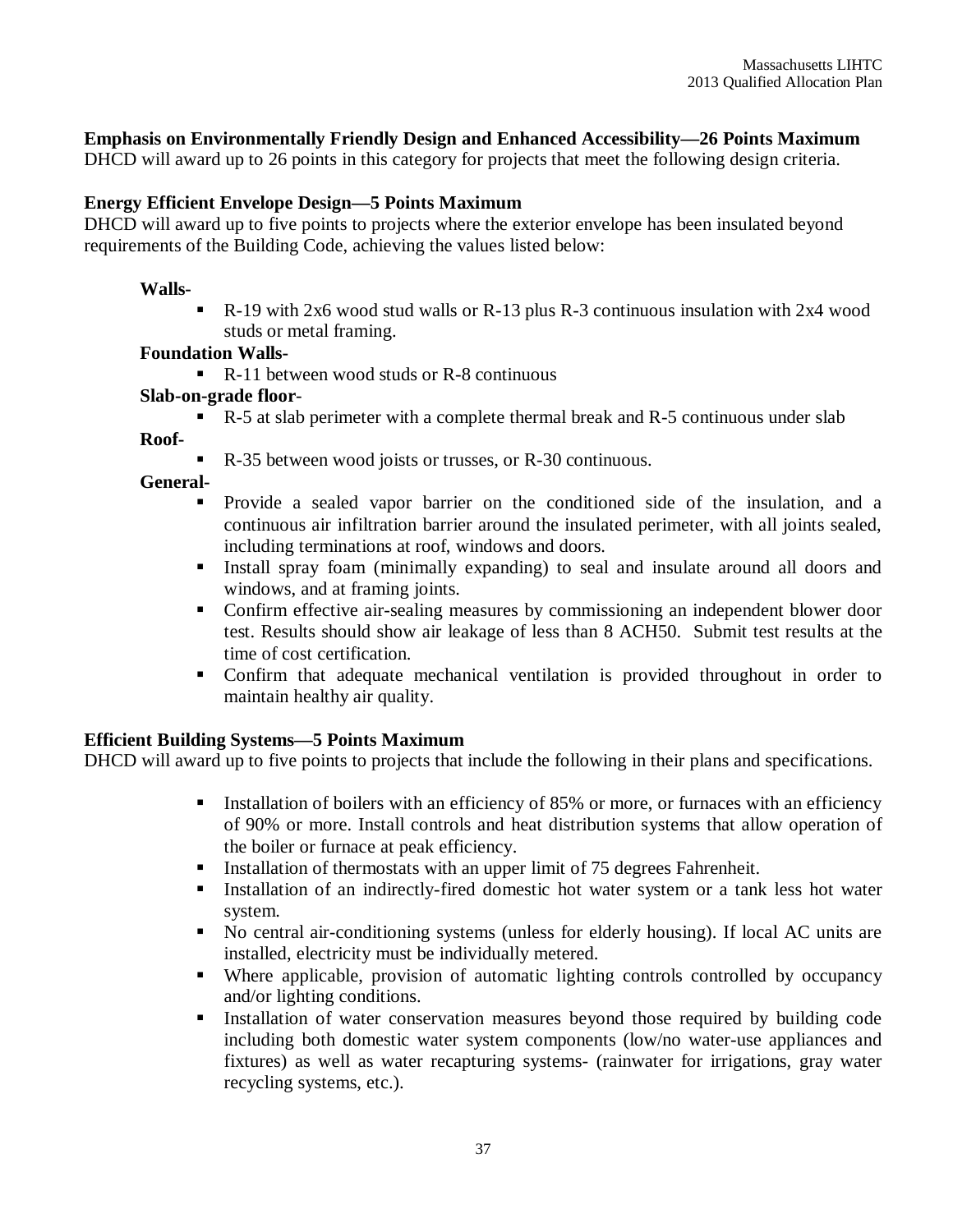**Emphasis on Environmentally Friendly Design and Enhanced Accessibility—26 Points Maximum**
DHCD will award up to 26 points in this category for projects that meet the following design criteria.

**Energy Efficient Envelope Design—5 Points Maximum**
DHCD will award up to five points to projects where the exterior envelope has been insulated beyond requirements of the Building Code, achieving the values listed below:

**Walls-**

- R-19 with 2x6 wood stud walls or R-13 plus R-3 continuous insulation with 2x4 wood studs or metal framing.

**Foundation Walls-**

- R-11 between wood studs or R-8 continuous

**Slab-on-grade floor-**

- R-5 at slab perimeter with a complete thermal break and R-5 continuous under slab

**Roof-**

- R-35 between wood joists or trusses, or R-30 continuous.

**General-**

- Provide a sealed vapor barrier on the conditioned side of the insulation, and a continuous air infiltration barrier around the insulated perimeter, with all joints sealed, including terminations at roof, windows and doors.
- Install spray foam (minimally expanding) to seal and insulate around all doors and windows, and at framing joints.
- Confirm effective air-sealing measures by commissioning an independent blower door test. Results should show air leakage of less than 8 ACH50. Submit test results at the time of cost certification.
- Confirm that adequate mechanical ventilation is provided throughout in order to maintain healthy air quality.

**Efficient Building Systems—5 Points Maximum**
DHCD will award up to five points to projects that include the following in their plans and specifications.

- Installation of boilers with an efficiency of 85% or more, or furnaces with an efficiency of 90% or more. Install controls and heat distribution systems that allow operation of the boiler or furnace at peak efficiency.
- Installation of thermostats with an upper limit of 75 degrees Fahrenheit.
- Installation of an indirectly-fired domestic hot water system or a tank less hot water system.
- No central air-conditioning systems (unless for elderly housing). If local AC units are installed, electricity must be individually metered.
- Where applicable, provision of automatic lighting controls controlled by occupancy and/or lighting conditions.
- Installation of water conservation measures beyond those required by building code including both domestic water system components (low/no water-use appliances and fixtures) as well as water recapturing systems- (rainwater for irrigations, gray water recycling systems, etc.).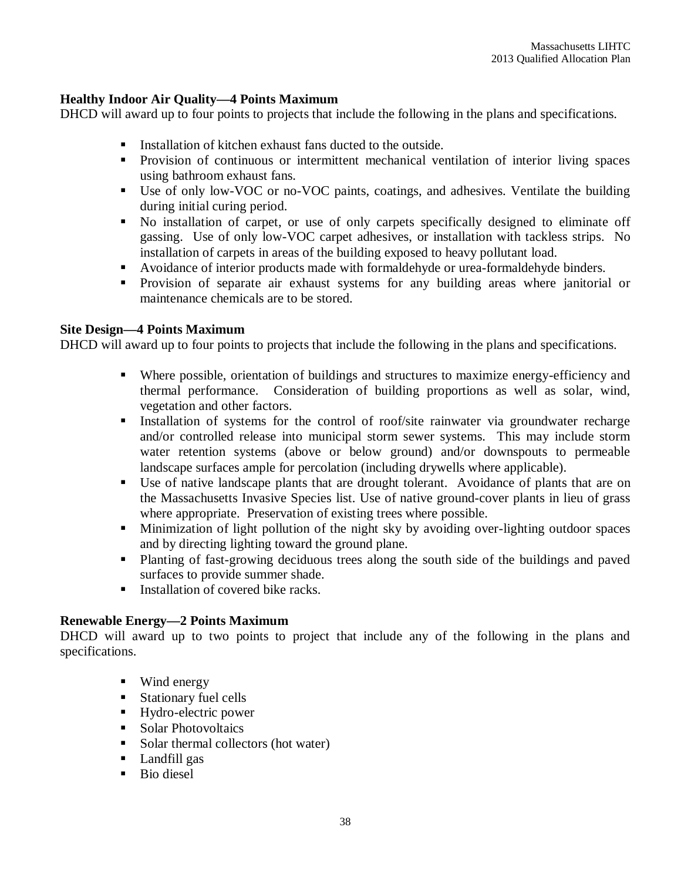**Healthy Indoor Air Quality—4 Points Maximum**
DHCD will award up to four points to projects that include the following in the plans and specifications.

- Installation of kitchen exhaust fans ducted to the outside.
- Provision of continuous or intermittent mechanical ventilation of interior living spaces using bathroom exhaust fans.
- Use of only low-VOC or no-VOC paints, coatings, and adhesives. Ventilate the building during initial curing period.
- No installation of carpet, or use of only carpets specifically designed to eliminate off gassing. Use of only low-VOC carpet adhesives, or installation with tackless strips. No installation of carpets in areas of the building exposed to heavy pollutant load.
- Avoidance of interior products made with formaldehyde or urea-formaldehyde binders.
- Provision of separate air exhaust systems for any building areas where janitorial or maintenance chemicals are to be stored.

**Site Design—4 Points Maximum**
DHCD will award up to four points to projects that include the following in the plans and specifications.

- Where possible, orientation of buildings and structures to maximize energy-efficiency and thermal performance. Consideration of building proportions as well as solar, wind, vegetation and other factors.
- Installation of systems for the control of roof/site rainwater via groundwater recharge and/or controlled release into municipal storm sewer systems. This may include storm water retention systems (above or below ground) and/or downspouts to permeable landscape surfaces ample for percolation (including drywells where applicable).
- Use of native landscape plants that are drought tolerant. Avoidance of plants that are on the Massachusetts Invasive Species list. Use of native ground-cover plants in lieu of grass where appropriate. Preservation of existing trees where possible.
- Minimization of light pollution of the night sky by avoiding over-lighting outdoor spaces and by directing lighting toward the ground plane.
- Planting of fast-growing deciduous trees along the south side of the buildings and paved surfaces to provide summer shade.
- Installation of covered bike racks.

**Renewable Energy—2 Points Maximum**
DHCD will award up to two points to project that include any of the following in the plans and specifications.

- Wind energy
- Stationary fuel cells
- Hydro-electric power
- Solar Photovoltaics
- Solar thermal collectors (hot water)
- Landfill gas
- Bio diesel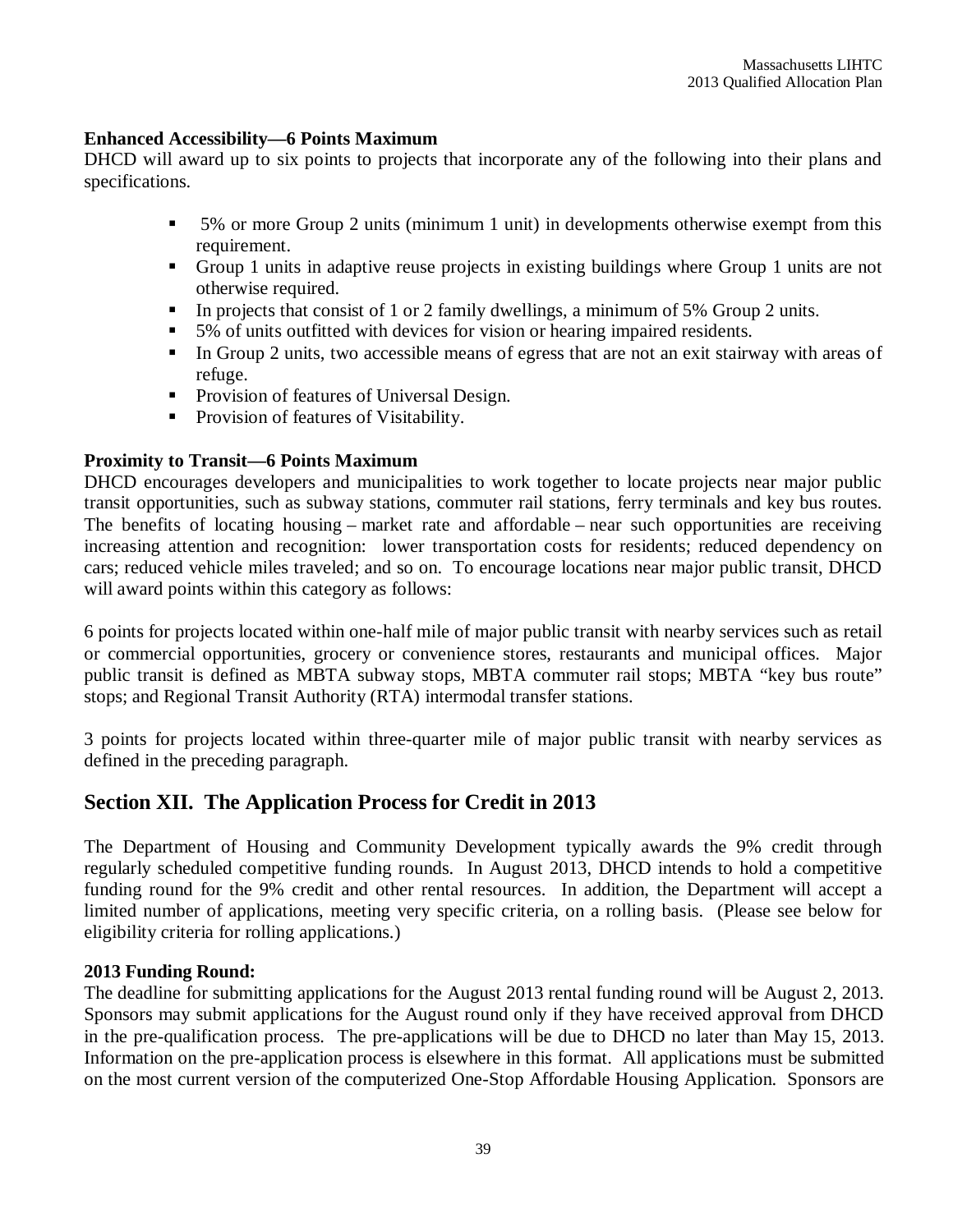**Enhanced Accessibility—6 Points Maximum**

DHCD will award up to six points to projects that incorporate any of the following into their plans and specifications.

- 5% or more Group 2 units (minimum 1 unit) in developments otherwise exempt from this requirement.
- Group 1 units in adaptive reuse projects in existing buildings where Group 1 units are not otherwise required.
- In projects that consist of 1 or 2 family dwellings, a minimum of 5% Group 2 units.
- 5% of units outfitted with devices for vision or hearing impaired residents.
- In Group 2 units, two accessible means of egress that are not an exit stairway with areas of refuge.
- Provision of features of Universal Design.
- Provision of features of Visitability.

**Proximity to Transit—6 Points Maximum**

DHCD encourages developers and municipalities to work together to locate projects near major public transit opportunities, such as subway stations, commuter rail stations, ferry terminals and key bus routes. The benefits of locating housing – market rate and affordable – near such opportunities are receiving increasing attention and recognition: lower transportation costs for residents; reduced dependency on cars; reduced vehicle miles traveled; and so on. To encourage locations near major public transit, DHCD will award points within this category as follows:

6 points for projects located within one-half mile of major public transit with nearby services such as retail or commercial opportunities, grocery or convenience stores, restaurants and municipal offices. Major public transit is defined as MBTA subway stops, MBTA commuter rail stops; MBTA "key bus route" stops; and Regional Transit Authority (RTA) intermodal transfer stations.

3 points for projects located within three-quarter mile of major public transit with nearby services as defined in the preceding paragraph.

## Section XII. The Application Process for Credit in 2013

The Department of Housing and Community Development typically awards the 9% credit through regularly scheduled competitive funding rounds. In August 2013, DHCD intends to hold a competitive funding round for the 9% credit and other rental resources. In addition, the Department will accept a limited number of applications, meeting very specific criteria, on a rolling basis. (Please see below for eligibility criteria for rolling applications.)

**2013 Funding Round:**

The deadline for submitting applications for the August 2013 rental funding round will be August 2, 2013. Sponsors may submit applications for the August round only if they have received approval from DHCD in the pre-qualification process. The pre-applications will be due to DHCD no later than May 15, 2013. Information on the pre-application process is elsewhere in this format. All applications must be submitted on the most current version of the computerized One-Stop Affordable Housing Application. Sponsors are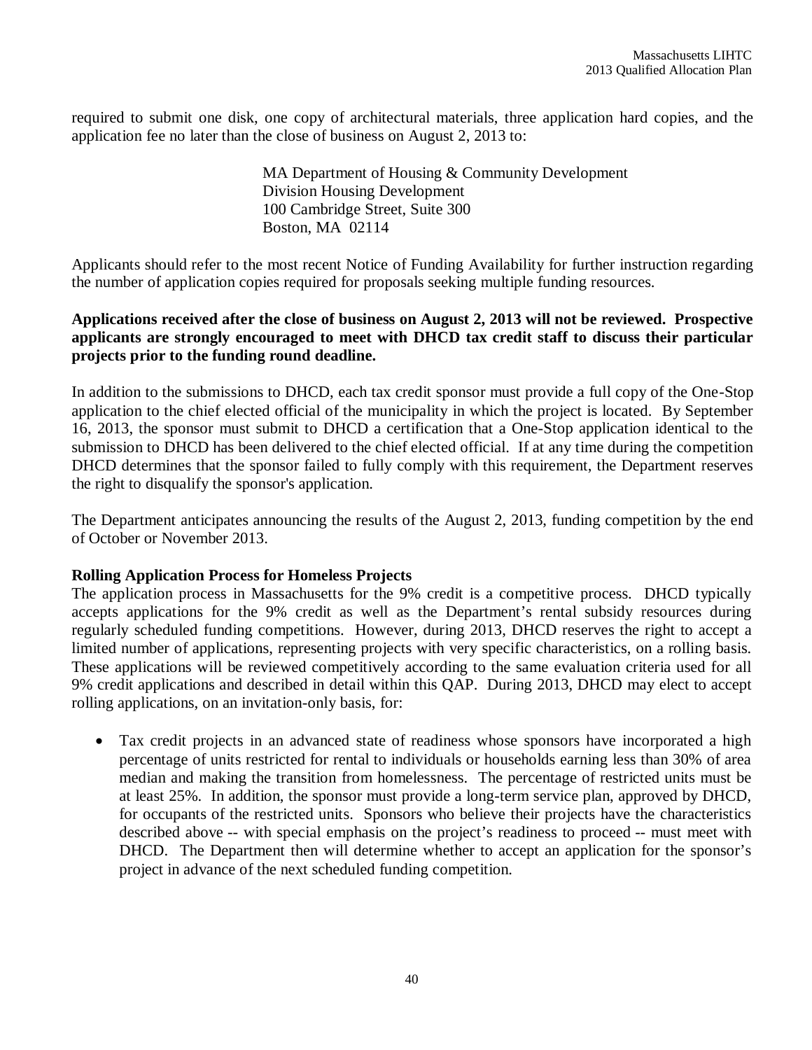required to submit one disk, one copy of architectural materials, three application hard copies, and the application fee no later than the close of business on August 2, 2013 to:

> MA Department of Housing & Community Development
> Division Housing Development
> 100 Cambridge Street, Suite 300
> Boston, MA 02114

Applicants should refer to the most recent Notice of Funding Availability for further instruction regarding the number of application copies required for proposals seeking multiple funding resources.

**Applications received after the close of business on August 2, 2013 will not be reviewed. Prospective applicants are strongly encouraged to meet with DHCD tax credit staff to discuss their particular projects prior to the funding round deadline.**

In addition to the submissions to DHCD, each tax credit sponsor must provide a full copy of the One-Stop application to the chief elected official of the municipality in which the project is located. By September 16, 2013, the sponsor must submit to DHCD a certification that a One-Stop application identical to the submission to DHCD has been delivered to the chief elected official. If at any time during the competition DHCD determines that the sponsor failed to fully comply with this requirement, the Department reserves the right to disqualify the sponsor's application.

The Department anticipates announcing the results of the August 2, 2013, funding competition by the end of October or November 2013.

**Rolling Application Process for Homeless Projects**

The application process in Massachusetts for the 9% credit is a competitive process. DHCD typically accepts applications for the 9% credit as well as the Department's rental subsidy resources during regularly scheduled funding competitions. However, during 2013, DHCD reserves the right to accept a limited number of applications, representing projects with very specific characteristics, on a rolling basis. These applications will be reviewed competitively according to the same evaluation criteria used for all 9% credit applications and described in detail within this QAP. During 2013, DHCD may elect to accept rolling applications, on an invitation-only basis, for:

- Tax credit projects in an advanced state of readiness whose sponsors have incorporated a high percentage of units restricted for rental to individuals or households earning less than 30% of area median and making the transition from homelessness. The percentage of restricted units must be at least 25%. In addition, the sponsor must provide a long-term service plan, approved by DHCD, for occupants of the restricted units. Sponsors who believe their projects have the characteristics described above -- with special emphasis on the project's readiness to proceed -- must meet with DHCD. The Department then will determine whether to accept an application for the sponsor's project in advance of the next scheduled funding competition.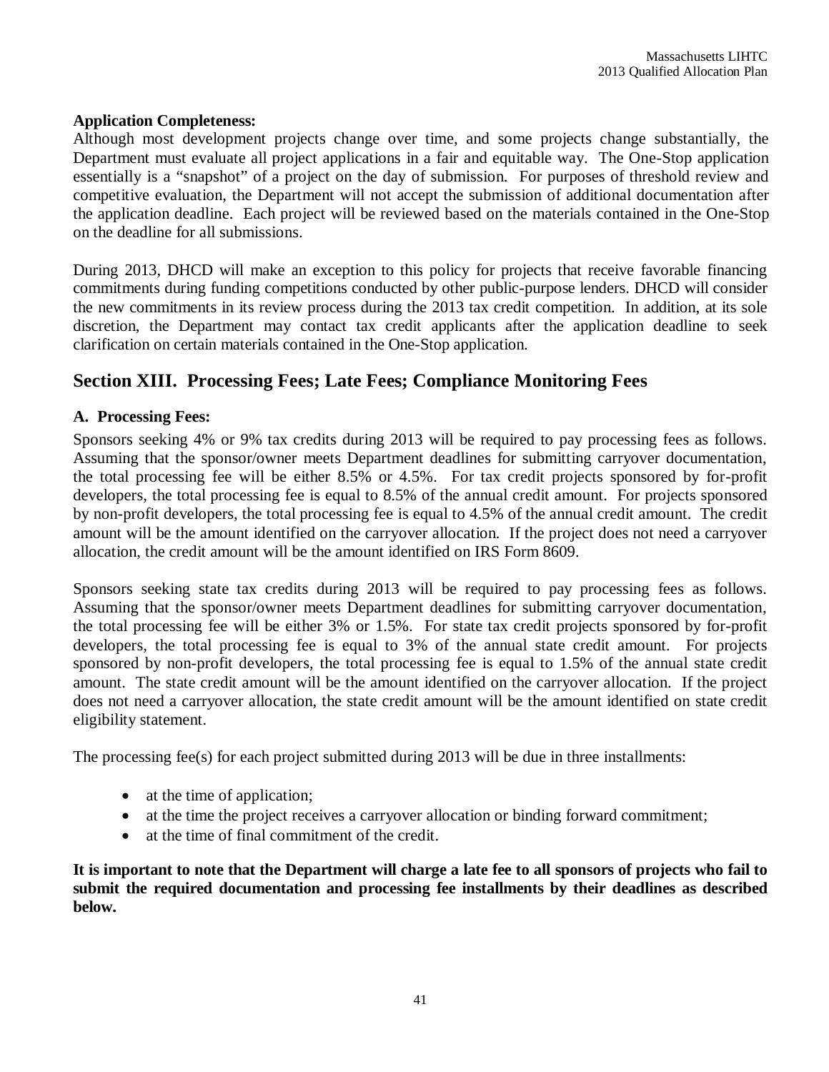**Application Completeness:**

Although most development projects change over time, and some projects change substantially, the Department must evaluate all project applications in a fair and equitable way. The One-Stop application essentially is a "snapshot" of a project on the day of submission. For purposes of threshold review and competitive evaluation, the Department will not accept the submission of additional documentation after the application deadline. Each project will be reviewed based on the materials contained in the One-Stop on the deadline for all submissions.

During 2013, DHCD will make an exception to this policy for projects that receive favorable financing commitments during funding competitions conducted by other public-purpose lenders. DHCD will consider the new commitments in its review process during the 2013 tax credit competition. In addition, at its sole discretion, the Department may contact tax credit applicants after the application deadline to seek clarification on certain materials contained in the One-Stop application.

## Section XIII. Processing Fees; Late Fees; Compliance Monitoring Fees

### A. Processing Fees:

Sponsors seeking 4% or 9% tax credits during 2013 will be required to pay processing fees as follows. Assuming that the sponsor/owner meets Department deadlines for submitting carryover documentation, the total processing fee will be either 8.5% or 4.5%. For tax credit projects sponsored by for-profit developers, the total processing fee is equal to 8.5% of the annual credit amount. For projects sponsored by non-profit developers, the total processing fee is equal to 4.5% of the annual credit amount. The credit amount will be the amount identified on the carryover allocation. If the project does not need a carryover allocation, the credit amount will be the amount identified on IRS Form 8609.

Sponsors seeking state tax credits during 2013 will be required to pay processing fees as follows. Assuming that the sponsor/owner meets Department deadlines for submitting carryover documentation, the total processing fee will be either 3% or 1.5%. For state tax credit projects sponsored by for-profit developers, the total processing fee is equal to 3% of the annual state credit amount. For projects sponsored by non-profit developers, the total processing fee is equal to 1.5% of the annual state credit amount. The state credit amount will be the amount identified on the carryover allocation. If the project does not need a carryover allocation, the state credit amount will be the amount identified on state credit eligibility statement.

The processing fee(s) for each project submitted during 2013 will be due in three installments:

- at the time of application;
- at the time the project receives a carryover allocation or binding forward commitment;
- at the time of final commitment of the credit.

**It is important to note that the Department will charge a late fee to all sponsors of projects who fail to submit the required documentation and processing fee installments by their deadlines as described below.**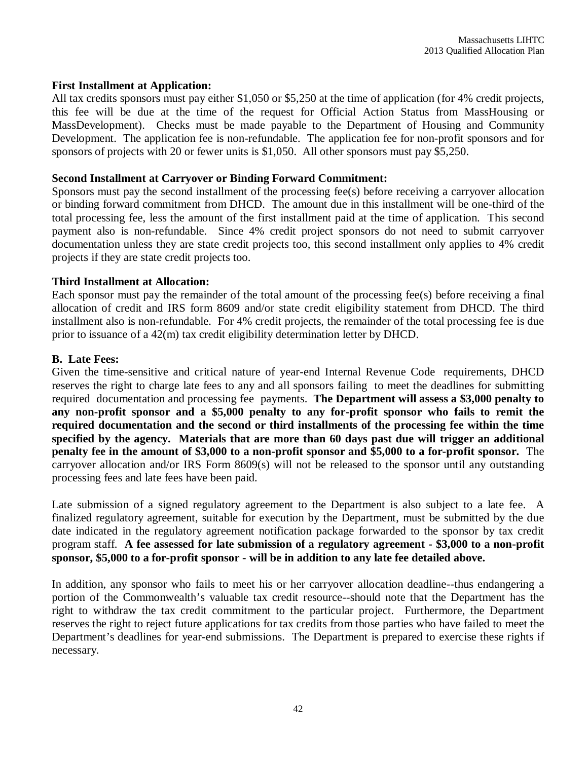**First Installment at Application:**
All tax credits sponsors must pay either $1,050 or $5,250 at the time of application (for 4% credit projects, this fee will be due at the time of the request for Official Action Status from MassHousing or MassDevelopment). Checks must be made payable to the Department of Housing and Community Development. The application fee is non-refundable. The application fee for non-profit sponsors and for sponsors of projects with 20 or fewer units is $1,050. All other sponsors must pay $5,250.

**Second Installment at Carryover or Binding Forward Commitment:**
Sponsors must pay the second installment of the processing fee(s) before receiving a carryover allocation or binding forward commitment from DHCD. The amount due in this installment will be one-third of the total processing fee, less the amount of the first installment paid at the time of application. This second payment also is non-refundable. Since 4% credit project sponsors do not need to submit carryover documentation unless they are state credit projects too, this second installment only applies to 4% credit projects if they are state credit projects too.

**Third Installment at Allocation:**
Each sponsor must pay the remainder of the total amount of the processing fee(s) before receiving a final allocation of credit and IRS form 8609 and/or state credit eligibility statement from DHCD. The third installment also is non-refundable. For 4% credit projects, the remainder of the total processing fee is due prior to issuance of a 42(m) tax credit eligibility determination letter by DHCD.

**B. Late Fees:**
Given the time-sensitive and critical nature of year-end Internal Revenue Code requirements, DHCD reserves the right to charge late fees to any and all sponsors failing to meet the deadlines for submitting required documentation and processing fee payments. **The Department will assess a $3,000 penalty to any non-profit sponsor and a $5,000 penalty to any for-profit sponsor who fails to remit the required documentation and the second or third installments of the processing fee within the time specified by the agency. Materials that are more than 60 days past due will trigger an additional penalty fee in the amount of $3,000 to a non-profit sponsor and $5,000 to a for-profit sponsor.** The carryover allocation and/or IRS Form 8609(s) will not be released to the sponsor until any outstanding processing fees and late fees have been paid.

Late submission of a signed regulatory agreement to the Department is also subject to a late fee. A finalized regulatory agreement, suitable for execution by the Department, must be submitted by the due date indicated in the regulatory agreement notification package forwarded to the sponsor by tax credit program staff. **A fee assessed for late submission of a regulatory agreement - $3,000 to a non-profit sponsor, $5,000 to a for-profit sponsor - will be in addition to any late fee detailed above.**

In addition, any sponsor who fails to meet his or her carryover allocation deadline--thus endangering a portion of the Commonwealth's valuable tax credit resource--should note that the Department has the right to withdraw the tax credit commitment to the particular project. Furthermore, the Department reserves the right to reject future applications for tax credits from those parties who have failed to meet the Department's deadlines for year-end submissions. The Department is prepared to exercise these rights if necessary.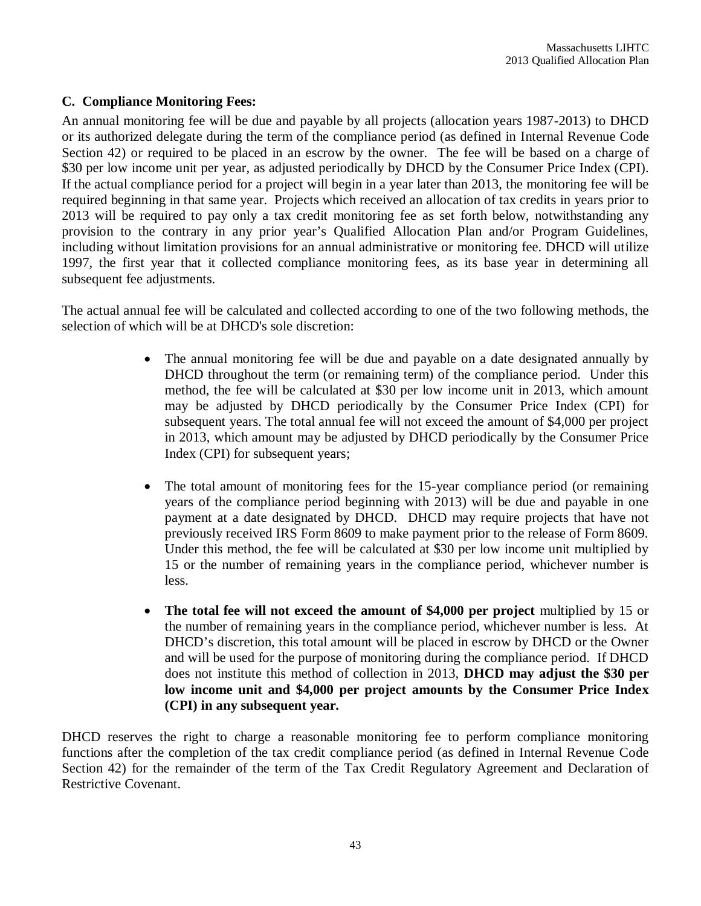### C. Compliance Monitoring Fees:

An annual monitoring fee will be due and payable by all projects (allocation years 1987-2013) to DHCD or its authorized delegate during the term of the compliance period (as defined in Internal Revenue Code Section 42) or required to be placed in an escrow by the owner. The fee will be based on a charge of $30 per low income unit per year, as adjusted periodically by DHCD by the Consumer Price Index (CPI). If the actual compliance period for a project will begin in a year later than 2013, the monitoring fee will be required beginning in that same year. Projects which received an allocation of tax credits in years prior to 2013 will be required to pay only a tax credit monitoring fee as set forth below, notwithstanding any provision to the contrary in any prior year's Qualified Allocation Plan and/or Program Guidelines, including without limitation provisions for an annual administrative or monitoring fee. DHCD will utilize 1997, the first year that it collected compliance monitoring fees, as its base year in determining all subsequent fee adjustments.

The actual annual fee will be calculated and collected according to one of the two following methods, the selection of which will be at DHCD's sole discretion:

- The annual monitoring fee will be due and payable on a date designated annually by DHCD throughout the term (or remaining term) of the compliance period. Under this method, the fee will be calculated at $30 per low income unit in 2013, which amount may be adjusted by DHCD periodically by the Consumer Price Index (CPI) for subsequent years. The total annual fee will not exceed the amount of $4,000 per project in 2013, which amount may be adjusted by DHCD periodically by the Consumer Price Index (CPI) for subsequent years;

- The total amount of monitoring fees for the 15-year compliance period (or remaining years of the compliance period beginning with 2013) will be due and payable in one payment at a date designated by DHCD. DHCD may require projects that have not previously received IRS Form 8609 to make payment prior to the release of Form 8609. Under this method, the fee will be calculated at $30 per low income unit multiplied by 15 or the number of remaining years in the compliance period, whichever number is less.

- **The total fee will not exceed the amount of $4,000 per project** multiplied by 15 or the number of remaining years in the compliance period, whichever number is less. At DHCD's discretion, this total amount will be placed in escrow by DHCD or the Owner and will be used for the purpose of monitoring during the compliance period. If DHCD does not institute this method of collection in 2013, **DHCD may adjust the $30 per low income unit and $4,000 per project amounts by the Consumer Price Index (CPI) in any subsequent year.**

DHCD reserves the right to charge a reasonable monitoring fee to perform compliance monitoring functions after the completion of the tax credit compliance period (as defined in Internal Revenue Code Section 42) for the remainder of the term of the Tax Credit Regulatory Agreement and Declaration of Restrictive Covenant.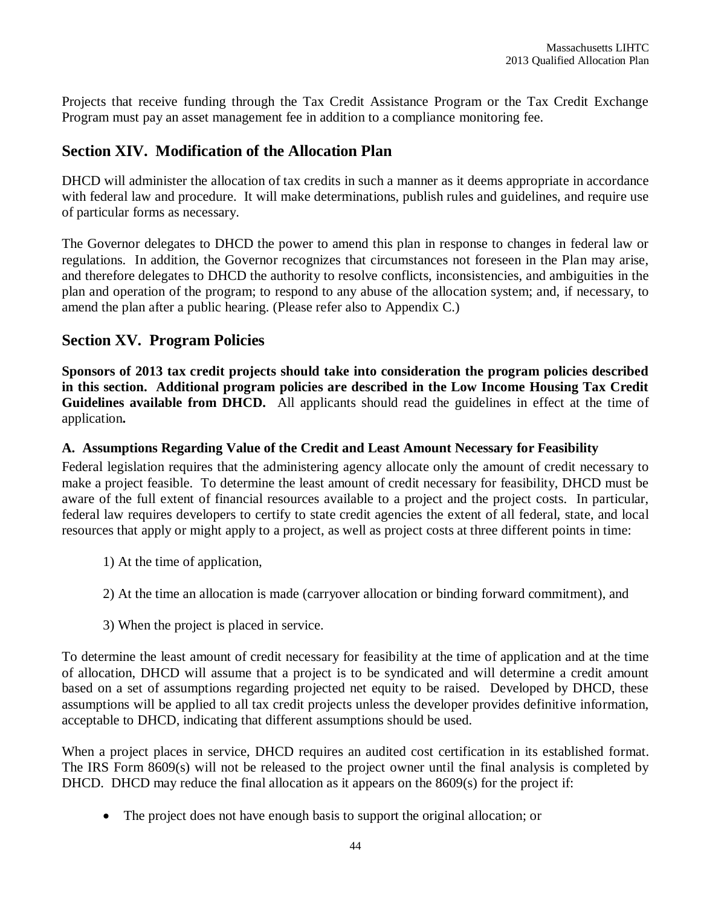Projects that receive funding through the Tax Credit Assistance Program or the Tax Credit Exchange Program must pay an asset management fee in addition to a compliance monitoring fee.

## Section XIV. Modification of the Allocation Plan

DHCD will administer the allocation of tax credits in such a manner as it deems appropriate in accordance with federal law and procedure. It will make determinations, publish rules and guidelines, and require use of particular forms as necessary.

The Governor delegates to DHCD the power to amend this plan in response to changes in federal law or regulations. In addition, the Governor recognizes that circumstances not foreseen in the Plan may arise, and therefore delegates to DHCD the authority to resolve conflicts, inconsistencies, and ambiguities in the plan and operation of the program; to respond to any abuse of the allocation system; and, if necessary, to amend the plan after a public hearing. (Please refer also to Appendix C.)

## Section XV. Program Policies

**Sponsors of 2013 tax credit projects should take into consideration the program policies described in this section. Additional program policies are described in the Low Income Housing Tax Credit Guidelines available from DHCD.** All applicants should read the guidelines in effect at the time of application**.**

### A. Assumptions Regarding Value of the Credit and Least Amount Necessary for Feasibility

Federal legislation requires that the administering agency allocate only the amount of credit necessary to make a project feasible. To determine the least amount of credit necessary for feasibility, DHCD must be aware of the full extent of financial resources available to a project and the project costs. In particular, federal law requires developers to certify to state credit agencies the extent of all federal, state, and local resources that apply or might apply to a project, as well as project costs at three different points in time:

1) At the time of application,

2) At the time an allocation is made (carryover allocation or binding forward commitment), and

3) When the project is placed in service.

To determine the least amount of credit necessary for feasibility at the time of application and at the time of allocation, DHCD will assume that a project is to be syndicated and will determine a credit amount based on a set of assumptions regarding projected net equity to be raised. Developed by DHCD, these assumptions will be applied to all tax credit projects unless the developer provides definitive information, acceptable to DHCD, indicating that different assumptions should be used.

When a project places in service, DHCD requires an audited cost certification in its established format. The IRS Form 8609(s) will not be released to the project owner until the final analysis is completed by DHCD. DHCD may reduce the final allocation as it appears on the 8609(s) for the project if:

- The project does not have enough basis to support the original allocation; or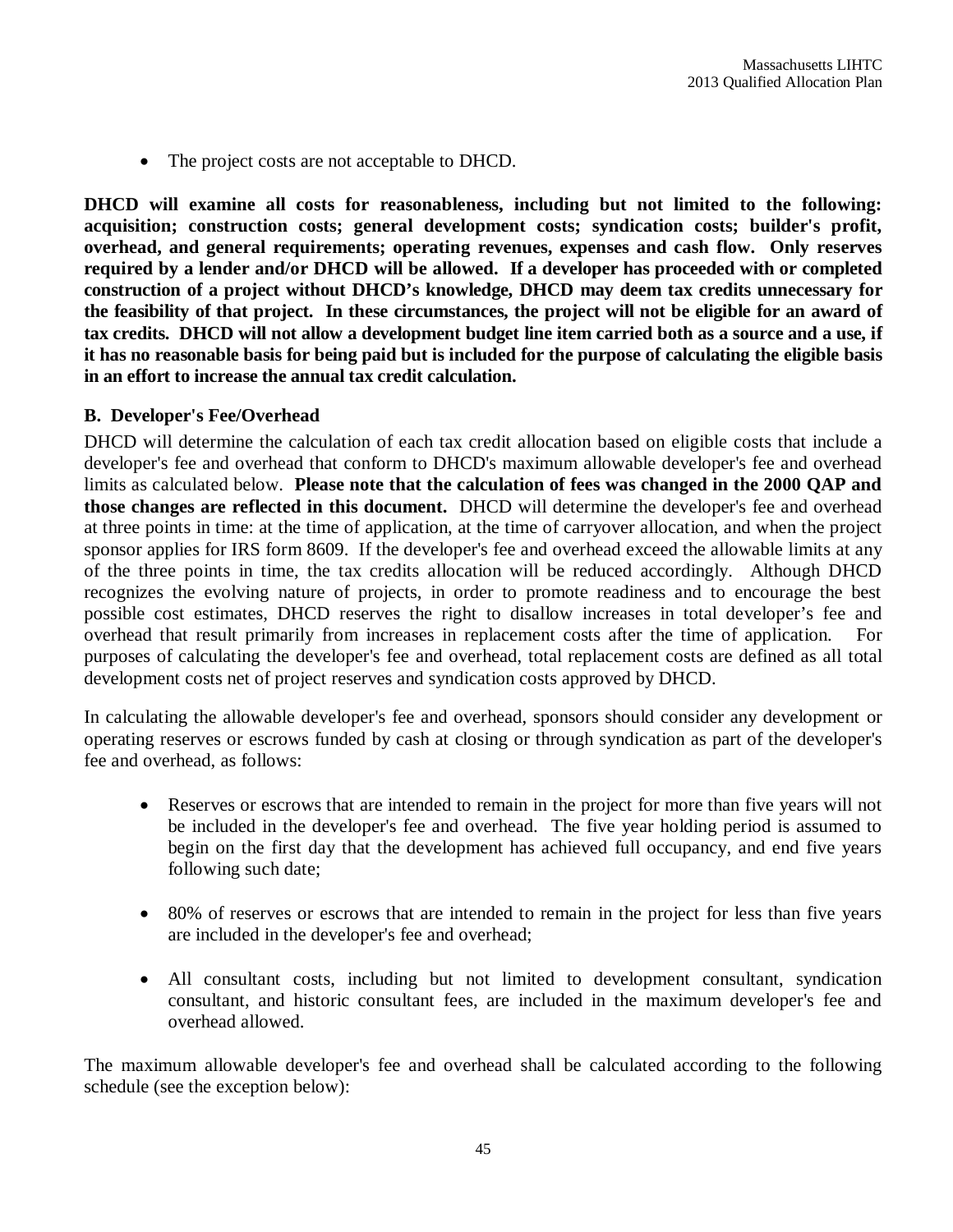- The project costs are not acceptable to DHCD.

**DHCD will examine all costs for reasonableness, including but not limited to the following: acquisition; construction costs; general development costs; syndication costs; builder's profit, overhead, and general requirements; operating revenues, expenses and cash flow. Only reserves required by a lender and/or DHCD will be allowed. If a developer has proceeded with or completed construction of a project without DHCD's knowledge, DHCD may deem tax credits unnecessary for the feasibility of that project. In these circumstances, the project will not be eligible for an award of tax credits. DHCD will not allow a development budget line item carried both as a source and a use, if it has no reasonable basis for being paid but is included for the purpose of calculating the eligible basis in an effort to increase the annual tax credit calculation.**

**B. Developer's Fee/Overhead**

DHCD will determine the calculation of each tax credit allocation based on eligible costs that include a developer's fee and overhead that conform to DHCD's maximum allowable developer's fee and overhead limits as calculated below. **Please note that the calculation of fees was changed in the 2000 QAP and those changes are reflected in this document.** DHCD will determine the developer's fee and overhead at three points in time: at the time of application, at the time of carryover allocation, and when the project sponsor applies for IRS form 8609. If the developer's fee and overhead exceed the allowable limits at any of the three points in time, the tax credits allocation will be reduced accordingly. Although DHCD recognizes the evolving nature of projects, in order to promote readiness and to encourage the best possible cost estimates, DHCD reserves the right to disallow increases in total developer's fee and overhead that result primarily from increases in replacement costs after the time of application. For purposes of calculating the developer's fee and overhead, total replacement costs are defined as all total development costs net of project reserves and syndication costs approved by DHCD.

In calculating the allowable developer's fee and overhead, sponsors should consider any development or operating reserves or escrows funded by cash at closing or through syndication as part of the developer's fee and overhead, as follows:

- Reserves or escrows that are intended to remain in the project for more than five years will not be included in the developer's fee and overhead. The five year holding period is assumed to begin on the first day that the development has achieved full occupancy, and end five years following such date;

- 80% of reserves or escrows that are intended to remain in the project for less than five years are included in the developer's fee and overhead;

- All consultant costs, including but not limited to development consultant, syndication consultant, and historic consultant fees, are included in the maximum developer's fee and overhead allowed.

The maximum allowable developer's fee and overhead shall be calculated according to the following schedule (see the exception below):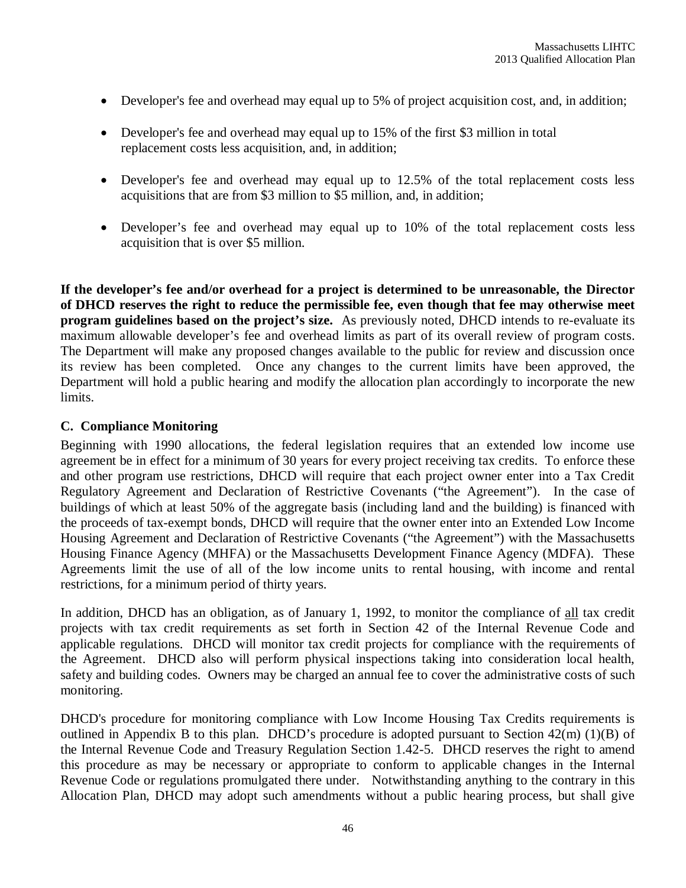- Developer's fee and overhead may equal up to 5% of project acquisition cost, and, in addition;
- Developer's fee and overhead may equal up to 15% of the first $3 million in total replacement costs less acquisition, and, in addition;
- Developer's fee and overhead may equal up to 12.5% of the total replacement costs less acquisitions that are from $3 million to $5 million, and, in addition;
- Developer's fee and overhead may equal up to 10% of the total replacement costs less acquisition that is over $5 million.

**If the developer's fee and/or overhead for a project is determined to be unreasonable, the Director of DHCD reserves the right to reduce the permissible fee, even though that fee may otherwise meet program guidelines based on the project's size.** As previously noted, DHCD intends to re-evaluate its maximum allowable developer's fee and overhead limits as part of its overall review of program costs. The Department will make any proposed changes available to the public for review and discussion once its review has been completed. Once any changes to the current limits have been approved, the Department will hold a public hearing and modify the allocation plan accordingly to incorporate the new limits.

### C. Compliance Monitoring

Beginning with 1990 allocations, the federal legislation requires that an extended low income use agreement be in effect for a minimum of 30 years for every project receiving tax credits. To enforce these and other program use restrictions, DHCD will require that each project owner enter into a Tax Credit Regulatory Agreement and Declaration of Restrictive Covenants ("the Agreement"). In the case of buildings of which at least 50% of the aggregate basis (including land and the building) is financed with the proceeds of tax-exempt bonds, DHCD will require that the owner enter into an Extended Low Income Housing Agreement and Declaration of Restrictive Covenants ("the Agreement") with the Massachusetts Housing Finance Agency (MHFA) or the Massachusetts Development Finance Agency (MDFA). These Agreements limit the use of all of the low income units to rental housing, with income and rental restrictions, for a minimum period of thirty years.

In addition, DHCD has an obligation, as of January 1, 1992, to monitor the compliance of all tax credit projects with tax credit requirements as set forth in Section 42 of the Internal Revenue Code and applicable regulations. DHCD will monitor tax credit projects for compliance with the requirements of the Agreement. DHCD also will perform physical inspections taking into consideration local health, safety and building codes. Owners may be charged an annual fee to cover the administrative costs of such monitoring.

DHCD's procedure for monitoring compliance with Low Income Housing Tax Credits requirements is outlined in Appendix B to this plan. DHCD's procedure is adopted pursuant to Section 42(m) (1)(B) of the Internal Revenue Code and Treasury Regulation Section 1.42-5. DHCD reserves the right to amend this procedure as may be necessary or appropriate to conform to applicable changes in the Internal Revenue Code or regulations promulgated there under. Notwithstanding anything to the contrary in this Allocation Plan, DHCD may adopt such amendments without a public hearing process, but shall give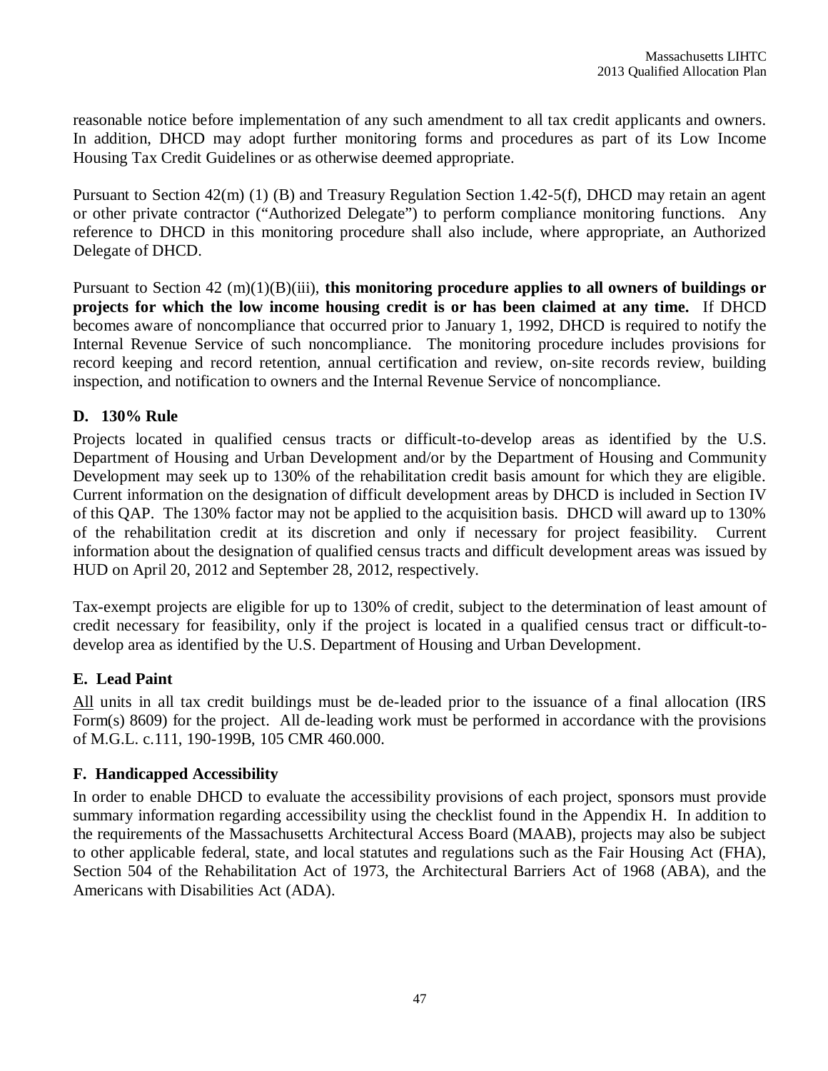reasonable notice before implementation of any such amendment to all tax credit applicants and owners. In addition, DHCD may adopt further monitoring forms and procedures as part of its Low Income Housing Tax Credit Guidelines or as otherwise deemed appropriate.

Pursuant to Section 42(m) (1) (B) and Treasury Regulation Section 1.42-5(f), DHCD may retain an agent or other private contractor ("Authorized Delegate") to perform compliance monitoring functions. Any reference to DHCD in this monitoring procedure shall also include, where appropriate, an Authorized Delegate of DHCD.

Pursuant to Section 42 (m)(1)(B)(iii), **this monitoring procedure applies to all owners of buildings or projects for which the low income housing credit is or has been claimed at any time.** If DHCD becomes aware of noncompliance that occurred prior to January 1, 1992, DHCD is required to notify the Internal Revenue Service of such noncompliance. The monitoring procedure includes provisions for record keeping and record retention, annual certification and review, on-site records review, building inspection, and notification to owners and the Internal Revenue Service of noncompliance.

### D. 130% Rule

Projects located in qualified census tracts or difficult-to-develop areas as identified by the U.S. Department of Housing and Urban Development and/or by the Department of Housing and Community Development may seek up to 130% of the rehabilitation credit basis amount for which they are eligible. Current information on the designation of difficult development areas by DHCD is included in Section IV of this QAP. The 130% factor may not be applied to the acquisition basis. DHCD will award up to 130% of the rehabilitation credit at its discretion and only if necessary for project feasibility. Current information about the designation of qualified census tracts and difficult development areas was issued by HUD on April 20, 2012 and September 28, 2012, respectively.

Tax-exempt projects are eligible for up to 130% of credit, subject to the determination of least amount of credit necessary for feasibility, only if the project is located in a qualified census tract or difficult-to-develop area as identified by the U.S. Department of Housing and Urban Development.

### E. Lead Paint

All units in all tax credit buildings must be de-leaded prior to the issuance of a final allocation (IRS Form(s) 8609) for the project. All de-leading work must be performed in accordance with the provisions of M.G.L. c.111, 190-199B, 105 CMR 460.000.

### F. Handicapped Accessibility

In order to enable DHCD to evaluate the accessibility provisions of each project, sponsors must provide summary information regarding accessibility using the checklist found in the Appendix H. In addition to the requirements of the Massachusetts Architectural Access Board (MAAB), projects may also be subject to other applicable federal, state, and local statutes and regulations such as the Fair Housing Act (FHA), Section 504 of the Rehabilitation Act of 1973, the Architectural Barriers Act of 1968 (ABA), and the Americans with Disabilities Act (ADA).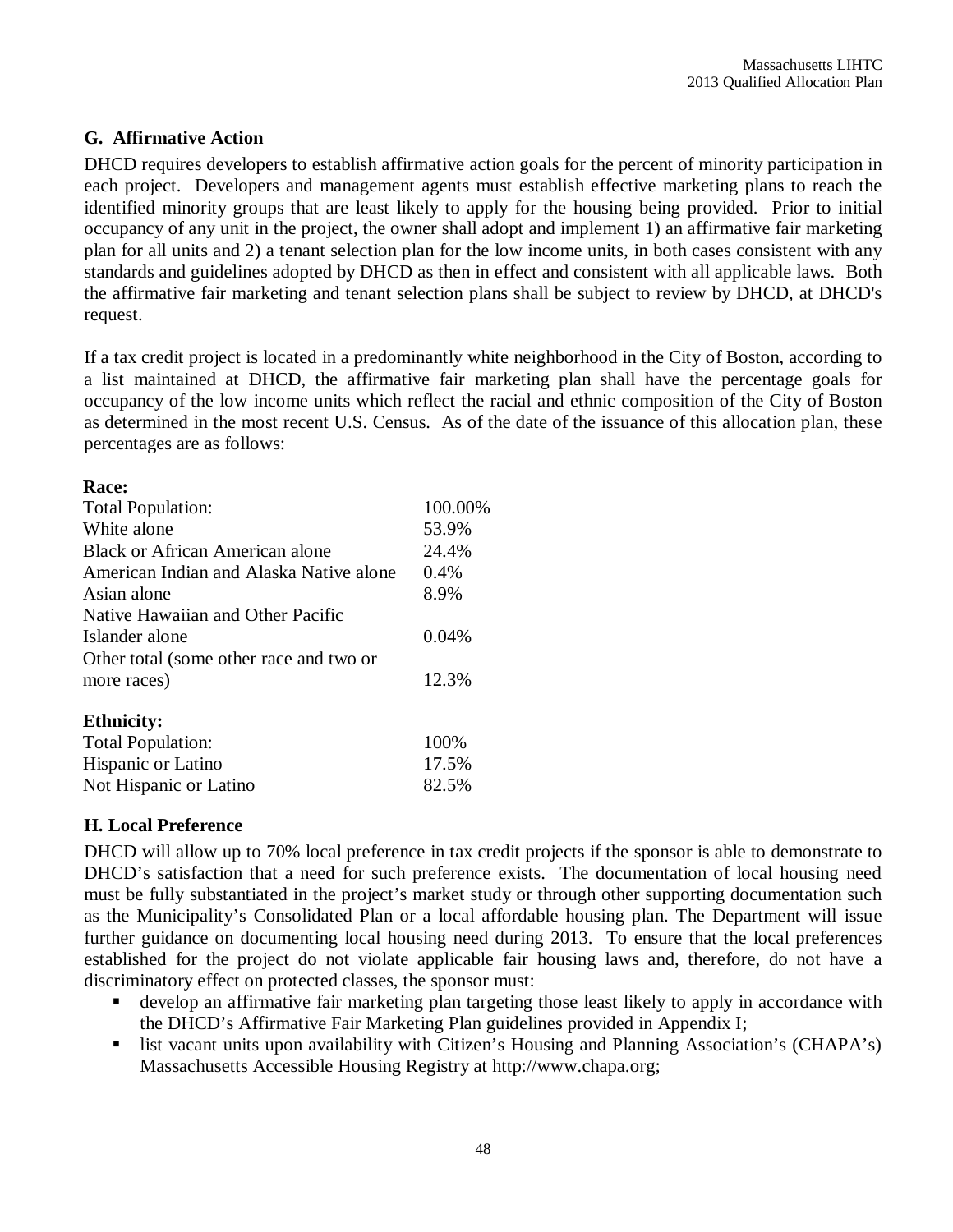### G. Affirmative Action

DHCD requires developers to establish affirmative action goals for the percent of minority participation in each project. Developers and management agents must establish effective marketing plans to reach the identified minority groups that are least likely to apply for the housing being provided. Prior to initial occupancy of any unit in the project, the owner shall adopt and implement 1) an affirmative fair marketing plan for all units and 2) a tenant selection plan for the low income units, in both cases consistent with any standards and guidelines adopted by DHCD as then in effect and consistent with all applicable laws. Both the affirmative fair marketing and tenant selection plans shall be subject to review by DHCD, at DHCD's request.

If a tax credit project is located in a predominantly white neighborhood in the City of Boston, according to a list maintained at DHCD, the affirmative fair marketing plan shall have the percentage goals for occupancy of the low income units which reflect the racial and ethnic composition of the City of Boston as determined in the most recent U.S. Census. As of the date of the issuance of this allocation plan, these percentages are as follows:

| **Race:** | |
|---|---|
| Total Population: | 100.00% |
| White alone | 53.9% |
| Black or African American alone | 24.4% |
| American Indian and Alaska Native alone | 0.4% |
| Asian alone | 8.9% |
| Native Hawaiian and Other Pacific Islander alone | 0.04% |
| Other total (some other race and two or more races) | 12.3% |

| **Ethnicity:** | |
|---|---|
| Total Population: | 100% |
| Hispanic or Latino | 17.5% |
| Not Hispanic or Latino | 82.5% |

### H. Local Preference

DHCD will allow up to 70% local preference in tax credit projects if the sponsor is able to demonstrate to DHCD's satisfaction that a need for such preference exists. The documentation of local housing need must be fully substantiated in the project's market study or through other supporting documentation such as the Municipality's Consolidated Plan or a local affordable housing plan. The Department will issue further guidance on documenting local housing need during 2013. To ensure that the local preferences established for the project do not violate applicable fair housing laws and, therefore, do not have a discriminatory effect on protected classes, the sponsor must:

- develop an affirmative fair marketing plan targeting those least likely to apply in accordance with the DHCD's Affirmative Fair Marketing Plan guidelines provided in Appendix I;
- list vacant units upon availability with Citizen's Housing and Planning Association's (CHAPA's) Massachusetts Accessible Housing Registry at http://www.chapa.org;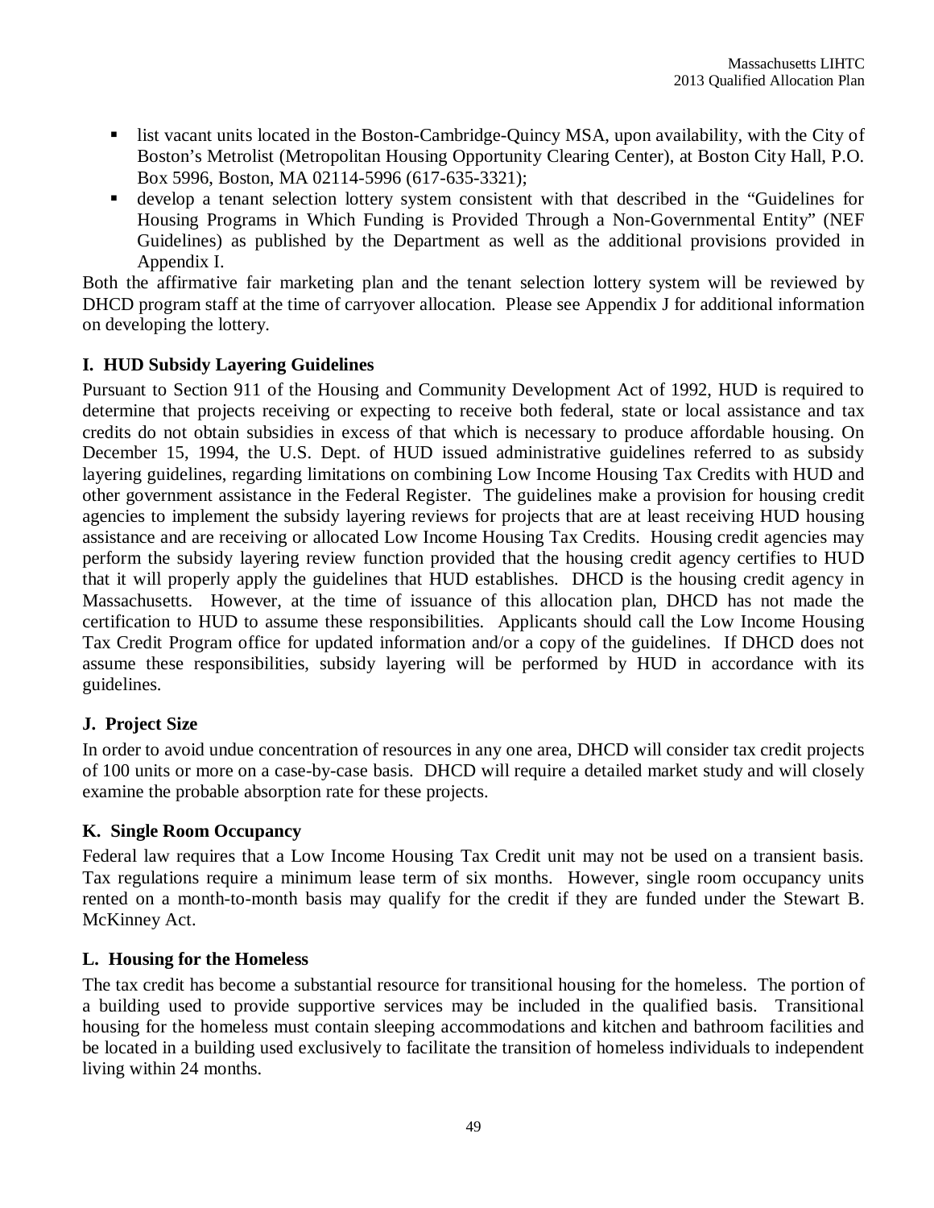- list vacant units located in the Boston-Cambridge-Quincy MSA, upon availability, with the City of Boston's Metrolist (Metropolitan Housing Opportunity Clearing Center), at Boston City Hall, P.O. Box 5996, Boston, MA 02114-5996 (617-635-3321);
- develop a tenant selection lottery system consistent with that described in the "Guidelines for Housing Programs in Which Funding is Provided Through a Non-Governmental Entity" (NEF Guidelines) as published by the Department as well as the additional provisions provided in Appendix I.

Both the affirmative fair marketing plan and the tenant selection lottery system will be reviewed by DHCD program staff at the time of carryover allocation. Please see Appendix J for additional information on developing the lottery.

### I. HUD Subsidy Layering Guidelines

Pursuant to Section 911 of the Housing and Community Development Act of 1992, HUD is required to determine that projects receiving or expecting to receive both federal, state or local assistance and tax credits do not obtain subsidies in excess of that which is necessary to produce affordable housing. On December 15, 1994, the U.S. Dept. of HUD issued administrative guidelines referred to as subsidy layering guidelines, regarding limitations on combining Low Income Housing Tax Credits with HUD and other government assistance in the Federal Register. The guidelines make a provision for housing credit agencies to implement the subsidy layering reviews for projects that are at least receiving HUD housing assistance and are receiving or allocated Low Income Housing Tax Credits. Housing credit agencies may perform the subsidy layering review function provided that the housing credit agency certifies to HUD that it will properly apply the guidelines that HUD establishes. DHCD is the housing credit agency in Massachusetts. However, at the time of issuance of this allocation plan, DHCD has not made the certification to HUD to assume these responsibilities. Applicants should call the Low Income Housing Tax Credit Program office for updated information and/or a copy of the guidelines. If DHCD does not assume these responsibilities, subsidy layering will be performed by HUD in accordance with its guidelines.

### J. Project Size

In order to avoid undue concentration of resources in any one area, DHCD will consider tax credit projects of 100 units or more on a case-by-case basis. DHCD will require a detailed market study and will closely examine the probable absorption rate for these projects.

### K. Single Room Occupancy

Federal law requires that a Low Income Housing Tax Credit unit may not be used on a transient basis. Tax regulations require a minimum lease term of six months. However, single room occupancy units rented on a month-to-month basis may qualify for the credit if they are funded under the Stewart B. McKinney Act.

### L. Housing for the Homeless

The tax credit has become a substantial resource for transitional housing for the homeless. The portion of a building used to provide supportive services may be included in the qualified basis. Transitional housing for the homeless must contain sleeping accommodations and kitchen and bathroom facilities and be located in a building used exclusively to facilitate the transition of homeless individuals to independent living within 24 months.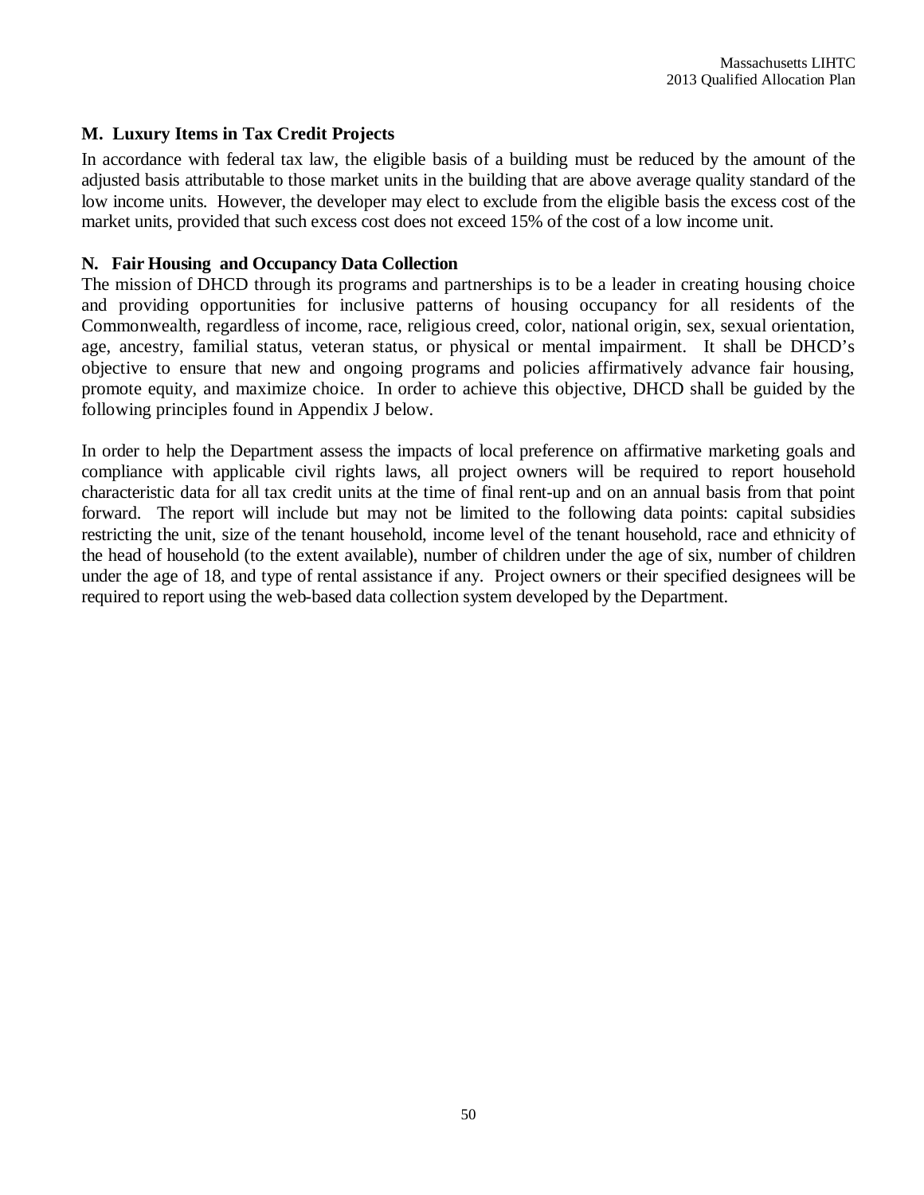### M. Luxury Items in Tax Credit Projects

In accordance with federal tax law, the eligible basis of a building must be reduced by the amount of the adjusted basis attributable to those market units in the building that are above average quality standard of the low income units. However, the developer may elect to exclude from the eligible basis the excess cost of the market units, provided that such excess cost does not exceed 15% of the cost of a low income unit.

### N. Fair Housing and Occupancy Data Collection

The mission of DHCD through its programs and partnerships is to be a leader in creating housing choice and providing opportunities for inclusive patterns of housing occupancy for all residents of the Commonwealth, regardless of income, race, religious creed, color, national origin, sex, sexual orientation, age, ancestry, familial status, veteran status, or physical or mental impairment. It shall be DHCD's objective to ensure that new and ongoing programs and policies affirmatively advance fair housing, promote equity, and maximize choice. In order to achieve this objective, DHCD shall be guided by the following principles found in Appendix J below.

In order to help the Department assess the impacts of local preference on affirmative marketing goals and compliance with applicable civil rights laws, all project owners will be required to report household characteristic data for all tax credit units at the time of final rent-up and on an annual basis from that point forward. The report will include but may not be limited to the following data points: capital subsidies restricting the unit, size of the tenant household, income level of the tenant household, race and ethnicity of the head of household (to the extent available), number of children under the age of six, number of children under the age of 18, and type of rental assistance if any. Project owners or their specified designees will be required to report using the web-based data collection system developed by the Department.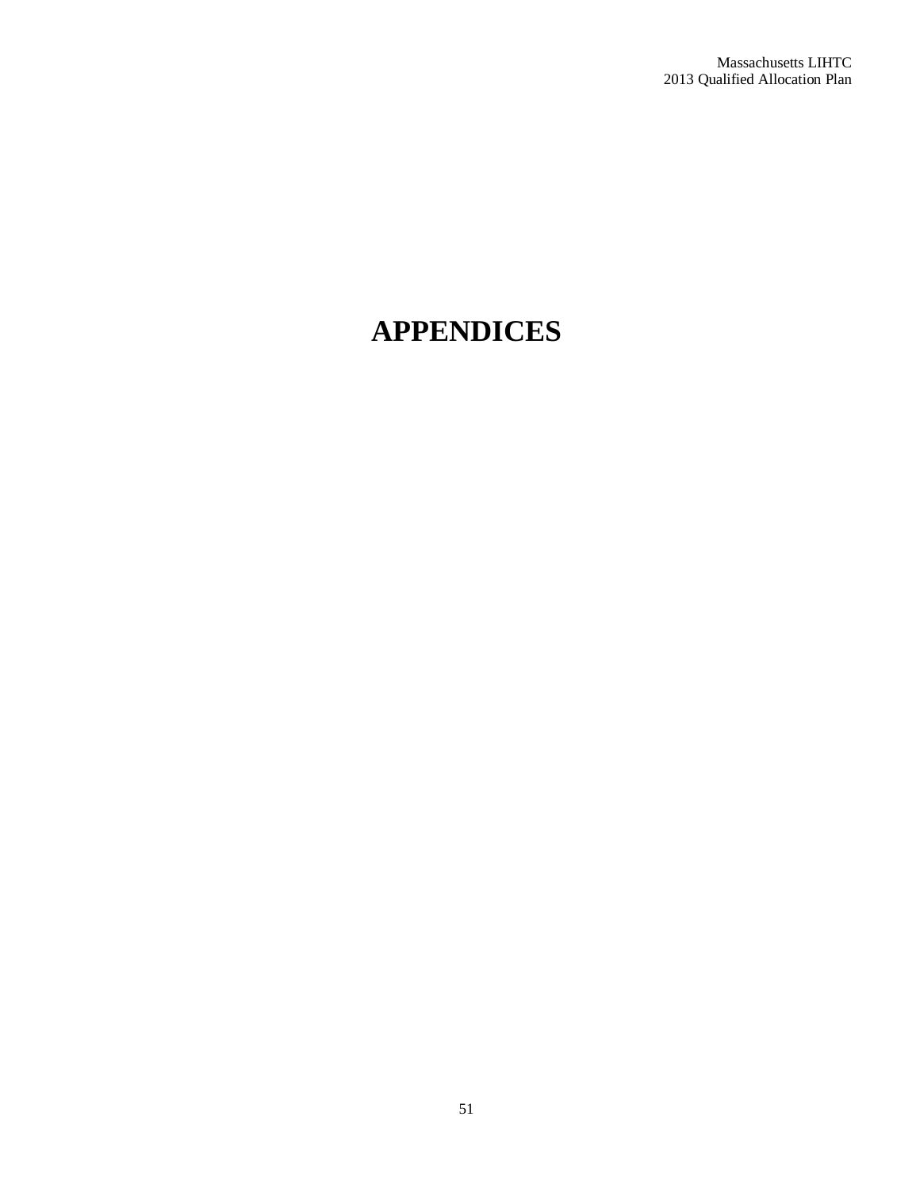# APPENDICES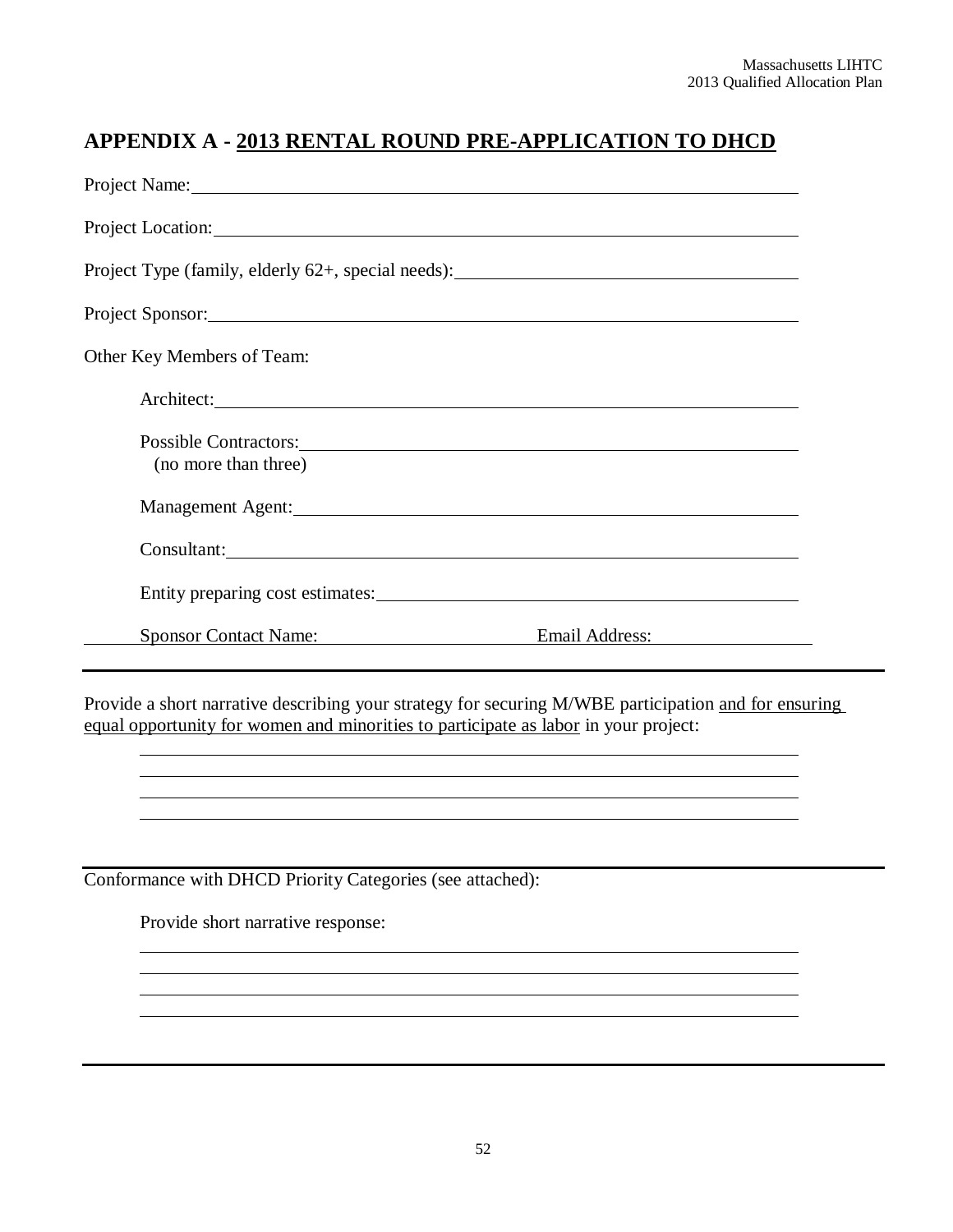## APPENDIX A - <u>2013 RENTAL ROUND PRE-APPLICATION TO DHCD</u>

Project Name: ______________________________________________

Project Location: ______________________________________________

Project Type (family, elderly 62+, special needs): ______________________________

Project Sponsor: ______________________________________________

Other Key Members of Team:

Architect: ______________________________________________

Possible Contractors: ______________________________________________
(no more than three)

Management Agent: ______________________________________________

Consultant: ______________________________________________

Entity preparing cost estimates: ______________________________________________

Sponsor Contact Name: ____________________ Email Address: ____________________

---

Provide a short narrative describing your strategy for securing M/WBE participation <u>and for ensuring equal opportunity for women and minorities to participate as labor</u> in your project:

______________________________________________

______________________________________________

______________________________________________

______________________________________________

---

Conformance with DHCD Priority Categories (see attached):

Provide short narrative response:

______________________________________________

______________________________________________

______________________________________________

______________________________________________

---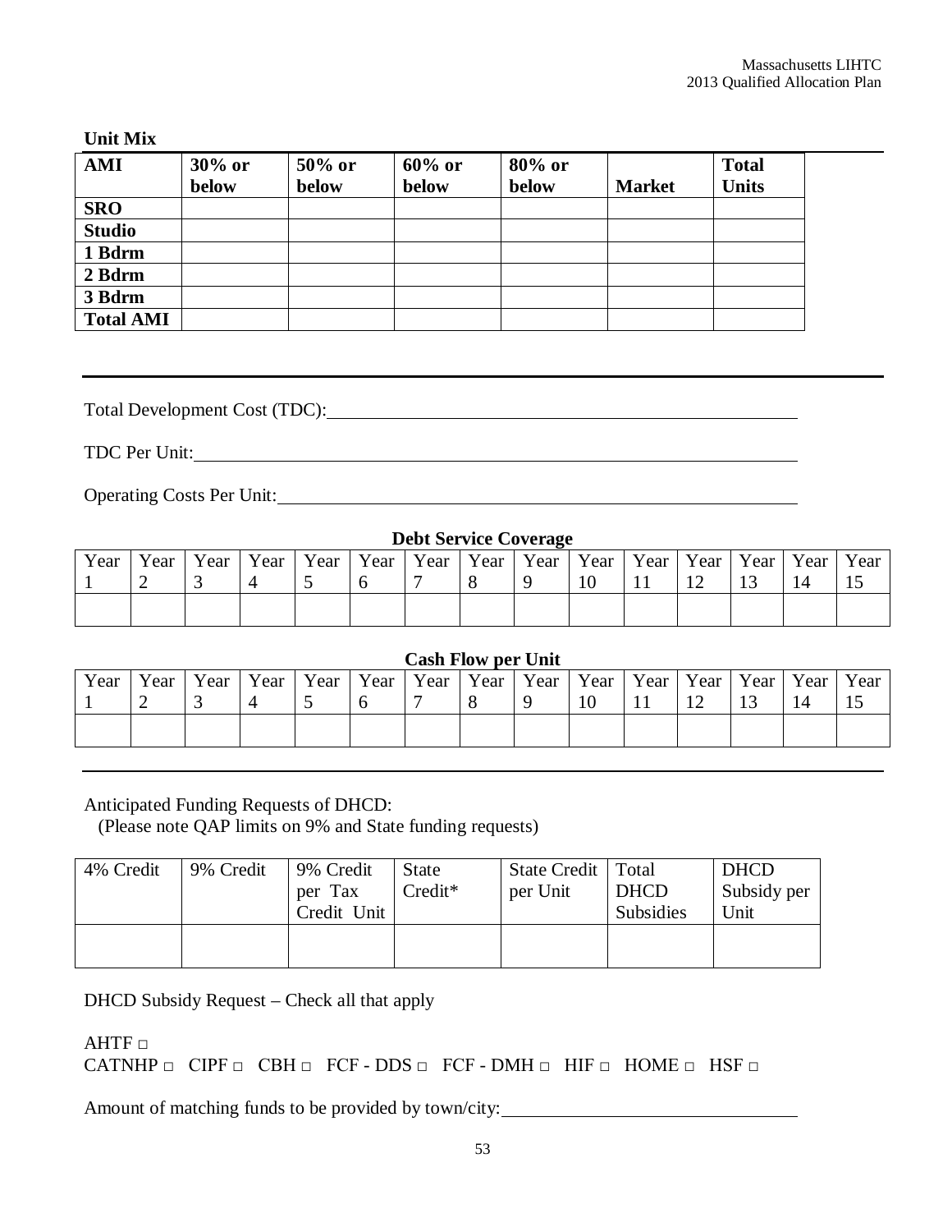**Unit Mix**

| AMI | 30% or below | 50% or below | 60% or below | 80% or below | Market | Total Units |
|---|---|---|---|---|---|---|
| SRO | | | | | | |
| Studio | | | | | | |
| 1 Bdrm | | | | | | |
| 2 Bdrm | | | | | | |
| 3 Bdrm | | | | | | |
| Total AMI | | | | | | |

---

Total Development Cost (TDC): ______________________________

TDC Per Unit: ______________________________

Operating Costs Per Unit: ______________________________

**Debt Service Coverage**

| Year 1 | Year 2 | Year 3 | Year 4 | Year 5 | Year 6 | Year 7 | Year 8 | Year 9 | Year 10 | Year 11 | Year 12 | Year 13 | Year 14 | Year 15 |
|---|---|---|---|---|---|---|---|---|---|---|---|---|---|---|
| | | | | | | | | | | | | | | |

**Cash Flow per Unit**

| Year 1 | Year 2 | Year 3 | Year 4 | Year 5 | Year 6 | Year 7 | Year 8 | Year 9 | Year 10 | Year 11 | Year 12 | Year 13 | Year 14 | Year 15 |
|---|---|---|---|---|---|---|---|---|---|---|---|---|---|---|
| | | | | | | | | | | | | | | |

---

Anticipated Funding Requests of DHCD:
(Please note QAP limits on 9% and State funding requests)

| 4% Credit | 9% Credit | 9% Credit per Tax Credit Unit | State Credit* | State Credit per Unit | Total DHCD Subsidies | DHCD Subsidy per Unit |
|---|---|---|---|---|---|---|
| | | | | | | |

DHCD Subsidy Request – Check all that apply

AHTF □

CATNHP □ CIPF □ CBH □ FCF - DDS □ FCF - DMH □ HIF □ HOME □ HSF □

Amount of matching funds to be provided by town/city: ______________________________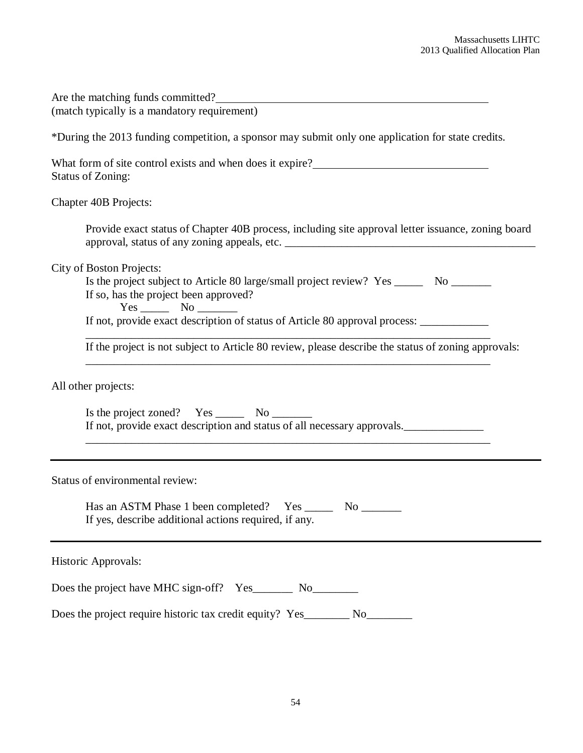Are the matching funds committed?\_\_\_\_\_\_\_\_\_\_\_\_\_\_\_\_\_\_\_\_\_\_\_\_\_\_\_\_\_\_\_\_\_\_\_\_\_\_\_\_\_\_\_\_\_\_\_\_
(match typically is a mandatory requirement)

*During the 2013 funding competition, a sponsor may submit only one application for state credits.

What form of site control exists and when does it expire?\_\_\_\_\_\_\_\_\_\_\_\_\_\_\_\_\_\_\_\_\_\_\_\_\_\_\_\_\_\_\_\_
Status of Zoning:

Chapter 40B Projects:

> Provide exact status of Chapter 40B process, including site approval letter issuance, zoning board approval, status of any zoning appeals, etc. \_\_\_\_\_\_\_\_\_\_\_\_\_\_\_\_\_\_\_\_\_\_\_\_\_\_\_\_\_\_\_\_\_\_\_\_\_\_\_\_\_\_\_\_\_

City of Boston Projects:

> Is the project subject to Article 80 large/small project review? Yes \_\_\_\_\_ No \_\_\_\_\_\_\_
> If so, has the project been approved?
> Yes \_\_\_\_\_ No \_\_\_\_\_\_\_
> If not, provide exact description of status of Article 80 approval process: \_\_\_\_\_\_\_\_\_\_\_\_
> \_\_\_\_\_\_\_\_\_\_\_\_\_\_\_\_\_\_\_\_\_\_\_\_\_\_\_\_\_\_\_\_\_\_\_\_\_\_\_\_\_\_\_\_\_\_\_\_\_\_\_\_\_\_\_\_\_\_\_\_\_\_\_\_\_\_\_\_\_\_\_\_\_\_\_
> If the project is not subject to Article 80 review, please describe the status of zoning approvals:
> \_\_\_\_\_\_\_\_\_\_\_\_\_\_\_\_\_\_\_\_\_\_\_\_\_\_\_\_\_\_\_\_\_\_\_\_\_\_\_\_\_\_\_\_\_\_\_\_\_\_\_\_\_\_\_\_\_\_\_\_\_\_\_\_\_\_\_\_\_\_\_\_\_\_\_

All other projects:

> Is the project zoned? Yes \_\_\_\_\_ No \_\_\_\_\_\_\_
> If not, provide exact description and status of all necessary approvals.\_\_\_\_\_\_\_\_\_\_\_\_\_\_
> \_\_\_\_\_\_\_\_\_\_\_\_\_\_\_\_\_\_\_\_\_\_\_\_\_\_\_\_\_\_\_\_\_\_\_\_\_\_\_\_\_\_\_\_\_\_\_\_\_\_\_\_\_\_\_\_\_\_\_\_\_\_\_\_\_\_\_\_\_\_\_\_\_\_\_

---

Status of environmental review:

> Has an ASTM Phase 1 been completed? Yes \_\_\_\_\_ No \_\_\_\_\_\_\_
> If yes, describe additional actions required, if any.

---

Historic Approvals:

Does the project have MHC sign-off? Yes\_\_\_\_\_\_\_ No\_\_\_\_\_\_\_\_

Does the project require historic tax credit equity? Yes\_\_\_\_\_\_\_\_ No\_\_\_\_\_\_\_\_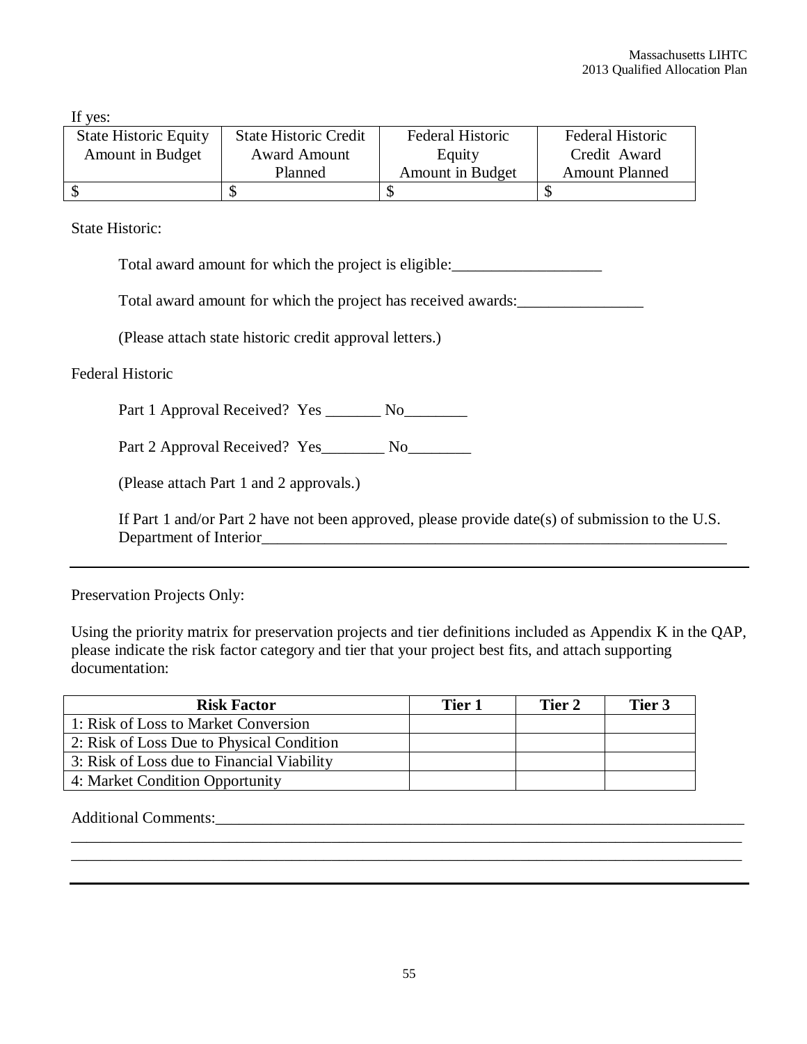If yes:

| State Historic Equity Amount in Budget | State Historic Credit Award Amount Planned | Federal Historic Equity Amount in Budget | Federal Historic Credit Award Amount Planned |
|---|---|---|---|
| $ | $ | $ | $ |

State Historic:

Total award amount for which the project is eligible:___________________

Total award amount for which the project has received awards:________________

(Please attach state historic credit approval letters.)

Federal Historic

Part 1 Approval Received? Yes _______ No________

Part 2 Approval Received? Yes________ No________

(Please attach Part 1 and 2 approvals.)

If Part 1 and/or Part 2 have not been approved, please provide date(s) of submission to the U.S. Department of Interior_______________________________________________________________

---

Preservation Projects Only:

Using the priority matrix for preservation projects and tier definitions included as Appendix K in the QAP, please indicate the risk factor category and tier that your project best fits, and attach supporting documentation:

| Risk Factor | Tier 1 | Tier 2 | Tier 3 |
|---|---|---|---|
| 1: Risk of Loss to Market Conversion | | | |
| 2: Risk of Loss Due to Physical Condition | | | |
| 3: Risk of Loss due to Financial Viability | | | |
| 4: Market Condition Opportunity | | | |

Additional Comments:______________________________________________________________________
_____________________________________________________________________________________
_____________________________________________________________________________________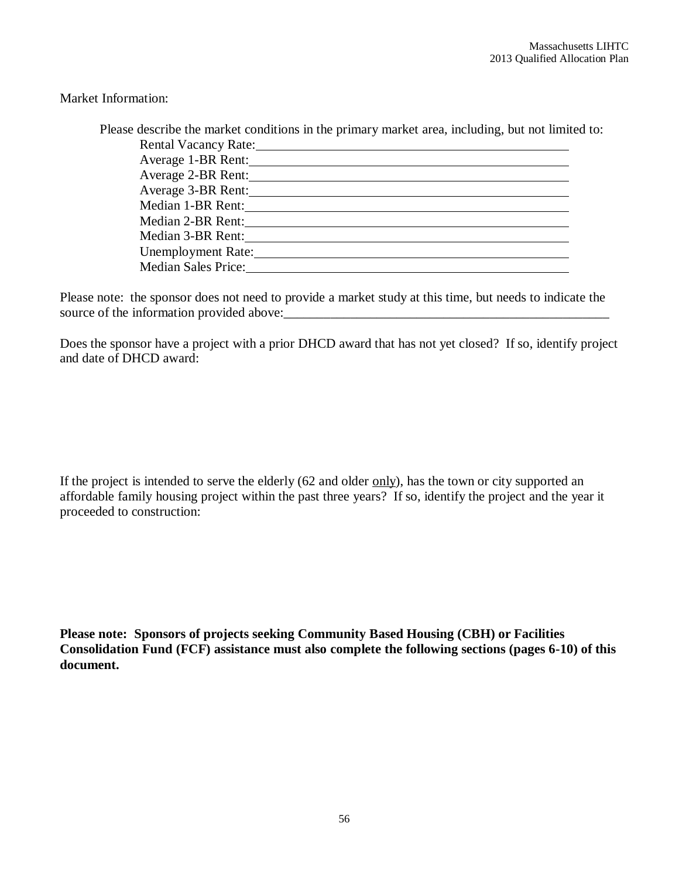Market Information:

Please describe the market conditions in the primary market area, including, but not limited to:

Rental Vacancy Rate:\_\_\_\_\_\_\_\_\_\_\_\_\_\_\_\_\_\_\_\_\_\_\_\_\_\_\_\_\_\_\_\_\_\_\_\_\_\_\_\_

Average 1-BR Rent:\_\_\_\_\_\_\_\_\_\_\_\_\_\_\_\_\_\_\_\_\_\_\_\_\_\_\_\_\_\_\_\_\_\_\_\_\_\_\_\_

Average 2-BR Rent:\_\_\_\_\_\_\_\_\_\_\_\_\_\_\_\_\_\_\_\_\_\_\_\_\_\_\_\_\_\_\_\_\_\_\_\_\_\_\_\_

Average 3-BR Rent:\_\_\_\_\_\_\_\_\_\_\_\_\_\_\_\_\_\_\_\_\_\_\_\_\_\_\_\_\_\_\_\_\_\_\_\_\_\_\_\_

Median 1-BR Rent:\_\_\_\_\_\_\_\_\_\_\_\_\_\_\_\_\_\_\_\_\_\_\_\_\_\_\_\_\_\_\_\_\_\_\_\_\_\_\_\_

Median 2-BR Rent:\_\_\_\_\_\_\_\_\_\_\_\_\_\_\_\_\_\_\_\_\_\_\_\_\_\_\_\_\_\_\_\_\_\_\_\_\_\_\_\_

Median 3-BR Rent:\_\_\_\_\_\_\_\_\_\_\_\_\_\_\_\_\_\_\_\_\_\_\_\_\_\_\_\_\_\_\_\_\_\_\_\_\_\_\_\_

Unemployment Rate:\_\_\_\_\_\_\_\_\_\_\_\_\_\_\_\_\_\_\_\_\_\_\_\_\_\_\_\_\_\_\_\_\_\_\_\_\_\_\_\_

Median Sales Price:\_\_\_\_\_\_\_\_\_\_\_\_\_\_\_\_\_\_\_\_\_\_\_\_\_\_\_\_\_\_\_\_\_\_\_\_\_\_\_\_

Please note: the sponsor does not need to provide a market study at this time, but needs to indicate the source of the information provided above:\_\_\_\_\_\_\_\_\_\_\_\_\_\_\_\_\_\_\_\_\_\_\_\_\_\_\_\_\_\_\_\_\_\_\_\_\_\_\_\_\_\_\_\_\_\_\_\_\_\_

Does the sponsor have a project with a prior DHCD award that has not yet closed? If so, identify project and date of DHCD award:

If the project is intended to serve the elderly (62 and older <u>only</u>), has the town or city supported an affordable family housing project within the past three years? If so, identify the project and the year it proceeded to construction:

**Please note: Sponsors of projects seeking Community Based Housing (CBH) or Facilities Consolidation Fund (FCF) assistance must also complete the following sections (pages 6-10) of this document.**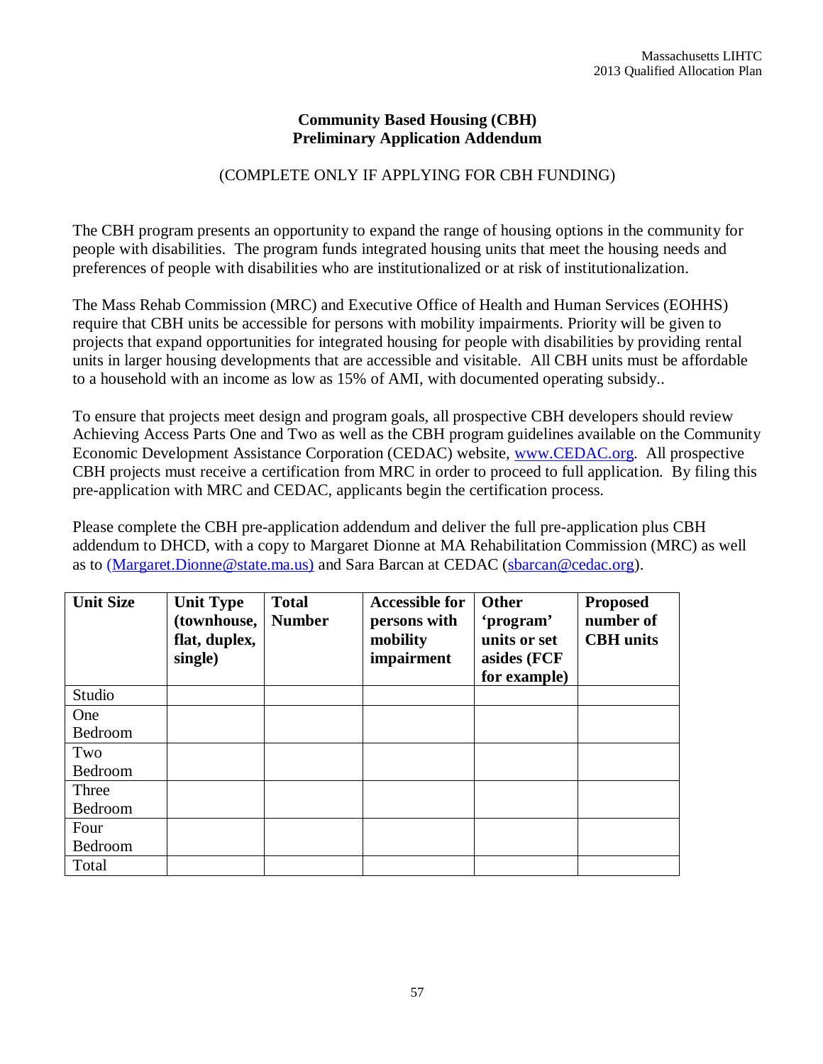## Community Based Housing (CBH)
## Preliminary Application Addendum

(COMPLETE ONLY IF APPLYING FOR CBH FUNDING)

The CBH program presents an opportunity to expand the range of housing options in the community for people with disabilities. The program funds integrated housing units that meet the housing needs and preferences of people with disabilities who are institutionalized or at risk of institutionalization.

The Mass Rehab Commission (MRC) and Executive Office of Health and Human Services (EOHHS) require that CBH units be accessible for persons with mobility impairments. Priority will be given to projects that expand opportunities for integrated housing for people with disabilities by providing rental units in larger housing developments that are accessible and visitable. All CBH units must be affordable to a household with an income as low as 15% of AMI, with documented operating subsidy..

To ensure that projects meet design and program goals, all prospective CBH developers should review Achieving Access Parts One and Two as well as the CBH program guidelines available on the Community Economic Development Assistance Corporation (CEDAC) website, www.CEDAC.org. All prospective CBH projects must receive a certification from MRC in order to proceed to full application. By filing this pre-application with MRC and CEDAC, applicants begin the certification process.

Please complete the CBH pre-application addendum and deliver the full pre-application plus CBH addendum to DHCD, with a copy to Margaret Dionne at MA Rehabilitation Commission (MRC) as well as to (Margaret.Dionne@state.ma.us) and Sara Barcan at CEDAC (sbarcan@cedac.org).

| Unit Size | Unit Type (townhouse, flat, duplex, single) | Total Number | Accessible for persons with mobility impairment | Other 'program' units or set asides (FCF for example) | Proposed number of CBH units |
|---|---|---|---|---|---|
| Studio | | | | | |
| One Bedroom | | | | | |
| Two Bedroom | | | | | |
| Three Bedroom | | | | | |
| Four Bedroom | | | | | |
| Total | | | | | |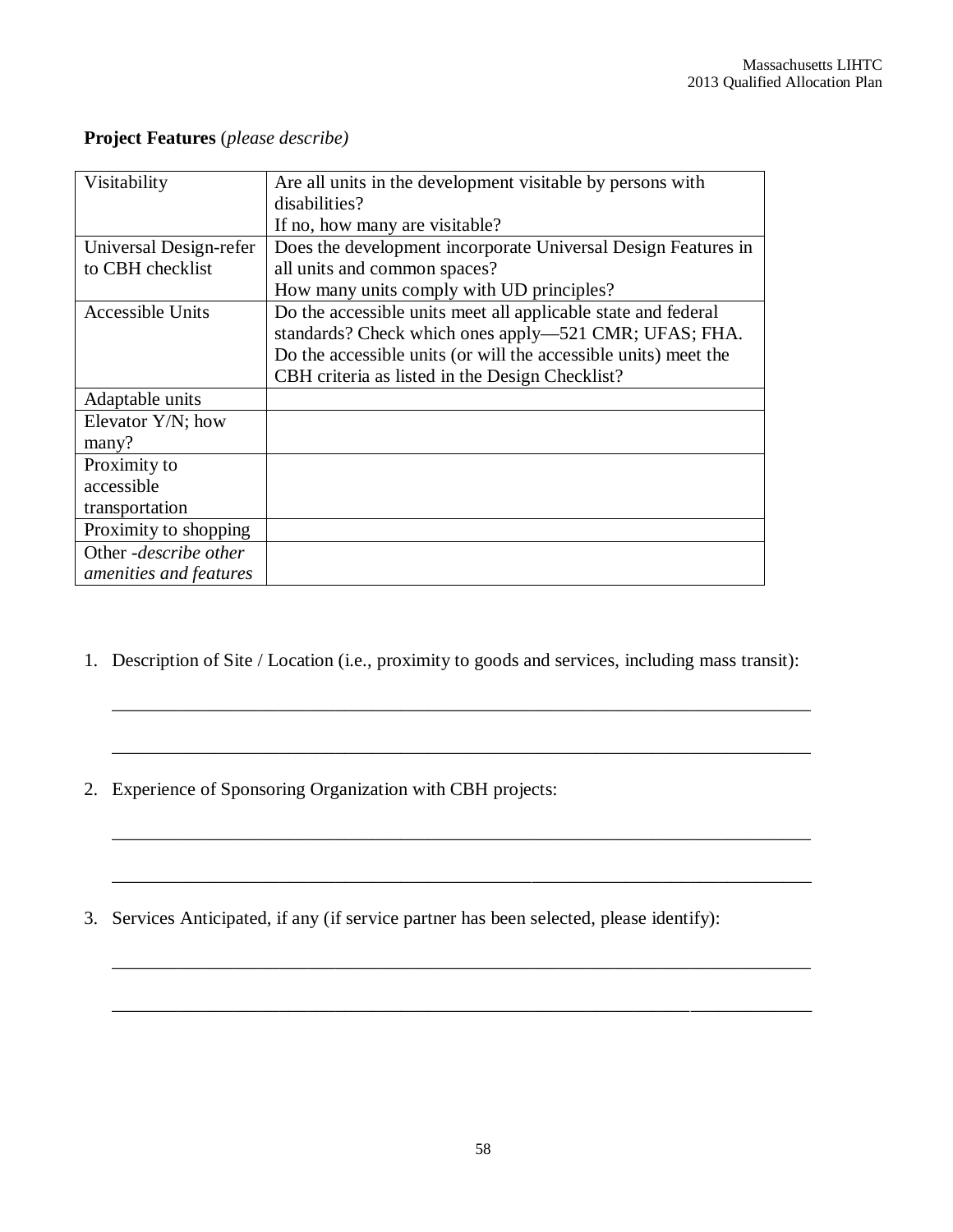**Project Features** (*please describe)*

| | |
|---|---|
| Visitability | Are all units in the development visitable by persons with disabilities?<br>If no, how many are visitable? |
| Universal Design-refer to CBH checklist | Does the development incorporate Universal Design Features in all units and common spaces?<br>How many units comply with UD principles? |
| Accessible Units | Do the accessible units meet all applicable state and federal standards? Check which ones apply—521 CMR; UFAS; FHA.<br>Do the accessible units (or will the accessible units) meet the CBH criteria as listed in the Design Checklist? |
| Adaptable units | |
| Elevator Y/N; how many? | |
| Proximity to accessible transportation | |
| Proximity to shopping | |
| Other -*describe other amenities and features* | |

1. Description of Site / Location (i.e., proximity to goods and services, including mass transit):

   ___________________________________________________________________________

   ___________________________________________________________________________

2. Experience of Sponsoring Organization with CBH projects:

   ___________________________________________________________________________

   ___________________________________________________________________________

3. Services Anticipated, if any (if service partner has been selected, please identify):

   ___________________________________________________________________________

   ___________________________________________________________________________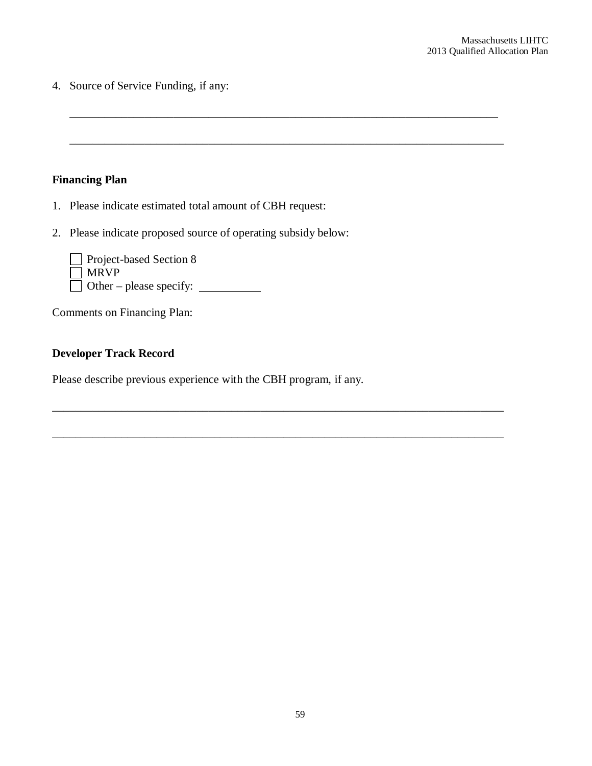4. Source of Service Funding, if any:

   ___________________________________________________________________________

   ___________________________________________________________________________

**Financing Plan**

1. Please indicate estimated total amount of CBH request:

2. Please indicate proposed source of operating subsidy below:

   ☐ Project-based Section 8
   ☐ MRVP
   ☐ Other – please specify: __________

Comments on Financing Plan:

**Developer Track Record**

Please describe previous experience with the CBH program, if any.

_______________________________________________________________________________

_______________________________________________________________________________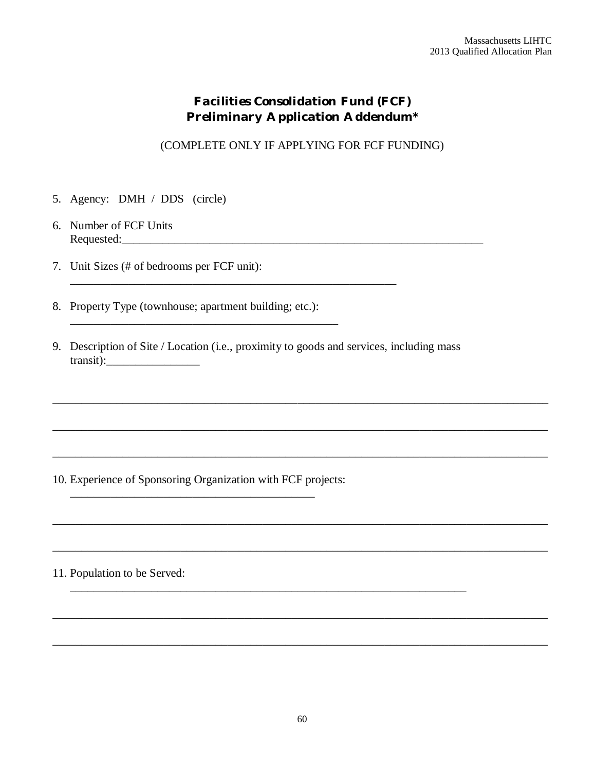# Facilities Consolidation Fund (FCF) Preliminary Application Addendum*

(COMPLETE ONLY IF APPLYING FOR FCF FUNDING)

5. Agency: DMH / DDS (circle)

6. Number of FCF Units Requested:_______________________________________________________________

7. Unit Sizes (# of bedrooms per FCF unit):
   _________________________________________________________

8. Property Type (townhouse; apartment building; etc.):
   _______________________________________________

9. Description of Site / Location (i.e., proximity to goods and services, including mass transit):________________

_____________________________________________________________________________________

_____________________________________________________________________________________

_____________________________________________________________________________________

10. Experience of Sponsoring Organization with FCF projects:
    ___________________________________________

_____________________________________________________________________________________

_____________________________________________________________________________________

11. Population to be Served:
    ______________________________________________________________________

_____________________________________________________________________________________

_____________________________________________________________________________________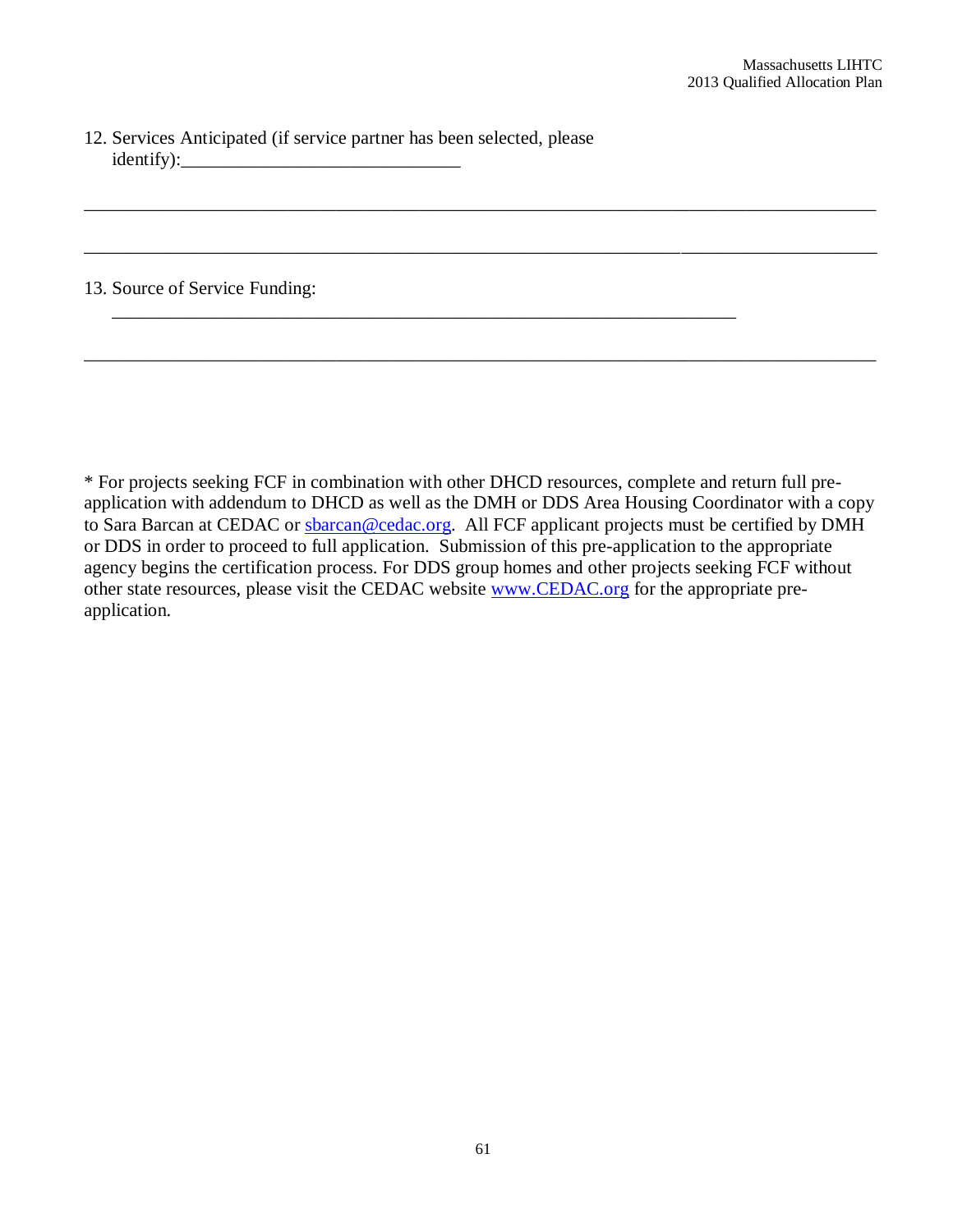12. Services Anticipated (if service partner has been selected, please identify):______________________________

_______________________________________________________________________________

_______________________________________________________________________________

13. Source of Service Funding:
_______________________________________________________________________

_______________________________________________________________________________

* For projects seeking FCF in combination with other DHCD resources, complete and return full pre-application with addendum to DHCD as well as the DMH or DDS Area Housing Coordinator with a copy to Sara Barcan at CEDAC or sbarcan@cedac.org. All FCF applicant projects must be certified by DMH or DDS in order to proceed to full application. Submission of this pre-application to the appropriate agency begins the certification process. For DDS group homes and other projects seeking FCF without other state resources, please visit the CEDAC website www.CEDAC.org for the appropriate pre-application.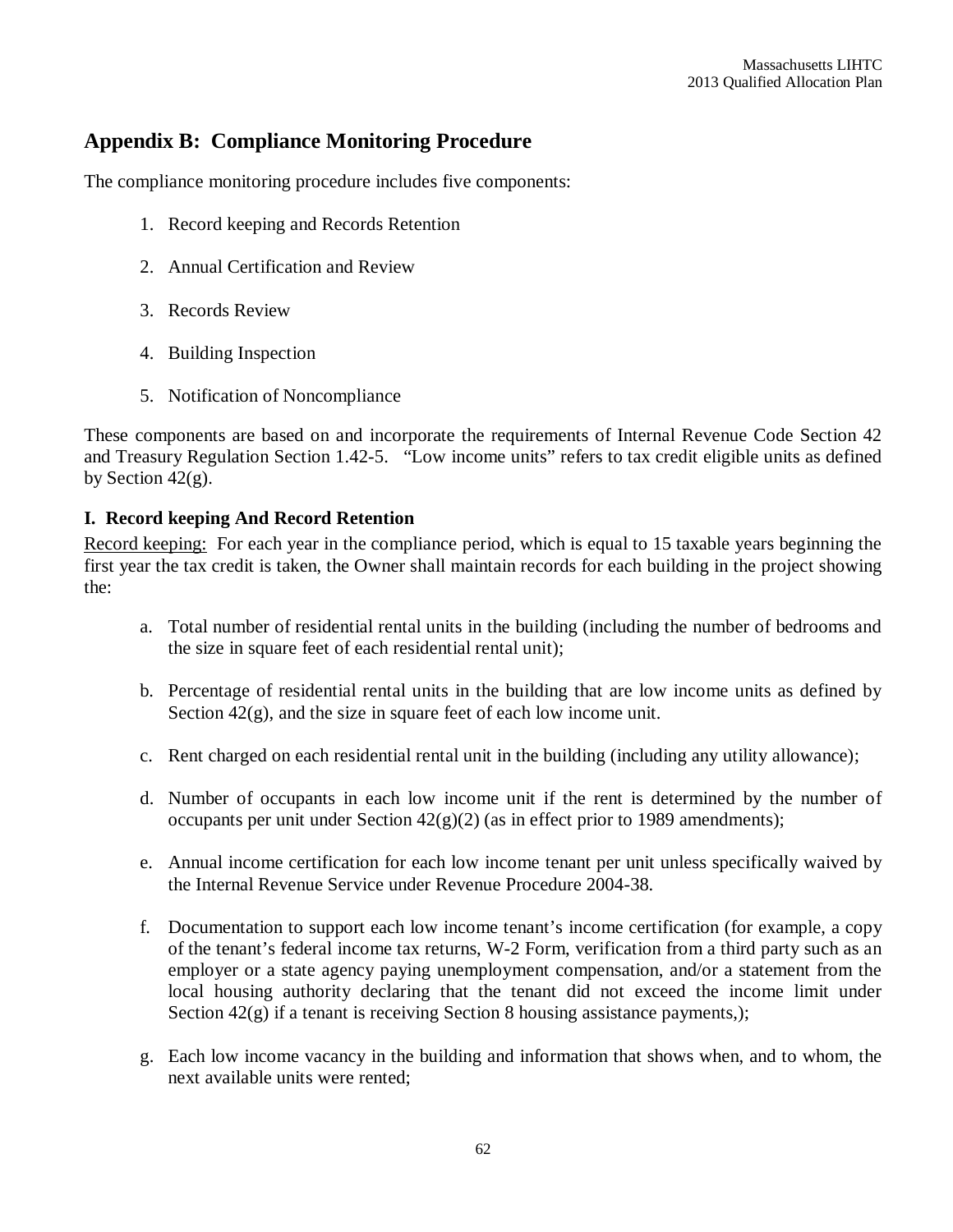## Appendix B: Compliance Monitoring Procedure

The compliance monitoring procedure includes five components:

1. Record keeping and Records Retention
2. Annual Certification and Review
3. Records Review
4. Building Inspection
5. Notification of Noncompliance

These components are based on and incorporate the requirements of Internal Revenue Code Section 42 and Treasury Regulation Section 1.42-5. "Low income units" refers to tax credit eligible units as defined by Section 42(g).

### I. Record keeping And Record Retention

Record keeping: For each year in the compliance period, which is equal to 15 taxable years beginning the first year the tax credit is taken, the Owner shall maintain records for each building in the project showing the:

a. Total number of residential rental units in the building (including the number of bedrooms and the size in square feet of each residential rental unit);

b. Percentage of residential rental units in the building that are low income units as defined by Section 42(g), and the size in square feet of each low income unit.

c. Rent charged on each residential rental unit in the building (including any utility allowance);

d. Number of occupants in each low income unit if the rent is determined by the number of occupants per unit under Section 42(g)(2) (as in effect prior to 1989 amendments);

e. Annual income certification for each low income tenant per unit unless specifically waived by the Internal Revenue Service under Revenue Procedure 2004-38.

f. Documentation to support each low income tenant's income certification (for example, a copy of the tenant's federal income tax returns, W-2 Form, verification from a third party such as an employer or a state agency paying unemployment compensation, and/or a statement from the local housing authority declaring that the tenant did not exceed the income limit under Section 42(g) if a tenant is receiving Section 8 housing assistance payments,);

g. Each low income vacancy in the building and information that shows when, and to whom, the next available units were rented;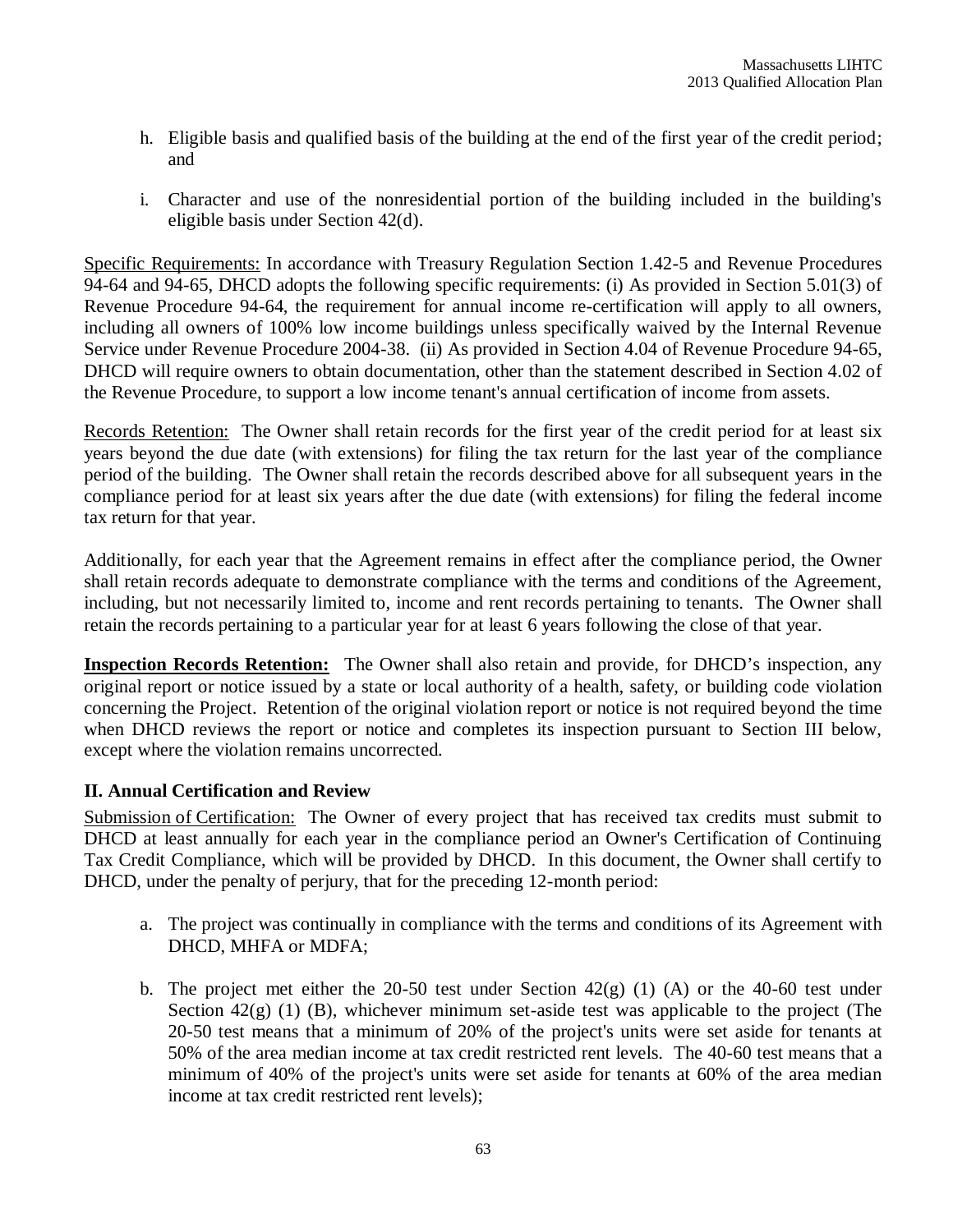h. Eligible basis and qualified basis of the building at the end of the first year of the credit period; and

i. Character and use of the nonresidential portion of the building included in the building's eligible basis under Section 42(d).

Specific Requirements: In accordance with Treasury Regulation Section 1.42-5 and Revenue Procedures 94-64 and 94-65, DHCD adopts the following specific requirements: (i) As provided in Section 5.01(3) of Revenue Procedure 94-64, the requirement for annual income re-certification will apply to all owners, including all owners of 100% low income buildings unless specifically waived by the Internal Revenue Service under Revenue Procedure 2004-38. (ii) As provided in Section 4.04 of Revenue Procedure 94-65, DHCD will require owners to obtain documentation, other than the statement described in Section 4.02 of the Revenue Procedure, to support a low income tenant's annual certification of income from assets.

Records Retention: The Owner shall retain records for the first year of the credit period for at least six years beyond the due date (with extensions) for filing the tax return for the last year of the compliance period of the building. The Owner shall retain the records described above for all subsequent years in the compliance period for at least six years after the due date (with extensions) for filing the federal income tax return for that year.

Additionally, for each year that the Agreement remains in effect after the compliance period, the Owner shall retain records adequate to demonstrate compliance with the terms and conditions of the Agreement, including, but not necessarily limited to, income and rent records pertaining to tenants. The Owner shall retain the records pertaining to a particular year for at least 6 years following the close of that year.

**Inspection Records Retention:** The Owner shall also retain and provide, for DHCD's inspection, any original report or notice issued by a state or local authority of a health, safety, or building code violation concerning the Project. Retention of the original violation report or notice is not required beyond the time when DHCD reviews the report or notice and completes its inspection pursuant to Section III below, except where the violation remains uncorrected.

## II. Annual Certification and Review

Submission of Certification: The Owner of every project that has received tax credits must submit to DHCD at least annually for each year in the compliance period an Owner's Certification of Continuing Tax Credit Compliance, which will be provided by DHCD. In this document, the Owner shall certify to DHCD, under the penalty of perjury, that for the preceding 12-month period:

a. The project was continually in compliance with the terms and conditions of its Agreement with DHCD, MHFA or MDFA;

b. The project met either the 20-50 test under Section 42(g) (1) (A) or the 40-60 test under Section 42(g) (1) (B), whichever minimum set-aside test was applicable to the project (The 20-50 test means that a minimum of 20% of the project's units were set aside for tenants at 50% of the area median income at tax credit restricted rent levels. The 40-60 test means that a minimum of 40% of the project's units were set aside for tenants at 60% of the area median income at tax credit restricted rent levels);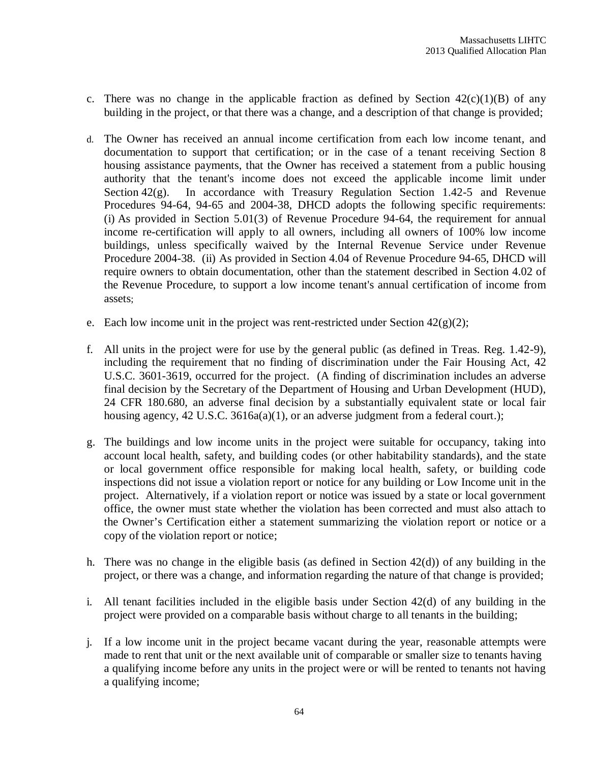c. There was no change in the applicable fraction as defined by Section 42(c)(1)(B) of any building in the project, or that there was a change, and a description of that change is provided;

d. The Owner has received an annual income certification from each low income tenant, and documentation to support that certification; or in the case of a tenant receiving Section 8 housing assistance payments, that the Owner has received a statement from a public housing authority that the tenant's income does not exceed the applicable income limit under Section 42(g). In accordance with Treasury Regulation Section 1.42-5 and Revenue Procedures 94-64, 94-65 and 2004-38, DHCD adopts the following specific requirements: (i) As provided in Section 5.01(3) of Revenue Procedure 94-64, the requirement for annual income re-certification will apply to all owners, including all owners of 100% low income buildings, unless specifically waived by the Internal Revenue Service under Revenue Procedure 2004-38. (ii) As provided in Section 4.04 of Revenue Procedure 94-65, DHCD will require owners to obtain documentation, other than the statement described in Section 4.02 of the Revenue Procedure, to support a low income tenant's annual certification of income from assets;

e. Each low income unit in the project was rent-restricted under Section 42(g)(2);

f. All units in the project were for use by the general public (as defined in Treas. Reg. 1.42-9), including the requirement that no finding of discrimination under the Fair Housing Act, 42 U.S.C. 3601-3619, occurred for the project. (A finding of discrimination includes an adverse final decision by the Secretary of the Department of Housing and Urban Development (HUD), 24 CFR 180.680, an adverse final decision by a substantially equivalent state or local fair housing agency, 42 U.S.C. 3616a(a)(1), or an adverse judgment from a federal court.);

g. The buildings and low income units in the project were suitable for occupancy, taking into account local health, safety, and building codes (or other habitability standards), and the state or local government office responsible for making local health, safety, or building code inspections did not issue a violation report or notice for any building or Low Income unit in the project. Alternatively, if a violation report or notice was issued by a state or local government office, the owner must state whether the violation has been corrected and must also attach to the Owner's Certification either a statement summarizing the violation report or notice or a copy of the violation report or notice;

h. There was no change in the eligible basis (as defined in Section 42(d)) of any building in the project, or there was a change, and information regarding the nature of that change is provided;

i. All tenant facilities included in the eligible basis under Section 42(d) of any building in the project were provided on a comparable basis without charge to all tenants in the building;

j. If a low income unit in the project became vacant during the year, reasonable attempts were made to rent that unit or the next available unit of comparable or smaller size to tenants having a qualifying income before any units in the project were or will be rented to tenants not having a qualifying income;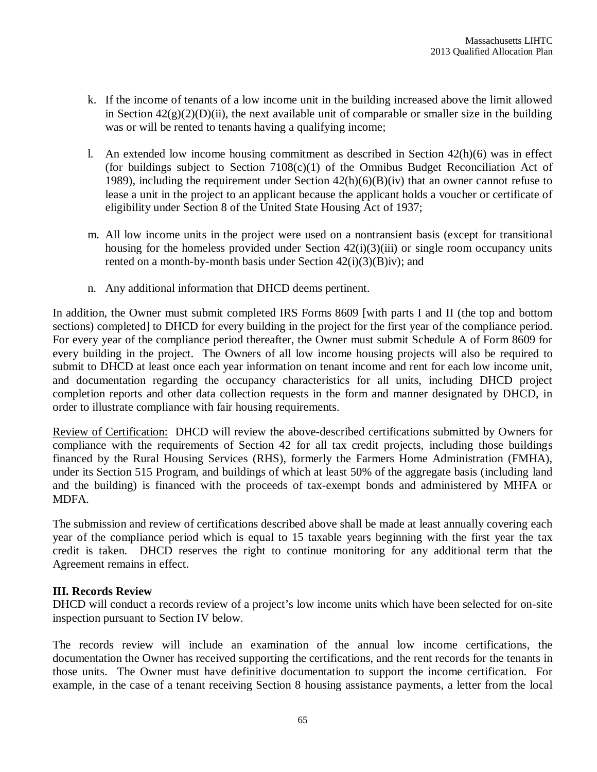k. If the income of tenants of a low income unit in the building increased above the limit allowed in Section 42(g)(2)(D)(ii), the next available unit of comparable or smaller size in the building was or will be rented to tenants having a qualifying income;

l. An extended low income housing commitment as described in Section 42(h)(6) was in effect (for buildings subject to Section 7108(c)(1) of the Omnibus Budget Reconciliation Act of 1989), including the requirement under Section 42(h)(6)(B)(iv) that an owner cannot refuse to lease a unit in the project to an applicant because the applicant holds a voucher or certificate of eligibility under Section 8 of the United State Housing Act of 1937;

m. All low income units in the project were used on a nontransient basis (except for transitional housing for the homeless provided under Section 42(i)(3)(iii) or single room occupancy units rented on a month-by-month basis under Section 42(i)(3)(B)iv); and

n. Any additional information that DHCD deems pertinent.

In addition, the Owner must submit completed IRS Forms 8609 [with parts I and II (the top and bottom sections) completed] to DHCD for every building in the project for the first year of the compliance period. For every year of the compliance period thereafter, the Owner must submit Schedule A of Form 8609 for every building in the project. The Owners of all low income housing projects will also be required to submit to DHCD at least once each year information on tenant income and rent for each low income unit, and documentation regarding the occupancy characteristics for all units, including DHCD project completion reports and other data collection requests in the form and manner designated by DHCD, in order to illustrate compliance with fair housing requirements.

Review of Certification: DHCD will review the above-described certifications submitted by Owners for compliance with the requirements of Section 42 for all tax credit projects, including those buildings financed by the Rural Housing Services (RHS), formerly the Farmers Home Administration (FMHA), under its Section 515 Program, and buildings of which at least 50% of the aggregate basis (including land and the building) is financed with the proceeds of tax-exempt bonds and administered by MHFA or MDFA.

The submission and review of certifications described above shall be made at least annually covering each year of the compliance period which is equal to 15 taxable years beginning with the first year the tax credit is taken. DHCD reserves the right to continue monitoring for any additional term that the Agreement remains in effect.

**III. Records Review**

DHCD will conduct a records review of a project's low income units which have been selected for on-site inspection pursuant to Section IV below.

The records review will include an examination of the annual low income certifications, the documentation the Owner has received supporting the certifications, and the rent records for the tenants in those units. The Owner must have definitive documentation to support the income certification. For example, in the case of a tenant receiving Section 8 housing assistance payments, a letter from the local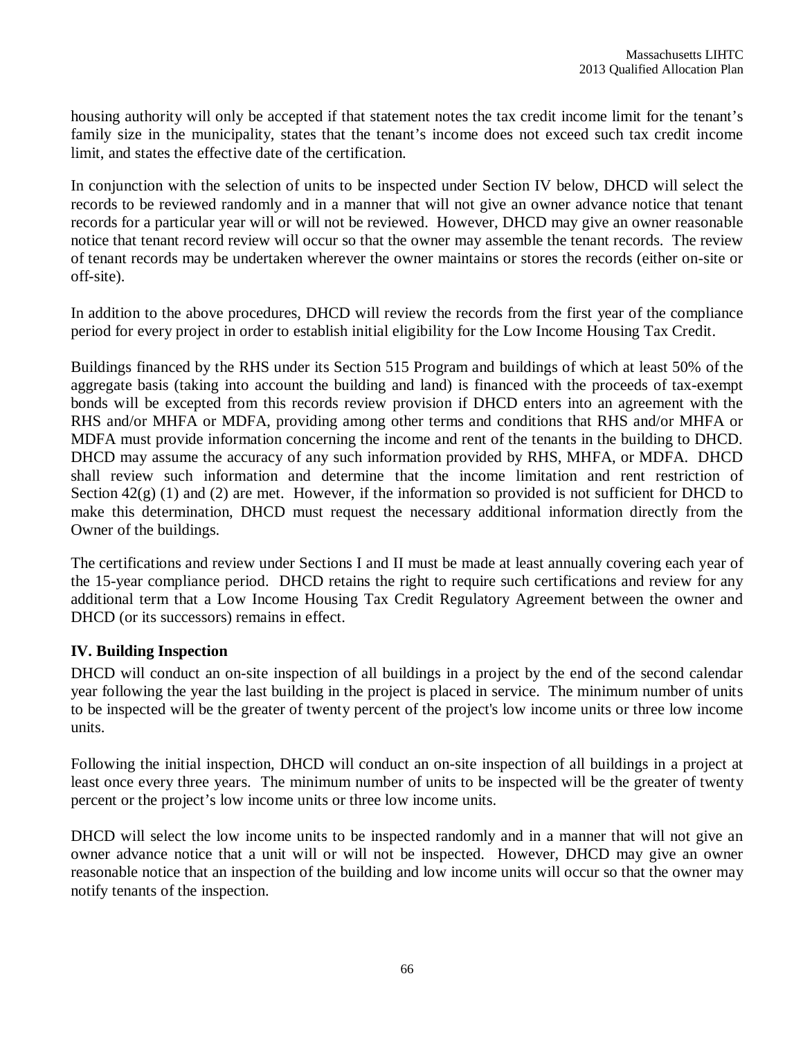housing authority will only be accepted if that statement notes the tax credit income limit for the tenant's family size in the municipality, states that the tenant's income does not exceed such tax credit income limit, and states the effective date of the certification.

In conjunction with the selection of units to be inspected under Section IV below, DHCD will select the records to be reviewed randomly and in a manner that will not give an owner advance notice that tenant records for a particular year will or will not be reviewed. However, DHCD may give an owner reasonable notice that tenant record review will occur so that the owner may assemble the tenant records. The review of tenant records may be undertaken wherever the owner maintains or stores the records (either on-site or off-site).

In addition to the above procedures, DHCD will review the records from the first year of the compliance period for every project in order to establish initial eligibility for the Low Income Housing Tax Credit.

Buildings financed by the RHS under its Section 515 Program and buildings of which at least 50% of the aggregate basis (taking into account the building and land) is financed with the proceeds of tax-exempt bonds will be excepted from this records review provision if DHCD enters into an agreement with the RHS and/or MHFA or MDFA, providing among other terms and conditions that RHS and/or MHFA or MDFA must provide information concerning the income and rent of the tenants in the building to DHCD. DHCD may assume the accuracy of any such information provided by RHS, MHFA, or MDFA. DHCD shall review such information and determine that the income limitation and rent restriction of Section 42(g) (1) and (2) are met. However, if the information so provided is not sufficient for DHCD to make this determination, DHCD must request the necessary additional information directly from the Owner of the buildings.

The certifications and review under Sections I and II must be made at least annually covering each year of the 15-year compliance period. DHCD retains the right to require such certifications and review for any additional term that a Low Income Housing Tax Credit Regulatory Agreement between the owner and DHCD (or its successors) remains in effect.

## IV. Building Inspection

DHCD will conduct an on-site inspection of all buildings in a project by the end of the second calendar year following the year the last building in the project is placed in service. The minimum number of units to be inspected will be the greater of twenty percent of the project's low income units or three low income units.

Following the initial inspection, DHCD will conduct an on-site inspection of all buildings in a project at least once every three years. The minimum number of units to be inspected will be the greater of twenty percent or the project's low income units or three low income units.

DHCD will select the low income units to be inspected randomly and in a manner that will not give an owner advance notice that a unit will or will not be inspected. However, DHCD may give an owner reasonable notice that an inspection of the building and low income units will occur so that the owner may notify tenants of the inspection.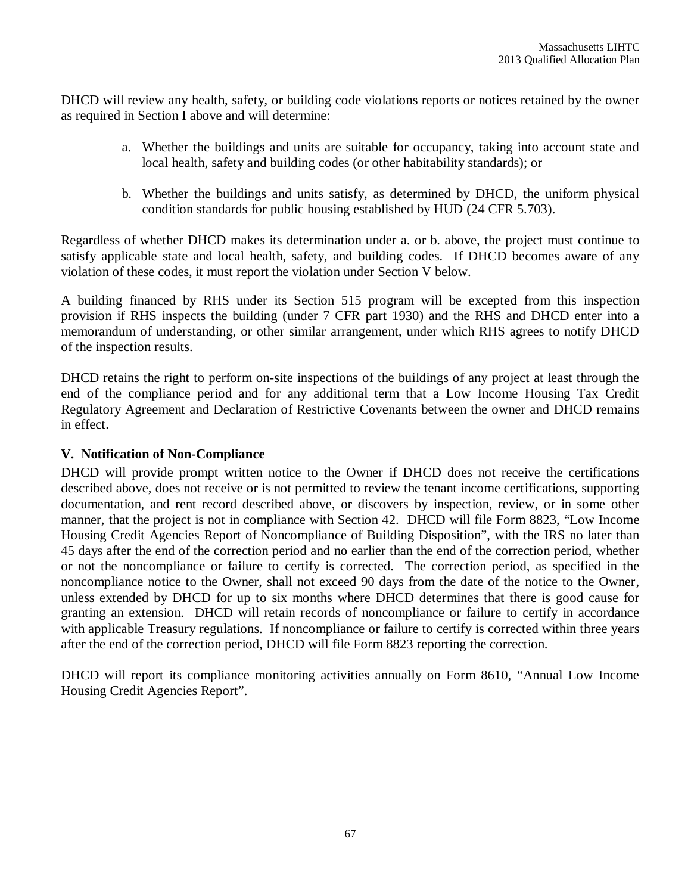DHCD will review any health, safety, or building code violations reports or notices retained by the owner as required in Section I above and will determine:

a. Whether the buildings and units are suitable for occupancy, taking into account state and local health, safety and building codes (or other habitability standards); or

b. Whether the buildings and units satisfy, as determined by DHCD, the uniform physical condition standards for public housing established by HUD (24 CFR 5.703).

Regardless of whether DHCD makes its determination under a. or b. above, the project must continue to satisfy applicable state and local health, safety, and building codes. If DHCD becomes aware of any violation of these codes, it must report the violation under Section V below.

A building financed by RHS under its Section 515 program will be excepted from this inspection provision if RHS inspects the building (under 7 CFR part 1930) and the RHS and DHCD enter into a memorandum of understanding, or other similar arrangement, under which RHS agrees to notify DHCD of the inspection results.

DHCD retains the right to perform on-site inspections of the buildings of any project at least through the end of the compliance period and for any additional term that a Low Income Housing Tax Credit Regulatory Agreement and Declaration of Restrictive Covenants between the owner and DHCD remains in effect.

## V. Notification of Non-Compliance

DHCD will provide prompt written notice to the Owner if DHCD does not receive the certifications described above, does not receive or is not permitted to review the tenant income certifications, supporting documentation, and rent record described above, or discovers by inspection, review, or in some other manner, that the project is not in compliance with Section 42. DHCD will file Form 8823, "Low Income Housing Credit Agencies Report of Noncompliance of Building Disposition", with the IRS no later than 45 days after the end of the correction period and no earlier than the end of the correction period, whether or not the noncompliance or failure to certify is corrected. The correction period, as specified in the noncompliance notice to the Owner, shall not exceed 90 days from the date of the notice to the Owner, unless extended by DHCD for up to six months where DHCD determines that there is good cause for granting an extension. DHCD will retain records of noncompliance or failure to certify in accordance with applicable Treasury regulations. If noncompliance or failure to certify is corrected within three years after the end of the correction period, DHCD will file Form 8823 reporting the correction.

DHCD will report its compliance monitoring activities annually on Form 8610, "Annual Low Income Housing Credit Agencies Report".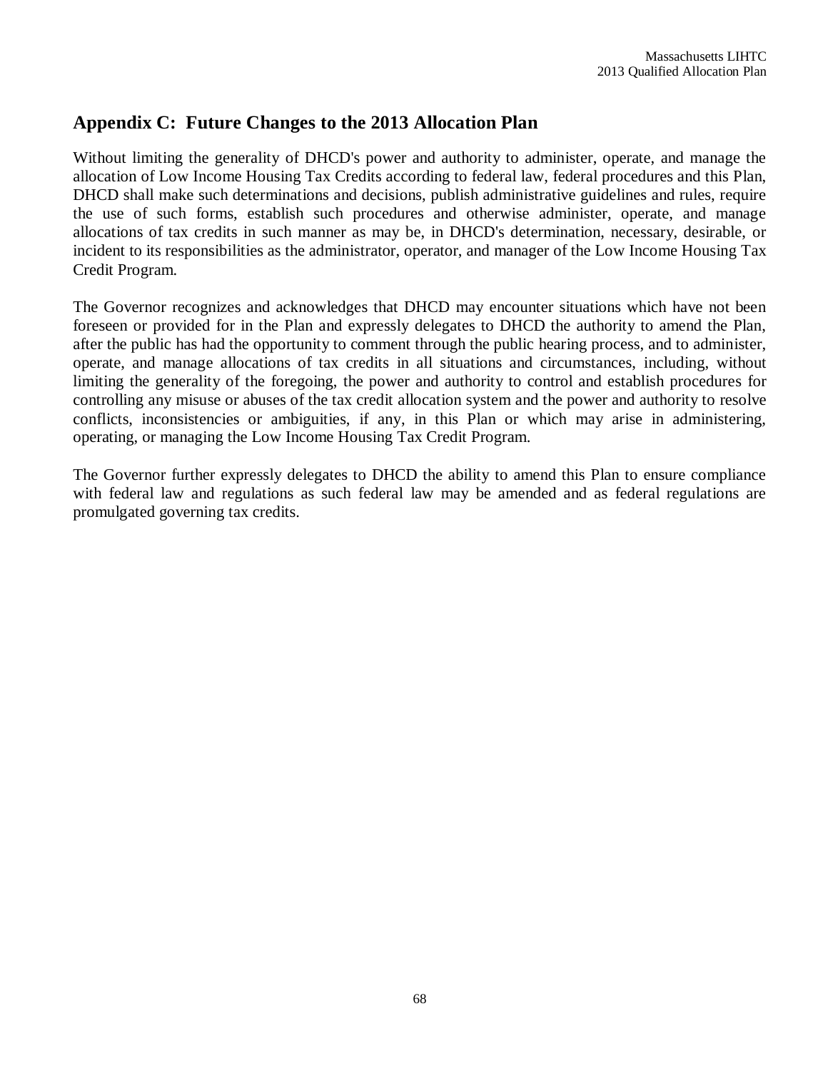## Appendix C: Future Changes to the 2013 Allocation Plan

Without limiting the generality of DHCD's power and authority to administer, operate, and manage the allocation of Low Income Housing Tax Credits according to federal law, federal procedures and this Plan, DHCD shall make such determinations and decisions, publish administrative guidelines and rules, require the use of such forms, establish such procedures and otherwise administer, operate, and manage allocations of tax credits in such manner as may be, in DHCD's determination, necessary, desirable, or incident to its responsibilities as the administrator, operator, and manager of the Low Income Housing Tax Credit Program.

The Governor recognizes and acknowledges that DHCD may encounter situations which have not been foreseen or provided for in the Plan and expressly delegates to DHCD the authority to amend the Plan, after the public has had the opportunity to comment through the public hearing process, and to administer, operate, and manage allocations of tax credits in all situations and circumstances, including, without limiting the generality of the foregoing, the power and authority to control and establish procedures for controlling any misuse or abuses of the tax credit allocation system and the power and authority to resolve conflicts, inconsistencies or ambiguities, if any, in this Plan or which may arise in administering, operating, or managing the Low Income Housing Tax Credit Program.

The Governor further expressly delegates to DHCD the ability to amend this Plan to ensure compliance with federal law and regulations as such federal law may be amended and as federal regulations are promulgated governing tax credits.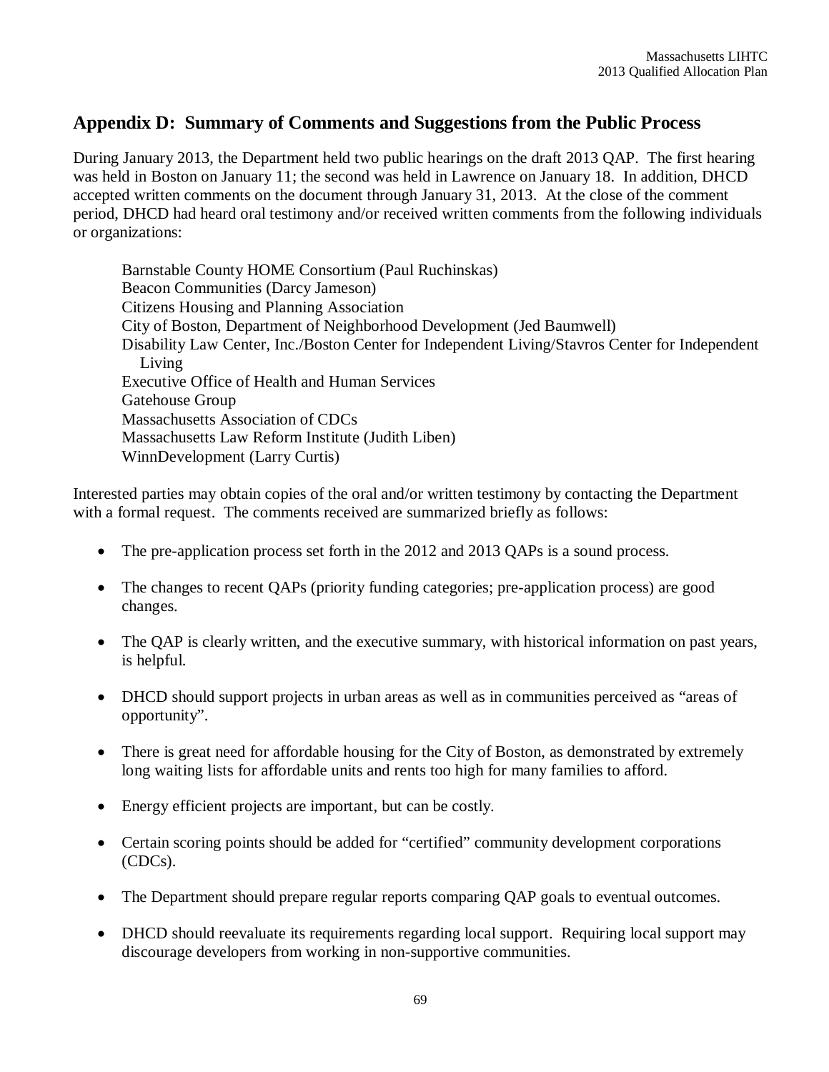## Appendix D: Summary of Comments and Suggestions from the Public Process

During January 2013, the Department held two public hearings on the draft 2013 QAP. The first hearing was held in Boston on January 11; the second was held in Lawrence on January 18. In addition, DHCD accepted written comments on the document through January 31, 2013. At the close of the comment period, DHCD had heard oral testimony and/or received written comments from the following individuals or organizations:

Barnstable County HOME Consortium (Paul Ruchinskas)
Beacon Communities (Darcy Jameson)
Citizens Housing and Planning Association
City of Boston, Department of Neighborhood Development (Jed Baumwell)
Disability Law Center, Inc./Boston Center for Independent Living/Stavros Center for Independent Living
Executive Office of Health and Human Services
Gatehouse Group
Massachusetts Association of CDCs
Massachusetts Law Reform Institute (Judith Liben)
WinnDevelopment (Larry Curtis)

Interested parties may obtain copies of the oral and/or written testimony by contacting the Department with a formal request. The comments received are summarized briefly as follows:

- The pre-application process set forth in the 2012 and 2013 QAPs is a sound process.
- The changes to recent QAPs (priority funding categories; pre-application process) are good changes.
- The QAP is clearly written, and the executive summary, with historical information on past years, is helpful.
- DHCD should support projects in urban areas as well as in communities perceived as "areas of opportunity".
- There is great need for affordable housing for the City of Boston, as demonstrated by extremely long waiting lists for affordable units and rents too high for many families to afford.
- Energy efficient projects are important, but can be costly.
- Certain scoring points should be added for "certified" community development corporations (CDCs).
- The Department should prepare regular reports comparing QAP goals to eventual outcomes.
- DHCD should reevaluate its requirements regarding local support. Requiring local support may discourage developers from working in non-supportive communities.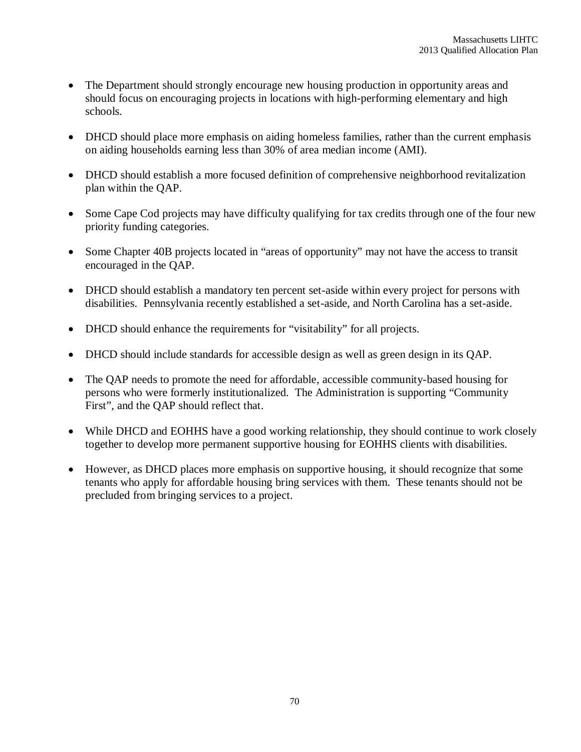- The Department should strongly encourage new housing production in opportunity areas and should focus on encouraging projects in locations with high-performing elementary and high schools.

- DHCD should place more emphasis on aiding homeless families, rather than the current emphasis on aiding households earning less than 30% of area median income (AMI).

- DHCD should establish a more focused definition of comprehensive neighborhood revitalization plan within the QAP.

- Some Cape Cod projects may have difficulty qualifying for tax credits through one of the four new priority funding categories.

- Some Chapter 40B projects located in "areas of opportunity" may not have the access to transit encouraged in the QAP.

- DHCD should establish a mandatory ten percent set-aside within every project for persons with disabilities. Pennsylvania recently established a set-aside, and North Carolina has a set-aside.

- DHCD should enhance the requirements for "visitability" for all projects.

- DHCD should include standards for accessible design as well as green design in its QAP.

- The QAP needs to promote the need for affordable, accessible community-based housing for persons who were formerly institutionalized. The Administration is supporting "Community First", and the QAP should reflect that.

- While DHCD and EOHHS have a good working relationship, they should continue to work closely together to develop more permanent supportive housing for EOHHS clients with disabilities.

- However, as DHCD places more emphasis on supportive housing, it should recognize that some tenants who apply for affordable housing bring services with them. These tenants should not be precluded from bringing services to a project.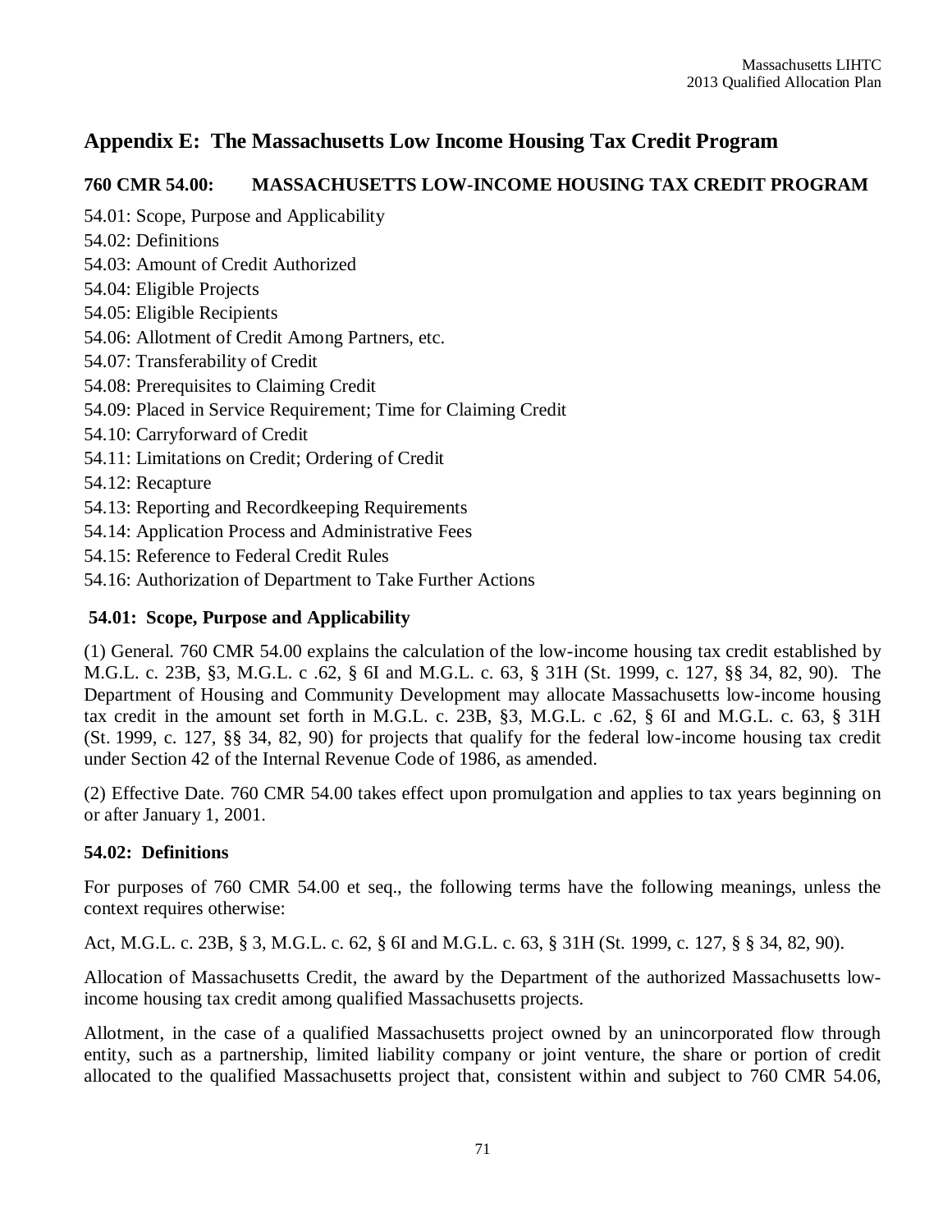## Appendix E: The Massachusetts Low Income Housing Tax Credit Program

### 760 CMR 54.00: MASSACHUSETTS LOW-INCOME HOUSING TAX CREDIT PROGRAM

54.01: Scope, Purpose and Applicability
54.02: Definitions
54.03: Amount of Credit Authorized
54.04: Eligible Projects
54.05: Eligible Recipients
54.06: Allotment of Credit Among Partners, etc.
54.07: Transferability of Credit
54.08: Prerequisites to Claiming Credit
54.09: Placed in Service Requirement; Time for Claiming Credit
54.10: Carryforward of Credit
54.11: Limitations on Credit; Ordering of Credit
54.12: Recapture
54.13: Reporting and Recordkeeping Requirements
54.14: Application Process and Administrative Fees
54.15: Reference to Federal Credit Rules
54.16: Authorization of Department to Take Further Actions

#### 54.01: Scope, Purpose and Applicability

(1) General. 760 CMR 54.00 explains the calculation of the low-income housing tax credit established by M.G.L. c. 23B, §3, M.G.L. c .62, § 6I and M.G.L. c. 63, § 31H (St. 1999, c. 127, §§ 34, 82, 90). The Department of Housing and Community Development may allocate Massachusetts low-income housing tax credit in the amount set forth in M.G.L. c. 23B, §3, M.G.L. c .62, § 6I and M.G.L. c. 63, § 31H (St. 1999, c. 127, §§ 34, 82, 90) for projects that qualify for the federal low-income housing tax credit under Section 42 of the Internal Revenue Code of 1986, as amended.

(2) Effective Date. 760 CMR 54.00 takes effect upon promulgation and applies to tax years beginning on or after January 1, 2001.

#### 54.02: Definitions

For purposes of 760 CMR 54.00 et seq., the following terms have the following meanings, unless the context requires otherwise:

Act, M.G.L. c. 23B, § 3, M.G.L. c. 62, § 6I and M.G.L. c. 63, § 31H (St. 1999, c. 127, § § 34, 82, 90).

Allocation of Massachusetts Credit, the award by the Department of the authorized Massachusetts low-income housing tax credit among qualified Massachusetts projects.

Allotment, in the case of a qualified Massachusetts project owned by an unincorporated flow through entity, such as a partnership, limited liability company or joint venture, the share or portion of credit allocated to the qualified Massachusetts project that, consistent within and subject to 760 CMR 54.06,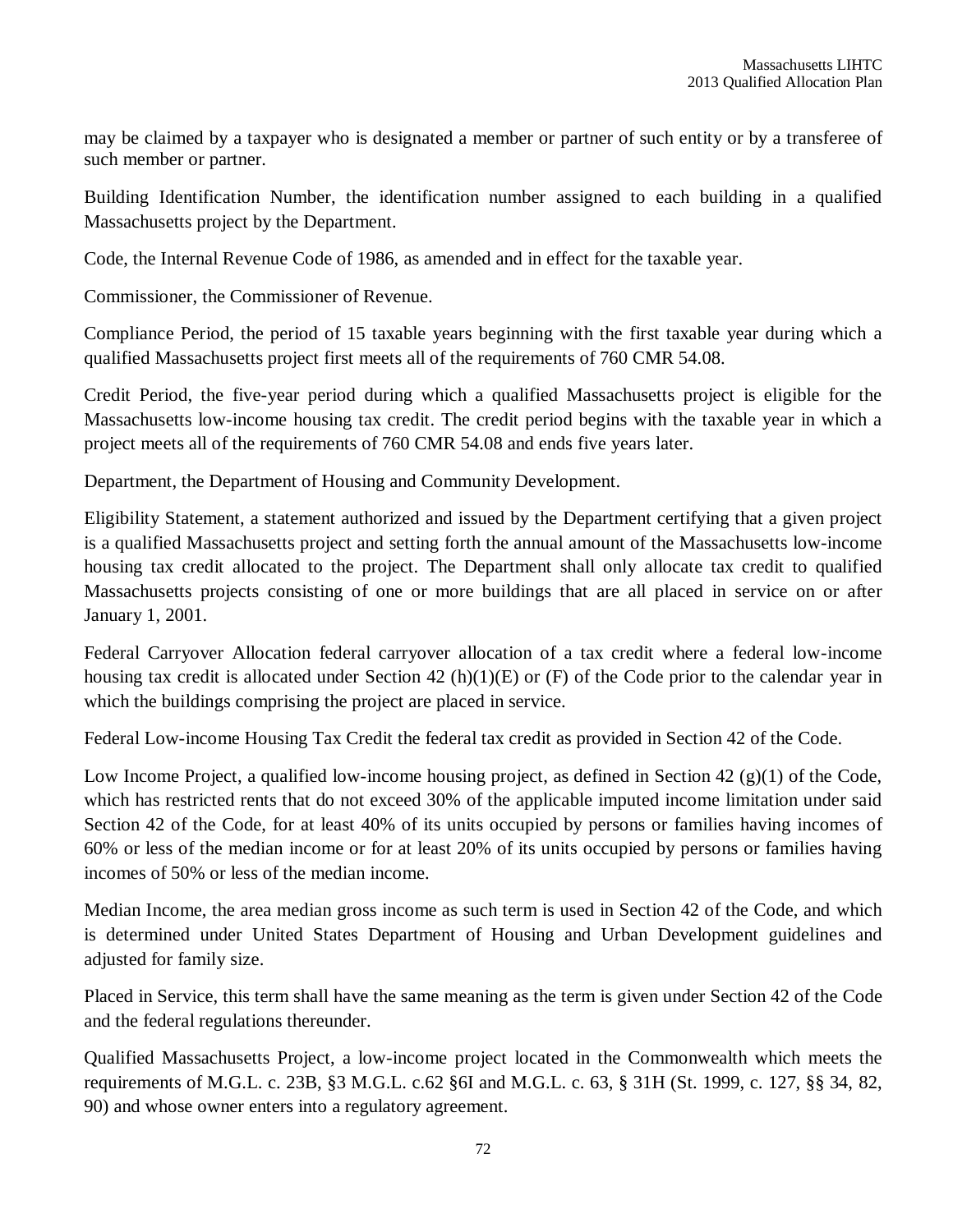may be claimed by a taxpayer who is designated a member or partner of such entity or by a transferee of such member or partner.

Building Identification Number, the identification number assigned to each building in a qualified Massachusetts project by the Department.

Code, the Internal Revenue Code of 1986, as amended and in effect for the taxable year.

Commissioner, the Commissioner of Revenue.

Compliance Period, the period of 15 taxable years beginning with the first taxable year during which a qualified Massachusetts project first meets all of the requirements of 760 CMR 54.08.

Credit Period, the five-year period during which a qualified Massachusetts project is eligible for the Massachusetts low-income housing tax credit. The credit period begins with the taxable year in which a project meets all of the requirements of 760 CMR 54.08 and ends five years later.

Department, the Department of Housing and Community Development.

Eligibility Statement, a statement authorized and issued by the Department certifying that a given project is a qualified Massachusetts project and setting forth the annual amount of the Massachusetts low-income housing tax credit allocated to the project. The Department shall only allocate tax credit to qualified Massachusetts projects consisting of one or more buildings that are all placed in service on or after January 1, 2001.

Federal Carryover Allocation federal carryover allocation of a tax credit where a federal low-income housing tax credit is allocated under Section 42 (h)(1)(E) or (F) of the Code prior to the calendar year in which the buildings comprising the project are placed in service.

Federal Low-income Housing Tax Credit the federal tax credit as provided in Section 42 of the Code.

Low Income Project, a qualified low-income housing project, as defined in Section 42 (g)(1) of the Code, which has restricted rents that do not exceed 30% of the applicable imputed income limitation under said Section 42 of the Code, for at least 40% of its units occupied by persons or families having incomes of 60% or less of the median income or for at least 20% of its units occupied by persons or families having incomes of 50% or less of the median income.

Median Income, the area median gross income as such term is used in Section 42 of the Code, and which is determined under United States Department of Housing and Urban Development guidelines and adjusted for family size.

Placed in Service, this term shall have the same meaning as the term is given under Section 42 of the Code and the federal regulations thereunder.

Qualified Massachusetts Project, a low-income project located in the Commonwealth which meets the requirements of M.G.L. c. 23B, §3 M.G.L. c.62 §6I and M.G.L. c. 63, § 31H (St. 1999, c. 127, §§ 34, 82, 90) and whose owner enters into a regulatory agreement.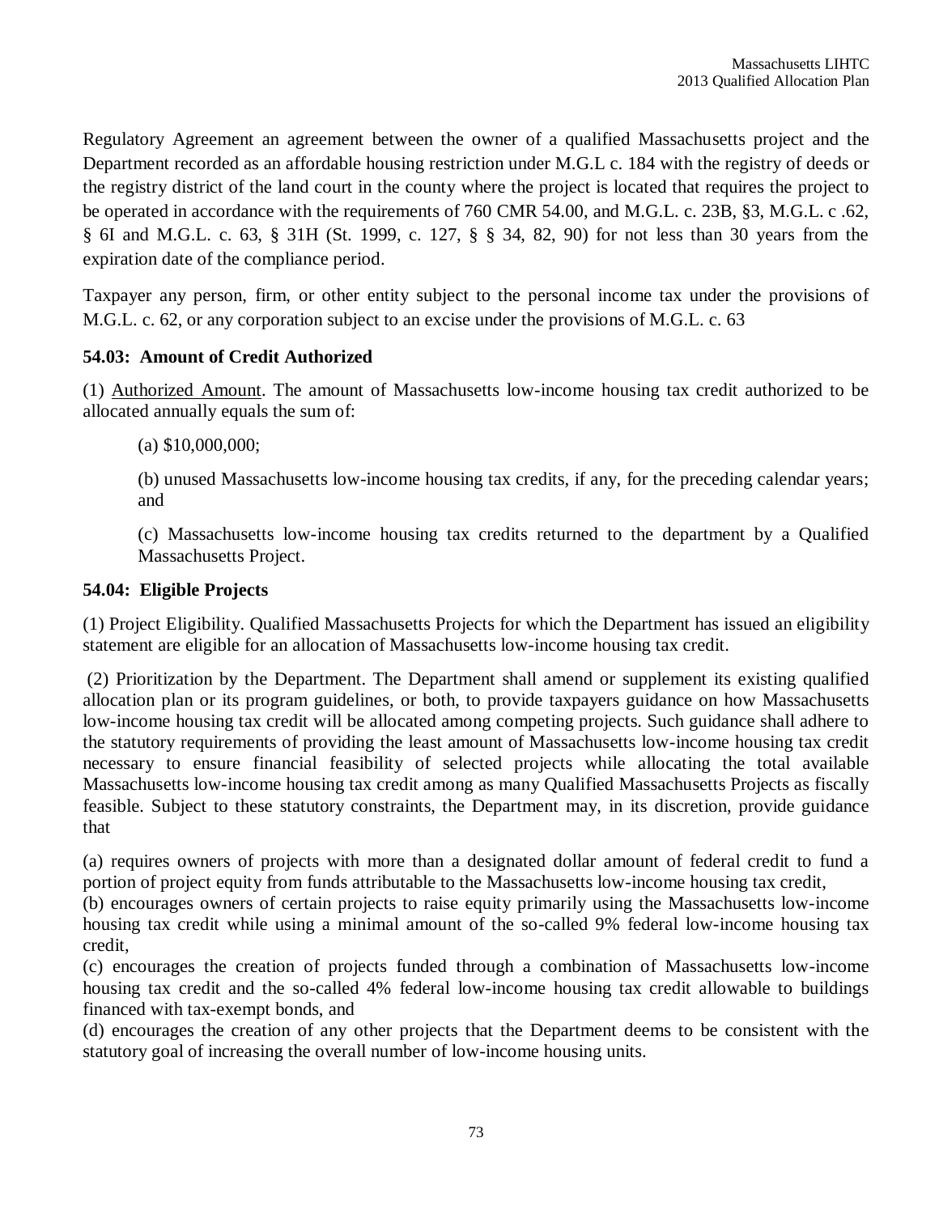Regulatory Agreement an agreement between the owner of a qualified Massachusetts project and the Department recorded as an affordable housing restriction under M.G.L c. 184 with the registry of deeds or the registry district of the land court in the county where the project is located that requires the project to be operated in accordance with the requirements of 760 CMR 54.00, and M.G.L. c. 23B, §3, M.G.L. c .62, § 6I and M.G.L. c. 63, § 31H (St. 1999, c. 127, § § 34, 82, 90) for not less than 30 years from the expiration date of the compliance period.

Taxpayer any person, firm, or other entity subject to the personal income tax under the provisions of M.G.L. c. 62, or any corporation subject to an excise under the provisions of M.G.L. c. 63

**54.03: Amount of Credit Authorized**

(1) Authorized Amount. The amount of Massachusetts low-income housing tax credit authorized to be allocated annually equals the sum of:

(a) $10,000,000;

(b) unused Massachusetts low-income housing tax credits, if any, for the preceding calendar years; and

(c) Massachusetts low-income housing tax credits returned to the department by a Qualified Massachusetts Project.

**54.04: Eligible Projects**

(1) Project Eligibility. Qualified Massachusetts Projects for which the Department has issued an eligibility statement are eligible for an allocation of Massachusetts low-income housing tax credit.

(2) Prioritization by the Department. The Department shall amend or supplement its existing qualified allocation plan or its program guidelines, or both, to provide taxpayers guidance on how Massachusetts low-income housing tax credit will be allocated among competing projects. Such guidance shall adhere to the statutory requirements of providing the least amount of Massachusetts low-income housing tax credit necessary to ensure financial feasibility of selected projects while allocating the total available Massachusetts low-income housing tax credit among as many Qualified Massachusetts Projects as fiscally feasible. Subject to these statutory constraints, the Department may, in its discretion, provide guidance that

(a) requires owners of projects with more than a designated dollar amount of federal credit to fund a portion of project equity from funds attributable to the Massachusetts low-income housing tax credit,
(b) encourages owners of certain projects to raise equity primarily using the Massachusetts low-income housing tax credit while using a minimal amount of the so-called 9% federal low-income housing tax credit,
(c) encourages the creation of projects funded through a combination of Massachusetts low-income housing tax credit and the so-called 4% federal low-income housing tax credit allowable to buildings financed with tax-exempt bonds, and
(d) encourages the creation of any other projects that the Department deems to be consistent with the statutory goal of increasing the overall number of low-income housing units.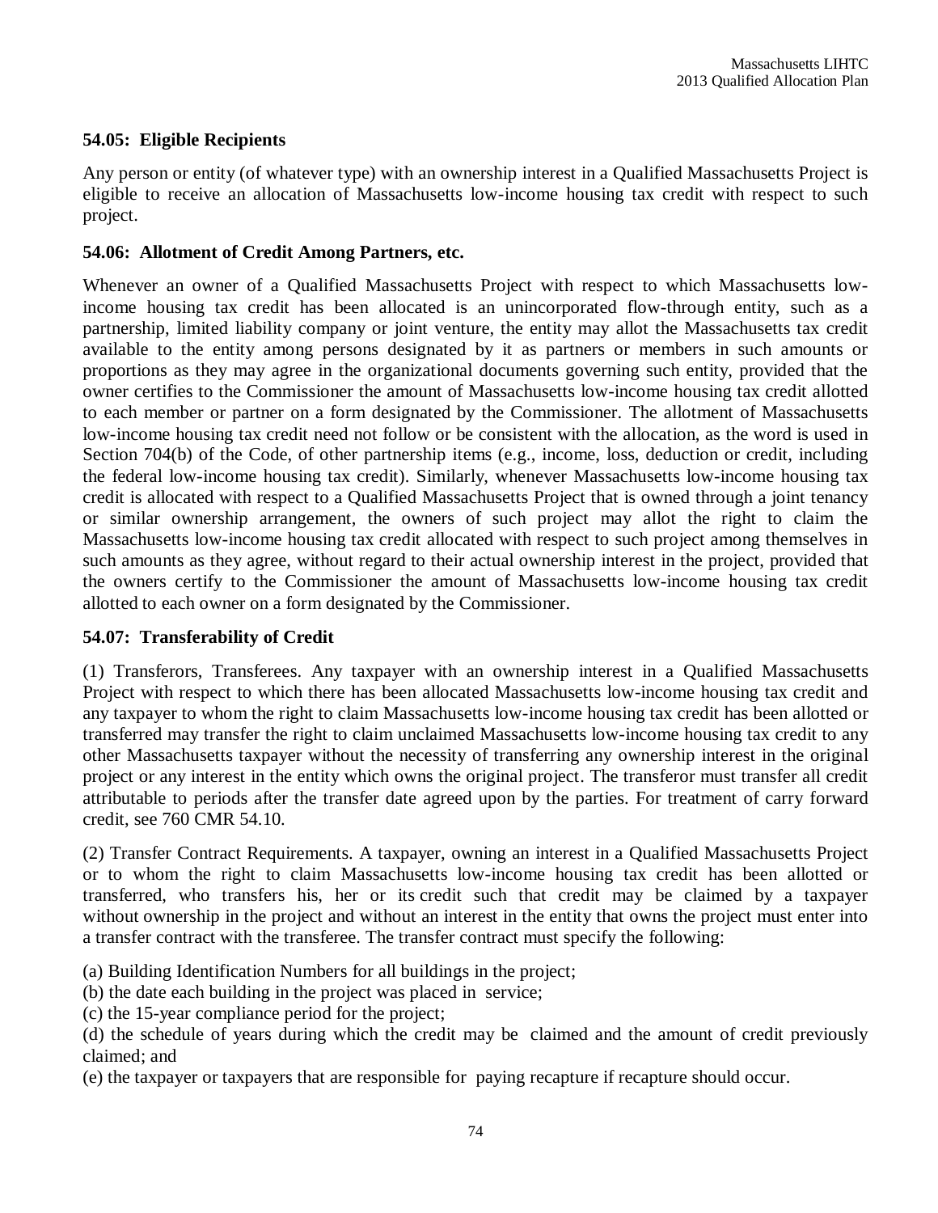## 54.05: Eligible Recipients

Any person or entity (of whatever type) with an ownership interest in a Qualified Massachusetts Project is eligible to receive an allocation of Massachusetts low-income housing tax credit with respect to such project.

## 54.06: Allotment of Credit Among Partners, etc.

Whenever an owner of a Qualified Massachusetts Project with respect to which Massachusetts low-income housing tax credit has been allocated is an unincorporated flow-through entity, such as a partnership, limited liability company or joint venture, the entity may allot the Massachusetts tax credit available to the entity among persons designated by it as partners or members in such amounts or proportions as they may agree in the organizational documents governing such entity, provided that the owner certifies to the Commissioner the amount of Massachusetts low-income housing tax credit allotted to each member or partner on a form designated by the Commissioner. The allotment of Massachusetts low-income housing tax credit need not follow or be consistent with the allocation, as the word is used in Section 704(b) of the Code, of other partnership items (e.g., income, loss, deduction or credit, including the federal low-income housing tax credit). Similarly, whenever Massachusetts low-income housing tax credit is allocated with respect to a Qualified Massachusetts Project that is owned through a joint tenancy or similar ownership arrangement, the owners of such project may allot the right to claim the Massachusetts low-income housing tax credit allocated with respect to such project among themselves in such amounts as they agree, without regard to their actual ownership interest in the project, provided that the owners certify to the Commissioner the amount of Massachusetts low-income housing tax credit allotted to each owner on a form designated by the Commissioner.

## 54.07: Transferability of Credit

(1) Transferors, Transferees. Any taxpayer with an ownership interest in a Qualified Massachusetts Project with respect to which there has been allocated Massachusetts low-income housing tax credit and any taxpayer to whom the right to claim Massachusetts low-income housing tax credit has been allotted or transferred may transfer the right to claim unclaimed Massachusetts low-income housing tax credit to any other Massachusetts taxpayer without the necessity of transferring any ownership interest in the original project or any interest in the entity which owns the original project. The transferor must transfer all credit attributable to periods after the transfer date agreed upon by the parties. For treatment of carry forward credit, see 760 CMR 54.10.

(2) Transfer Contract Requirements. A taxpayer, owning an interest in a Qualified Massachusetts Project or to whom the right to claim Massachusetts low-income housing tax credit has been allotted or transferred, who transfers his, her or its credit such that credit may be claimed by a taxpayer without ownership in the project and without an interest in the entity that owns the project must enter into a transfer contract with the transferee. The transfer contract must specify the following:

(a) Building Identification Numbers for all buildings in the project;  
(b) the date each building in the project was placed in service;  
(c) the 15-year compliance period for the project;  
(d) the schedule of years during which the credit may be claimed and the amount of credit previously claimed; and  
(e) the taxpayer or taxpayers that are responsible for paying recapture if recapture should occur.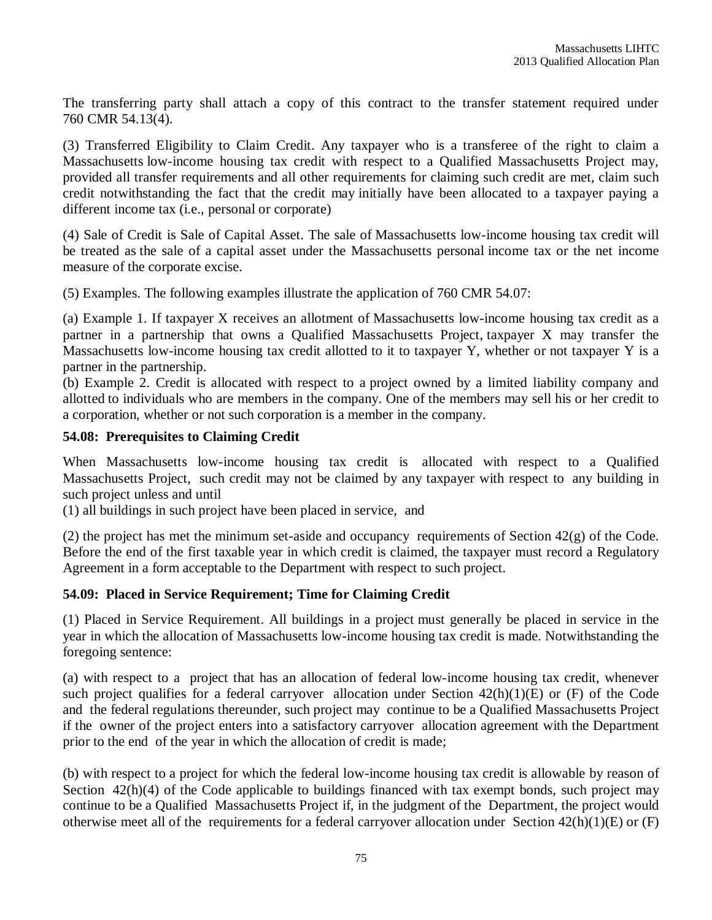The transferring party shall attach a copy of this contract to the transfer statement required under 760 CMR 54.13(4).

(3) Transferred Eligibility to Claim Credit. Any taxpayer who is a transferee of the right to claim a Massachusetts low-income housing tax credit with respect to a Qualified Massachusetts Project may, provided all transfer requirements and all other requirements for claiming such credit are met, claim such credit notwithstanding the fact that the credit may initially have been allocated to a taxpayer paying a different income tax (i.e., personal or corporate)

(4) Sale of Credit is Sale of Capital Asset. The sale of Massachusetts low-income housing tax credit will be treated as the sale of a capital asset under the Massachusetts personal income tax or the net income measure of the corporate excise.

(5) Examples. The following examples illustrate the application of 760 CMR 54.07:

(a) Example 1. If taxpayer X receives an allotment of Massachusetts low-income housing tax credit as a partner in a partnership that owns a Qualified Massachusetts Project, taxpayer X may transfer the Massachusetts low-income housing tax credit allotted to it to taxpayer Y, whether or not taxpayer Y is a partner in the partnership.

(b) Example 2. Credit is allocated with respect to a project owned by a limited liability company and allotted to individuals who are members in the company. One of the members may sell his or her credit to a corporation, whether or not such corporation is a member in the company.

**54.08: Prerequisites to Claiming Credit**

When Massachusetts low-income housing tax credit is allocated with respect to a Qualified Massachusetts Project, such credit may not be claimed by any taxpayer with respect to any building in such project unless and until

(1) all buildings in such project have been placed in service, and

(2) the project has met the minimum set-aside and occupancy requirements of Section 42(g) of the Code. Before the end of the first taxable year in which credit is claimed, the taxpayer must record a Regulatory Agreement in a form acceptable to the Department with respect to such project.

**54.09: Placed in Service Requirement; Time for Claiming Credit**

(1) Placed in Service Requirement. All buildings in a project must generally be placed in service in the year in which the allocation of Massachusetts low-income housing tax credit is made. Notwithstanding the foregoing sentence:

(a) with respect to a project that has an allocation of federal low-income housing tax credit, whenever such project qualifies for a federal carryover allocation under Section 42(h)(1)(E) or (F) of the Code and the federal regulations thereunder, such project may continue to be a Qualified Massachusetts Project if the owner of the project enters into a satisfactory carryover allocation agreement with the Department prior to the end of the year in which the allocation of credit is made;

(b) with respect to a project for which the federal low-income housing tax credit is allowable by reason of Section 42(h)(4) of the Code applicable to buildings financed with tax exempt bonds, such project may continue to be a Qualified Massachusetts Project if, in the judgment of the Department, the project would otherwise meet all of the requirements for a federal carryover allocation under Section 42(h)(1)(E) or (F)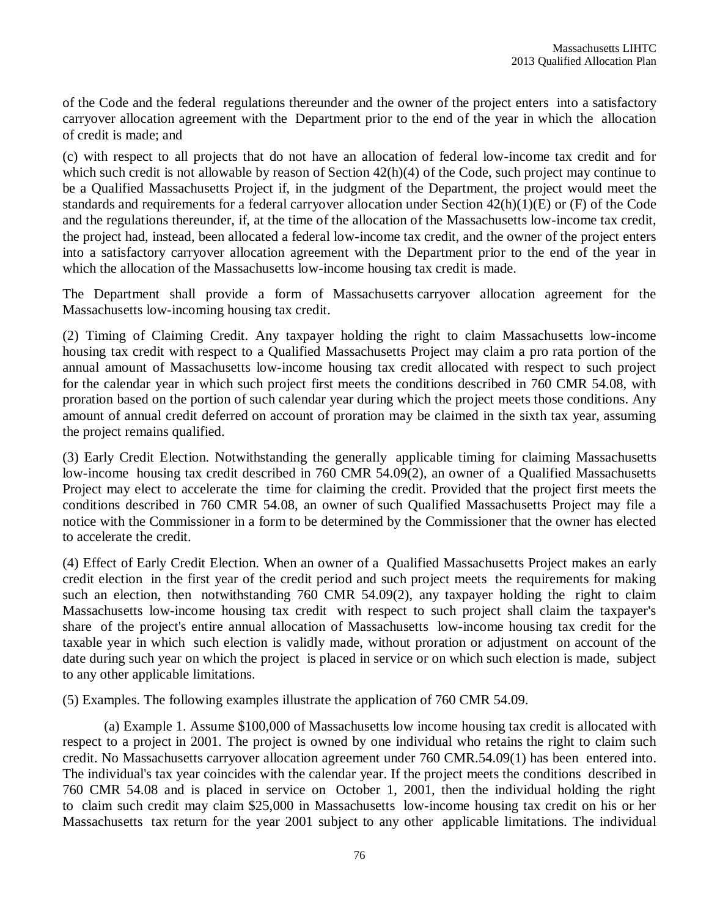of the Code and the federal regulations thereunder and the owner of the project enters into a satisfactory carryover allocation agreement with the Department prior to the end of the year in which the allocation of credit is made; and

(c) with respect to all projects that do not have an allocation of federal low-income tax credit and for which such credit is not allowable by reason of Section 42(h)(4) of the Code, such project may continue to be a Qualified Massachusetts Project if, in the judgment of the Department, the project would meet the standards and requirements for a federal carryover allocation under Section 42(h)(1)(E) or (F) of the Code and the regulations thereunder, if, at the time of the allocation of the Massachusetts low-income tax credit, the project had, instead, been allocated a federal low-income tax credit, and the owner of the project enters into a satisfactory carryover allocation agreement with the Department prior to the end of the year in which the allocation of the Massachusetts low-income housing tax credit is made.

The Department shall provide a form of Massachusetts carryover allocation agreement for the Massachusetts low-incoming housing tax credit.

(2) Timing of Claiming Credit. Any taxpayer holding the right to claim Massachusetts low-income housing tax credit with respect to a Qualified Massachusetts Project may claim a pro rata portion of the annual amount of Massachusetts low-income housing tax credit allocated with respect to such project for the calendar year in which such project first meets the conditions described in 760 CMR 54.08, with proration based on the portion of such calendar year during which the project meets those conditions. Any amount of annual credit deferred on account of proration may be claimed in the sixth tax year, assuming the project remains qualified.

(3) Early Credit Election. Notwithstanding the generally applicable timing for claiming Massachusetts low-income housing tax credit described in 760 CMR 54.09(2), an owner of a Qualified Massachusetts Project may elect to accelerate the time for claiming the credit. Provided that the project first meets the conditions described in 760 CMR 54.08, an owner of such Qualified Massachusetts Project may file a notice with the Commissioner in a form to be determined by the Commissioner that the owner has elected to accelerate the credit.

(4) Effect of Early Credit Election. When an owner of a Qualified Massachusetts Project makes an early credit election in the first year of the credit period and such project meets the requirements for making such an election, then notwithstanding 760 CMR 54.09(2), any taxpayer holding the right to claim Massachusetts low-income housing tax credit with respect to such project shall claim the taxpayer's share of the project's entire annual allocation of Massachusetts low-income housing tax credit for the taxable year in which such election is validly made, without proration or adjustment on account of the date during such year on which the project is placed in service or on which such election is made, subject to any other applicable limitations.

(5) Examples. The following examples illustrate the application of 760 CMR 54.09.

(a) Example 1. Assume $100,000 of Massachusetts low income housing tax credit is allocated with respect to a project in 2001. The project is owned by one individual who retains the right to claim such credit. No Massachusetts carryover allocation agreement under 760 CMR.54.09(1) has been entered into. The individual's tax year coincides with the calendar year. If the project meets the conditions described in 760 CMR 54.08 and is placed in service on October 1, 2001, then the individual holding the right to claim such credit may claim $25,000 in Massachusetts low-income housing tax credit on his or her Massachusetts tax return for the year 2001 subject to any other applicable limitations. The individual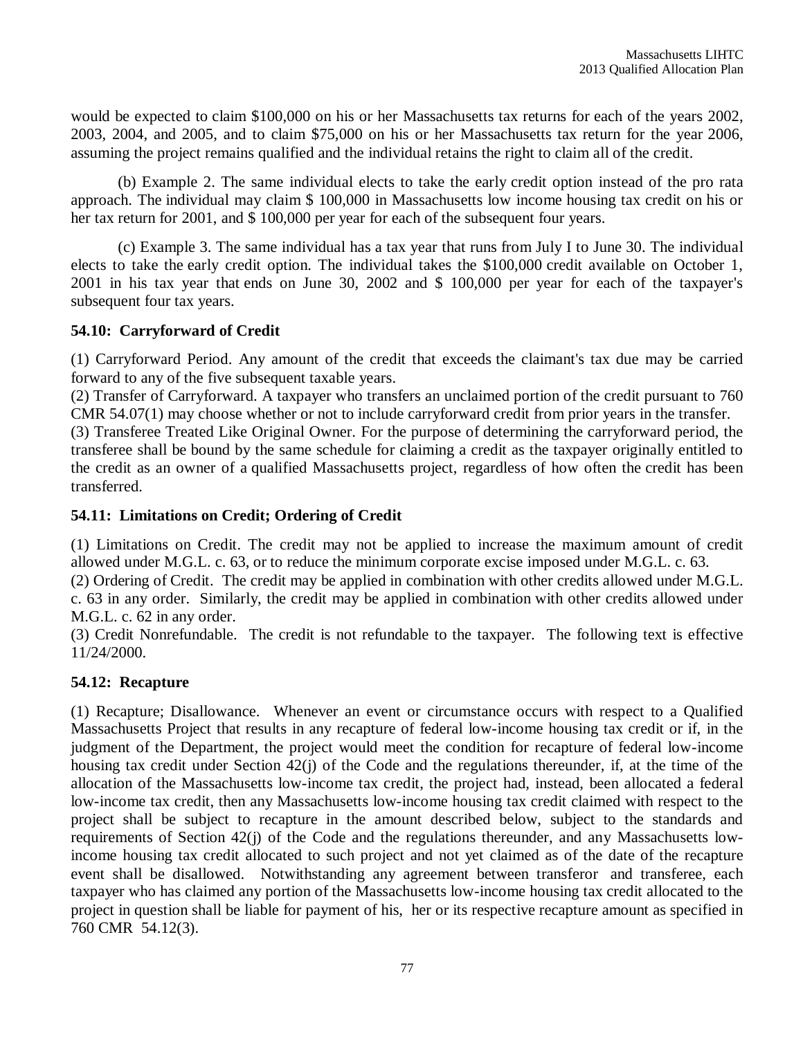would be expected to claim $100,000 on his or her Massachusetts tax returns for each of the years 2002, 2003, 2004, and 2005, and to claim $75,000 on his or her Massachusetts tax return for the year 2006, assuming the project remains qualified and the individual retains the right to claim all of the credit.

(b) Example 2. The same individual elects to take the early credit option instead of the pro rata approach. The individual may claim $ 100,000 in Massachusetts low income housing tax credit on his or her tax return for 2001, and $ 100,000 per year for each of the subsequent four years.

(c) Example 3. The same individual has a tax year that runs from July I to June 30. The individual elects to take the early credit option. The individual takes the $100,000 credit available on October 1, 2001 in his tax year that ends on June 30, 2002 and $ 100,000 per year for each of the taxpayer's subsequent four tax years.

**54.10: Carryforward of Credit**

(1) Carryforward Period. Any amount of the credit that exceeds the claimant's tax due may be carried forward to any of the five subsequent taxable years.
(2) Transfer of Carryforward. A taxpayer who transfers an unclaimed portion of the credit pursuant to 760 CMR 54.07(1) may choose whether or not to include carryforward credit from prior years in the transfer.
(3) Transferee Treated Like Original Owner. For the purpose of determining the carryforward period, the transferee shall be bound by the same schedule for claiming a credit as the taxpayer originally entitled to the credit as an owner of a qualified Massachusetts project, regardless of how often the credit has been transferred.

**54.11: Limitations on Credit; Ordering of Credit**

(1) Limitations on Credit. The credit may not be applied to increase the maximum amount of credit allowed under M.G.L. c. 63, or to reduce the minimum corporate excise imposed under M.G.L. c. 63.
(2) Ordering of Credit. The credit may be applied in combination with other credits allowed under M.G.L. c. 63 in any order. Similarly, the credit may be applied in combination with other credits allowed under M.G.L. c. 62 in any order.
(3) Credit Nonrefundable. The credit is not refundable to the taxpayer. The following text is effective 11/24/2000.

**54.12: Recapture**

(1) Recapture; Disallowance. Whenever an event or circumstance occurs with respect to a Qualified Massachusetts Project that results in any recapture of federal low-income housing tax credit or if, in the judgment of the Department, the project would meet the condition for recapture of federal low-income housing tax credit under Section 42(j) of the Code and the regulations thereunder, if, at the time of the allocation of the Massachusetts low-income tax credit, the project had, instead, been allocated a federal low-income tax credit, then any Massachusetts low-income housing tax credit claimed with respect to the project shall be subject to recapture in the amount described below, subject to the standards and requirements of Section 42(j) of the Code and the regulations thereunder, and any Massachusetts low-income housing tax credit allocated to such project and not yet claimed as of the date of the recapture event shall be disallowed. Notwithstanding any agreement between transferor and transferee, each taxpayer who has claimed any portion of the Massachusetts low-income housing tax credit allocated to the project in question shall be liable for payment of his, her or its respective recapture amount as specified in 760 CMR 54.12(3).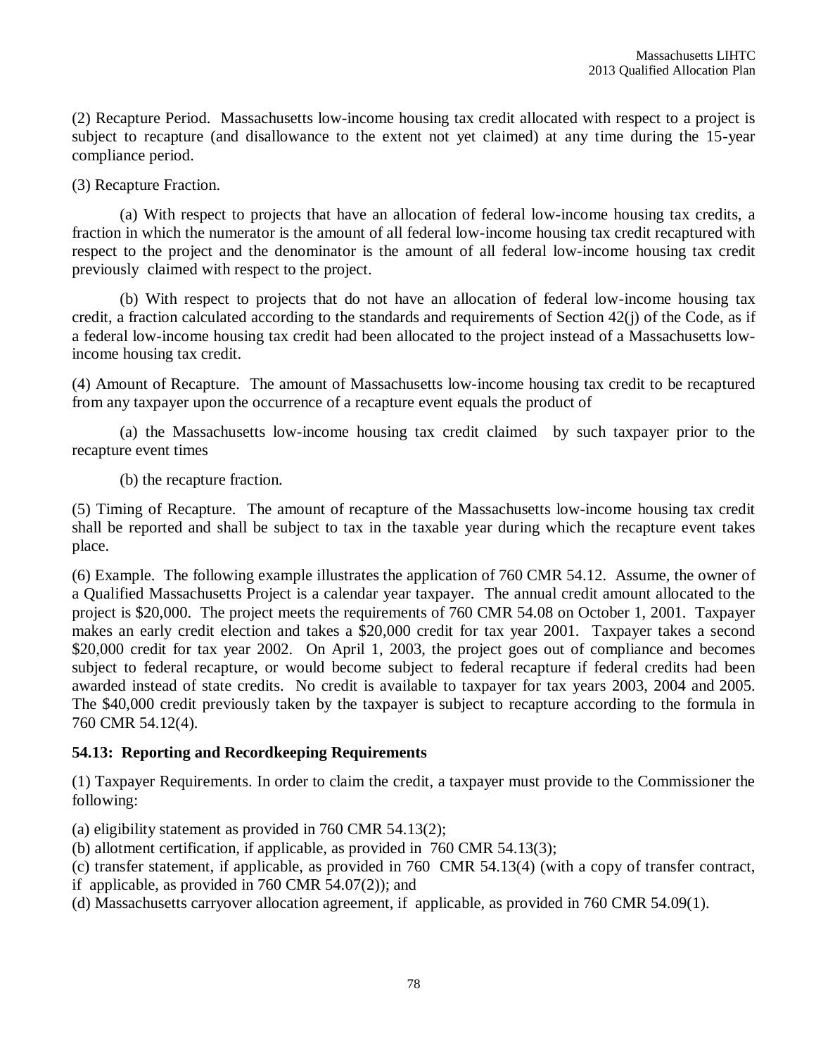(2) Recapture Period. Massachusetts low-income housing tax credit allocated with respect to a project is subject to recapture (and disallowance to the extent not yet claimed) at any time during the 15-year compliance period.

(3) Recapture Fraction.

(a) With respect to projects that have an allocation of federal low-income housing tax credits, a fraction in which the numerator is the amount of all federal low-income housing tax credit recaptured with respect to the project and the denominator is the amount of all federal low-income housing tax credit previously claimed with respect to the project.

(b) With respect to projects that do not have an allocation of federal low-income housing tax credit, a fraction calculated according to the standards and requirements of Section 42(j) of the Code, as if a federal low-income housing tax credit had been allocated to the project instead of a Massachusetts low-income housing tax credit.

(4) Amount of Recapture. The amount of Massachusetts low-income housing tax credit to be recaptured from any taxpayer upon the occurrence of a recapture event equals the product of

(a) the Massachusetts low-income housing tax credit claimed by such taxpayer prior to the recapture event times

(b) the recapture fraction.

(5) Timing of Recapture. The amount of recapture of the Massachusetts low-income housing tax credit shall be reported and shall be subject to tax in the taxable year during which the recapture event takes place.

(6) Example. The following example illustrates the application of 760 CMR 54.12. Assume, the owner of a Qualified Massachusetts Project is a calendar year taxpayer. The annual credit amount allocated to the project is $20,000. The project meets the requirements of 760 CMR 54.08 on October 1, 2001. Taxpayer makes an early credit election and takes a $20,000 credit for tax year 2001. Taxpayer takes a second $20,000 credit for tax year 2002. On April 1, 2003, the project goes out of compliance and becomes subject to federal recapture, or would become subject to federal recapture if federal credits had been awarded instead of state credits. No credit is available to taxpayer for tax years 2003, 2004 and 2005. The $40,000 credit previously taken by the taxpayer is subject to recapture according to the formula in 760 CMR 54.12(4).

### 54.13: Reporting and Recordkeeping Requirements

(1) Taxpayer Requirements. In order to claim the credit, a taxpayer must provide to the Commissioner the following:

(a) eligibility statement as provided in 760 CMR 54.13(2);
(b) allotment certification, if applicable, as provided in 760 CMR 54.13(3);
(c) transfer statement, if applicable, as provided in 760 CMR 54.13(4) (with a copy of transfer contract, if applicable, as provided in 760 CMR 54.07(2)); and
(d) Massachusetts carryover allocation agreement, if applicable, as provided in 760 CMR 54.09(1).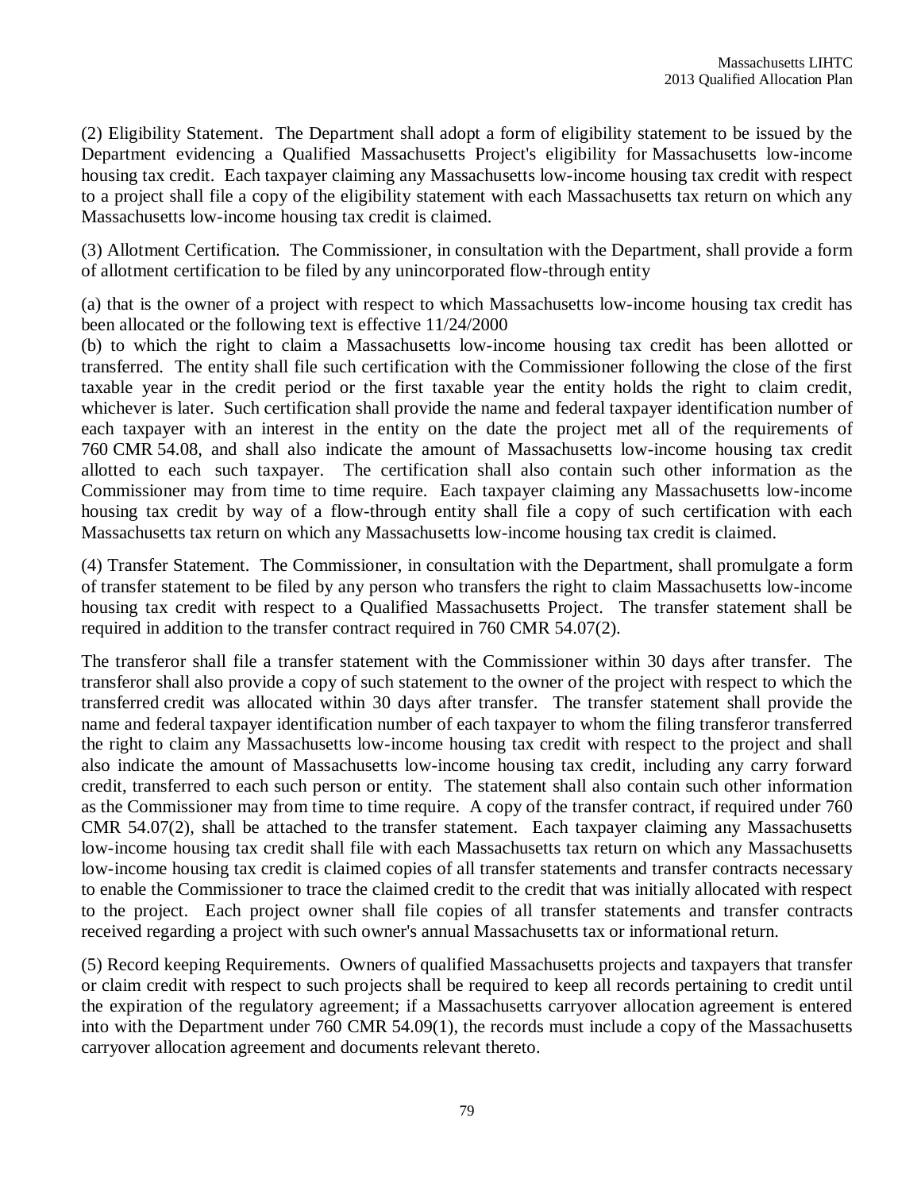(2) Eligibility Statement. The Department shall adopt a form of eligibility statement to be issued by the Department evidencing a Qualified Massachusetts Project's eligibility for Massachusetts low-income housing tax credit. Each taxpayer claiming any Massachusetts low-income housing tax credit with respect to a project shall file a copy of the eligibility statement with each Massachusetts tax return on which any Massachusetts low-income housing tax credit is claimed.

(3) Allotment Certification. The Commissioner, in consultation with the Department, shall provide a form of allotment certification to be filed by any unincorporated flow-through entity

(a) that is the owner of a project with respect to which Massachusetts low-income housing tax credit has been allocated or the following text is effective 11/24/2000
(b) to which the right to claim a Massachusetts low-income housing tax credit has been allotted or transferred. The entity shall file such certification with the Commissioner following the close of the first taxable year in the credit period or the first taxable year the entity holds the right to claim credit, whichever is later. Such certification shall provide the name and federal taxpayer identification number of each taxpayer with an interest in the entity on the date the project met all of the requirements of 760 CMR 54.08, and shall also indicate the amount of Massachusetts low-income housing tax credit allotted to each such taxpayer. The certification shall also contain such other information as the Commissioner may from time to time require. Each taxpayer claiming any Massachusetts low-income housing tax credit by way of a flow-through entity shall file a copy of such certification with each Massachusetts tax return on which any Massachusetts low-income housing tax credit is claimed.

(4) Transfer Statement. The Commissioner, in consultation with the Department, shall promulgate a form of transfer statement to be filed by any person who transfers the right to claim Massachusetts low-income housing tax credit with respect to a Qualified Massachusetts Project. The transfer statement shall be required in addition to the transfer contract required in 760 CMR 54.07(2).

The transferor shall file a transfer statement with the Commissioner within 30 days after transfer. The transferor shall also provide a copy of such statement to the owner of the project with respect to which the transferred credit was allocated within 30 days after transfer. The transfer statement shall provide the name and federal taxpayer identification number of each taxpayer to whom the filing transferor transferred the right to claim any Massachusetts low-income housing tax credit with respect to the project and shall also indicate the amount of Massachusetts low-income housing tax credit, including any carry forward credit, transferred to each such person or entity. The statement shall also contain such other information as the Commissioner may from time to time require. A copy of the transfer contract, if required under 760 CMR 54.07(2), shall be attached to the transfer statement. Each taxpayer claiming any Massachusetts low-income housing tax credit shall file with each Massachusetts tax return on which any Massachusetts low-income housing tax credit is claimed copies of all transfer statements and transfer contracts necessary to enable the Commissioner to trace the claimed credit to the credit that was initially allocated with respect to the project. Each project owner shall file copies of all transfer statements and transfer contracts received regarding a project with such owner's annual Massachusetts tax or informational return.

(5) Record keeping Requirements. Owners of qualified Massachusetts projects and taxpayers that transfer or claim credit with respect to such projects shall be required to keep all records pertaining to credit until the expiration of the regulatory agreement; if a Massachusetts carryover allocation agreement is entered into with the Department under 760 CMR 54.09(1), the records must include a copy of the Massachusetts carryover allocation agreement and documents relevant thereto.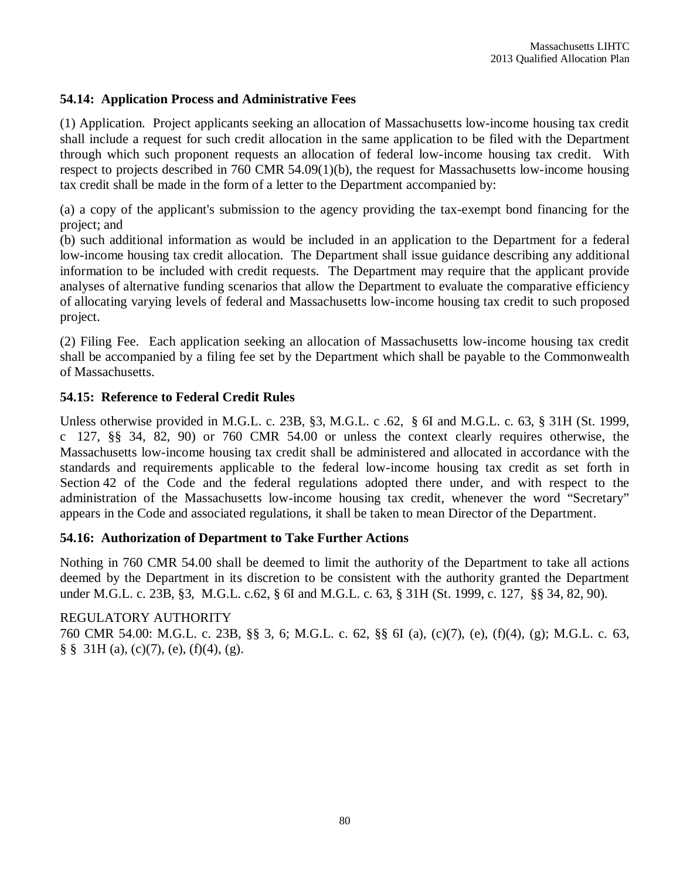### 54.14: Application Process and Administrative Fees

(1) Application. Project applicants seeking an allocation of Massachusetts low-income housing tax credit shall include a request for such credit allocation in the same application to be filed with the Department through which such proponent requests an allocation of federal low-income housing tax credit. With respect to projects described in 760 CMR 54.09(1)(b), the request for Massachusetts low-income housing tax credit shall be made in the form of a letter to the Department accompanied by:

(a) a copy of the applicant's submission to the agency providing the tax-exempt bond financing for the project; and
(b) such additional information as would be included in an application to the Department for a federal low-income housing tax credit allocation. The Department shall issue guidance describing any additional information to be included with credit requests. The Department may require that the applicant provide analyses of alternative funding scenarios that allow the Department to evaluate the comparative efficiency of allocating varying levels of federal and Massachusetts low-income housing tax credit to such proposed project.

(2) Filing Fee. Each application seeking an allocation of Massachusetts low-income housing tax credit shall be accompanied by a filing fee set by the Department which shall be payable to the Commonwealth of Massachusetts.

### 54.15: Reference to Federal Credit Rules

Unless otherwise provided in M.G.L. c. 23B, §3, M.G.L. c .62, § 6I and M.G.L. c. 63, § 31H (St. 1999, c 127, §§ 34, 82, 90) or 760 CMR 54.00 or unless the context clearly requires otherwise, the Massachusetts low-income housing tax credit shall be administered and allocated in accordance with the standards and requirements applicable to the federal low-income housing tax credit as set forth in Section 42 of the Code and the federal regulations adopted there under, and with respect to the administration of the Massachusetts low-income housing tax credit, whenever the word "Secretary" appears in the Code and associated regulations, it shall be taken to mean Director of the Department.

### 54.16: Authorization of Department to Take Further Actions

Nothing in 760 CMR 54.00 shall be deemed to limit the authority of the Department to take all actions deemed by the Department in its discretion to be consistent with the authority granted the Department under M.G.L. c. 23B, §3, M.G.L. c.62, § 6I and M.G.L. c. 63, § 31H (St. 1999, c. 127, §§ 34, 82, 90).

REGULATORY AUTHORITY
760 CMR 54.00: M.G.L. c. 23B, §§ 3, 6; M.G.L. c. 62, §§ 6I (a), (c)(7), (e), (f)(4), (g); M.G.L. c. 63, § § 31H (a), (c)(7), (e), (f)(4), (g).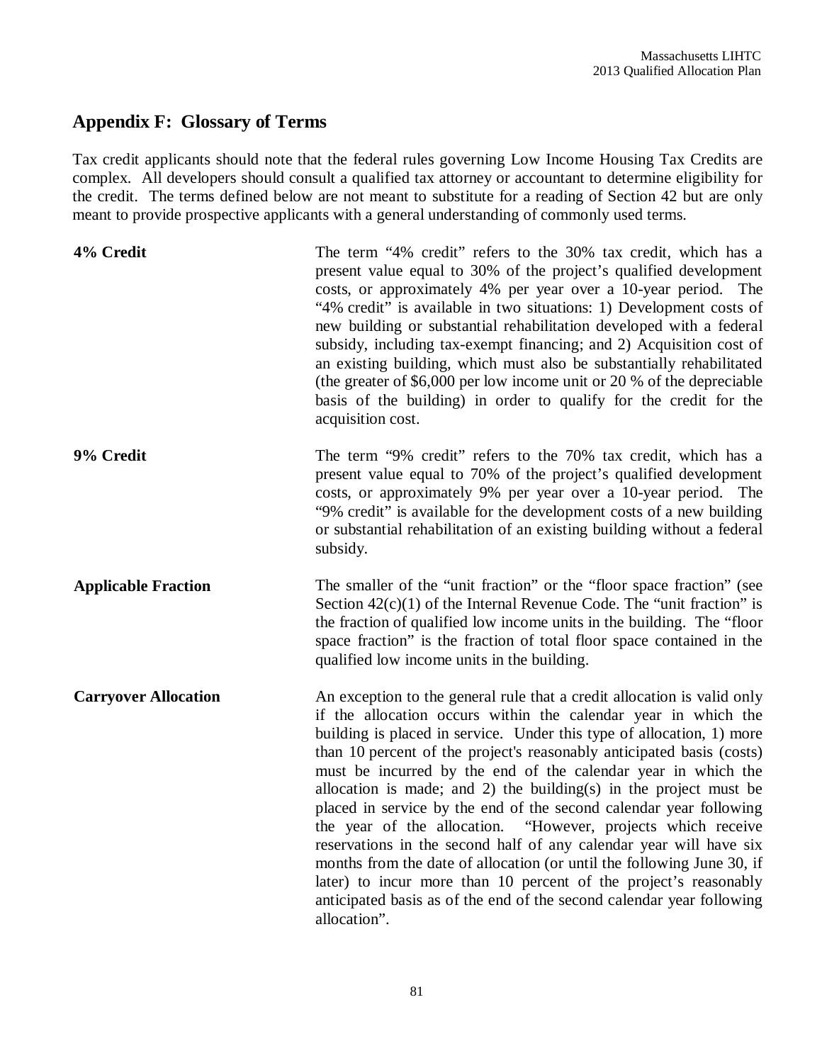## Appendix F: Glossary of Terms

Tax credit applicants should note that the federal rules governing Low Income Housing Tax Credits are complex. All developers should consult a qualified tax attorney or accountant to determine eligibility for the credit. The terms defined below are not meant to substitute for a reading of Section 42 but are only meant to provide prospective applicants with a general understanding of commonly used terms.

**4% Credit**

The term "4% credit" refers to the 30% tax credit, which has a present value equal to 30% of the project's qualified development costs, or approximately 4% per year over a 10-year period. The "4% credit" is available in two situations: 1) Development costs of new building or substantial rehabilitation developed with a federal subsidy, including tax-exempt financing; and 2) Acquisition cost of an existing building, which must also be substantially rehabilitated (the greater of $6,000 per low income unit or 20 % of the depreciable basis of the building) in order to qualify for the credit for the acquisition cost.

**9% Credit**

The term "9% credit" refers to the 70% tax credit, which has a present value equal to 70% of the project's qualified development costs, or approximately 9% per year over a 10-year period. The "9% credit" is available for the development costs of a new building or substantial rehabilitation of an existing building without a federal subsidy.

**Applicable Fraction**

The smaller of the "unit fraction" or the "floor space fraction" (see Section 42(c)(1) of the Internal Revenue Code. The "unit fraction" is the fraction of qualified low income units in the building. The "floor space fraction" is the fraction of total floor space contained in the qualified low income units in the building.

**Carryover Allocation**

An exception to the general rule that a credit allocation is valid only if the allocation occurs within the calendar year in which the building is placed in service. Under this type of allocation, 1) more than 10 percent of the project's reasonably anticipated basis (costs) must be incurred by the end of the calendar year in which the allocation is made; and 2) the building(s) in the project must be placed in service by the end of the second calendar year following the year of the allocation. "However, projects which receive reservations in the second half of any calendar year will have six months from the date of allocation (or until the following June 30, if later) to incur more than 10 percent of the project's reasonably anticipated basis as of the end of the second calendar year following allocation".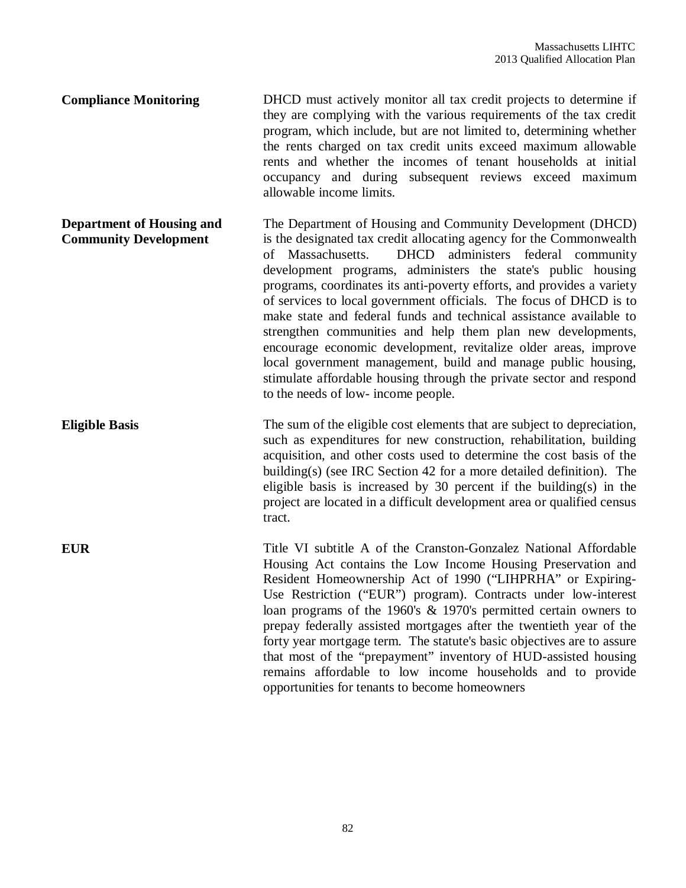**Compliance Monitoring**

DHCD must actively monitor all tax credit projects to determine if they are complying with the various requirements of the tax credit program, which include, but are not limited to, determining whether the rents charged on tax credit units exceed maximum allowable rents and whether the incomes of tenant households at initial occupancy and during subsequent reviews exceed maximum allowable income limits.

**Department of Housing and Community Development**

The Department of Housing and Community Development (DHCD) is the designated tax credit allocating agency for the Commonwealth of Massachusetts. DHCD administers federal community development programs, administers the state's public housing programs, coordinates its anti-poverty efforts, and provides a variety of services to local government officials. The focus of DHCD is to make state and federal funds and technical assistance available to strengthen communities and help them plan new developments, encourage economic development, revitalize older areas, improve local government management, build and manage public housing, stimulate affordable housing through the private sector and respond to the needs of low- income people.

**Eligible Basis**

The sum of the eligible cost elements that are subject to depreciation, such as expenditures for new construction, rehabilitation, building acquisition, and other costs used to determine the cost basis of the building(s) (see IRC Section 42 for a more detailed definition). The eligible basis is increased by 30 percent if the building(s) in the project are located in a difficult development area or qualified census tract.

**EUR**

Title VI subtitle A of the Cranston-Gonzalez National Affordable Housing Act contains the Low Income Housing Preservation and Resident Homeownership Act of 1990 ("LIHPRHA" or Expiring-Use Restriction ("EUR") program). Contracts under low-interest loan programs of the 1960's & 1970's permitted certain owners to prepay federally assisted mortgages after the twentieth year of the forty year mortgage term. The statute's basic objectives are to assure that most of the "prepayment" inventory of HUD-assisted housing remains affordable to low income households and to provide opportunities for tenants to become homeowners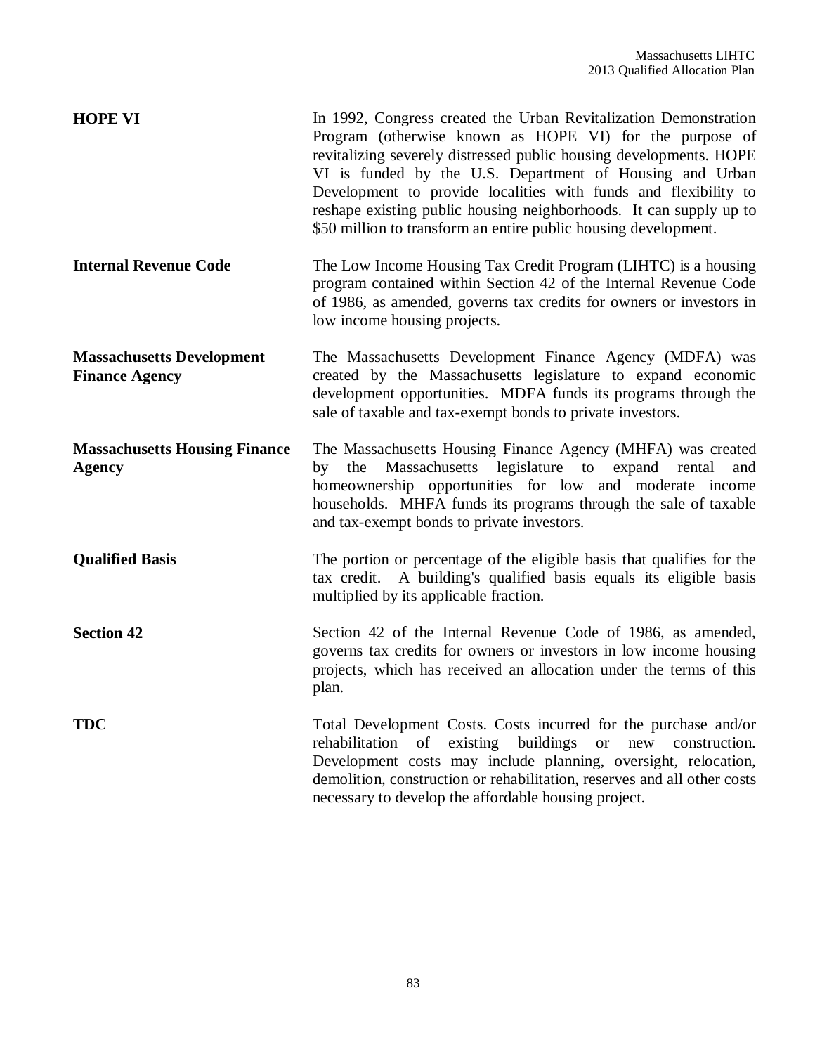**HOPE VI** — In 1992, Congress created the Urban Revitalization Demonstration Program (otherwise known as HOPE VI) for the purpose of revitalizing severely distressed public housing developments. HOPE VI is funded by the U.S. Department of Housing and Urban Development to provide localities with funds and flexibility to reshape existing public housing neighborhoods. It can supply up to $50 million to transform an entire public housing development.

**Internal Revenue Code** — The Low Income Housing Tax Credit Program (LIHTC) is a housing program contained within Section 42 of the Internal Revenue Code of 1986, as amended, governs tax credits for owners or investors in low income housing projects.

**Massachusetts Development Finance Agency** — The Massachusetts Development Finance Agency (MDFA) was created by the Massachusetts legislature to expand economic development opportunities. MDFA funds its programs through the sale of taxable and tax-exempt bonds to private investors.

**Massachusetts Housing Finance Agency** — The Massachusetts Housing Finance Agency (MHFA) was created by the Massachusetts legislature to expand rental and homeownership opportunities for low and moderate income households. MHFA funds its programs through the sale of taxable and tax-exempt bonds to private investors.

**Qualified Basis** — The portion or percentage of the eligible basis that qualifies for the tax credit. A building's qualified basis equals its eligible basis multiplied by its applicable fraction.

**Section 42** — Section 42 of the Internal Revenue Code of 1986, as amended, governs tax credits for owners or investors in low income housing projects, which has received an allocation under the terms of this plan.

**TDC** — Total Development Costs. Costs incurred for the purchase and/or rehabilitation of existing buildings or new construction. Development costs may include planning, oversight, relocation, demolition, construction or rehabilitation, reserves and all other costs necessary to develop the affordable housing project.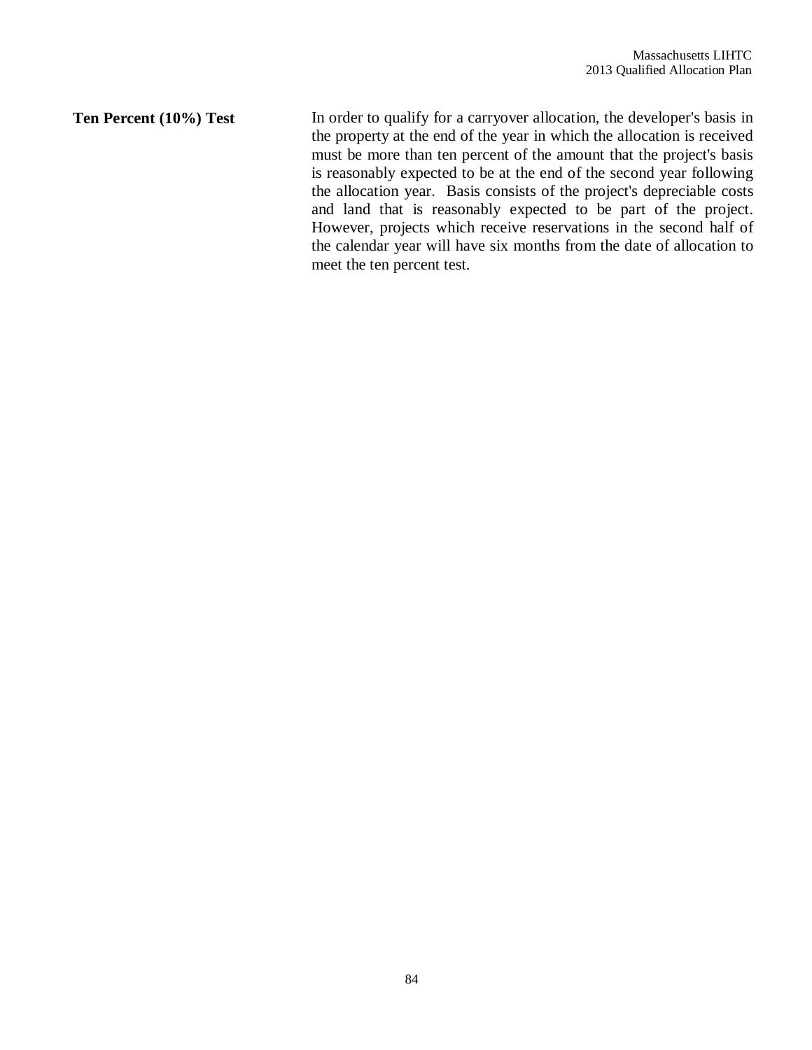**Ten Percent (10%) Test**

In order to qualify for a carryover allocation, the developer's basis in the property at the end of the year in which the allocation is received must be more than ten percent of the amount that the project's basis is reasonably expected to be at the end of the second year following the allocation year. Basis consists of the project's depreciable costs and land that is reasonably expected to be part of the project. However, projects which receive reservations in the second half of the calendar year will have six months from the date of allocation to meet the ten percent test.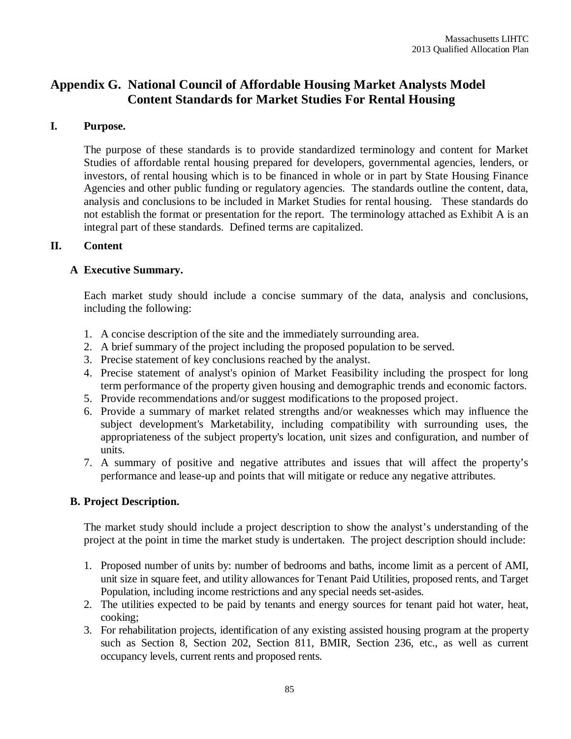# Appendix G. National Council of Affordable Housing Market Analysts Model Content Standards for Market Studies For Rental Housing

## I. Purpose.

The purpose of these standards is to provide standardized terminology and content for Market Studies of affordable rental housing prepared for developers, governmental agencies, lenders, or investors, of rental housing which is to be financed in whole or in part by State Housing Finance Agencies and other public funding or regulatory agencies. The standards outline the content, data, analysis and conclusions to be included in Market Studies for rental housing. These standards do not establish the format or presentation for the report. The terminology attached as Exhibit A is an integral part of these standards. Defined terms are capitalized.

## II. Content

### A Executive Summary.

Each market study should include a concise summary of the data, analysis and conclusions, including the following:

1. A concise description of the site and the immediately surrounding area.
2. A brief summary of the project including the proposed population to be served.
3. Precise statement of key conclusions reached by the analyst.
4. Precise statement of analyst's opinion of Market Feasibility including the prospect for long term performance of the property given housing and demographic trends and economic factors.
5. Provide recommendations and/or suggest modifications to the proposed project.
6. Provide a summary of market related strengths and/or weaknesses which may influence the subject development's Marketability, including compatibility with surrounding uses, the appropriateness of the subject property's location, unit sizes and configuration, and number of units.
7. A summary of positive and negative attributes and issues that will affect the property's performance and lease-up and points that will mitigate or reduce any negative attributes.

### B. Project Description.

The market study should include a project description to show the analyst's understanding of the project at the point in time the market study is undertaken. The project description should include:

1. Proposed number of units by: number of bedrooms and baths, income limit as a percent of AMI, unit size in square feet, and utility allowances for Tenant Paid Utilities, proposed rents, and Target Population, including income restrictions and any special needs set-asides.
2. The utilities expected to be paid by tenants and energy sources for tenant paid hot water, heat, cooking;
3. For rehabilitation projects, identification of any existing assisted housing program at the property such as Section 8, Section 202, Section 811, BMIR, Section 236, etc., as well as current occupancy levels, current rents and proposed rents.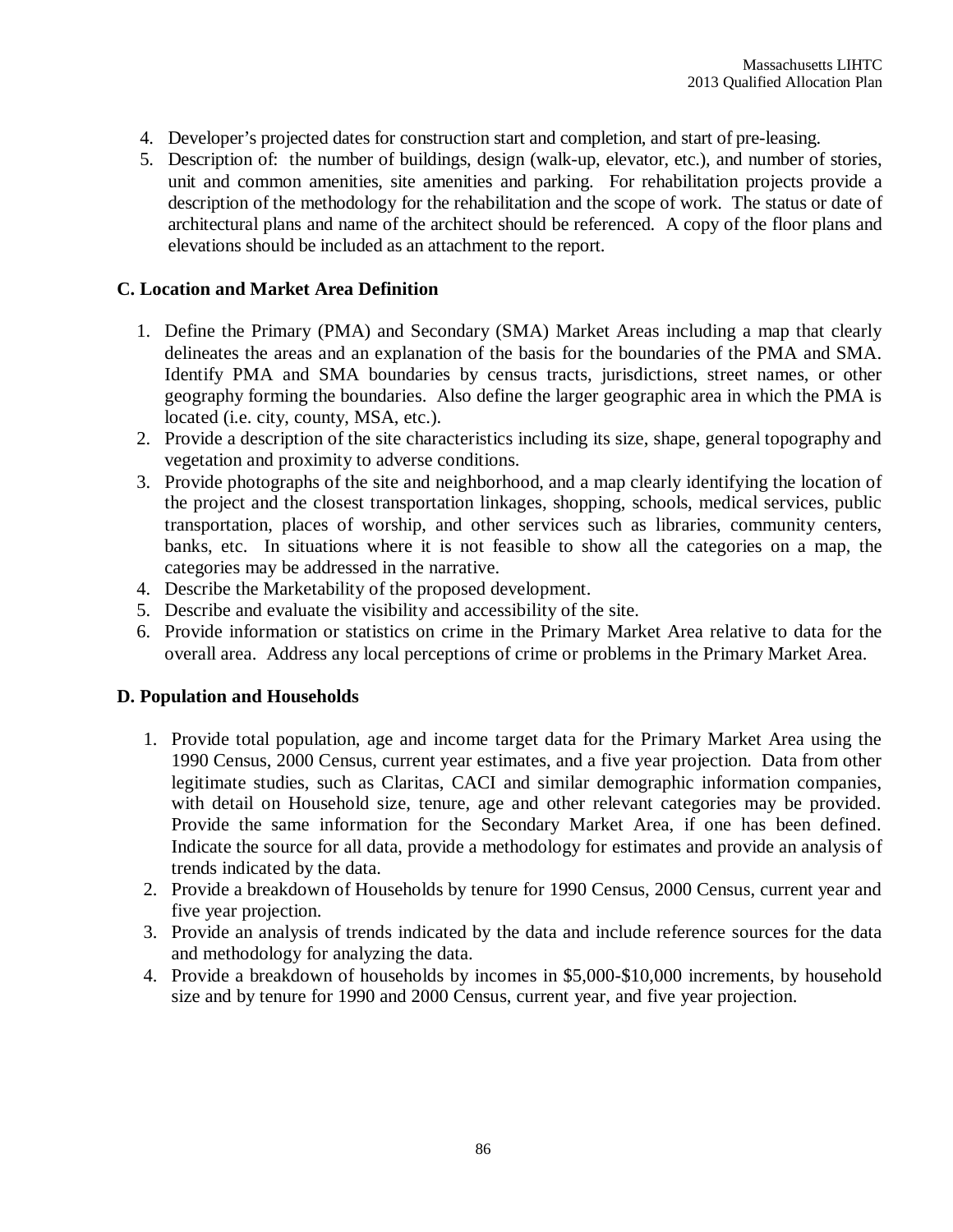4. Developer's projected dates for construction start and completion, and start of pre-leasing.
5. Description of: the number of buildings, design (walk-up, elevator, etc.), and number of stories, unit and common amenities, site amenities and parking. For rehabilitation projects provide a description of the methodology for the rehabilitation and the scope of work. The status or date of architectural plans and name of the architect should be referenced. A copy of the floor plans and elevations should be included as an attachment to the report.

**C. Location and Market Area Definition**

1. Define the Primary (PMA) and Secondary (SMA) Market Areas including a map that clearly delineates the areas and an explanation of the basis for the boundaries of the PMA and SMA. Identify PMA and SMA boundaries by census tracts, jurisdictions, street names, or other geography forming the boundaries. Also define the larger geographic area in which the PMA is located (i.e. city, county, MSA, etc.).
2. Provide a description of the site characteristics including its size, shape, general topography and vegetation and proximity to adverse conditions.
3. Provide photographs of the site and neighborhood, and a map clearly identifying the location of the project and the closest transportation linkages, shopping, schools, medical services, public transportation, places of worship, and other services such as libraries, community centers, banks, etc. In situations where it is not feasible to show all the categories on a map, the categories may be addressed in the narrative.
4. Describe the Marketability of the proposed development.
5. Describe and evaluate the visibility and accessibility of the site.
6. Provide information or statistics on crime in the Primary Market Area relative to data for the overall area. Address any local perceptions of crime or problems in the Primary Market Area.

**D. Population and Households**

1. Provide total population, age and income target data for the Primary Market Area using the 1990 Census, 2000 Census, current year estimates, and a five year projection. Data from other legitimate studies, such as Claritas, CACI and similar demographic information companies, with detail on Household size, tenure, age and other relevant categories may be provided. Provide the same information for the Secondary Market Area, if one has been defined. Indicate the source for all data, provide a methodology for estimates and provide an analysis of trends indicated by the data.
2. Provide a breakdown of Households by tenure for 1990 Census, 2000 Census, current year and five year projection.
3. Provide an analysis of trends indicated by the data and include reference sources for the data and methodology for analyzing the data.
4. Provide a breakdown of households by incomes in $5,000-$10,000 increments, by household size and by tenure for 1990 and 2000 Census, current year, and five year projection.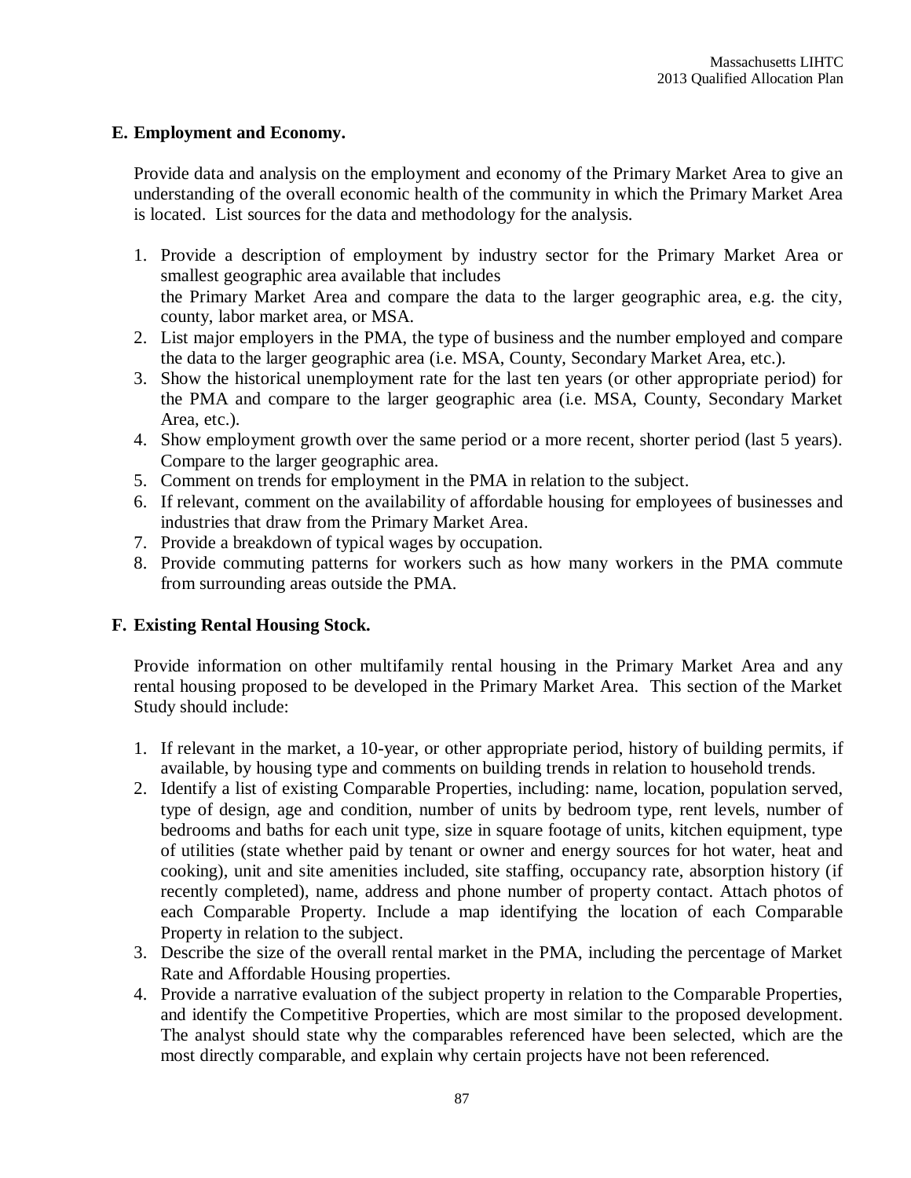## E. Employment and Economy.

Provide data and analysis on the employment and economy of the Primary Market Area to give an understanding of the overall economic health of the community in which the Primary Market Area is located. List sources for the data and methodology for the analysis.

1. Provide a description of employment by industry sector for the Primary Market Area or smallest geographic area available that includes the Primary Market Area and compare the data to the larger geographic area, e.g. the city, county, labor market area, or MSA.
2. List major employers in the PMA, the type of business and the number employed and compare the data to the larger geographic area (i.e. MSA, County, Secondary Market Area, etc.).
3. Show the historical unemployment rate for the last ten years (or other appropriate period) for the PMA and compare to the larger geographic area (i.e. MSA, County, Secondary Market Area, etc.).
4. Show employment growth over the same period or a more recent, shorter period (last 5 years). Compare to the larger geographic area.
5. Comment on trends for employment in the PMA in relation to the subject.
6. If relevant, comment on the availability of affordable housing for employees of businesses and industries that draw from the Primary Market Area.
7. Provide a breakdown of typical wages by occupation.
8. Provide commuting patterns for workers such as how many workers in the PMA commute from surrounding areas outside the PMA.

## F. Existing Rental Housing Stock.

Provide information on other multifamily rental housing in the Primary Market Area and any rental housing proposed to be developed in the Primary Market Area. This section of the Market Study should include:

1. If relevant in the market, a 10-year, or other appropriate period, history of building permits, if available, by housing type and comments on building trends in relation to household trends.
2. Identify a list of existing Comparable Properties, including: name, location, population served, type of design, age and condition, number of units by bedroom type, rent levels, number of bedrooms and baths for each unit type, size in square footage of units, kitchen equipment, type of utilities (state whether paid by tenant or owner and energy sources for hot water, heat and cooking), unit and site amenities included, site staffing, occupancy rate, absorption history (if recently completed), name, address and phone number of property contact. Attach photos of each Comparable Property. Include a map identifying the location of each Comparable Property in relation to the subject.
3. Describe the size of the overall rental market in the PMA, including the percentage of Market Rate and Affordable Housing properties.
4. Provide a narrative evaluation of the subject property in relation to the Comparable Properties, and identify the Competitive Properties, which are most similar to the proposed development. The analyst should state why the comparables referenced have been selected, which are the most directly comparable, and explain why certain projects have not been referenced.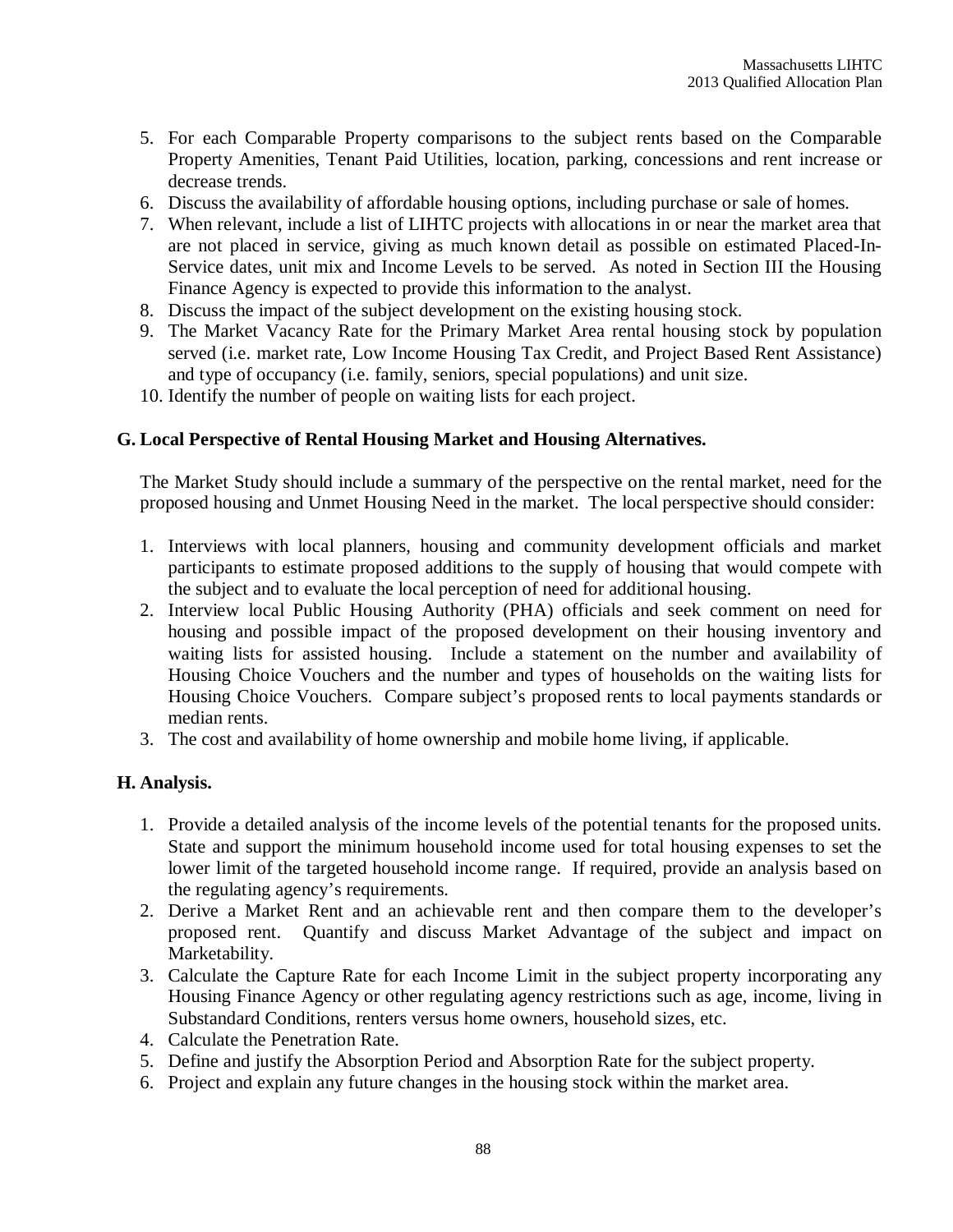5. For each Comparable Property comparisons to the subject rents based on the Comparable Property Amenities, Tenant Paid Utilities, location, parking, concessions and rent increase or decrease trends.
6. Discuss the availability of affordable housing options, including purchase or sale of homes.
7. When relevant, include a list of LIHTC projects with allocations in or near the market area that are not placed in service, giving as much known detail as possible on estimated Placed-In-Service dates, unit mix and Income Levels to be served. As noted in Section III the Housing Finance Agency is expected to provide this information to the analyst.
8. Discuss the impact of the subject development on the existing housing stock.
9. The Market Vacancy Rate for the Primary Market Area rental housing stock by population served (i.e. market rate, Low Income Housing Tax Credit, and Project Based Rent Assistance) and type of occupancy (i.e. family, seniors, special populations) and unit size.
10. Identify the number of people on waiting lists for each project.

**G. Local Perspective of Rental Housing Market and Housing Alternatives.**

The Market Study should include a summary of the perspective on the rental market, need for the proposed housing and Unmet Housing Need in the market. The local perspective should consider:

1. Interviews with local planners, housing and community development officials and market participants to estimate proposed additions to the supply of housing that would compete with the subject and to evaluate the local perception of need for additional housing.
2. Interview local Public Housing Authority (PHA) officials and seek comment on need for housing and possible impact of the proposed development on their housing inventory and waiting lists for assisted housing. Include a statement on the number and availability of Housing Choice Vouchers and the number and types of households on the waiting lists for Housing Choice Vouchers. Compare subject's proposed rents to local payments standards or median rents.
3. The cost and availability of home ownership and mobile home living, if applicable.

**H. Analysis.**

1. Provide a detailed analysis of the income levels of the potential tenants for the proposed units. State and support the minimum household income used for total housing expenses to set the lower limit of the targeted household income range. If required, provide an analysis based on the regulating agency's requirements.
2. Derive a Market Rent and an achievable rent and then compare them to the developer's proposed rent. Quantify and discuss Market Advantage of the subject and impact on Marketability.
3. Calculate the Capture Rate for each Income Limit in the subject property incorporating any Housing Finance Agency or other regulating agency restrictions such as age, income, living in Substandard Conditions, renters versus home owners, household sizes, etc.
4. Calculate the Penetration Rate.
5. Define and justify the Absorption Period and Absorption Rate for the subject property.
6. Project and explain any future changes in the housing stock within the market area.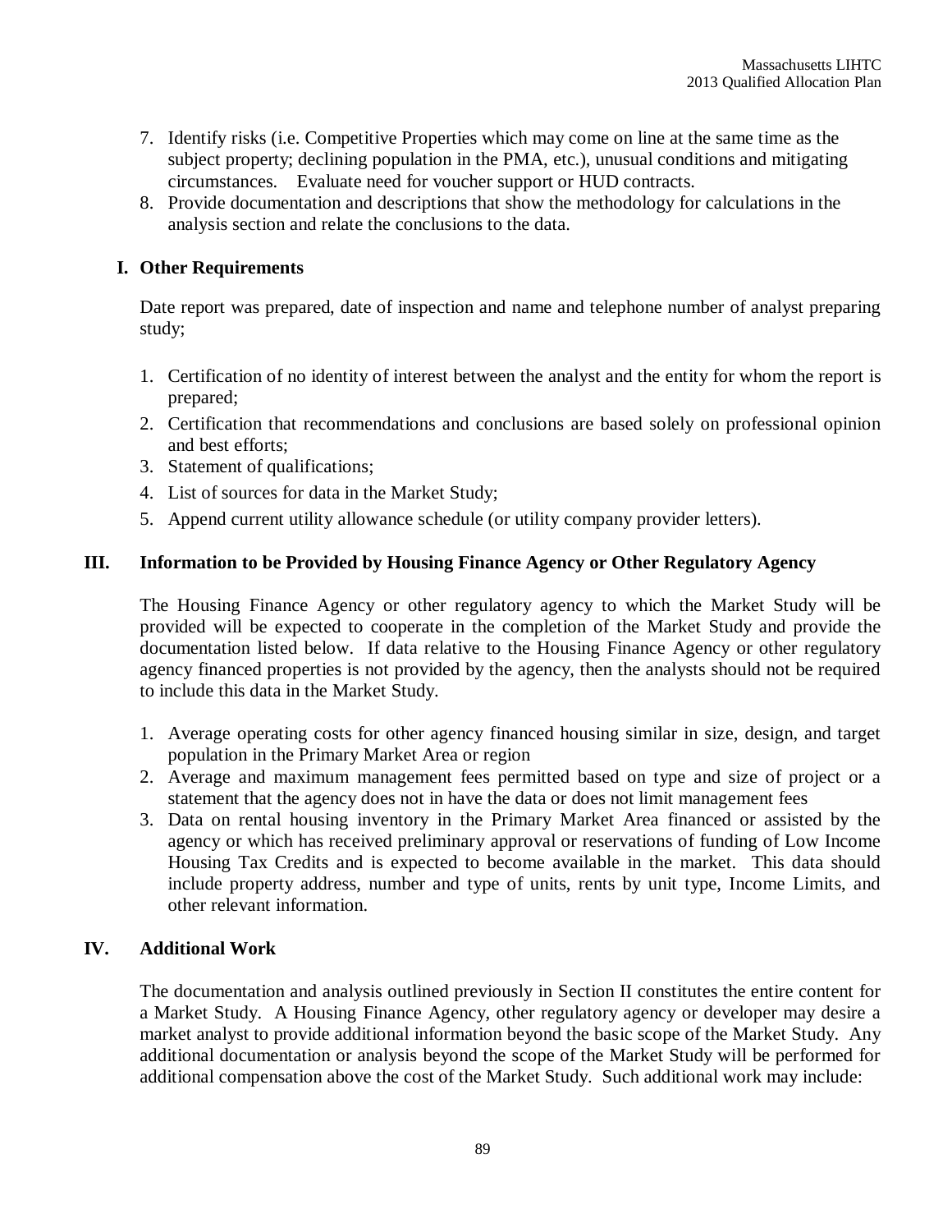7. Identify risks (i.e. Competitive Properties which may come on line at the same time as the subject property; declining population in the PMA, etc.), unusual conditions and mitigating circumstances. Evaluate need for voucher support or HUD contracts.
8. Provide documentation and descriptions that show the methodology for calculations in the analysis section and relate the conclusions to the data.

### I. Other Requirements

Date report was prepared, date of inspection and name and telephone number of analyst preparing study;

1. Certification of no identity of interest between the analyst and the entity for whom the report is prepared;
2. Certification that recommendations and conclusions are based solely on professional opinion and best efforts;
3. Statement of qualifications;
4. List of sources for data in the Market Study;
5. Append current utility allowance schedule (or utility company provider letters).

## III. Information to be Provided by Housing Finance Agency or Other Regulatory Agency

The Housing Finance Agency or other regulatory agency to which the Market Study will be provided will be expected to cooperate in the completion of the Market Study and provide the documentation listed below. If data relative to the Housing Finance Agency or other regulatory agency financed properties is not provided by the agency, then the analysts should not be required to include this data in the Market Study.

1. Average operating costs for other agency financed housing similar in size, design, and target population in the Primary Market Area or region
2. Average and maximum management fees permitted based on type and size of project or a statement that the agency does not in have the data or does not limit management fees
3. Data on rental housing inventory in the Primary Market Area financed or assisted by the agency or which has received preliminary approval or reservations of funding of Low Income Housing Tax Credits and is expected to become available in the market. This data should include property address, number and type of units, rents by unit type, Income Limits, and other relevant information.

## IV. Additional Work

The documentation and analysis outlined previously in Section II constitutes the entire content for a Market Study. A Housing Finance Agency, other regulatory agency or developer may desire a market analyst to provide additional information beyond the basic scope of the Market Study. Any additional documentation or analysis beyond the scope of the Market Study will be performed for additional compensation above the cost of the Market Study. Such additional work may include: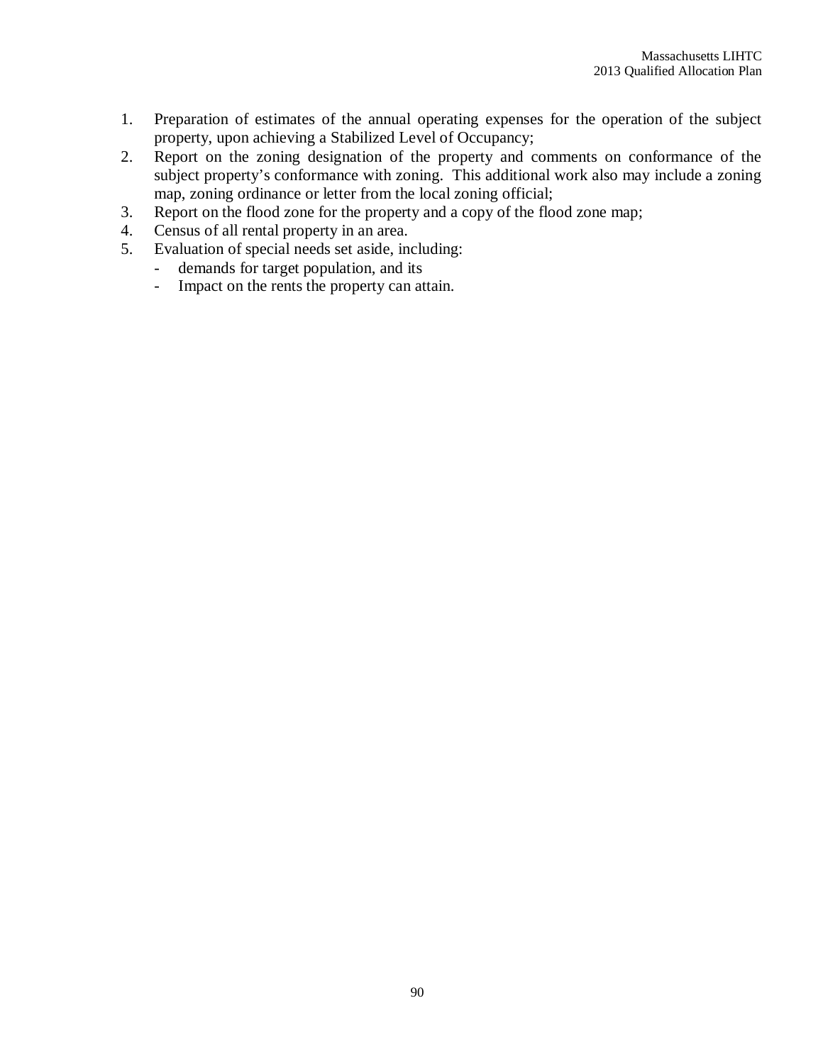1. Preparation of estimates of the annual operating expenses for the operation of the subject property, upon achieving a Stabilized Level of Occupancy;
2. Report on the zoning designation of the property and comments on conformance of the subject property's conformance with zoning. This additional work also may include a zoning map, zoning ordinance or letter from the local zoning official;
3. Report on the flood zone for the property and a copy of the flood zone map;
4. Census of all rental property in an area.
5. Evaluation of special needs set aside, including:
   - demands for target population, and its
   - Impact on the rents the property can attain.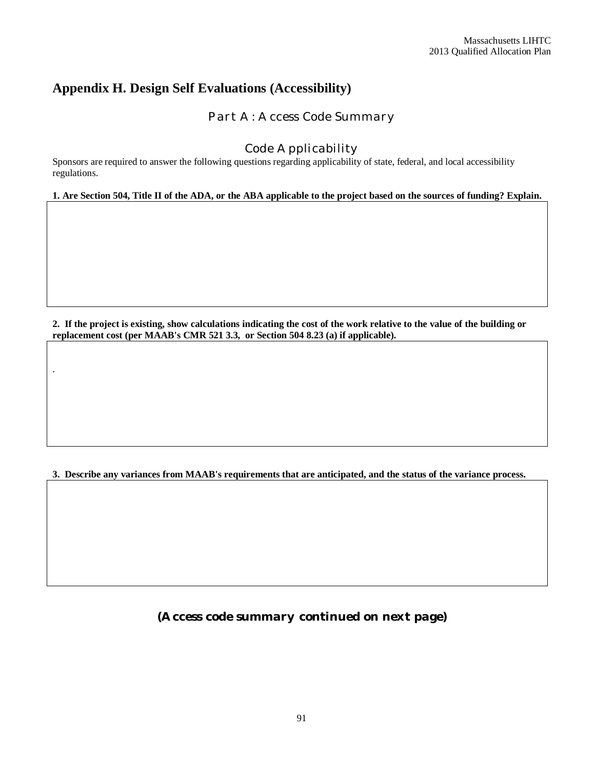# Appendix H. Design Self Evaluations (Accessibility)

## Part A: Access Code Summary

### Code Applicability

Sponsors are required to answer the following questions regarding applicability of state, federal, and local accessibility regulations.

**1. Are Section 504, Title II of the ADA, or the ABA applicable to the project based on the sources of funding? Explain.**

| |
|---|
| |

**2. If the project is existing, show calculations indicating the cost of the work relative to the value of the building or replacement cost (per MAAB's CMR 521 3.3, or Section 504 8.23 (a) if applicable).**

| |
|---|
| . |

**3. Describe any variances from MAAB's requirements that are anticipated, and the status of the variance process.**

| |
|---|
| |

***(Access code summary continued on next page)***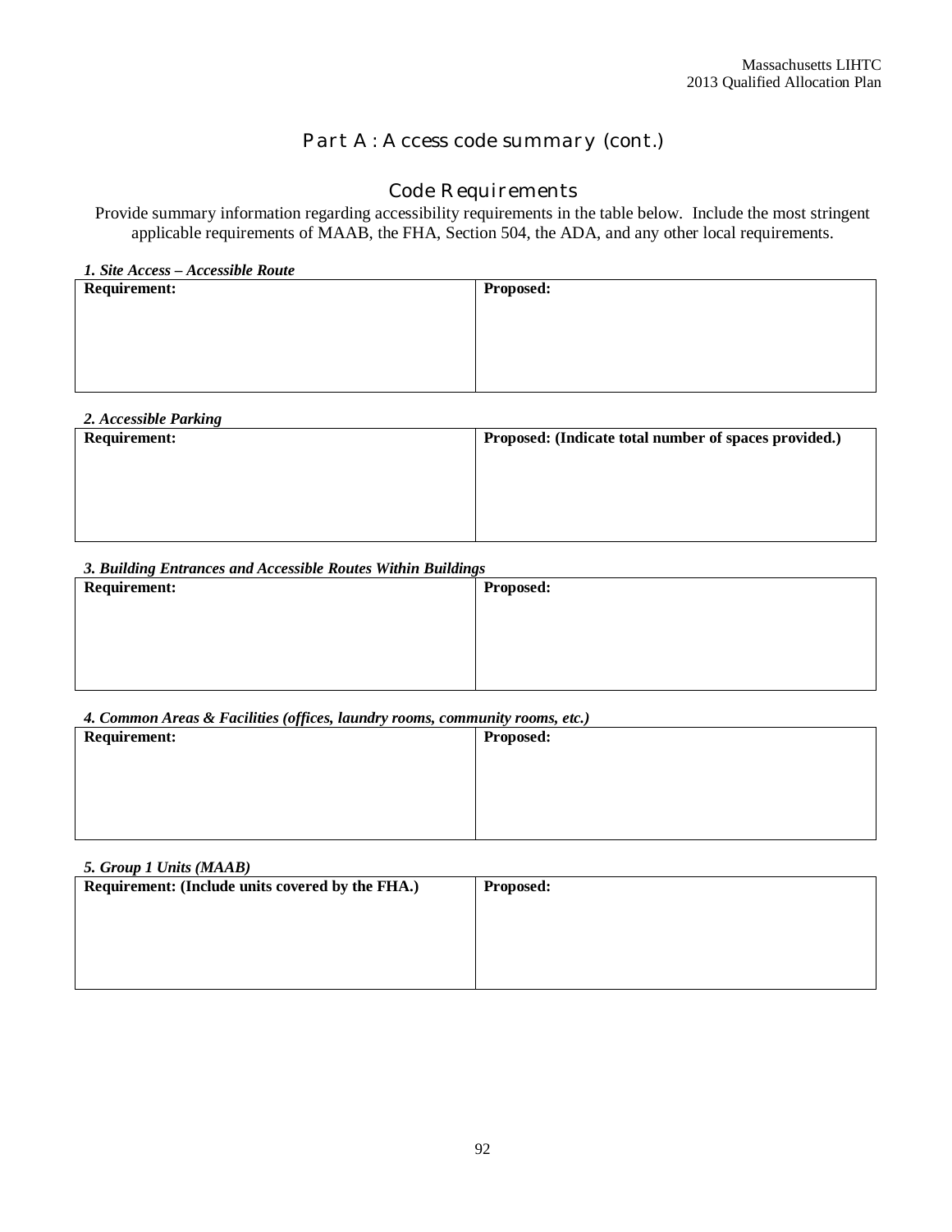## Part A: Access code summary (cont.)

### Code Requirements

Provide summary information regarding accessibility requirements in the table below. Include the most stringent applicable requirements of MAAB, the FHA, Section 504, the ADA, and any other local requirements.

***1. Site Access – Accessible Route***

| **Requirement:** | **Proposed:** |
|---|---|
| | |

***2. Accessible Parking***

| **Requirement:** | **Proposed: (Indicate total number of spaces provided.)** |
|---|---|
| | |

***3. Building Entrances and Accessible Routes Within Buildings***

| **Requirement:** | **Proposed:** |
|---|---|
| | |

***4. Common Areas & Facilities (offices, laundry rooms, community rooms, etc.)***

| **Requirement:** | **Proposed:** |
|---|---|
| | |

***5. Group 1 Units (MAAB)***

| **Requirement: (Include units covered by the FHA.)** | **Proposed:** |
|---|---|
| | |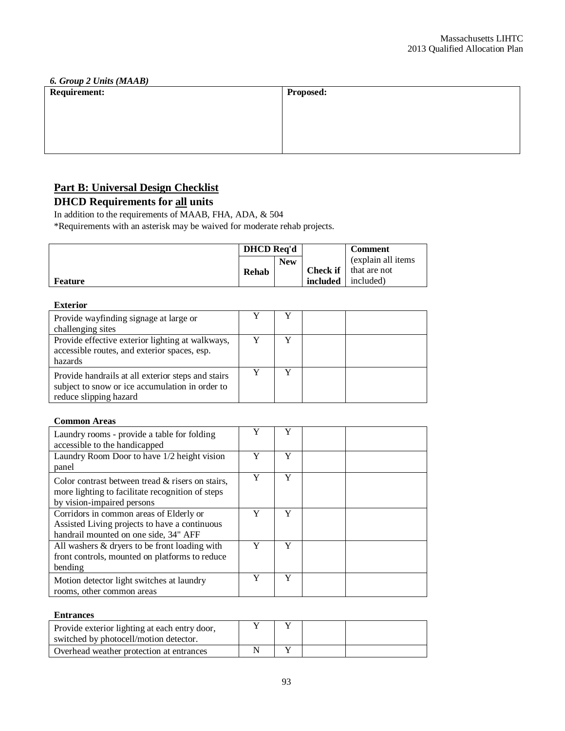*6. Group 2 Units (MAAB)*

| Requirement: | Proposed: |
|---|---|
| | |

## Part B: Universal Design Checklist

### DHCD Requirements for all units

In addition to the requirements of MAAB, FHA, ADA, & 504

*Requirements with an asterisk may be waived for moderate rehab projects.

| Feature | DHCD Req'd | | Check if included | Comment (explain all items that are not included) |
|---|---|---|---|---|
| | Rehab | New | | |
| **Exterior** | | | | |
| Provide wayfinding signage at large or challenging sites | Y | Y | | |
| Provide effective exterior lighting at walkways, accessible routes, and exterior spaces, esp. hazards | Y | Y | | |
| Provide handrails at all exterior steps and stairs subject to snow or ice accumulation in order to reduce slipping hazard | Y | Y | | |
| **Common Areas** | | | | |
| Laundry rooms - provide a table for folding accessible to the handicapped | Y | Y | | |
| Laundry Room Door to have 1/2 height vision panel | Y | Y | | |
| Color contrast between tread & risers on stairs, more lighting to facilitate recognition of steps by vision-impaired persons | Y | Y | | |
| Corridors in common areas of Elderly or Assisted Living projects to have a continuous handrail mounted on one side, 34" AFF | Y | Y | | |
| All washers & dryers to be front loading with front controls, mounted on platforms to reduce bending | Y | Y | | |
| Motion detector light switches at laundry rooms, other common areas | Y | Y | | |
| **Entrances** | | | | |
| Provide exterior lighting at each entry door, switched by photocell/motion detector. | Y | Y | | |
| Overhead weather protection at entrances | N | Y | | |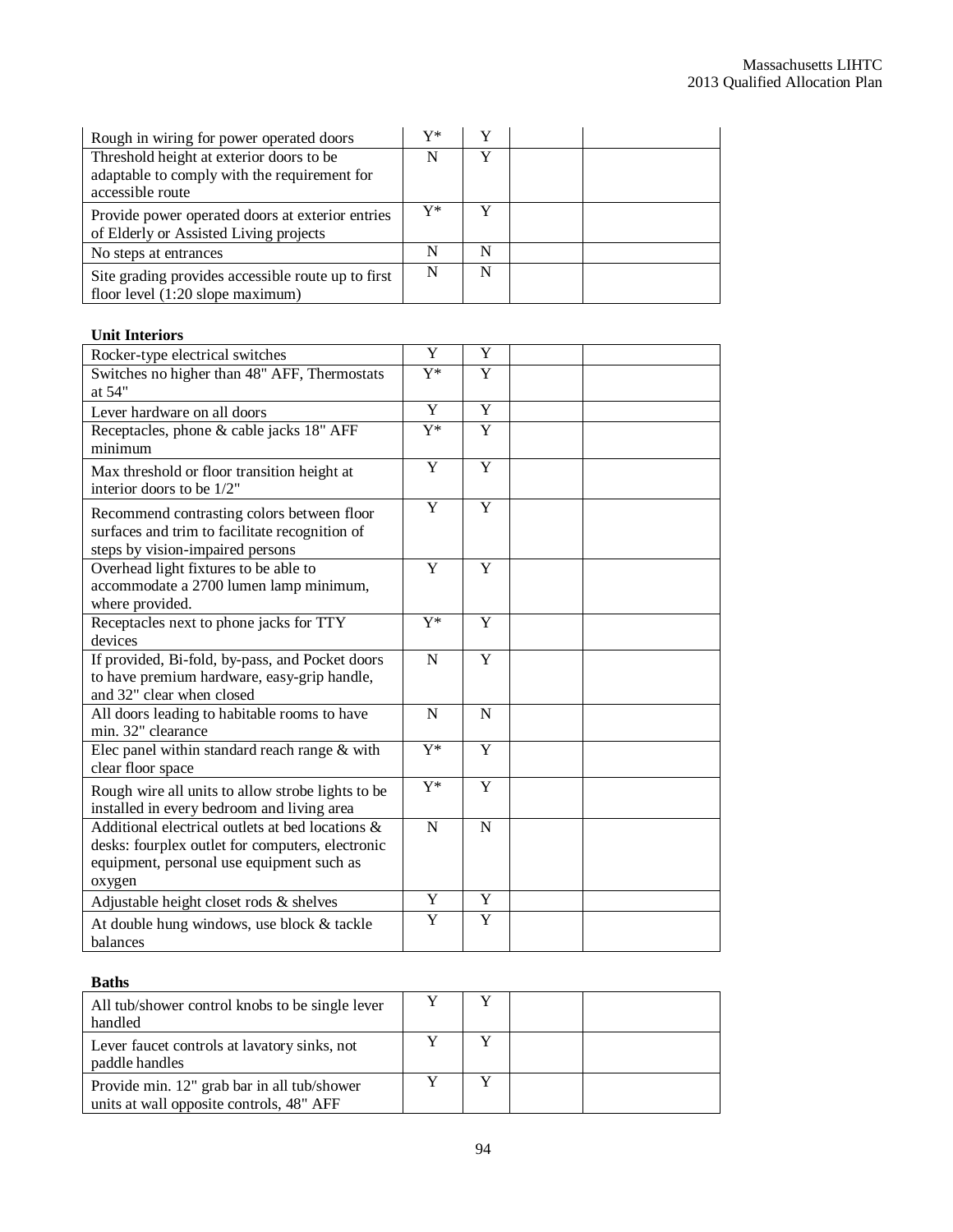| | | | | |
|---|---|---|---|---|
| Rough in wiring for power operated doors | Y* | Y | | |
| Threshold height at exterior doors to be adaptable to comply with the requirement for accessible route | N | Y | | |
| Provide power operated doors at exterior entries of Elderly or Assisted Living projects | Y* | Y | | |
| No steps at entrances | N | N | | |
| Site grading provides accessible route up to first floor level (1:20 slope maximum) | N | N | | |

**Unit Interiors**

| | | | | |
|---|---|---|---|---|
| Rocker-type electrical switches | Y | Y | | |
| Switches no higher than 48" AFF, Thermostats at 54" | Y* | Y | | |
| Lever hardware on all doors | Y | Y | | |
| Receptacles, phone & cable jacks 18" AFF minimum | Y* | Y | | |
| Max threshold or floor transition height at interior doors to be 1/2" | Y | Y | | |
| Recommend contrasting colors between floor surfaces and trim to facilitate recognition of steps by vision-impaired persons | Y | Y | | |
| Overhead light fixtures to be able to accommodate a 2700 lumen lamp minimum, where provided. | Y | Y | | |
| Receptacles next to phone jacks for TTY devices | Y* | Y | | |
| If provided, Bi-fold, by-pass, and Pocket doors to have premium hardware, easy-grip handle, and 32" clear when closed | N | Y | | |
| All doors leading to habitable rooms to have min. 32" clearance | N | N | | |
| Elec panel within standard reach range & with clear floor space | Y* | Y | | |
| Rough wire all units to allow strobe lights to be installed in every bedroom and living area | Y* | Y | | |
| Additional electrical outlets at bed locations & desks: fourplex outlet for computers, electronic equipment, personal use equipment such as oxygen | N | N | | |
| Adjustable height closet rods & shelves | Y | Y | | |
| At double hung windows, use block & tackle balances | Y | Y | | |

**Baths**

| | | | | |
|---|---|---|---|---|
| All tub/shower control knobs to be single lever handled | Y | Y | | |
| Lever faucet controls at lavatory sinks, not paddle handles | Y | Y | | |
| Provide min. 12" grab bar in all tub/shower units at wall opposite controls, 48" AFF | Y | Y | | |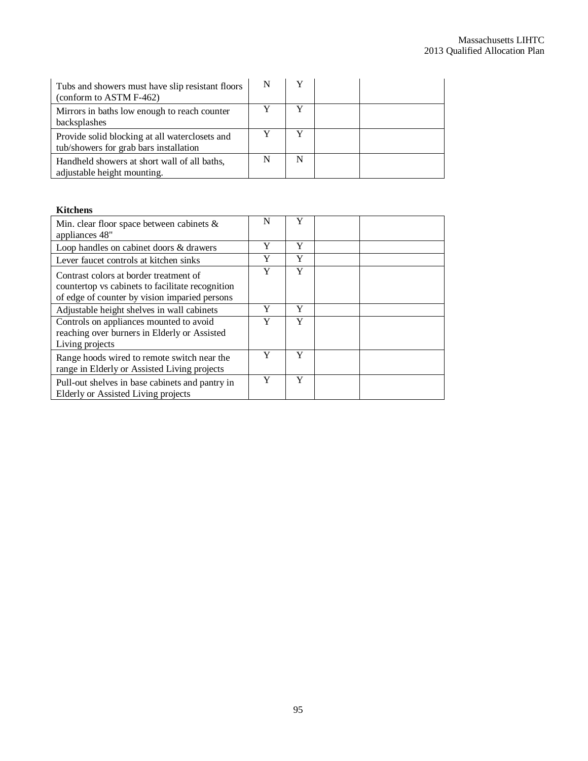| | | | | |
|---|---|---|---|---|
| Tubs and showers must have slip resistant floors (conform to ASTM F-462) | N | Y | | |
| Mirrors in baths low enough to reach counter backsplashes | Y | Y | | |
| Provide solid blocking at all waterclosets and tub/showers for grab bars installation | Y | Y | | |
| Handheld showers at short wall of all baths, adjustable height mounting. | N | N | | |

**Kitchens**

| | | | | |
|---|---|---|---|---|
| Min. clear floor space between cabinets & appliances 48" | N | Y | | |
| Loop handles on cabinet doors & drawers | Y | Y | | |
| Lever faucet controls at kitchen sinks | Y | Y | | |
| Contrast colors at border treatment of countertop vs cabinets to facilitate recognition of edge of counter by vision imparied persons | Y | Y | | |
| Adjustable height shelves in wall cabinets | Y | Y | | |
| Controls on appliances mounted to avoid reaching over burners in Elderly or Assisted Living projects | Y | Y | | |
| Range hoods wired to remote switch near the range in Elderly or Assisted Living projects | Y | Y | | |
| Pull-out shelves in base cabinets and pantry in Elderly or Assisted Living projects | Y | Y | | |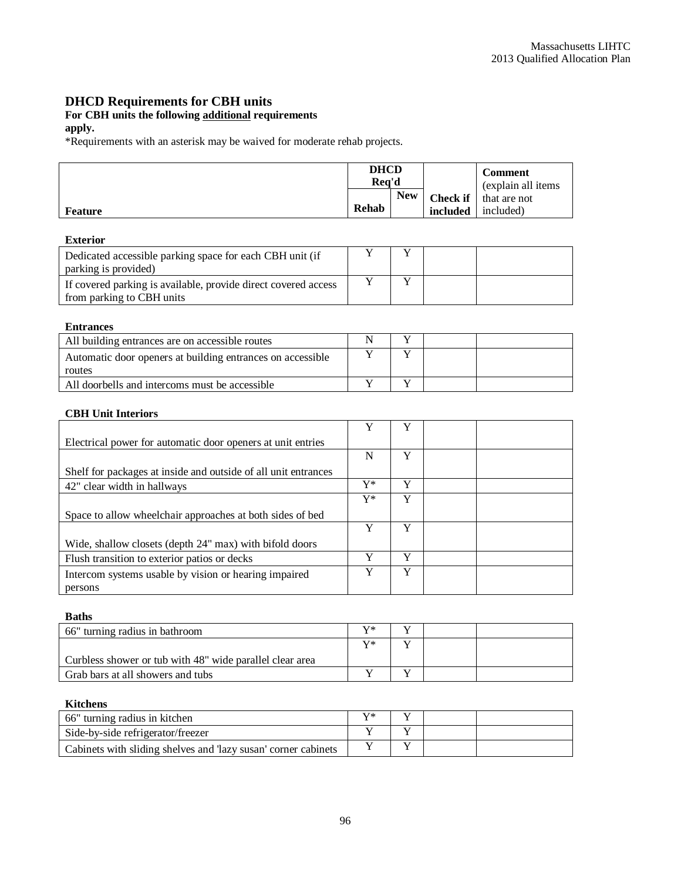## DHCD Requirements for CBH units

**For CBH units the following additional requirements apply.**

*Requirements with an asterisk may be waived for moderate rehab projects.

| Feature | DHCD Req'd | | Check if included | Comment (explain all items that are not included) |
|---|---|---|---|---|
| | Rehab | New | | |
| **Exterior** | | | | |
| Dedicated accessible parking space for each CBH unit (if parking is provided) | Y | Y | | |
| If covered parking is available, provide direct covered access from parking to CBH units | Y | Y | | |
| **Entrances** | | | | |
| All building entrances are on accessible routes | N | Y | | |
| Automatic door openers at building entrances on accessible routes | Y | Y | | |
| All doorbells and intercoms must be accessible | Y | Y | | |
| **CBH Unit Interiors** | | | | |
| Electrical power for automatic door openers at unit entries | Y | Y | | |
| Shelf for packages at inside and outside of all unit entrances | N | Y | | |
| 42" clear width in hallways | Y* | Y | | |
| Space to allow wheelchair approaches at both sides of bed | Y* | Y | | |
| Wide, shallow closets (depth 24" max) with bifold doors | Y | Y | | |
| Flush transition to exterior patios or decks | Y | Y | | |
| Intercom systems usable by vision or hearing impaired persons | Y | Y | | |
| **Baths** | | | | |
| 66" turning radius in bathroom | Y* | Y | | |
| Curbless shower or tub with 48" wide parallel clear area | Y* | Y | | |
| Grab bars at all showers and tubs | Y | Y | | |
| **Kitchens** | | | | |
| 66" turning radius in kitchen | Y* | Y | | |
| Side-by-side refrigerator/freezer | Y | Y | | |
| Cabinets with sliding shelves and 'lazy susan' corner cabinets | Y | Y | | |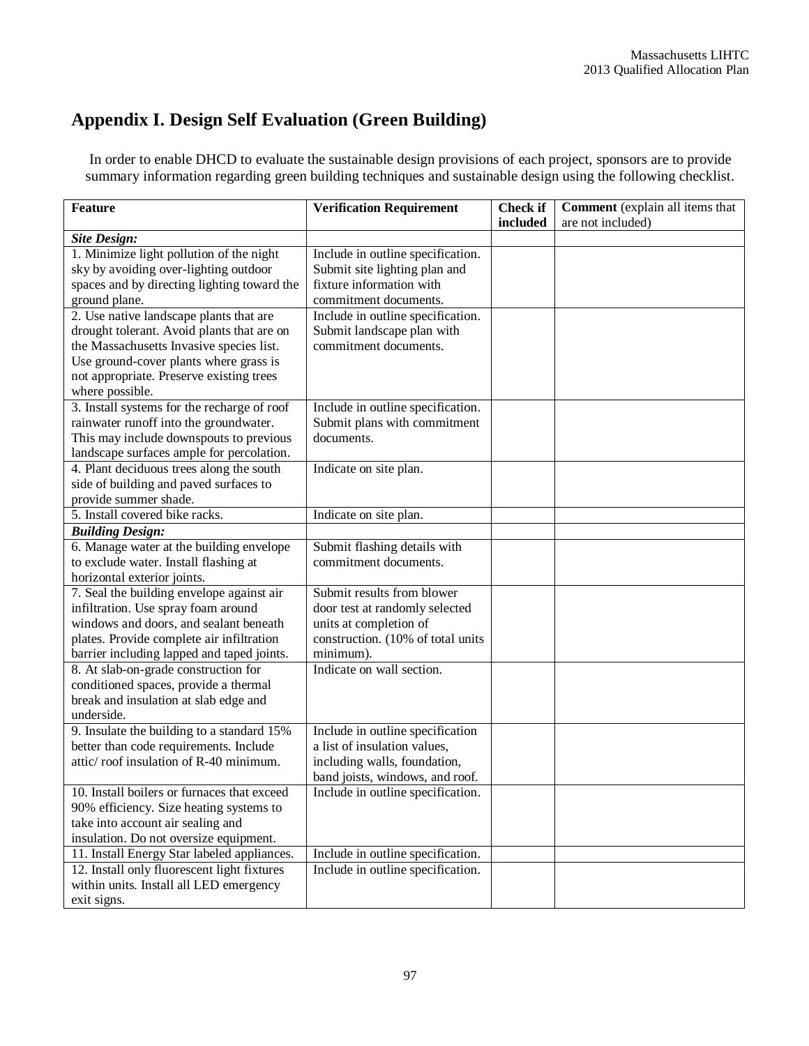# Appendix I. Design Self Evaluation (Green Building)

In order to enable DHCD to evaluate the sustainable design provisions of each project, sponsors are to provide summary information regarding green building techniques and sustainable design using the following checklist.

| Feature | Verification Requirement | Check if included | **Comment** (explain all items that are not included) |
|---|---|---|---|
| ***Site Design:*** | | | |
| 1. Minimize light pollution of the night sky by avoiding over-lighting outdoor spaces and by directing lighting toward the ground plane. | Include in outline specification. Submit site lighting plan and fixture information with commitment documents. | | |
| 2. Use native landscape plants that are drought tolerant. Avoid plants that are on the Massachusetts Invasive species list. Use ground-cover plants where grass is not appropriate. Preserve existing trees where possible. | Include in outline specification. Submit landscape plan with commitment documents. | | |
| 3. Install systems for the recharge of roof rainwater runoff into the groundwater. This may include downspouts to previous landscape surfaces ample for percolation. | Include in outline specification. Submit plans with commitment documents. | | |
| 4. Plant deciduous trees along the south side of building and paved surfaces to provide summer shade. | Indicate on site plan. | | |
| 5. Install covered bike racks. | Indicate on site plan. | | |
| ***Building Design:*** | | | |
| 6. Manage water at the building envelope to exclude water. Install flashing at horizontal exterior joints. | Submit flashing details with commitment documents. | | |
| 7. Seal the building envelope against air infiltration. Use spray foam around windows and doors, and sealant beneath plates. Provide complete air infiltration barrier including lapped and taped joints. | Submit results from blower door test at randomly selected units at completion of construction. (10% of total units minimum). | | |
| 8. At slab-on-grade construction for conditioned spaces, provide a thermal break and insulation at slab edge and underside. | Indicate on wall section. | | |
| 9. Insulate the building to a standard 15% better than code requirements. Include attic/ roof insulation of R-40 minimum. | Include in outline specification a list of insulation values, including walls, foundation, band joists, windows, and roof. | | |
| 10. Install boilers or furnaces that exceed 90% efficiency. Size heating systems to take into account air sealing and insulation. Do not oversize equipment. | Include in outline specification. | | |
| 11. Install Energy Star labeled appliances. | Include in outline specification. | | |
| 12. Install only fluorescent light fixtures within units. Install all LED emergency exit signs. | Include in outline specification. | | |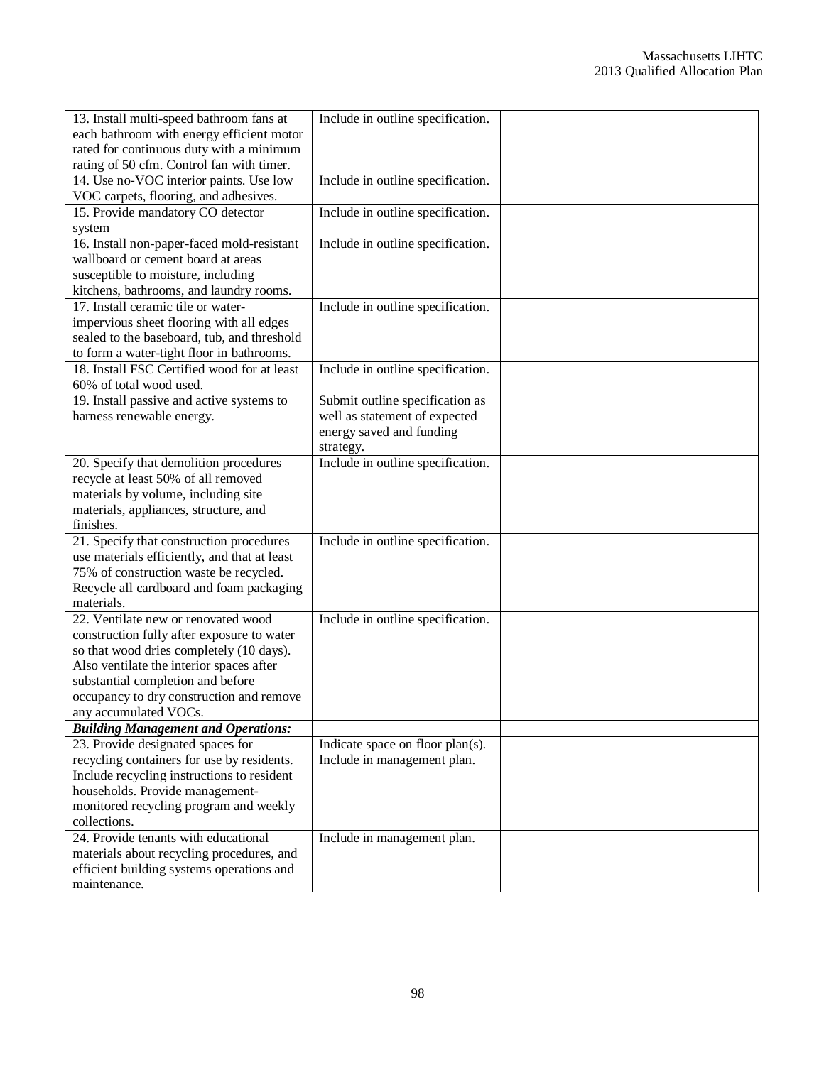| | | | |
|---|---|---|---|
| 13. Install multi-speed bathroom fans at each bathroom with energy efficient motor rated for continuous duty with a minimum rating of 50 cfm. Control fan with timer. | Include in outline specification. | | |
| 14. Use no-VOC interior paints. Use low VOC carpets, flooring, and adhesives. | Include in outline specification. | | |
| 15. Provide mandatory CO detector system | Include in outline specification. | | |
| 16. Install non-paper-faced mold-resistant wallboard or cement board at areas susceptible to moisture, including kitchens, bathrooms, and laundry rooms. | Include in outline specification. | | |
| 17. Install ceramic tile or water-impervious sheet flooring with all edges sealed to the baseboard, tub, and threshold to form a water-tight floor in bathrooms. | Include in outline specification. | | |
| 18. Install FSC Certified wood for at least 60% of total wood used. | Include in outline specification. | | |
| 19. Install passive and active systems to harness renewable energy. | Submit outline specification as well as statement of expected energy saved and funding strategy. | | |
| 20. Specify that demolition procedures recycle at least 50% of all removed materials by volume, including site materials, appliances, structure, and finishes. | Include in outline specification. | | |
| 21. Specify that construction procedures use materials efficiently, and that at least 75% of construction waste be recycled. Recycle all cardboard and foam packaging materials. | Include in outline specification. | | |
| 22. Ventilate new or renovated wood construction fully after exposure to water so that wood dries completely (10 days). Also ventilate the interior spaces after substantial completion and before occupancy to dry construction and remove any accumulated VOCs. | Include in outline specification. | | |
| ***Building Management and Operations:*** | | | |
| 23. Provide designated spaces for recycling containers for use by residents. Include recycling instructions to resident households. Provide management-monitored recycling program and weekly collections. | Indicate space on floor plan(s). Include in management plan. | | |
| 24. Provide tenants with educational materials about recycling procedures, and efficient building systems operations and maintenance. | Include in management plan. | | |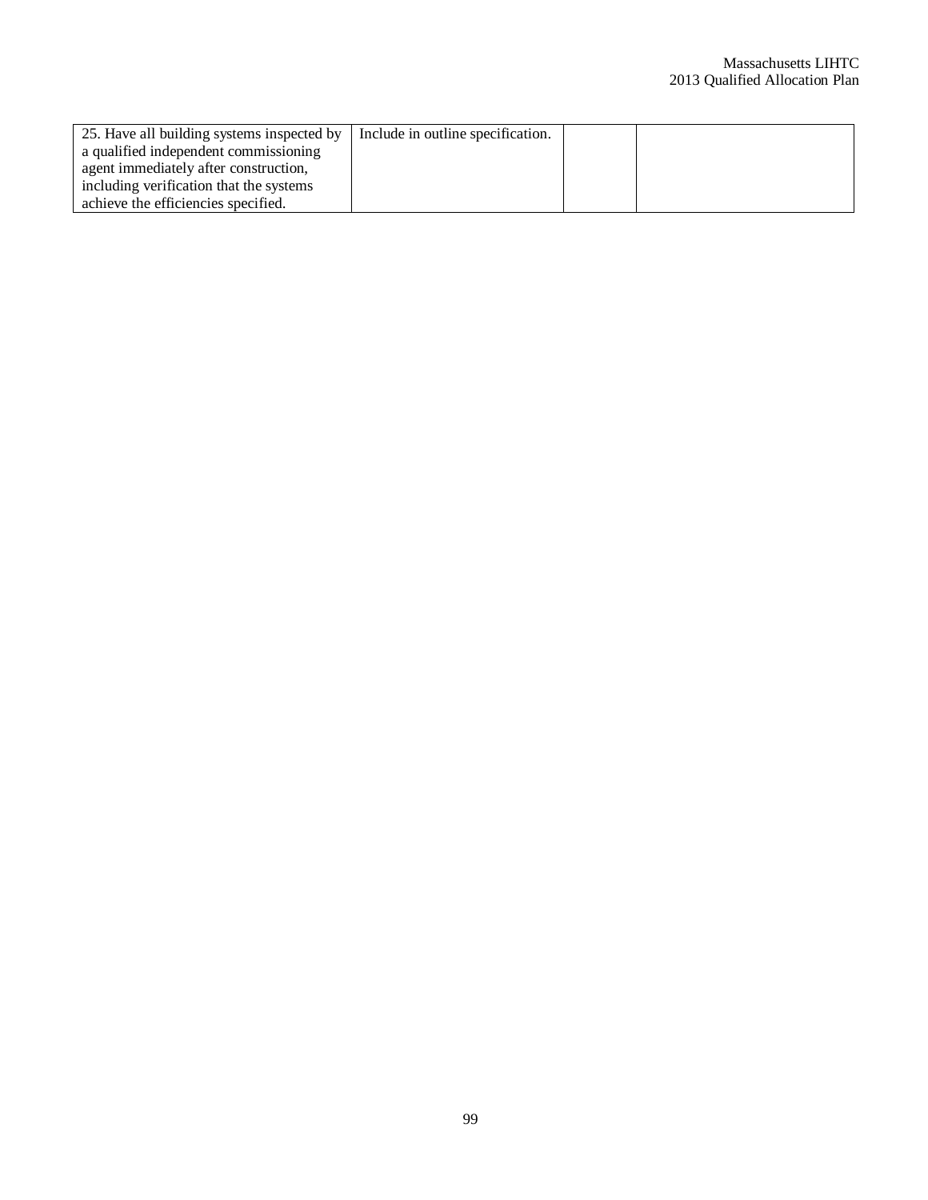| | | | |
|---|---|---|---|
| 25. Have all building systems inspected by a qualified independent commissioning agent immediately after construction, including verification that the systems achieve the efficiencies specified. | Include in outline specification. | | |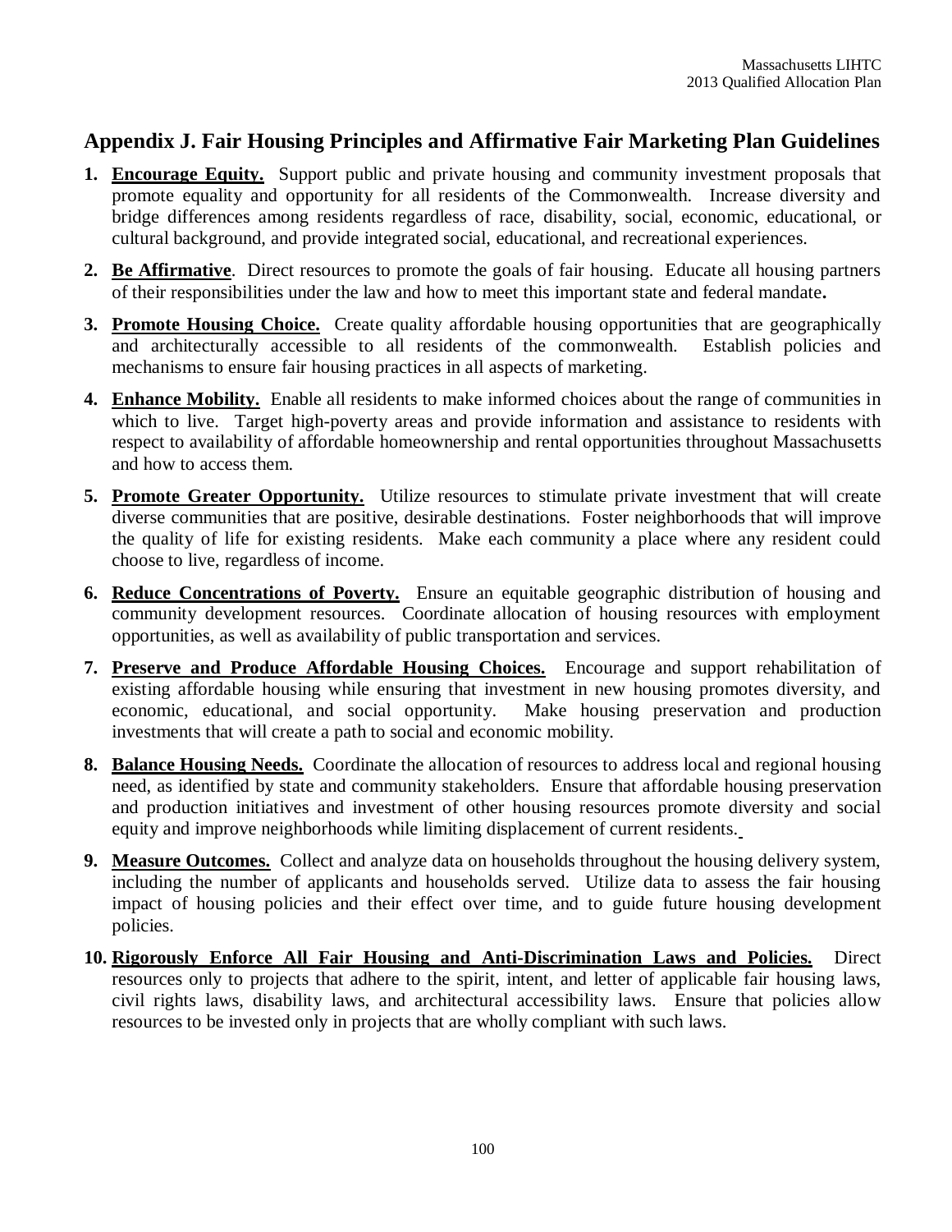## Appendix J. Fair Housing Principles and Affirmative Fair Marketing Plan Guidelines

1. **Encourage Equity.** Support public and private housing and community investment proposals that promote equality and opportunity for all residents of the Commonwealth. Increase diversity and bridge differences among residents regardless of race, disability, social, economic, educational, or cultural background, and provide integrated social, educational, and recreational experiences.

2. **Be Affirmative**. Direct resources to promote the goals of fair housing. Educate all housing partners of their responsibilities under the law and how to meet this important state and federal mandate**.**

3. **Promote Housing Choice.** Create quality affordable housing opportunities that are geographically and architecturally accessible to all residents of the commonwealth. Establish policies and mechanisms to ensure fair housing practices in all aspects of marketing.

4. **Enhance Mobility.** Enable all residents to make informed choices about the range of communities in which to live. Target high-poverty areas and provide information and assistance to residents with respect to availability of affordable homeownership and rental opportunities throughout Massachusetts and how to access them.

5. **Promote Greater Opportunity.** Utilize resources to stimulate private investment that will create diverse communities that are positive, desirable destinations. Foster neighborhoods that will improve the quality of life for existing residents. Make each community a place where any resident could choose to live, regardless of income.

6. **Reduce Concentrations of Poverty.** Ensure an equitable geographic distribution of housing and community development resources. Coordinate allocation of housing resources with employment opportunities, as well as availability of public transportation and services.

7. **Preserve and Produce Affordable Housing Choices.** Encourage and support rehabilitation of existing affordable housing while ensuring that investment in new housing promotes diversity, and economic, educational, and social opportunity. Make housing preservation and production investments that will create a path to social and economic mobility.

8. **Balance Housing Needs.** Coordinate the allocation of resources to address local and regional housing need, as identified by state and community stakeholders. Ensure that affordable housing preservation and production initiatives and investment of other housing resources promote diversity and social equity and improve neighborhoods while limiting displacement of current residents.

9. **Measure Outcomes.** Collect and analyze data on households throughout the housing delivery system, including the number of applicants and households served. Utilize data to assess the fair housing impact of housing policies and their effect over time, and to guide future housing development policies.

10. **Rigorously Enforce All Fair Housing and Anti-Discrimination Laws and Policies.** Direct resources only to projects that adhere to the spirit, intent, and letter of applicable fair housing laws, civil rights laws, disability laws, and architectural accessibility laws. Ensure that policies allow resources to be invested only in projects that are wholly compliant with such laws.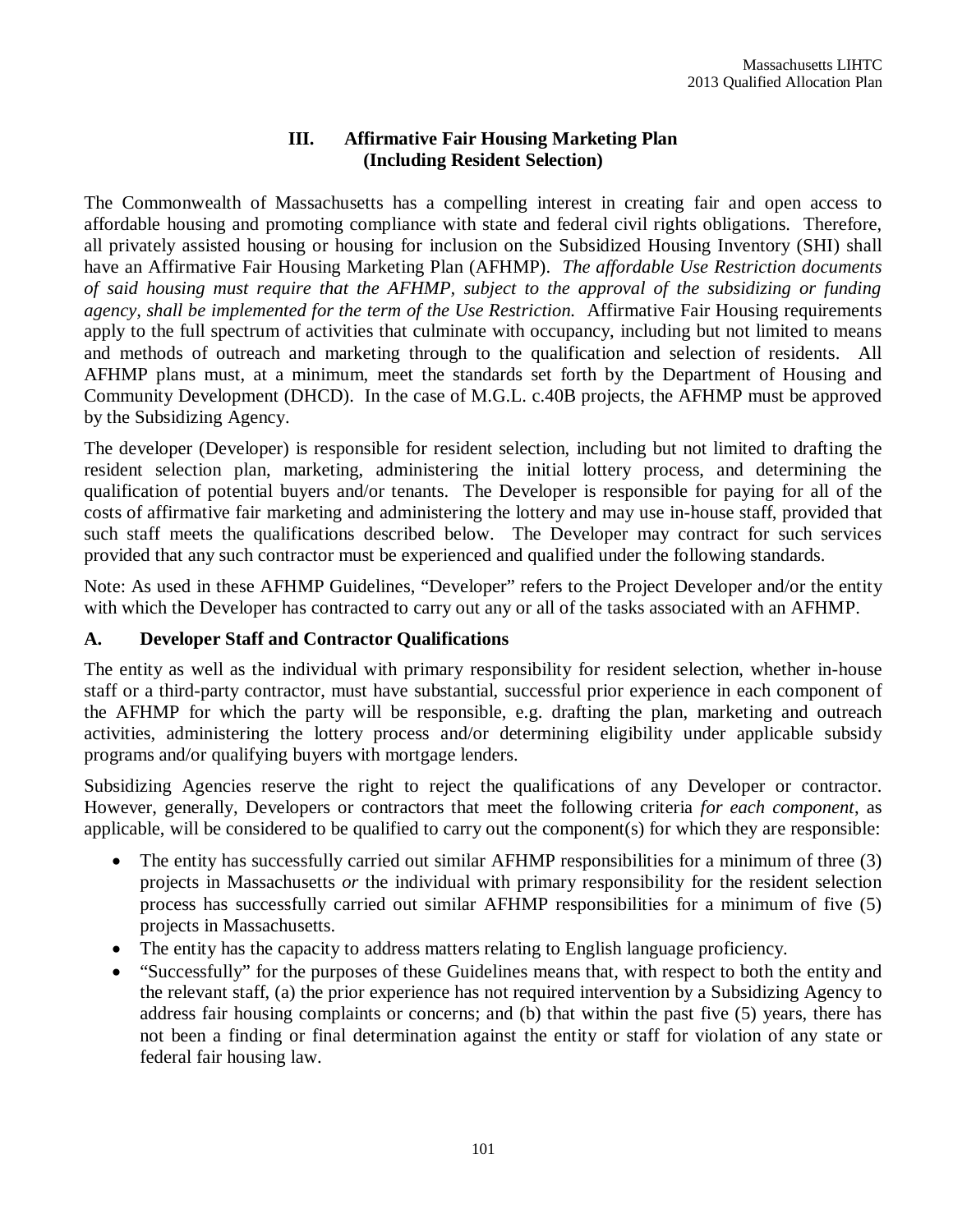## III. Affirmative Fair Housing Marketing Plan (Including Resident Selection)

The Commonwealth of Massachusetts has a compelling interest in creating fair and open access to affordable housing and promoting compliance with state and federal civil rights obligations. Therefore, all privately assisted housing or housing for inclusion on the Subsidized Housing Inventory (SHI) shall have an Affirmative Fair Housing Marketing Plan (AFHMP). *The affordable Use Restriction documents of said housing must require that the AFHMP, subject to the approval of the subsidizing or funding agency, shall be implemented for the term of the Use Restriction.* Affirmative Fair Housing requirements apply to the full spectrum of activities that culminate with occupancy, including but not limited to means and methods of outreach and marketing through to the qualification and selection of residents. All AFHMP plans must, at a minimum, meet the standards set forth by the Department of Housing and Community Development (DHCD). In the case of M.G.L. c.40B projects, the AFHMP must be approved by the Subsidizing Agency.

The developer (Developer) is responsible for resident selection, including but not limited to drafting the resident selection plan, marketing, administering the initial lottery process, and determining the qualification of potential buyers and/or tenants. The Developer is responsible for paying for all of the costs of affirmative fair marketing and administering the lottery and may use in-house staff, provided that such staff meets the qualifications described below. The Developer may contract for such services provided that any such contractor must be experienced and qualified under the following standards.

Note: As used in these AFHMP Guidelines, "Developer" refers to the Project Developer and/or the entity with which the Developer has contracted to carry out any or all of the tasks associated with an AFHMP.

### A. Developer Staff and Contractor Qualifications

The entity as well as the individual with primary responsibility for resident selection, whether in-house staff or a third-party contractor, must have substantial, successful prior experience in each component of the AFHMP for which the party will be responsible, e.g. drafting the plan, marketing and outreach activities, administering the lottery process and/or determining eligibility under applicable subsidy programs and/or qualifying buyers with mortgage lenders.

Subsidizing Agencies reserve the right to reject the qualifications of any Developer or contractor. However, generally, Developers or contractors that meet the following criteria *for each component*, as applicable, will be considered to be qualified to carry out the component(s) for which they are responsible:

- The entity has successfully carried out similar AFHMP responsibilities for a minimum of three (3) projects in Massachusetts *or* the individual with primary responsibility for the resident selection process has successfully carried out similar AFHMP responsibilities for a minimum of five (5) projects in Massachusetts.
- The entity has the capacity to address matters relating to English language proficiency.
- "Successfully" for the purposes of these Guidelines means that, with respect to both the entity and the relevant staff, (a) the prior experience has not required intervention by a Subsidizing Agency to address fair housing complaints or concerns; and (b) that within the past five (5) years, there has not been a finding or final determination against the entity or staff for violation of any state or federal fair housing law.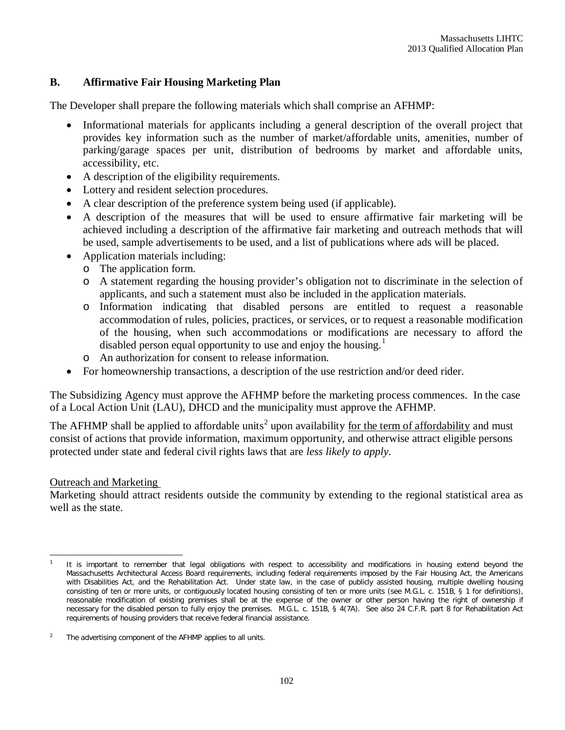## B. Affirmative Fair Housing Marketing Plan

The Developer shall prepare the following materials which shall comprise an AFHMP:

- Informational materials for applicants including a general description of the overall project that provides key information such as the number of market/affordable units, amenities, number of parking/garage spaces per unit, distribution of bedrooms by market and affordable units, accessibility, etc.
- A description of the eligibility requirements.
- Lottery and resident selection procedures.
- A clear description of the preference system being used (if applicable).
- A description of the measures that will be used to ensure affirmative fair marketing will be achieved including a description of the affirmative fair marketing and outreach methods that will be used, sample advertisements to be used, and a list of publications where ads will be placed.
- Application materials including:
  - The application form.
  - A statement regarding the housing provider's obligation not to discriminate in the selection of applicants, and such a statement must also be included in the application materials.
  - Information indicating that disabled persons are entitled to request a reasonable accommodation of rules, policies, practices, or services, or to request a reasonable modification of the housing, when such accommodations or modifications are necessary to afford the disabled person equal opportunity to use and enjoy the housing.[1]
  - An authorization for consent to release information.
- For homeownership transactions, a description of the use restriction and/or deed rider.

The Subsidizing Agency must approve the AFHMP before the marketing process commences. In the case of a Local Action Unit (LAU), DHCD and the municipality must approve the AFHMP.

The AFHMP shall be applied to affordable units[2] upon availability <u>for the term of affordability</u> and must consist of actions that provide information, maximum opportunity, and otherwise attract eligible persons protected under state and federal civil rights laws that are *less likely to apply*.

<u>Outreach and Marketing</u>

Marketing should attract residents outside the community by extending to the regional statistical area as well as the state.

---

[1] It is important to remember that legal obligations with respect to accessibility and modifications in housing extend beyond the Massachusetts Architectural Access Board requirements, including federal requirements imposed by the Fair Housing Act, the Americans with Disabilities Act, and the Rehabilitation Act. Under state law, in the case of publicly assisted housing, multiple dwelling housing consisting of ten or more units, or contiguously located housing consisting of ten or more units (see M.G.L. c. 151B, § 1 for definitions), reasonable modification of existing premises shall be at the expense of the owner or other person having the right of ownership if necessary for the disabled person to fully enjoy the premises. M.G.L. c. 151B, § 4(7A). See also 24 C.F.R. part 8 for Rehabilitation Act requirements of housing providers that receive federal financial assistance.

[2] The advertising component of the AFHMP applies to all units.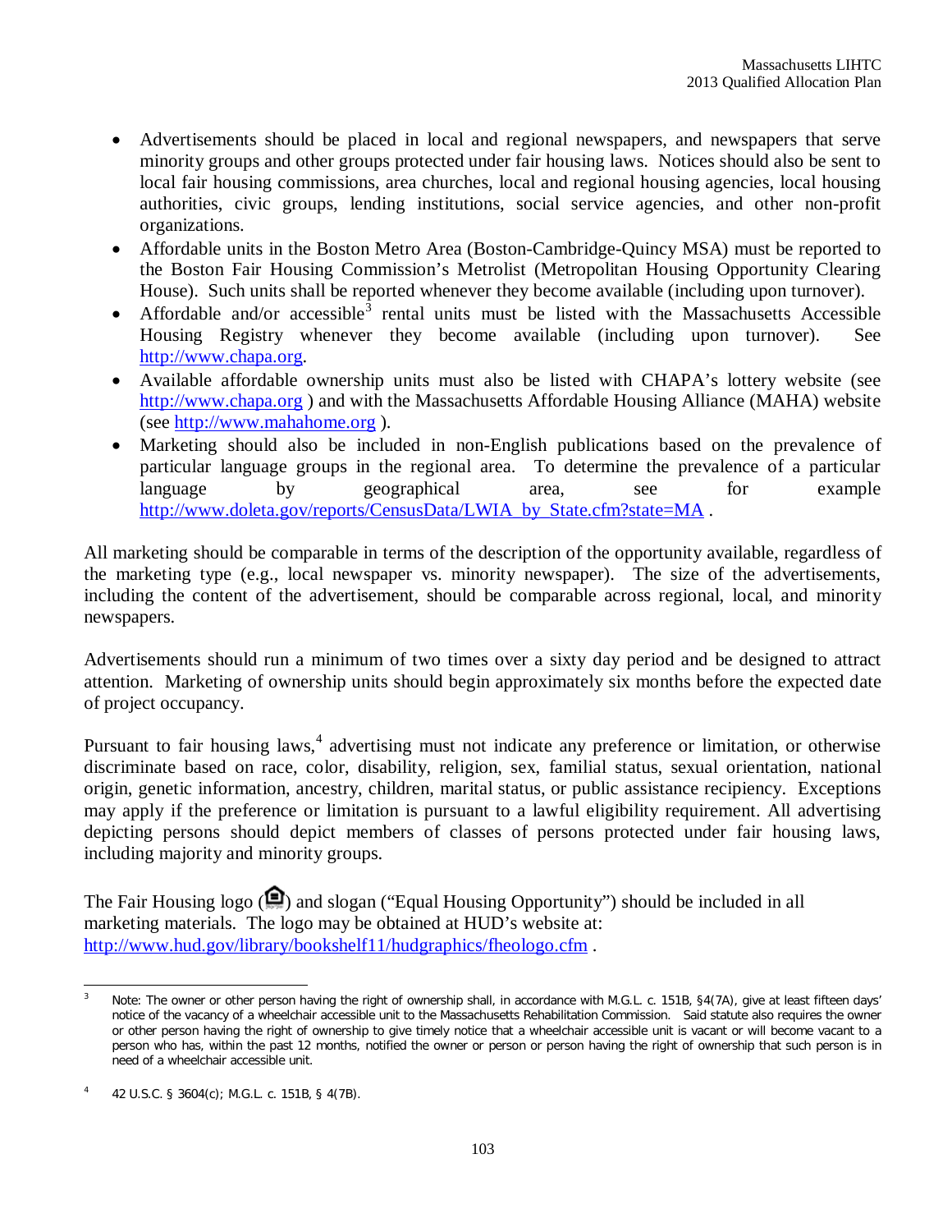- Advertisements should be placed in local and regional newspapers, and newspapers that serve minority groups and other groups protected under fair housing laws. Notices should also be sent to local fair housing commissions, area churches, local and regional housing agencies, local housing authorities, civic groups, lending institutions, social service agencies, and other non-profit organizations.
- Affordable units in the Boston Metro Area (Boston-Cambridge-Quincy MSA) must be reported to the Boston Fair Housing Commission's Metrolist (Metropolitan Housing Opportunity Clearing House). Such units shall be reported whenever they become available (including upon turnover).
- Affordable and/or accessible[3] rental units must be listed with the Massachusetts Accessible Housing Registry whenever they become available (including upon turnover). See http://www.chapa.org.
- Available affordable ownership units must also be listed with CHAPA's lottery website (see http://www.chapa.org ) and with the Massachusetts Affordable Housing Alliance (MAHA) website (see http://www.mahahome.org ).
- Marketing should also be included in non-English publications based on the prevalence of particular language groups in the regional area. To determine the prevalence of a particular language by geographical area, see for example http://www.doleta.gov/reports/CensusData/LWIA_by_State.cfm?state=MA .

All marketing should be comparable in terms of the description of the opportunity available, regardless of the marketing type (e.g., local newspaper vs. minority newspaper). The size of the advertisements, including the content of the advertisement, should be comparable across regional, local, and minority newspapers.

Advertisements should run a minimum of two times over a sixty day period and be designed to attract attention. Marketing of ownership units should begin approximately six months before the expected date of project occupancy.

Pursuant to fair housing laws,[4] advertising must not indicate any preference or limitation, or otherwise discriminate based on race, color, disability, religion, sex, familial status, sexual orientation, national origin, genetic information, ancestry, children, marital status, or public assistance recipiency. Exceptions may apply if the preference or limitation is pursuant to a lawful eligibility requirement. All advertising depicting persons should depict members of classes of persons protected under fair housing laws, including majority and minority groups.

The Fair Housing logo (🏠) and slogan ("Equal Housing Opportunity") should be included in all marketing materials. The logo may be obtained at HUD's website at: http://www.hud.gov/library/bookshelf11/hudgraphics/fheologo.cfm .

---

[3] Note: The owner or other person having the right of ownership shall, in accordance with M.G.L. c. 151B, §4(7A), give at least fifteen days' notice of the vacancy of a wheelchair accessible unit to the Massachusetts Rehabilitation Commission. Said statute also requires the owner or other person having the right of ownership to give timely notice that a wheelchair accessible unit is vacant or will become vacant to a person who has, within the past 12 months, notified the owner or person or person having the right of ownership that such person is in need of a wheelchair accessible unit.

[4] 42 U.S.C. § 3604(c); M.G.L. c. 151B, § 4(7B).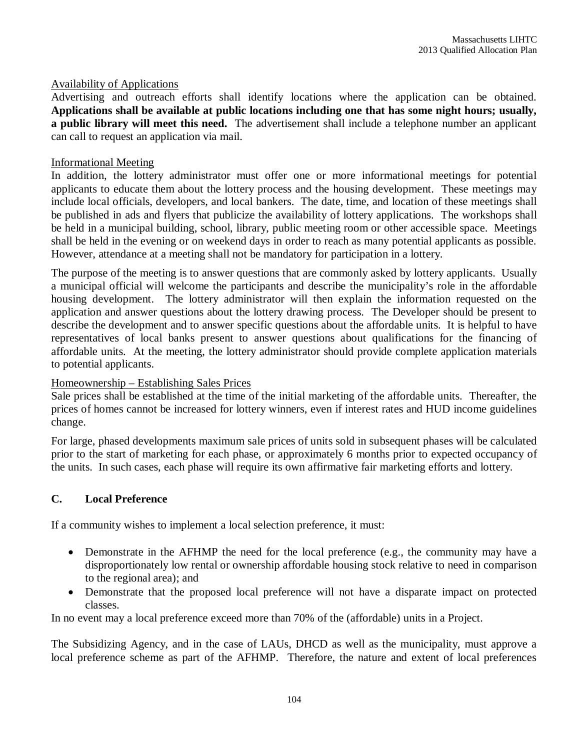Availability of Applications

Advertising and outreach efforts shall identify locations where the application can be obtained. **Applications shall be available at public locations including one that has some night hours; usually, a public library will meet this need.** The advertisement shall include a telephone number an applicant can call to request an application via mail.

Informational Meeting

In addition, the lottery administrator must offer one or more informational meetings for potential applicants to educate them about the lottery process and the housing development. These meetings may include local officials, developers, and local bankers. The date, time, and location of these meetings shall be published in ads and flyers that publicize the availability of lottery applications. The workshops shall be held in a municipal building, school, library, public meeting room or other accessible space. Meetings shall be held in the evening or on weekend days in order to reach as many potential applicants as possible. However, attendance at a meeting shall not be mandatory for participation in a lottery.

The purpose of the meeting is to answer questions that are commonly asked by lottery applicants. Usually a municipal official will welcome the participants and describe the municipality's role in the affordable housing development. The lottery administrator will then explain the information requested on the application and answer questions about the lottery drawing process. The Developer should be present to describe the development and to answer specific questions about the affordable units. It is helpful to have representatives of local banks present to answer questions about qualifications for the financing of affordable units. At the meeting, the lottery administrator should provide complete application materials to potential applicants.

Homeownership – Establishing Sales Prices

Sale prices shall be established at the time of the initial marketing of the affordable units. Thereafter, the prices of homes cannot be increased for lottery winners, even if interest rates and HUD income guidelines change.

For large, phased developments maximum sale prices of units sold in subsequent phases will be calculated prior to the start of marketing for each phase, or approximately 6 months prior to expected occupancy of the units. In such cases, each phase will require its own affirmative fair marketing efforts and lottery.

## C. Local Preference

If a community wishes to implement a local selection preference, it must:

- Demonstrate in the AFHMP the need for the local preference (e.g., the community may have a disproportionately low rental or ownership affordable housing stock relative to need in comparison to the regional area); and
- Demonstrate that the proposed local preference will not have a disparate impact on protected classes.

In no event may a local preference exceed more than 70% of the (affordable) units in a Project.

The Subsidizing Agency, and in the case of LAUs, DHCD as well as the municipality, must approve a local preference scheme as part of the AFHMP. Therefore, the nature and extent of local preferences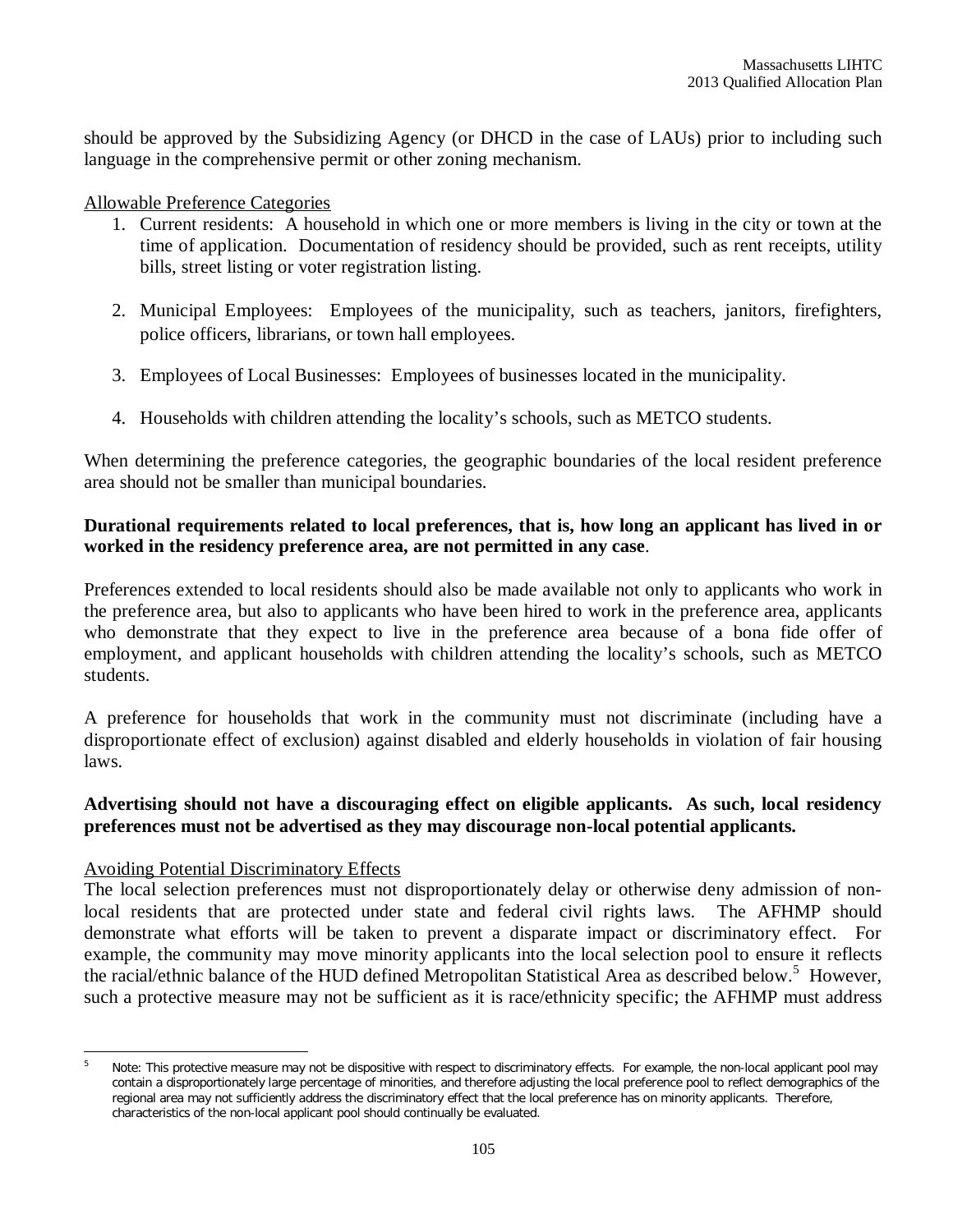should be approved by the Subsidizing Agency (or DHCD in the case of LAUs) prior to including such language in the comprehensive permit or other zoning mechanism.

Allowable Preference Categories

1. Current residents: A household in which one or more members is living in the city or town at the time of application. Documentation of residency should be provided, such as rent receipts, utility bills, street listing or voter registration listing.

2. Municipal Employees: Employees of the municipality, such as teachers, janitors, firefighters, police officers, librarians, or town hall employees.

3. Employees of Local Businesses: Employees of businesses located in the municipality.

4. Households with children attending the locality's schools, such as METCO students.

When determining the preference categories, the geographic boundaries of the local resident preference area should not be smaller than municipal boundaries.

**Durational requirements related to local preferences, that is, how long an applicant has lived in or worked in the residency preference area, are not permitted in any case**.

Preferences extended to local residents should also be made available not only to applicants who work in the preference area, but also to applicants who have been hired to work in the preference area, applicants who demonstrate that they expect to live in the preference area because of a bona fide offer of employment, and applicant households with children attending the locality's schools, such as METCO students.

A preference for households that work in the community must not discriminate (including have a disproportionate effect of exclusion) against disabled and elderly households in violation of fair housing laws.

**Advertising should not have a discouraging effect on eligible applicants. As such, local residency preferences must not be advertised as they may discourage non-local potential applicants.**

Avoiding Potential Discriminatory Effects

The local selection preferences must not disproportionately delay or otherwise deny admission of non-local residents that are protected under state and federal civil rights laws. The AFHMP should demonstrate what efforts will be taken to prevent a disparate impact or discriminatory effect. For example, the community may move minority applicants into the local selection pool to ensure it reflects the racial/ethnic balance of the HUD defined Metropolitan Statistical Area as described below.[5] However, such a protective measure may not be sufficient as it is race/ethnicity specific; the AFHMP must address

[5] Note: This protective measure may not be dispositive with respect to discriminatory effects. For example, the non-local applicant pool may contain a disproportionately large percentage of minorities, and therefore adjusting the local preference pool to reflect demographics of the regional area may not sufficiently address the discriminatory effect that the local preference has on minority applicants. Therefore, characteristics of the non-local applicant pool should continually be evaluated.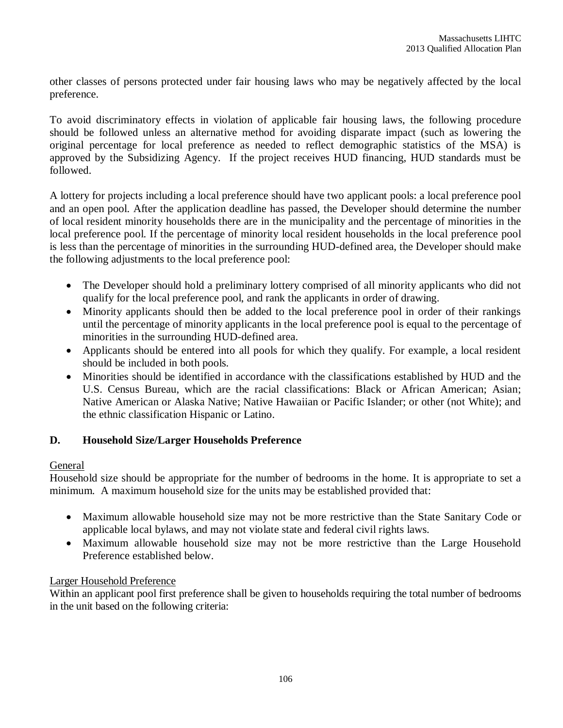other classes of persons protected under fair housing laws who may be negatively affected by the local preference.

To avoid discriminatory effects in violation of applicable fair housing laws, the following procedure should be followed unless an alternative method for avoiding disparate impact (such as lowering the original percentage for local preference as needed to reflect demographic statistics of the MSA) is approved by the Subsidizing Agency. If the project receives HUD financing, HUD standards must be followed.

A lottery for projects including a local preference should have two applicant pools: a local preference pool and an open pool. After the application deadline has passed, the Developer should determine the number of local resident minority households there are in the municipality and the percentage of minorities in the local preference pool. If the percentage of minority local resident households in the local preference pool is less than the percentage of minorities in the surrounding HUD-defined area, the Developer should make the following adjustments to the local preference pool:

- The Developer should hold a preliminary lottery comprised of all minority applicants who did not qualify for the local preference pool, and rank the applicants in order of drawing.
- Minority applicants should then be added to the local preference pool in order of their rankings until the percentage of minority applicants in the local preference pool is equal to the percentage of minorities in the surrounding HUD-defined area.
- Applicants should be entered into all pools for which they qualify. For example, a local resident should be included in both pools.
- Minorities should be identified in accordance with the classifications established by HUD and the U.S. Census Bureau, which are the racial classifications: Black or African American; Asian; Native American or Alaska Native; Native Hawaiian or Pacific Islander; or other (not White); and the ethnic classification Hispanic or Latino.

### D. Household Size/Larger Households Preference

General

Household size should be appropriate for the number of bedrooms in the home. It is appropriate to set a minimum. A maximum household size for the units may be established provided that:

- Maximum allowable household size may not be more restrictive than the State Sanitary Code or applicable local bylaws, and may not violate state and federal civil rights laws.
- Maximum allowable household size may not be more restrictive than the Large Household Preference established below.

Larger Household Preference

Within an applicant pool first preference shall be given to households requiring the total number of bedrooms in the unit based on the following criteria: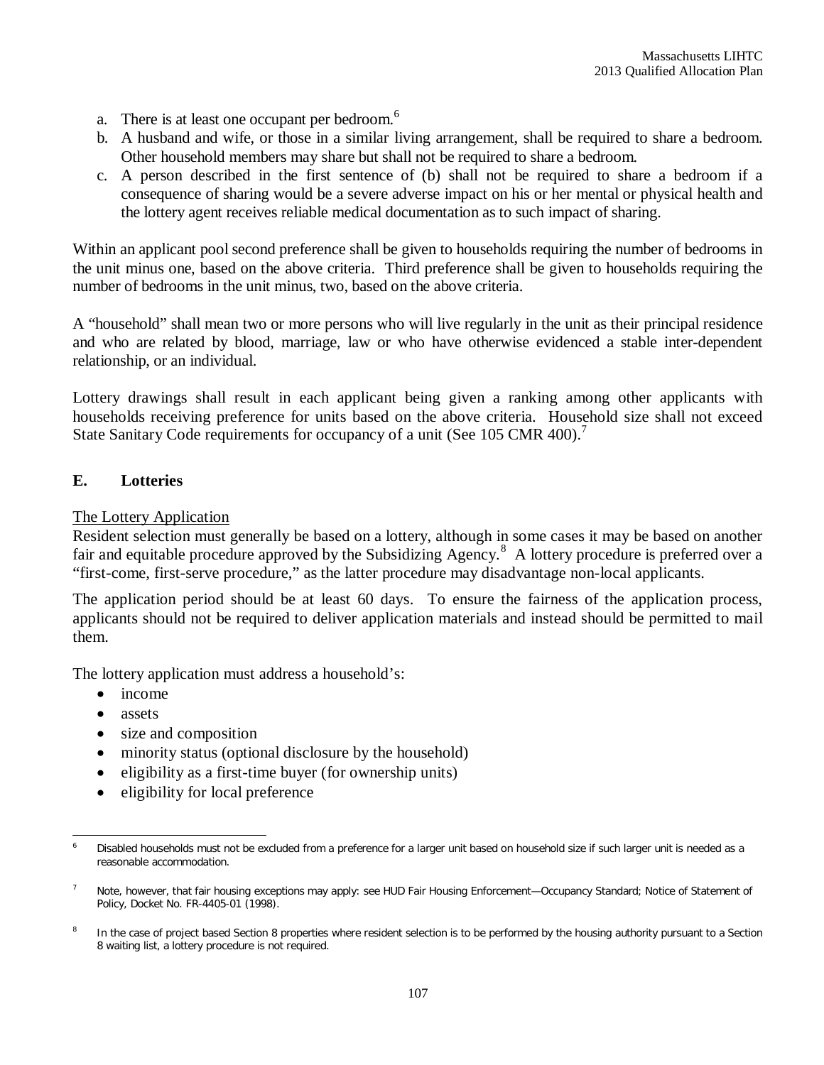a. There is at least one occupant per bedroom.[6]
b. A husband and wife, or those in a similar living arrangement, shall be required to share a bedroom. Other household members may share but shall not be required to share a bedroom.
c. A person described in the first sentence of (b) shall not be required to share a bedroom if a consequence of sharing would be a severe adverse impact on his or her mental or physical health and the lottery agent receives reliable medical documentation as to such impact of sharing.

Within an applicant pool second preference shall be given to households requiring the number of bedrooms in the unit minus one, based on the above criteria. Third preference shall be given to households requiring the number of bedrooms in the unit minus, two, based on the above criteria.

A "household" shall mean two or more persons who will live regularly in the unit as their principal residence and who are related by blood, marriage, law or who have otherwise evidenced a stable inter-dependent relationship, or an individual.

Lottery drawings shall result in each applicant being given a ranking among other applicants with households receiving preference for units based on the above criteria. Household size shall not exceed State Sanitary Code requirements for occupancy of a unit (See 105 CMR 400).[7]

## E. Lotteries

<u>The Lottery Application</u>

Resident selection must generally be based on a lottery, although in some cases it may be based on another fair and equitable procedure approved by the Subsidizing Agency.[8] A lottery procedure is preferred over a "first-come, first-serve procedure," as the latter procedure may disadvantage non-local applicants.

The application period should be at least 60 days. To ensure the fairness of the application process, applicants should not be required to deliver application materials and instead should be permitted to mail them.

The lottery application must address a household's:

- income
- assets
- size and composition
- minority status (optional disclosure by the household)
- eligibility as a first-time buyer (for ownership units)
- eligibility for local preference

---

[6] Disabled households must not be excluded from a preference for a larger unit based on household size if such larger unit is needed as a reasonable accommodation.

[7] Note, however, that fair housing exceptions may apply: see HUD Fair Housing Enforcement—Occupancy Standard; Notice of Statement of Policy, Docket No. FR-4405-01 (1998).

[8] In the case of project based Section 8 properties where resident selection is to be performed by the housing authority pursuant to a Section 8 waiting list, a lottery procedure is not required.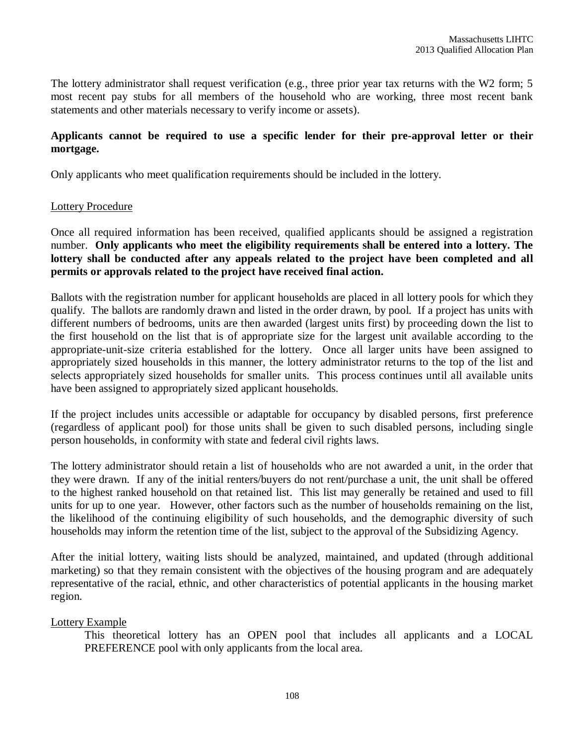The lottery administrator shall request verification (e.g., three prior year tax returns with the W2 form; 5 most recent pay stubs for all members of the household who are working, three most recent bank statements and other materials necessary to verify income or assets).

**Applicants cannot be required to use a specific lender for their pre-approval letter or their mortgage.**

Only applicants who meet qualification requirements should be included in the lottery.

Lottery Procedure

Once all required information has been received, qualified applicants should be assigned a registration number. **Only applicants who meet the eligibility requirements shall be entered into a lottery. The lottery shall be conducted after any appeals related to the project have been completed and all permits or approvals related to the project have received final action.**

Ballots with the registration number for applicant households are placed in all lottery pools for which they qualify. The ballots are randomly drawn and listed in the order drawn, by pool. If a project has units with different numbers of bedrooms, units are then awarded (largest units first) by proceeding down the list to the first household on the list that is of appropriate size for the largest unit available according to the appropriate-unit-size criteria established for the lottery. Once all larger units have been assigned to appropriately sized households in this manner, the lottery administrator returns to the top of the list and selects appropriately sized households for smaller units. This process continues until all available units have been assigned to appropriately sized applicant households.

If the project includes units accessible or adaptable for occupancy by disabled persons, first preference (regardless of applicant pool) for those units shall be given to such disabled persons, including single person households, in conformity with state and federal civil rights laws.

The lottery administrator should retain a list of households who are not awarded a unit, in the order that they were drawn. If any of the initial renters/buyers do not rent/purchase a unit, the unit shall be offered to the highest ranked household on that retained list. This list may generally be retained and used to fill units for up to one year. However, other factors such as the number of households remaining on the list, the likelihood of the continuing eligibility of such households, and the demographic diversity of such households may inform the retention time of the list, subject to the approval of the Subsidizing Agency.

After the initial lottery, waiting lists should be analyzed, maintained, and updated (through additional marketing) so that they remain consistent with the objectives of the housing program and are adequately representative of the racial, ethnic, and other characteristics of potential applicants in the housing market region.

Lottery Example

This theoretical lottery has an OPEN pool that includes all applicants and a LOCAL PREFERENCE pool with only applicants from the local area.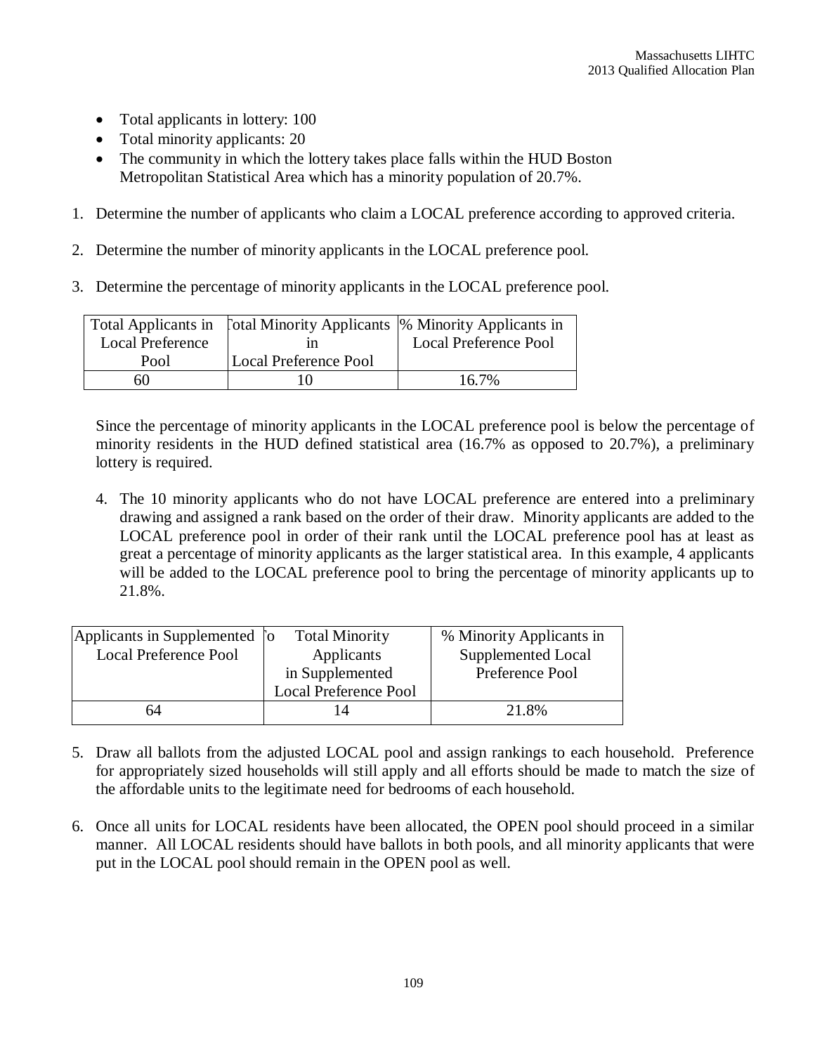- Total applicants in lottery: 100
- Total minority applicants: 20
- The community in which the lottery takes place falls within the HUD Boston Metropolitan Statistical Area which has a minority population of 20.7%.

1. Determine the number of applicants who claim a LOCAL preference according to approved criteria.

2. Determine the number of minority applicants in the LOCAL preference pool.

3. Determine the percentage of minority applicants in the LOCAL preference pool.

| Total Applicants in Local Preference Pool | Total Minority Applicants in Local Preference Pool | % Minority Applicants in Local Preference Pool |
|---|---|---|
| 60 | 10 | 16.7% |

Since the percentage of minority applicants in the LOCAL preference pool is below the percentage of minority residents in the HUD defined statistical area (16.7% as opposed to 20.7%), a preliminary lottery is required.

4. The 10 minority applicants who do not have LOCAL preference are entered into a preliminary drawing and assigned a rank based on the order of their draw. Minority applicants are added to the LOCAL preference pool in order of their rank until the LOCAL preference pool has at least as great a percentage of minority applicants as the larger statistical area. In this example, 4 applicants will be added to the LOCAL preference pool to bring the percentage of minority applicants up to 21.8%.

| Applicants in Supplemented Local Preference Pool | Total Minority Applicants in Supplemented Local Preference Pool | % Minority Applicants in Supplemented Local Preference Pool |
|---|---|---|
| 64 | 14 | 21.8% |

5. Draw all ballots from the adjusted LOCAL pool and assign rankings to each household. Preference for appropriately sized households will still apply and all efforts should be made to match the size of the affordable units to the legitimate need for bedrooms of each household.

6. Once all units for LOCAL residents have been allocated, the OPEN pool should proceed in a similar manner. All LOCAL residents should have ballots in both pools, and all minority applicants that were put in the LOCAL pool should remain in the OPEN pool as well.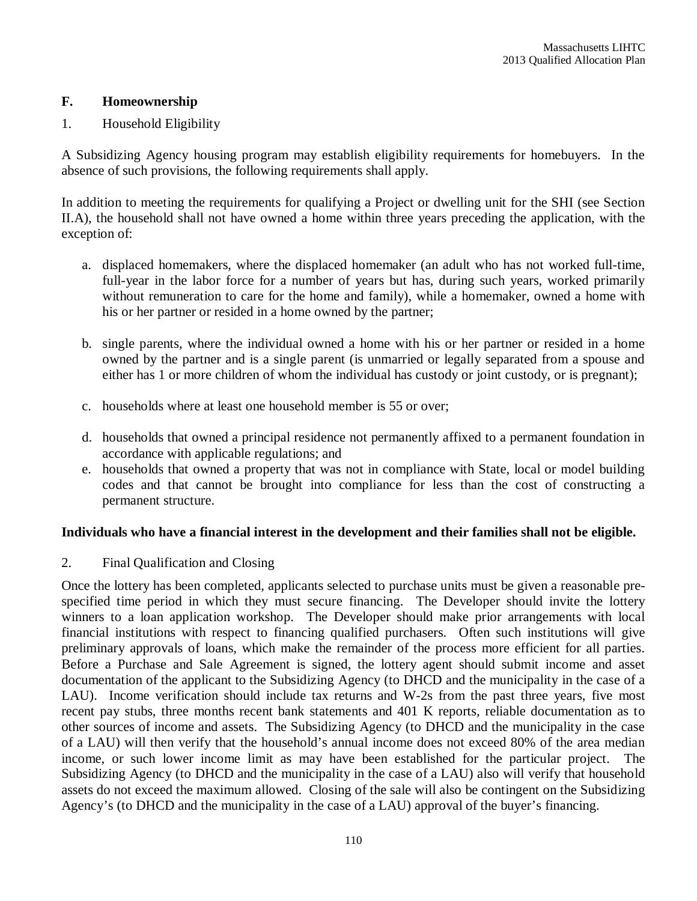## F. Homeownership

1. Household Eligibility

A Subsidizing Agency housing program may establish eligibility requirements for homebuyers. In the absence of such provisions, the following requirements shall apply.

In addition to meeting the requirements for qualifying a Project or dwelling unit for the SHI (see Section II.A), the household shall not have owned a home within three years preceding the application, with the exception of:

a. displaced homemakers, where the displaced homemaker (an adult who has not worked full-time, full-year in the labor force for a number of years but has, during such years, worked primarily without remuneration to care for the home and family), while a homemaker, owned a home with his or her partner or resided in a home owned by the partner;

b. single parents, where the individual owned a home with his or her partner or resided in a home owned by the partner and is a single parent (is unmarried or legally separated from a spouse and either has 1 or more children of whom the individual has custody or joint custody, or is pregnant);

c. households where at least one household member is 55 or over;

d. households that owned a principal residence not permanently affixed to a permanent foundation in accordance with applicable regulations; and

e. households that owned a property that was not in compliance with State, local or model building codes and that cannot be brought into compliance for less than the cost of constructing a permanent structure.

**Individuals who have a financial interest in the development and their families shall not be eligible.**

2. Final Qualification and Closing

Once the lottery has been completed, applicants selected to purchase units must be given a reasonable pre-specified time period in which they must secure financing. The Developer should invite the lottery winners to a loan application workshop. The Developer should make prior arrangements with local financial institutions with respect to financing qualified purchasers. Often such institutions will give preliminary approvals of loans, which make the remainder of the process more efficient for all parties. Before a Purchase and Sale Agreement is signed, the lottery agent should submit income and asset documentation of the applicant to the Subsidizing Agency (to DHCD and the municipality in the case of a LAU). Income verification should include tax returns and W-2s from the past three years, five most recent pay stubs, three months recent bank statements and 401 K reports, reliable documentation as to other sources of income and assets. The Subsidizing Agency (to DHCD and the municipality in the case of a LAU) will then verify that the household's annual income does not exceed 80% of the area median income, or such lower income limit as may have been established for the particular project. The Subsidizing Agency (to DHCD and the municipality in the case of a LAU) also will verify that household assets do not exceed the maximum allowed. Closing of the sale will also be contingent on the Subsidizing Agency's (to DHCD and the municipality in the case of a LAU) approval of the buyer's financing.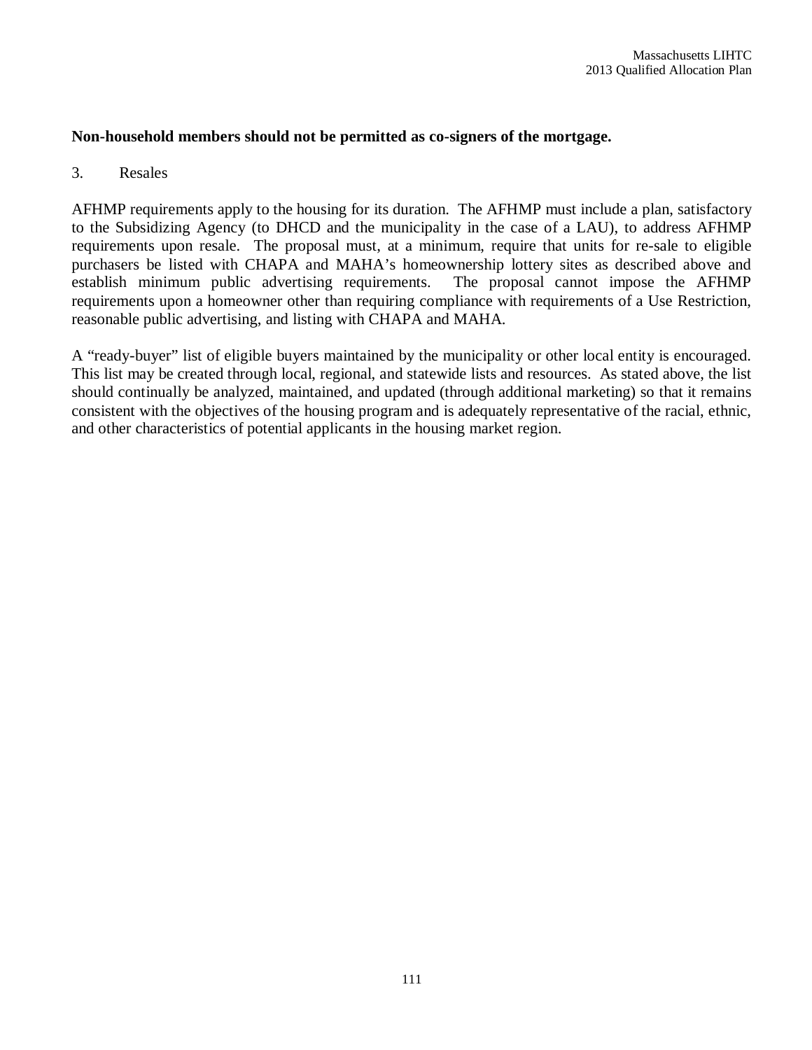**Non-household members should not be permitted as co-signers of the mortgage.**

3. Resales

AFHMP requirements apply to the housing for its duration. The AFHMP must include a plan, satisfactory to the Subsidizing Agency (to DHCD and the municipality in the case of a LAU), to address AFHMP requirements upon resale. The proposal must, at a minimum, require that units for re-sale to eligible purchasers be listed with CHAPA and MAHA's homeownership lottery sites as described above and establish minimum public advertising requirements. The proposal cannot impose the AFHMP requirements upon a homeowner other than requiring compliance with requirements of a Use Restriction, reasonable public advertising, and listing with CHAPA and MAHA.

A "ready-buyer" list of eligible buyers maintained by the municipality or other local entity is encouraged. This list may be created through local, regional, and statewide lists and resources. As stated above, the list should continually be analyzed, maintained, and updated (through additional marketing) so that it remains consistent with the objectives of the housing program and is adequately representative of the racial, ethnic, and other characteristics of potential applicants in the housing market region.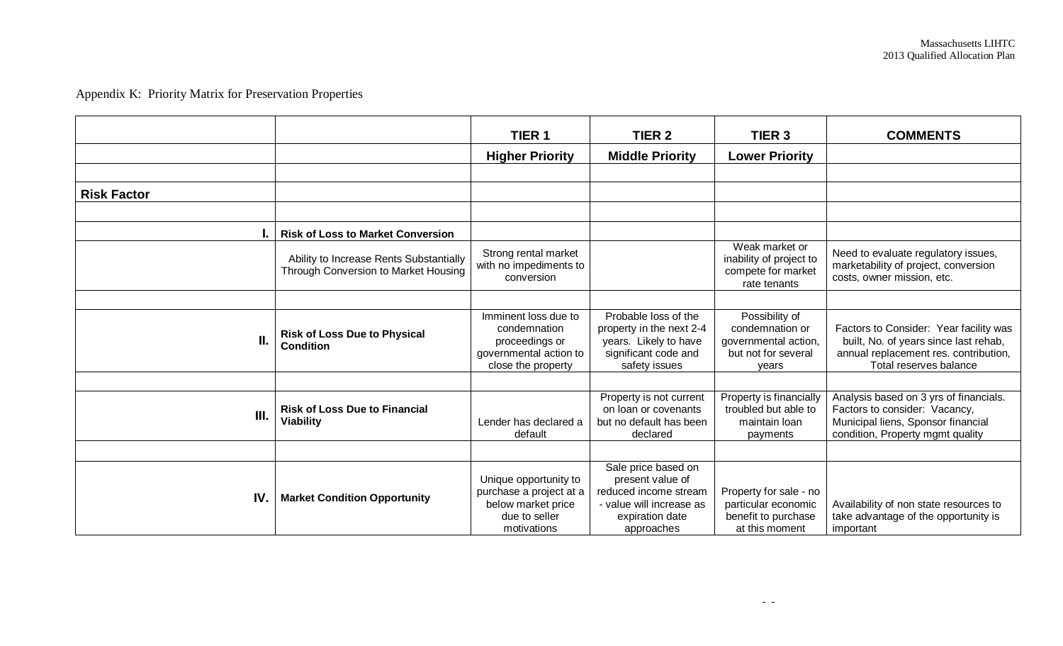Appendix K: Priority Matrix for Preservation Properties

| | | TIER 1 | TIER 2 | TIER 3 | COMMENTS |
|---|---|---|---|---|---|
| | | **Higher Priority** | **Middle Priority** | **Lower Priority** | |
| | | | | | |
| **Risk Factor** | | | | | |
| | | | | | |
| **I.** | **Risk of Loss to Market Conversion** | | | | |
| | Ability to Increase Rents Substantially Through Conversion to Market Housing | Strong rental market with no impediments to conversion | | Weak market or inability of project to compete for market rate tenants | Need to evaluate regulatory issues, marketability of project, conversion costs, owner mission, etc. |
| | | | | | |
| **II.** | **Risk of Loss Due to Physical Condition** | Imminent loss due to condemnation proceedings or governmental action to close the property | Probable loss of the property in the next 2-4 years. Likely to have significant code and safety issues | Possibility of condemnation or governmental action, but not for several years | Factors to Consider: Year facility was built, No. of years since last rehab, annual replacement res. contribution, Total reserves balance |
| | | | | | |
| **III.** | **Risk of Loss Due to Financial Viability** | Lender has declared a default | Property is not current on loan or covenants but no default has been declared | Property is financially troubled but able to maintain loan payments | Analysis based on 3 yrs of financials. Factors to consider: Vacancy, Municipal liens, Sponsor financial condition, Property mgmt quality |
| | | | | | |
| **IV.** | **Market Condition Opportunity** | Unique opportunity to purchase a project at a below market price due to seller motivations | Sale price based on present value of reduced income stream - value will increase as expiration date approaches | Property for sale - no particular economic benefit to purchase at this moment | Availability of non state resources to take advantage of the opportunity is important |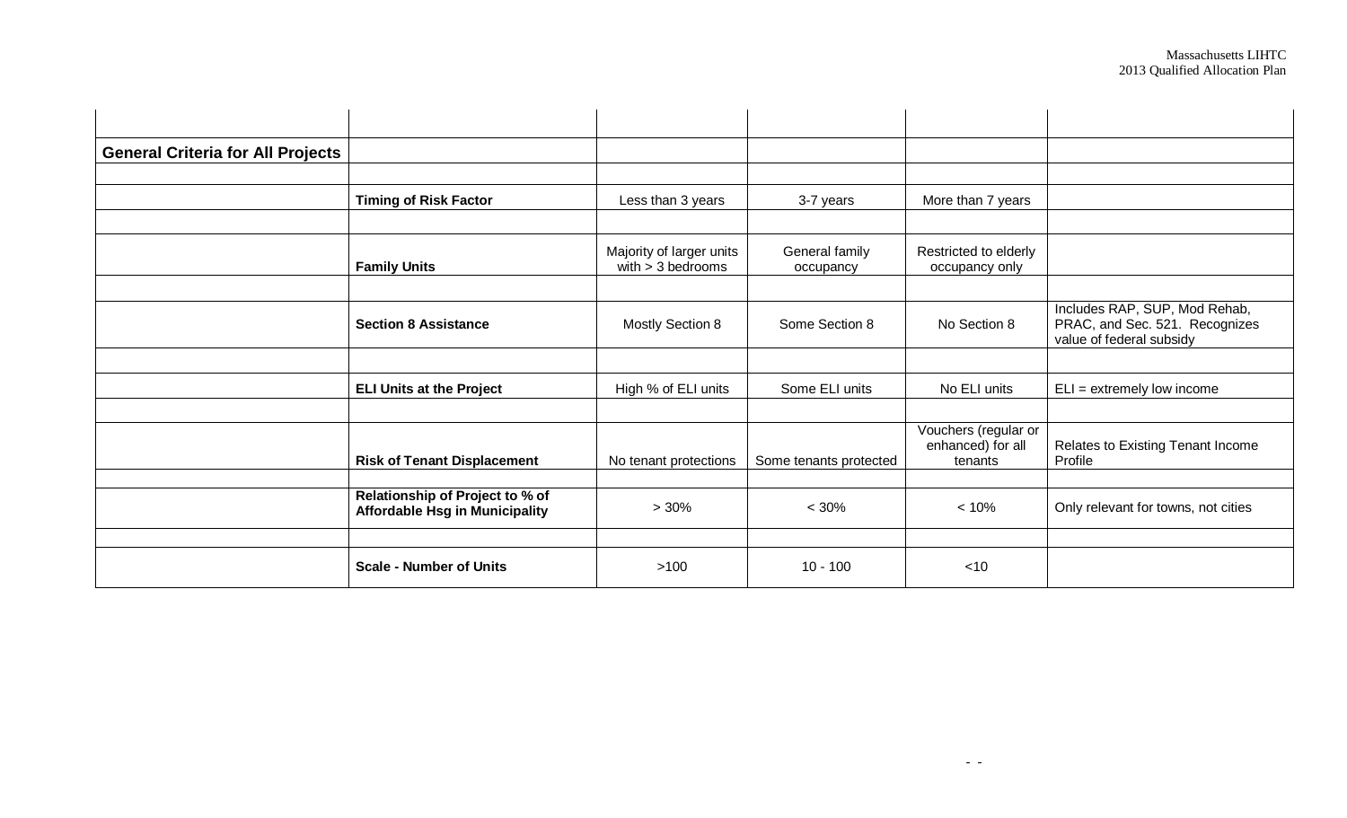| | | | | | |
|---|---|---|---|---|---|
| | | | | | |
| **General Criteria for All Projects** | | | | | |
| | | | | | |
| | **Timing of Risk Factor** | Less than 3 years | 3-7 years | More than 7 years | |
| | | | | | |
| | **Family Units** | Majority of larger units with > 3 bedrooms | General family occupancy | Restricted to elderly occupancy only | |
| | | | | | |
| | **Section 8 Assistance** | Mostly Section 8 | Some Section 8 | No Section 8 | Includes RAP, SUP, Mod Rehab, PRAC, and Sec. 521. Recognizes value of federal subsidy |
| | | | | | |
| | **ELI Units at the Project** | High % of ELI units | Some ELI units | No ELI units | ELI = extremely low income |
| | | | | | |
| | **Risk of Tenant Displacement** | No tenant protections | Some tenants protected | Vouchers (regular or enhanced) for all tenants | Relates to Existing Tenant Income Profile |
| | | | | | |
| | **Relationship of Project to % of Affordable Hsg in Municipality** | > 30% | < 30% | < 10% | Only relevant for towns, not cities |
| | | | | | |
| | **Scale - Number of Units** | >100 | 10 - 100 | <10 | |